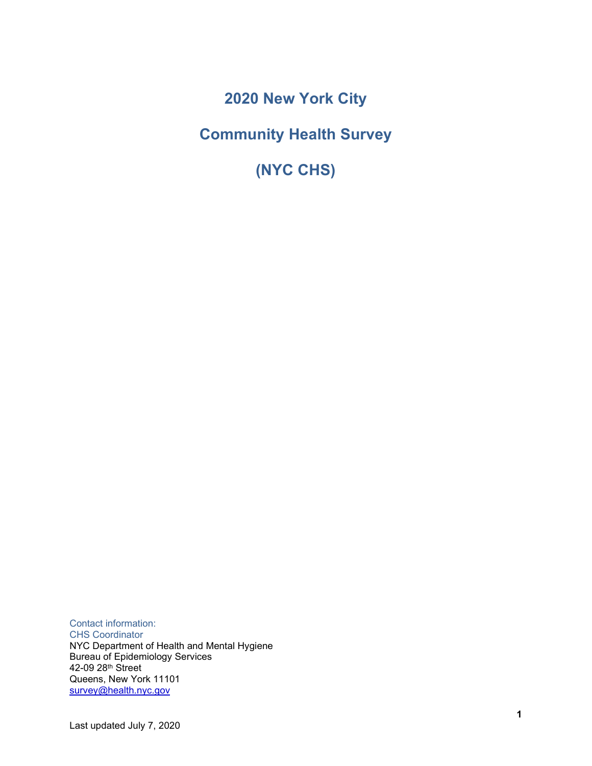# 2020 New York City

# Community Health Survey

# (NYC CHS)

Contact information:
CHS Coordinator
NYC Department of Health and Mental Hygiene
Bureau of Epidemiology Services
42-09 28th Street
Queens, New York 11101
survey@health.nyc.gov

Last updated July 7, 2020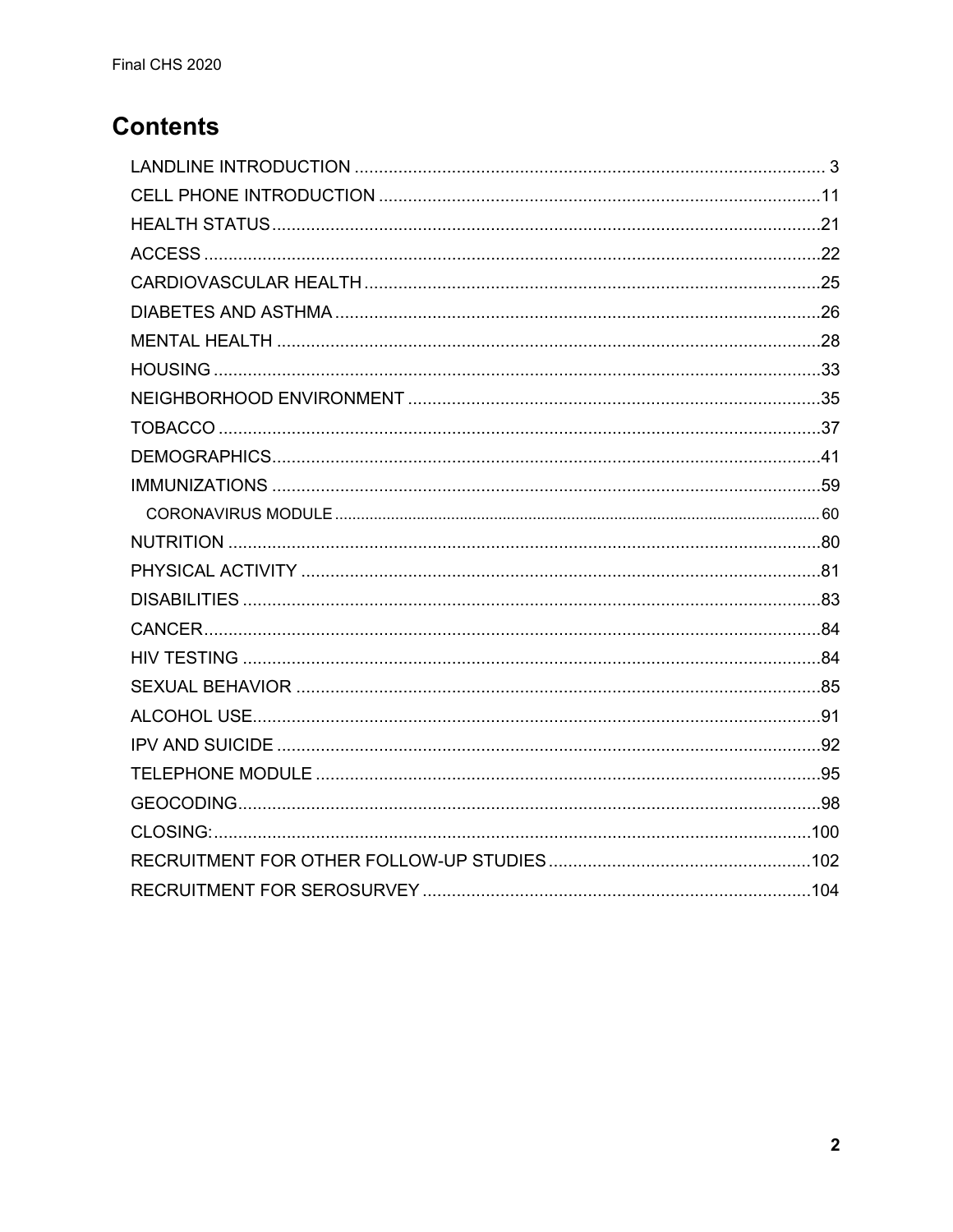# Contents

- LANDLINE INTRODUCTION ... 3
- CELL PHONE INTRODUCTION ... 11
- HEALTH STATUS ... 21
- ACCESS ... 22
- CARDIOVASCULAR HEALTH ... 25
- DIABETES AND ASTHMA ... 26
- MENTAL HEALTH ... 28
- HOUSING ... 33
- NEIGHBORHOOD ENVIRONMENT ... 35
- TOBACCO ... 37
- DEMOGRAPHICS ... 41
- IMMUNIZATIONS ... 59
  - CORONAVIRUS MODULE ... 60
- NUTRITION ... 80
- PHYSICAL ACTIVITY ... 81
- DISABILITIES ... 83
- CANCER ... 84
- HIV TESTING ... 84
- SEXUAL BEHAVIOR ... 85
- ALCOHOL USE ... 91
- IPV AND SUICIDE ... 92
- TELEPHONE MODULE ... 95
- GEOCODING ... 98
- CLOSING: ... 100
- RECRUITMENT FOR OTHER FOLLOW-UP STUDIES ... 102
- RECRUITMENT FOR SEROSURVEY ... 104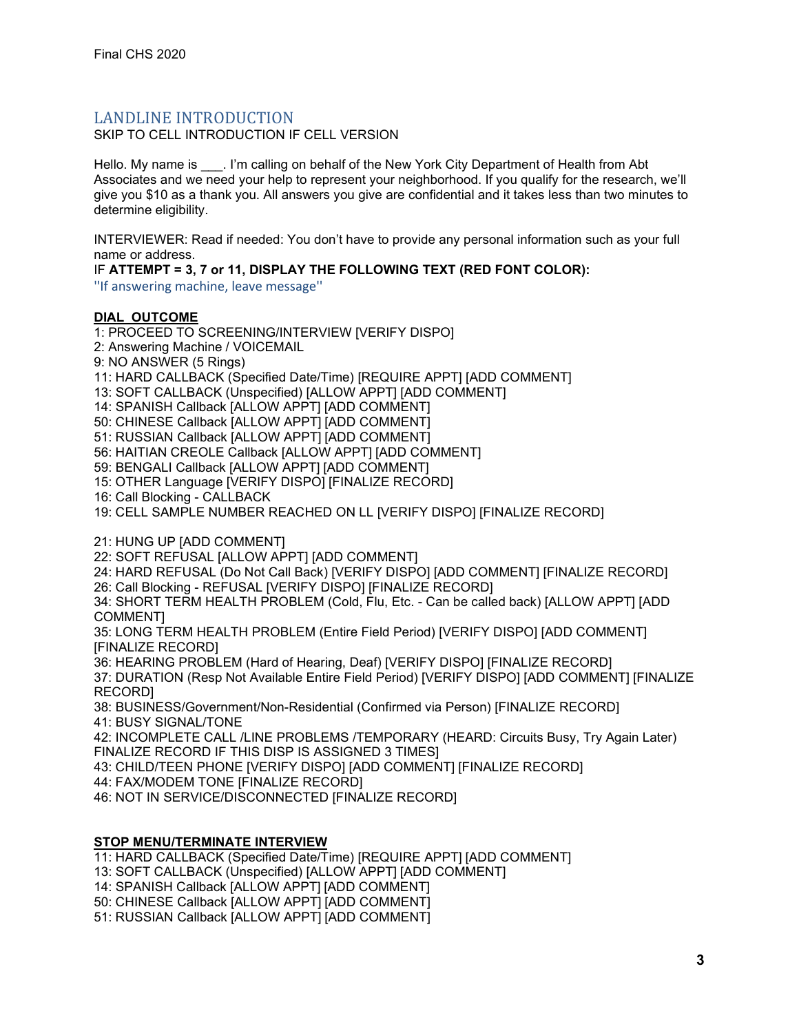## LANDLINE INTRODUCTION

SKIP TO CELL INTRODUCTION IF CELL VERSION

Hello. My name is ___. I'm calling on behalf of the New York City Department of Health from Abt Associates and we need your help to represent your neighborhood. If you qualify for the research, we'll give you $10 as a thank you. All answers you give are confidential and it takes less than two minutes to determine eligibility.

INTERVIEWER: Read if needed: You don't have to provide any personal information such as your full name or address.

IF **ATTEMPT = 3, 7 or 11, DISPLAY THE FOLLOWING TEXT (RED FONT COLOR):**

''If answering machine, leave message''

**DIAL_OUTCOME**

1: PROCEED TO SCREENING/INTERVIEW [VERIFY DISPO]
2: Answering Machine / VOICEMAIL
9: NO ANSWER (5 Rings)
11: HARD CALLBACK (Specified Date/Time) [REQUIRE APPT] [ADD COMMENT]
13: SOFT CALLBACK (Unspecified) [ALLOW APPT] [ADD COMMENT]
14: SPANISH Callback [ALLOW APPT] [ADD COMMENT]
50: CHINESE Callback [ALLOW APPT] [ADD COMMENT]
51: RUSSIAN Callback [ALLOW APPT] [ADD COMMENT]
56: HAITIAN CREOLE Callback [ALLOW APPT] [ADD COMMENT]
59: BENGALI Callback [ALLOW APPT] [ADD COMMENT]
15: OTHER Language [VERIFY DISPO] [FINALIZE RECORD]
16: Call Blocking - CALLBACK
19: CELL SAMPLE NUMBER REACHED ON LL [VERIFY DISPO] [FINALIZE RECORD]

21: HUNG UP [ADD COMMENT]
22: SOFT REFUSAL [ALLOW APPT] [ADD COMMENT]
24: HARD REFUSAL (Do Not Call Back) [VERIFY DISPO] [ADD COMMENT] [FINALIZE RECORD]
26: Call Blocking - REFUSAL [VERIFY DISPO] [FINALIZE RECORD]
34: SHORT TERM HEALTH PROBLEM (Cold, Flu, Etc. - Can be called back) [ALLOW APPT] [ADD COMMENT]
35: LONG TERM HEALTH PROBLEM (Entire Field Period) [VERIFY DISPO] [ADD COMMENT] [FINALIZE RECORD]
36: HEARING PROBLEM (Hard of Hearing, Deaf) [VERIFY DISPO] [FINALIZE RECORD]
37: DURATION (Resp Not Available Entire Field Period) [VERIFY DISPO] [ADD COMMENT] [FINALIZE RECORD]
38: BUSINESS/Government/Non-Residential (Confirmed via Person) [FINALIZE RECORD]
41: BUSY SIGNAL/TONE
42: INCOMPLETE CALL /LINE PROBLEMS /TEMPORARY (HEARD: Circuits Busy, Try Again Later) FINALIZE RECORD IF THIS DISP IS ASSIGNED 3 TIMES]
43: CHILD/TEEN PHONE [VERIFY DISPO] [ADD COMMENT] [FINALIZE RECORD]
44: FAX/MODEM TONE [FINALIZE RECORD]
46: NOT IN SERVICE/DISCONNECTED [FINALIZE RECORD]

**STOP MENU/TERMINATE INTERVIEW**

11: HARD CALLBACK (Specified Date/Time) [REQUIRE APPT] [ADD COMMENT]
13: SOFT CALLBACK (Unspecified) [ALLOW APPT] [ADD COMMENT]
14: SPANISH Callback [ALLOW APPT] [ADD COMMENT]
50: CHINESE Callback [ALLOW APPT] [ADD COMMENT]
51: RUSSIAN Callback [ALLOW APPT] [ADD COMMENT]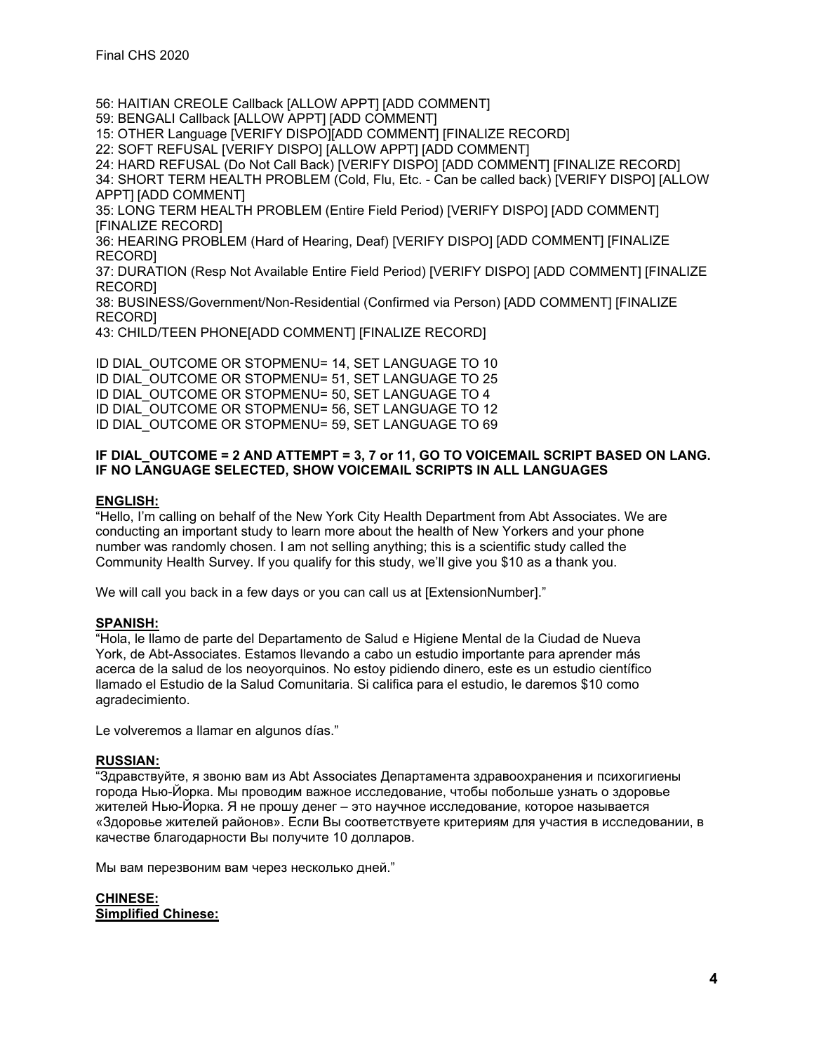56: HAITIAN CREOLE Callback [ALLOW APPT] [ADD COMMENT]
59: BENGALI Callback [ALLOW APPT] [ADD COMMENT]
15: OTHER Language [VERIFY DISPO][ADD COMMENT] [FINALIZE RECORD]
22: SOFT REFUSAL [VERIFY DISPO] [ALLOW APPT] [ADD COMMENT]
24: HARD REFUSAL (Do Not Call Back) [VERIFY DISPO] [ADD COMMENT] [FINALIZE RECORD]
34: SHORT TERM HEALTH PROBLEM (Cold, Flu, Etc. - Can be called back) [VERIFY DISPO] [ALLOW APPT] [ADD COMMENT]
35: LONG TERM HEALTH PROBLEM (Entire Field Period) [VERIFY DISPO] [ADD COMMENT] [FINALIZE RECORD]
36: HEARING PROBLEM (Hard of Hearing, Deaf) [VERIFY DISPO] [ADD COMMENT] [FINALIZE RECORD]
37: DURATION (Resp Not Available Entire Field Period) [VERIFY DISPO] [ADD COMMENT] [FINALIZE RECORD]
38: BUSINESS/Government/Non-Residential (Confirmed via Person) [ADD COMMENT] [FINALIZE RECORD]
43: CHILD/TEEN PHONE[ADD COMMENT] [FINALIZE RECORD]

ID DIAL_OUTCOME OR STOPMENU= 14, SET LANGUAGE TO 10
ID DIAL_OUTCOME OR STOPMENU= 51, SET LANGUAGE TO 25
ID DIAL_OUTCOME OR STOPMENU= 50, SET LANGUAGE TO 4
ID DIAL_OUTCOME OR STOPMENU= 56, SET LANGUAGE TO 12
ID DIAL_OUTCOME OR STOPMENU= 59, SET LANGUAGE TO 69

**IF DIAL_OUTCOME = 2 AND ATTEMPT = 3, 7 or 11, GO TO VOICEMAIL SCRIPT BASED ON LANG. IF NO LANGUAGE SELECTED, SHOW VOICEMAIL SCRIPTS IN ALL LANGUAGES**

**ENGLISH:**

"Hello, I'm calling on behalf of the New York City Health Department from Abt Associates. We are conducting an important study to learn more about the health of New Yorkers and your phone number was randomly chosen. I am not selling anything; this is a scientific study called the Community Health Survey. If you qualify for this study, we'll give you $10 as a thank you.

We will call you back in a few days or you can call us at [ExtensionNumber]."

**SPANISH:**

"Hola, le llamo de parte del Departamento de Salud e Higiene Mental de la Ciudad de Nueva York, de Abt-Associates. Estamos llevando a cabo un estudio importante para aprender más acerca de la salud de los neoyorquinos. No estoy pidiendo dinero, este es un estudio científico llamado el Estudio de la Salud Comunitaria. Si califica para el estudio, le daremos $10 como agradecimiento.

Le volveremos a llamar en algunos días."

**RUSSIAN:**

"Здравствуйте, я звоню вам из Abt Associates Департамента здравоохранения и психогигиены города Нью-Йорка. Мы проводим важное исследование, чтобы побольше узнать о здоровье жителей Нью-Йорка. Я не прошу денег – это научное исследование, которое называется «Здоровье жителей районов». Если Вы соответствуете критериям для участия в исследовании, в качестве благодарности Вы получите 10 долларов.

Мы вам перезвоним вам через несколько дней."

**CHINESE:**

**Simplified Chinese:**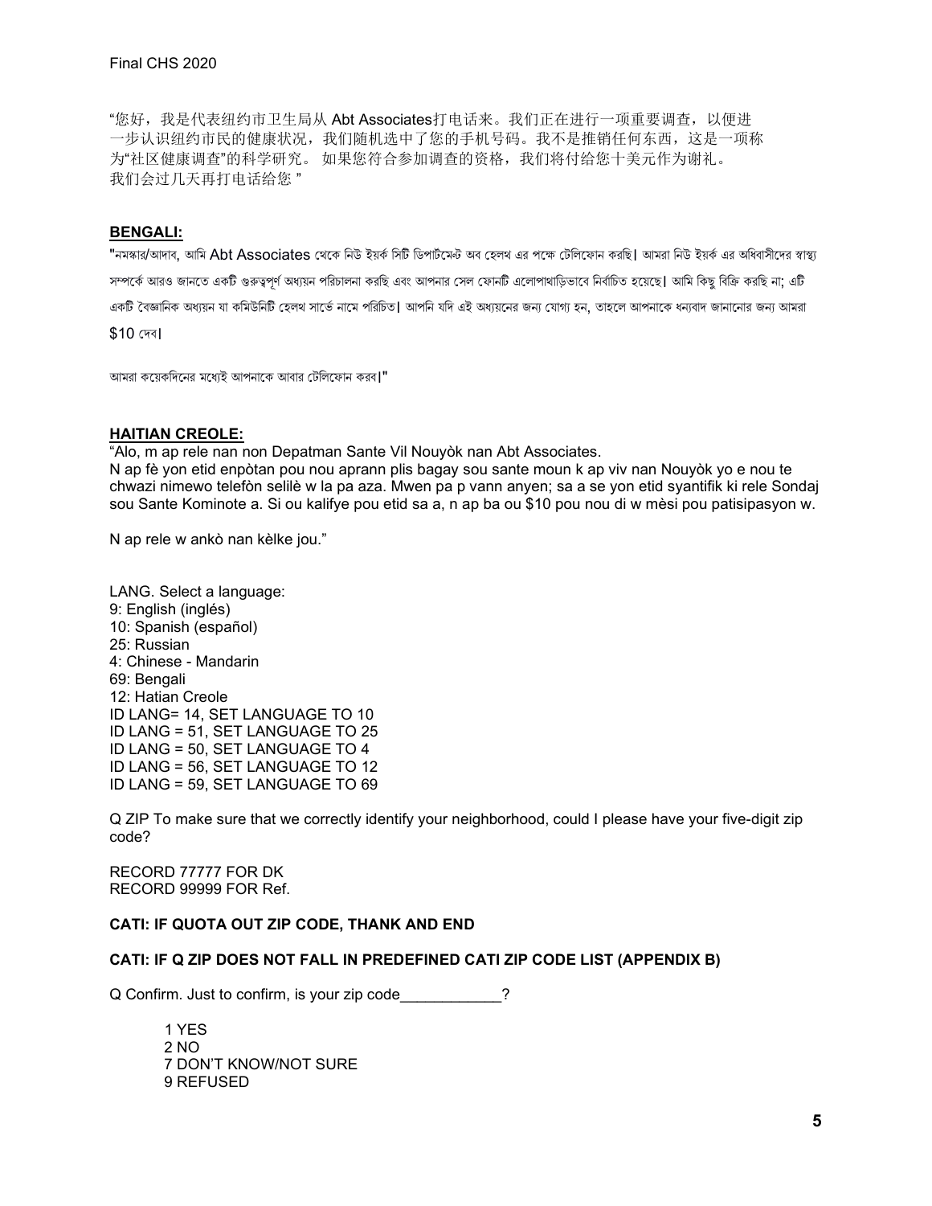"您好，我是代表纽约市卫生局从 Abt Associates打电话来。我们正在进行一项重要调查，以便进一步认识纽约市民的健康状况，我们随机选中了您的手机号码。我不是推销任何东西，这是一项称为"社区健康调查"的科学研究。 如果您符合参加调查的资格，我们将付给您十美元作为谢礼。
我们会过几天再打电话给您 "

**BENGALI:**

"নমস্কার/আদাব, আমি Abt Associates থেকে নিউ ইয়র্ক সিটি ডিপার্টমেন্ট অব হেলথ এর পক্ষে টেলিফোন করছি। আমরা নিউ ইয়র্ক এর অধিবাসীদের স্বাস্থ্য সম্পর্কে আরও জানতে একটি গুরুত্বপূর্ণ অধ্যয়ন পরিচালনা করছি এবং আপনার সেল ফোনটি এলোপাথাড়িভাবে নির্বাচিত হয়েছে। আমি কিছু বিক্রি করছি না; এটি একটি বৈজ্ঞানিক অধ্যয়ন যা কমিউনিটি হেলথ সার্ভে নামে পরিচিত। আপনি যদি এই অধ্যয়নের জন্য যোগ্য হন, তাহলে আপনাকে ধন্যবাদ জানানোর জন্য আমরা $10 দেব।

আমরা কয়েকদিনের মধ্যেই আপনাকে আবার টেলিফোন করব।"

**HAITIAN CREOLE:**

"Alo, m ap rele nan non Depatman Sante Vil Nouyòk nan Abt Associates.
N ap fè yon etid enpòtan pou nou aprann plis bagay sou sante moun k ap viv nan Nouyòk yo e nou te chwazi nimewo telefòn selilè w la pa aza. Mwen pa p vann anyen; sa a se yon etid syantifik ki rele Sondaj sou Sante Kominote a. Si ou kalifye pou etid sa a, n ap ba ou $10 pou nou di w mèsi pou patisipasyon w.

N ap rele w ankò nan kèlke jou."

LANG. Select a language:
9: English (inglés)
10: Spanish (español)
25: Russian
4: Chinese - Mandarin
69: Bengali
12: Hatian Creole
ID LANG= 14, SET LANGUAGE TO 10
ID LANG = 51, SET LANGUAGE TO 25
ID LANG = 50, SET LANGUAGE TO 4
ID LANG = 56, SET LANGUAGE TO 12
ID LANG = 59, SET LANGUAGE TO 69

Q ZIP To make sure that we correctly identify your neighborhood, could I please have your five-digit zip code?

RECORD 77777 FOR DK
RECORD 99999 FOR Ref.

**CATI: IF QUOTA OUT ZIP CODE, THANK AND END**

**CATI: IF Q ZIP DOES NOT FALL IN PREDEFINED CATI ZIP CODE LIST (APPENDIX B)**

Q Confirm. Just to confirm, is your zip code____________?

1 YES
2 NO
7 DON'T KNOW/NOT SURE
9 REFUSED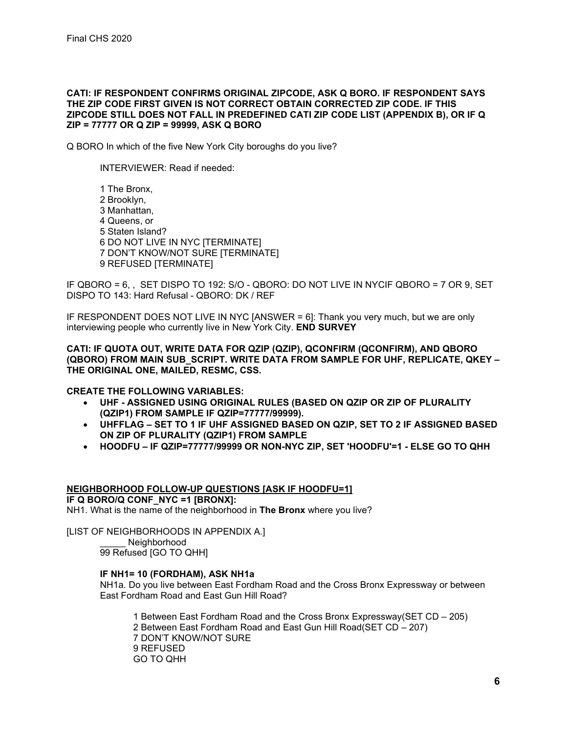**CATI: IF RESPONDENT CONFIRMS ORIGINAL ZIPCODE, ASK Q BORO. IF RESPONDENT SAYS THE ZIP CODE FIRST GIVEN IS NOT CORRECT OBTAIN CORRECTED ZIP CODE. IF THIS ZIPCODE STILL DOES NOT FALL IN PREDEFINED CATI ZIP CODE LIST (APPENDIX B), OR IF Q ZIP = 77777 OR Q ZIP = 99999, ASK Q BORO**

Q BORO In which of the five New York City boroughs do you live?

INTERVIEWER: Read if needed:

1 The Bronx,
2 Brooklyn,
3 Manhattan,
4 Queens, or
5 Staten Island?
6 DO NOT LIVE IN NYC [TERMINATE]
7 DON'T KNOW/NOT SURE [TERMINATE]
9 REFUSED [TERMINATE]

IF QBORO = 6, , SET DISPO TO 192: S/O - QBORO: DO NOT LIVE IN NYCIF QBORO = 7 OR 9, SET DISPO TO 143: Hard Refusal - QBORO: DK / REF

IF RESPONDENT DOES NOT LIVE IN NYC [ANSWER = 6]: Thank you very much, but we are only interviewing people who currently live in New York City. **END SURVEY**

**CATI: IF QUOTA OUT, WRITE DATA FOR QZIP (QZIP), QCONFIRM (QCONFIRM), AND QBORO (QBORO) FROM MAIN SUB_SCRIPT. WRITE DATA FROM SAMPLE FOR UHF, REPLICATE, QKEY – THE ORIGINAL ONE, MAILED, RESMC, CSS.**

**CREATE THE FOLLOWING VARIABLES:**

- **UHF - ASSIGNED USING ORIGINAL RULES (BASED ON QZIP OR ZIP OF PLURALITY (QZIP1) FROM SAMPLE IF QZIP=77777/99999).**
- **UHFFLAG – SET TO 1 IF UHF ASSIGNED BASED ON QZIP, SET TO 2 IF ASSIGNED BASED ON ZIP OF PLURALITY (QZIP1) FROM SAMPLE**
- **HOODFU – IF QZIP=77777/99999 OR NON-NYC ZIP, SET 'HOODFU'=1 - ELSE GO TO QHH**

**NEIGHBORHOOD FOLLOW-UP QUESTIONS [ASK IF HOODFU=1]**

**IF Q BORO/Q CONF_NYC =1 [BRONX]:**

NH1. What is the name of the neighborhood in **The Bronx** where you live?

[LIST OF NEIGHBORHOODS IN APPENDIX A.]

_____ Neighborhood
99 Refused [GO TO QHH]

**IF NH1= 10 (FORDHAM), ASK NH1a**

NH1a. Do you live between East Fordham Road and the Cross Bronx Expressway or between East Fordham Road and East Gun Hill Road?

1 Between East Fordham Road and the Cross Bronx Expressway(SET CD – 205)
2 Between East Fordham Road and East Gun Hill Road(SET CD – 207)
7 DON'T KNOW/NOT SURE
9 REFUSED
GO TO QHH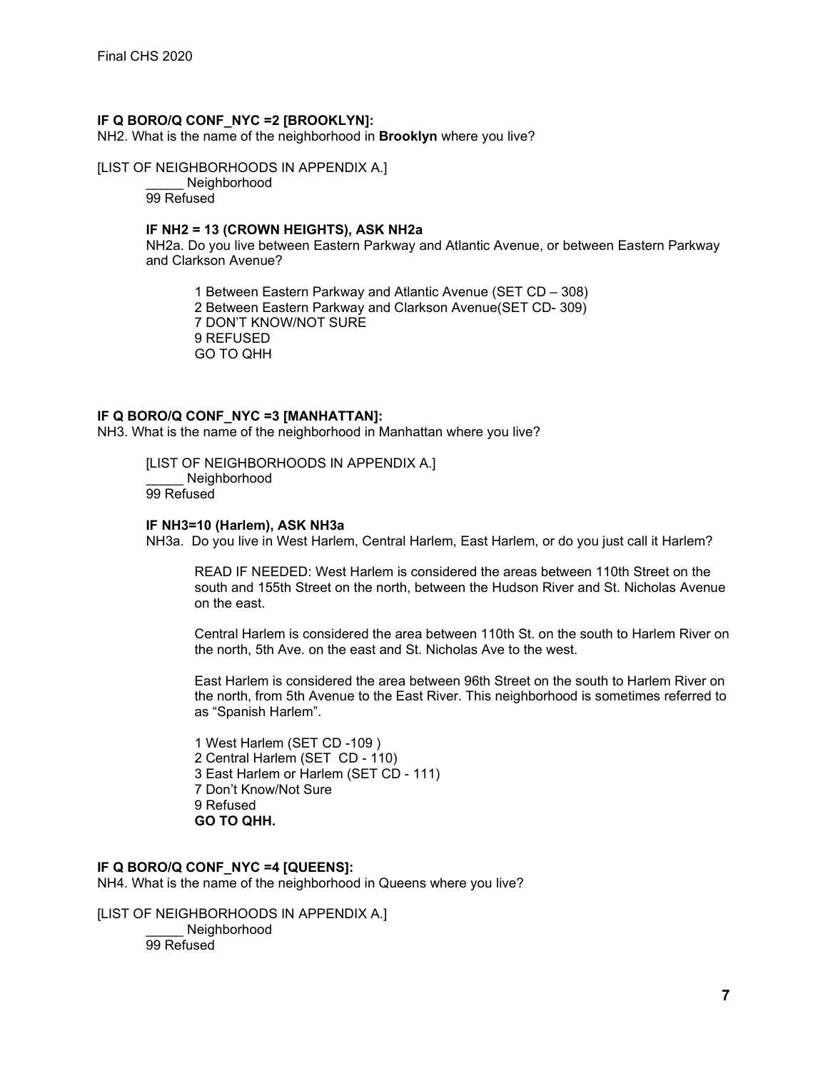**IF Q BORO/Q CONF_NYC =2 [BROOKLYN]:**
NH2. What is the name of the neighborhood in **Brooklyn** where you live?

[LIST OF NEIGHBORHOODS IN APPENDIX A.]
_____ Neighborhood
99 Refused

**IF NH2 = 13 (CROWN HEIGHTS), ASK NH2a**
NH2a. Do you live between Eastern Parkway and Atlantic Avenue, or between Eastern Parkway and Clarkson Avenue?

1 Between Eastern Parkway and Atlantic Avenue (SET CD – 308)
2 Between Eastern Parkway and Clarkson Avenue(SET CD- 309)
7 DON'T KNOW/NOT SURE
9 REFUSED
GO TO QHH

**IF Q BORO/Q CONF_NYC =3 [MANHATTAN]:**
NH3. What is the name of the neighborhood in Manhattan where you live?

[LIST OF NEIGHBORHOODS IN APPENDIX A.]
_____ Neighborhood
99 Refused

**IF NH3=10 (Harlem), ASK NH3a**
NH3a. Do you live in West Harlem, Central Harlem, East Harlem, or do you just call it Harlem?

READ IF NEEDED: West Harlem is considered the areas between 110th Street on the south and 155th Street on the north, between the Hudson River and St. Nicholas Avenue on the east.

Central Harlem is considered the area between 110th St. on the south to Harlem River on the north, 5th Ave. on the east and St. Nicholas Ave to the west.

East Harlem is considered the area between 96th Street on the south to Harlem River on the north, from 5th Avenue to the East River. This neighborhood is sometimes referred to as "Spanish Harlem".

1 West Harlem (SET CD -109 )
2 Central Harlem (SET CD - 110)
3 East Harlem or Harlem (SET CD - 111)
7 Don't Know/Not Sure
9 Refused
**GO TO QHH.**

**IF Q BORO/Q CONF_NYC =4 [QUEENS]:**
NH4. What is the name of the neighborhood in Queens where you live?

[LIST OF NEIGHBORHOODS IN APPENDIX A.]
_____ Neighborhood
99 Refused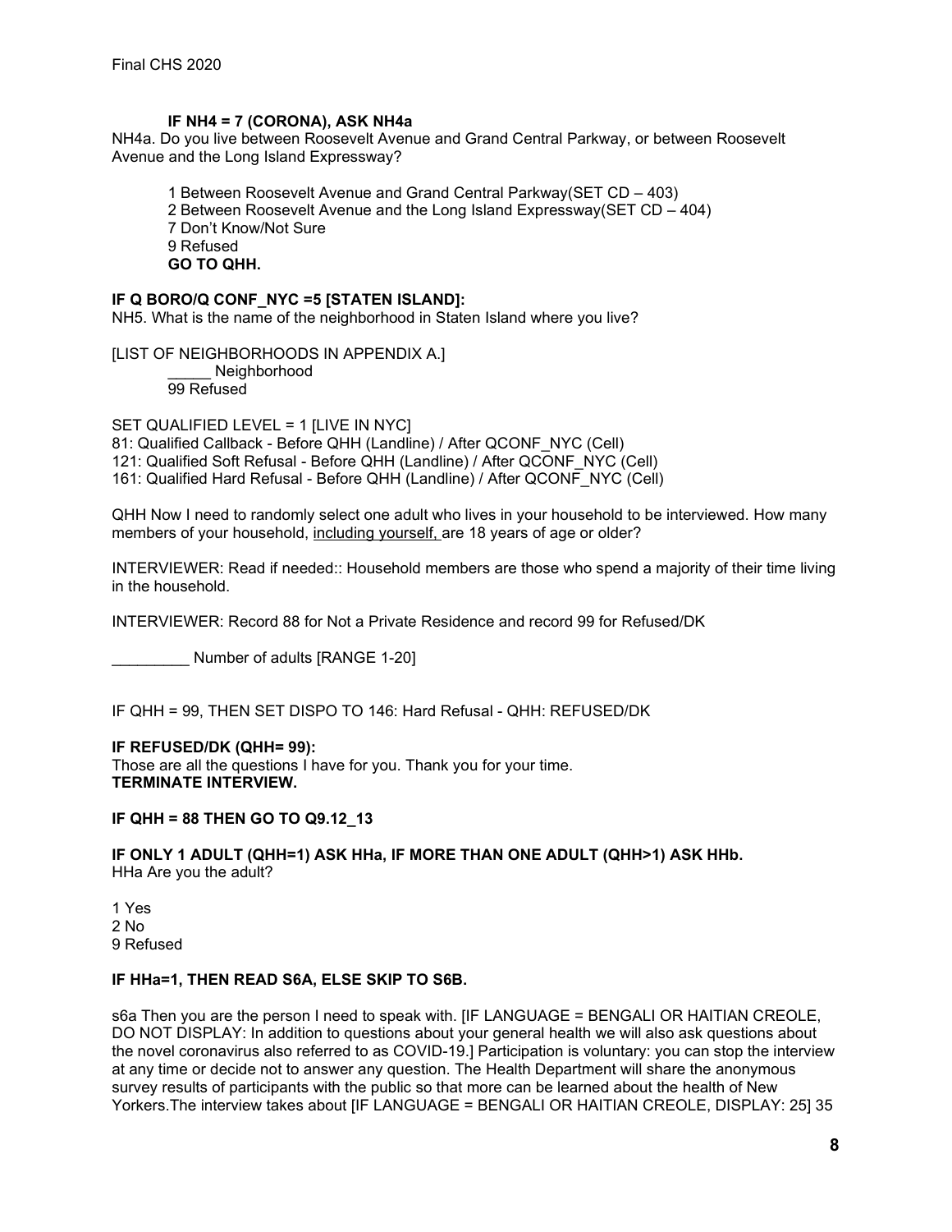**IF NH4 = 7 (CORONA), ASK NH4a**

NH4a. Do you live between Roosevelt Avenue and Grand Central Parkway, or between Roosevelt Avenue and the Long Island Expressway?

1 Between Roosevelt Avenue and Grand Central Parkway(SET CD – 403)
2 Between Roosevelt Avenue and the Long Island Expressway(SET CD – 404)
7 Don't Know/Not Sure
9 Refused
**GO TO QHH.**

**IF Q BORO/Q CONF_NYC =5 [STATEN ISLAND]:**

NH5. What is the name of the neighborhood in Staten Island where you live?

[LIST OF NEIGHBORHOODS IN APPENDIX A.]
_____ Neighborhood
99 Refused

SET QUALIFIED LEVEL = 1 [LIVE IN NYC]
81: Qualified Callback - Before QHH (Landline) / After QCONF_NYC (Cell)
121: Qualified Soft Refusal - Before QHH (Landline) / After QCONF_NYC (Cell)
161: Qualified Hard Refusal - Before QHH (Landline) / After QCONF_NYC (Cell)

QHH Now I need to randomly select one adult who lives in your household to be interviewed. How many members of your household, <u>including yourself,</u> are 18 years of age or older?

INTERVIEWER: Read if needed:: Household members are those who spend a majority of their time living in the household.

INTERVIEWER: Record 88 for Not a Private Residence and record 99 for Refused/DK

_________ Number of adults [RANGE 1-20]

IF QHH = 99, THEN SET DISPO TO 146: Hard Refusal - QHH: REFUSED/DK

**IF REFUSED/DK (QHH= 99):**

Those are all the questions I have for you. Thank you for your time.
**TERMINATE INTERVIEW.**

**IF QHH = 88 THEN GO TO Q9.12_13**

**IF ONLY 1 ADULT (QHH=1) ASK HHa, IF MORE THAN ONE ADULT (QHH>1) ASK HHb.**

HHa Are you the adult?

1 Yes
2 No
9 Refused

**IF HHa=1, THEN READ S6A, ELSE SKIP TO S6B.**

s6a Then you are the person I need to speak with. [IF LANGUAGE = BENGALI OR HAITIAN CREOLE, DO NOT DISPLAY: In addition to questions about your general health we will also ask questions about the novel coronavirus also referred to as COVID-19.] Participation is voluntary: you can stop the interview at any time or decide not to answer any question. The Health Department will share the anonymous survey results of participants with the public so that more can be learned about the health of New Yorkers.The interview takes about [IF LANGUAGE = BENGALI OR HAITIAN CREOLE, DISPLAY: 25] 35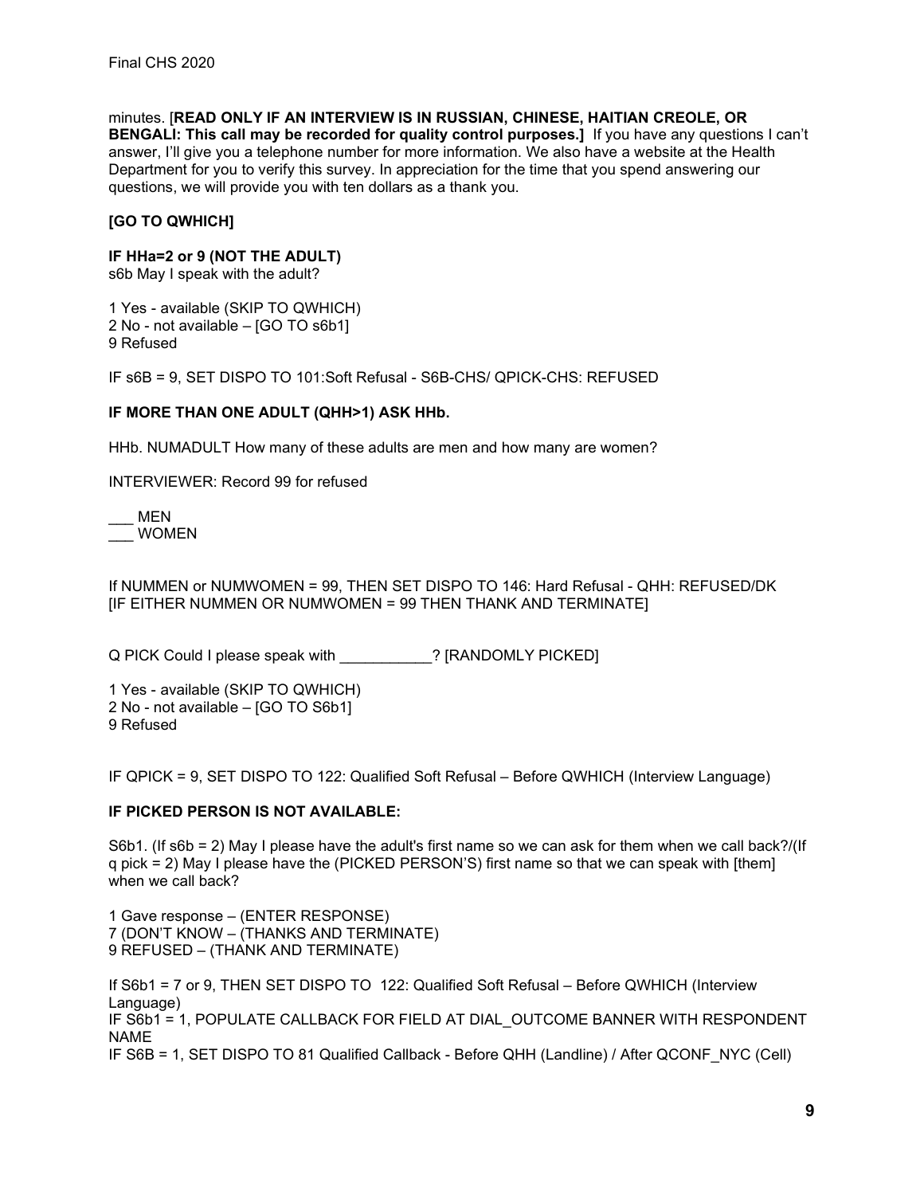minutes. [**READ ONLY IF AN INTERVIEW IS IN RUSSIAN, CHINESE, HAITIAN CREOLE, OR BENGALI: This call may be recorded for quality control purposes.]** If you have any questions I can't answer, I'll give you a telephone number for more information. We also have a website at the Health Department for you to verify this survey. In appreciation for the time that you spend answering our questions, we will provide you with ten dollars as a thank you.

**[GO TO QWHICH]**

**IF HHa=2 or 9 (NOT THE ADULT)**
s6b May I speak with the adult?

1 Yes - available (SKIP TO QWHICH)
2 No - not available – [GO TO s6b1]
9 Refused

IF s6B = 9, SET DISPO TO 101:Soft Refusal - S6B-CHS/ QPICK-CHS: REFUSED

**IF MORE THAN ONE ADULT (QHH>1) ASK HHb.**

HHb. NUMADULT How many of these adults are men and how many are women?

INTERVIEWER: Record 99 for refused

___ MEN
___ WOMEN

If NUMMEN or NUMWOMEN = 99, THEN SET DISPO TO 146: Hard Refusal - QHH: REFUSED/DK
[IF EITHER NUMMEN OR NUMWOMEN = 99 THEN THANK AND TERMINATE]

Q PICK Could I please speak with ___________? [RANDOMLY PICKED]

1 Yes - available (SKIP TO QWHICH)
2 No - not available – [GO TO S6b1]
9 Refused

IF QPICK = 9, SET DISPO TO 122: Qualified Soft Refusal – Before QWHICH (Interview Language)

**IF PICKED PERSON IS NOT AVAILABLE:**

S6b1. (If s6b = 2) May I please have the adult's first name so we can ask for them when we call back?/(If q pick = 2) May I please have the (PICKED PERSON'S) first name so that we can speak with [them] when we call back?

1 Gave response – (ENTER RESPONSE)
7 (DON'T KNOW – (THANKS AND TERMINATE)
9 REFUSED – (THANK AND TERMINATE)

If S6b1 = 7 or 9, THEN SET DISPO TO 122: Qualified Soft Refusal – Before QWHICH (Interview Language)
IF S6b1 = 1, POPULATE CALLBACK FOR FIELD AT DIAL_OUTCOME BANNER WITH RESPONDENT NAME
IF S6B = 1, SET DISPO TO 81 Qualified Callback - Before QHH (Landline) / After QCONF_NYC (Cell)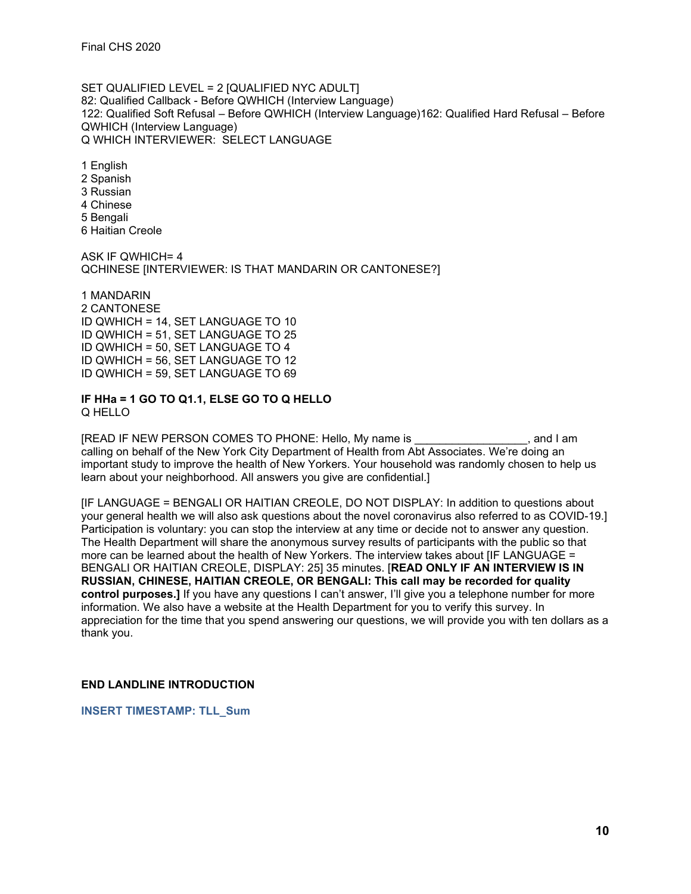SET QUALIFIED LEVEL = 2 [QUALIFIED NYC ADULT]
82: Qualified Callback - Before QWHICH (Interview Language)
122: Qualified Soft Refusal – Before QWHICH (Interview Language)162: Qualified Hard Refusal – Before QWHICH (Interview Language)
Q WHICH INTERVIEWER:  SELECT LANGUAGE

1 English
2 Spanish
3 Russian
4 Chinese
5 Bengali
6 Haitian Creole

ASK IF QWHICH= 4
QCHINESE [INTERVIEWER: IS THAT MANDARIN OR CANTONESE?]

1 MANDARIN
2 CANTONESE
ID QWHICH = 14, SET LANGUAGE TO 10
ID QWHICH = 51, SET LANGUAGE TO 25
ID QWHICH = 50, SET LANGUAGE TO 4
ID QWHICH = 56, SET LANGUAGE TO 12
ID QWHICH = 59, SET LANGUAGE TO 69

**IF HHa = 1 GO TO Q1.1, ELSE GO TO Q HELLO**
Q HELLO

[READ IF NEW PERSON COMES TO PHONE: Hello, My name is ________________, and I am calling on behalf of the New York City Department of Health from Abt Associates. We're doing an important study to improve the health of New Yorkers. Your household was randomly chosen to help us learn about your neighborhood. All answers you give are confidential.]

[IF LANGUAGE = BENGALI OR HAITIAN CREOLE, DO NOT DISPLAY: In addition to questions about your general health we will also ask questions about the novel coronavirus also referred to as COVID-19.] Participation is voluntary: you can stop the interview at any time or decide not to answer any question. The Health Department will share the anonymous survey results of participants with the public so that more can be learned about the health of New Yorkers. The interview takes about [IF LANGUAGE = BENGALI OR HAITIAN CREOLE, DISPLAY: 25] 35 minutes. [**READ ONLY IF AN INTERVIEW IS IN RUSSIAN, CHINESE, HAITIAN CREOLE, OR BENGALI: This call may be recorded for quality control purposes.]** If you have any questions I can't answer, I'll give you a telephone number for more information. We also have a website at the Health Department for you to verify this survey. In appreciation for the time that you spend answering our questions, we will provide you with ten dollars as a thank you.

**END LANDLINE INTRODUCTION**

**INSERT TIMESTAMP: TLL_Sum**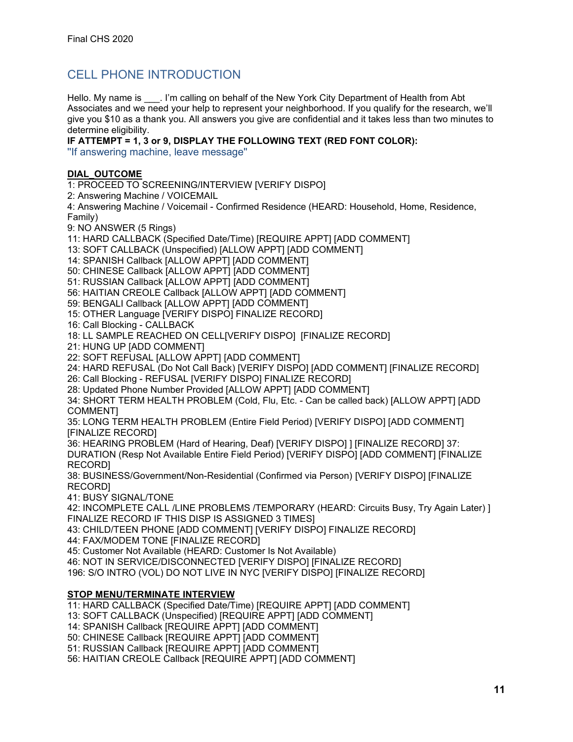## CELL PHONE INTRODUCTION

Hello. My name is ___. I'm calling on behalf of the New York City Department of Health from Abt Associates and we need your help to represent your neighborhood. If you qualify for the research, we'll give you $10 as a thank you. All answers you give are confidential and it takes less than two minutes to determine eligibility.

**IF ATTEMPT = 1, 3 or 9, DISPLAY THE FOLLOWING TEXT (RED FONT COLOR):**

"If answering machine, leave message"

**DIAL_OUTCOME**

1: PROCEED TO SCREENING/INTERVIEW [VERIFY DISPO]
2: Answering Machine / VOICEMAIL
4: Answering Machine / Voicemail - Confirmed Residence (HEARD: Household, Home, Residence, Family)
9: NO ANSWER (5 Rings)
11: HARD CALLBACK (Specified Date/Time) [REQUIRE APPT] [ADD COMMENT]
13: SOFT CALLBACK (Unspecified) [ALLOW APPT] [ADD COMMENT]
14: SPANISH Callback [ALLOW APPT] [ADD COMMENT]
50: CHINESE Callback [ALLOW APPT] [ADD COMMENT]
51: RUSSIAN Callback [ALLOW APPT] [ADD COMMENT]
56: HAITIAN CREOLE Callback [ALLOW APPT] [ADD COMMENT]
59: BENGALI Callback [ALLOW APPT] [ADD COMMENT]
15: OTHER Language [VERIFY DISPO] FINALIZE RECORD]
16: Call Blocking - CALLBACK
18: LL SAMPLE REACHED ON CELL[VERIFY DISPO] [FINALIZE RECORD]
21: HUNG UP [ADD COMMENT]
22: SOFT REFUSAL [ALLOW APPT] [ADD COMMENT]
24: HARD REFUSAL (Do Not Call Back) [VERIFY DISPO] [ADD COMMENT] [FINALIZE RECORD]
26: Call Blocking - REFUSAL [VERIFY DISPO] FINALIZE RECORD]
28: Updated Phone Number Provided [ALLOW APPT] [ADD COMMENT]
34: SHORT TERM HEALTH PROBLEM (Cold, Flu, Etc. - Can be called back) [ALLOW APPT] [ADD COMMENT]
35: LONG TERM HEALTH PROBLEM (Entire Field Period) [VERIFY DISPO] [ADD COMMENT] [FINALIZE RECORD]
36: HEARING PROBLEM (Hard of Hearing, Deaf) [VERIFY DISPO] ] [FINALIZE RECORD] 37: DURATION (Resp Not Available Entire Field Period) [VERIFY DISPO] [ADD COMMENT] [FINALIZE RECORD]
38: BUSINESS/Government/Non-Residential (Confirmed via Person) [VERIFY DISPO] [FINALIZE RECORD]
41: BUSY SIGNAL/TONE
42: INCOMPLETE CALL /LINE PROBLEMS /TEMPORARY (HEARD: Circuits Busy, Try Again Later) ] FINALIZE RECORD IF THIS DISP IS ASSIGNED 3 TIMES]
43: CHILD/TEEN PHONE [ADD COMMENT] [VERIFY DISPO] FINALIZE RECORD]
44: FAX/MODEM TONE [FINALIZE RECORD]
45: Customer Not Available (HEARD: Customer Is Not Available)
46: NOT IN SERVICE/DISCONNECTED [VERIFY DISPO] [FINALIZE RECORD]
196: S/O INTRO (VOL) DO NOT LIVE IN NYC [VERIFY DISPO] [FINALIZE RECORD]

**STOP MENU/TERMINATE INTERVIEW**

11: HARD CALLBACK (Specified Date/Time) [REQUIRE APPT] [ADD COMMENT]
13: SOFT CALLBACK (Unspecified) [REQUIRE APPT] [ADD COMMENT]
14: SPANISH Callback [REQUIRE APPT] [ADD COMMENT]
50: CHINESE Callback [REQUIRE APPT] [ADD COMMENT]
51: RUSSIAN Callback [REQUIRE APPT] [ADD COMMENT]
56: HAITIAN CREOLE Callback [REQUIRE APPT] [ADD COMMENT]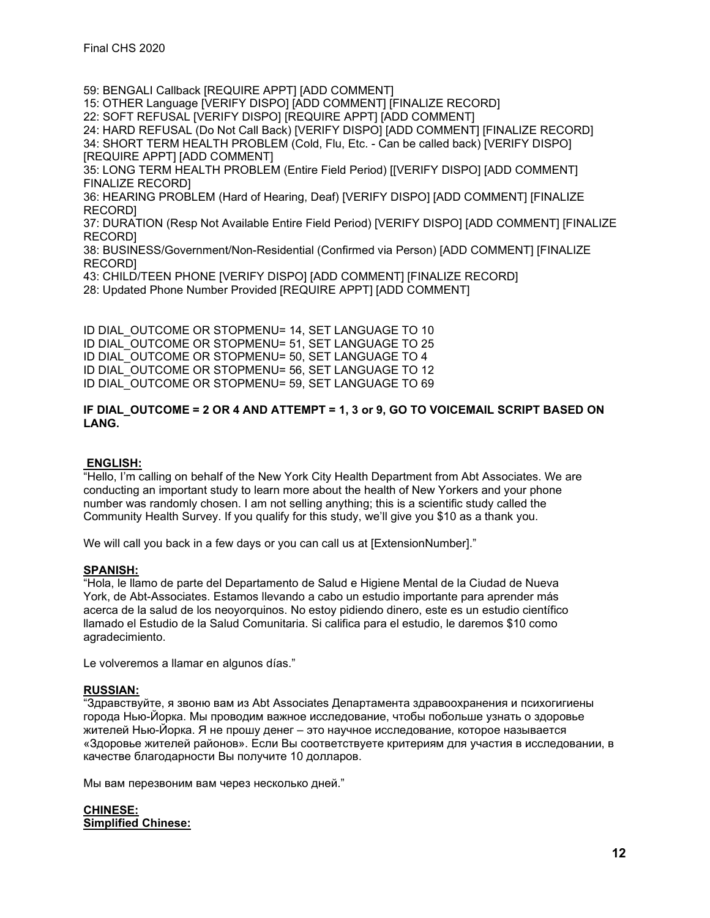59: BENGALI Callback [REQUIRE APPT] [ADD COMMENT]
15: OTHER Language [VERIFY DISPO] [ADD COMMENT] [FINALIZE RECORD]
22: SOFT REFUSAL [VERIFY DISPO] [REQUIRE APPT] [ADD COMMENT]
24: HARD REFUSAL (Do Not Call Back) [VERIFY DISPO] [ADD COMMENT] [FINALIZE RECORD]
34: SHORT TERM HEALTH PROBLEM (Cold, Flu, Etc. - Can be called back) [VERIFY DISPO] [REQUIRE APPT] [ADD COMMENT]
35: LONG TERM HEALTH PROBLEM (Entire Field Period) [[VERIFY DISPO] [ADD COMMENT] FINALIZE RECORD]
36: HEARING PROBLEM (Hard of Hearing, Deaf) [VERIFY DISPO] [ADD COMMENT] [FINALIZE RECORD]
37: DURATION (Resp Not Available Entire Field Period) [VERIFY DISPO] [ADD COMMENT] [FINALIZE RECORD]
38: BUSINESS/Government/Non-Residential (Confirmed via Person) [ADD COMMENT] [FINALIZE RECORD]
43: CHILD/TEEN PHONE [VERIFY DISPO] [ADD COMMENT] [FINALIZE RECORD]
28: Updated Phone Number Provided [REQUIRE APPT] [ADD COMMENT]

ID DIAL_OUTCOME OR STOPMENU= 14, SET LANGUAGE TO 10
ID DIAL_OUTCOME OR STOPMENU= 51, SET LANGUAGE TO 25
ID DIAL_OUTCOME OR STOPMENU= 50, SET LANGUAGE TO 4
ID DIAL_OUTCOME OR STOPMENU= 56, SET LANGUAGE TO 12
ID DIAL_OUTCOME OR STOPMENU= 59, SET LANGUAGE TO 69

**IF DIAL_OUTCOME = 2 OR 4 AND ATTEMPT = 1, 3 or 9, GO TO VOICEMAIL SCRIPT BASED ON LANG.**

**ENGLISH:**

"Hello, I'm calling on behalf of the New York City Health Department from Abt Associates. We are conducting an important study to learn more about the health of New Yorkers and your phone number was randomly chosen. I am not selling anything; this is a scientific study called the Community Health Survey. If you qualify for this study, we'll give you $10 as a thank you.

We will call you back in a few days or you can call us at [ExtensionNumber]."

**SPANISH:**

"Hola, le llamo de parte del Departamento de Salud e Higiene Mental de la Ciudad de Nueva York, de Abt-Associates. Estamos llevando a cabo un estudio importante para aprender más acerca de la salud de los neoyorquinos. No estoy pidiendo dinero, este es un estudio científico llamado el Estudio de la Salud Comunitaria. Si califica para el estudio, le daremos $10 como agradecimiento.

Le volveremos a llamar en algunos días."

**RUSSIAN:**

"Здравствуйте, я звоню вам из Abt Associates Департамента здравоохранения и психогигиены города Нью-Йорка. Мы проводим важное исследование, чтобы побольше узнать о здоровье жителей Нью-Йорка. Я не прошу денег – это научное исследование, которое называется «Здоровье жителей районов». Если Вы соответствуете критериям для участия в исследовании, в качестве благодарности Вы получите 10 долларов.

Мы вам перезвоним вам через несколько дней."

**CHINESE:**

**Simplified Chinese:**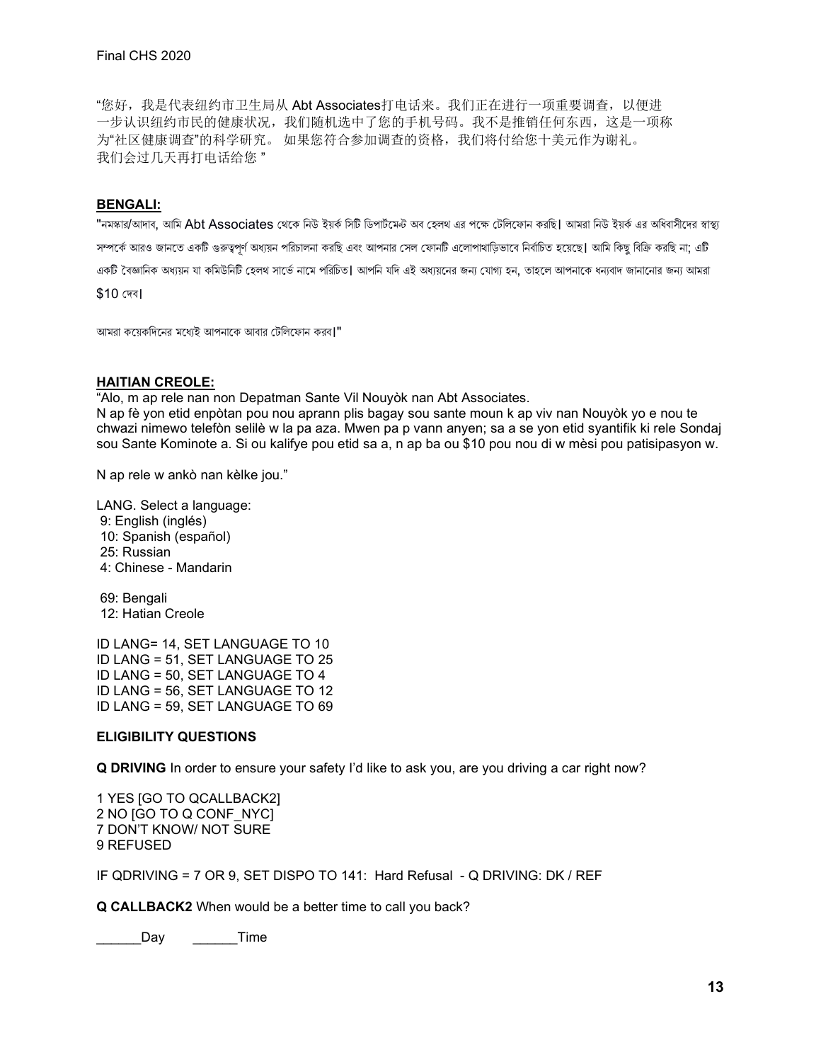“您好，我是代表纽约市卫生局从 Abt Associates打电话来。我们正在进行一项重要调查，以便进一步认识纽约市民的健康状况，我们随机选中了您的手机号码。我不是推销任何东西，这是一项称为“社区健康调查”的科学研究。 如果您符合参加调查的资格，我们将付给您十美元作为谢礼。
我们会过几天再打电话给您 ”

**BENGALI:**

"নমস্কার/আদাব, আমি Abt Associates থেকে নিউ ইয়র্ক সিটি ডিপার্টমেন্ট অব হেলথ এর পক্ষে টেলিফোন করছি। আমরা নিউ ইয়র্ক এর অধিবাসীদের স্বাস্থ্য সম্পর্কে আরও জানতে একটি গুরুত্বপূর্ণ অধ্যয়ন পরিচালনা করছি এবং আপনার সেল ফোনটি এলোপাথাড়িভাবে নির্বাচিত হয়েছে। আমি কিছু বিক্রি করছি না; এটি একটি বৈজ্ঞানিক অধ্যয়ন যা কমিউনিটি হেলথ সার্ভে নামে পরিচিত। আপনি যদি এই অধ্যয়নের জন্য যোগ্য হন, তাহলে আপনাকে ধন্যবাদ জানানোর জন্য আমরা $10 দেব।

আমরা কয়েকদিনের মধ্যেই আপনাকে আবার টেলিফোন করব।"

**HAITIAN CREOLE:**

“Alo, m ap rele nan non Depatman Sante Vil Nouyòk nan Abt Associates.
N ap fè yon etid enpòtan pou nou aprann plis bagay sou sante moun k ap viv nan Nouyòk yo e nou te chwazi nimewo telefòn selilè w la pa aza. Mwen pa p vann anyen; sa a se yon etid syantifik ki rele Sondaj sou Sante Kominote a. Si ou kalifye pou etid sa a, n ap ba ou $10 pou nou di w mèsi pou patisipasyon w.

N ap rele w ankò nan kèlke jou.”

LANG. Select a language:
9: English (inglés)
10: Spanish (español)
25: Russian
4: Chinese - Mandarin

69: Bengali
12: Hatian Creole

ID LANG= 14, SET LANGUAGE TO 10
ID LANG = 51, SET LANGUAGE TO 25
ID LANG = 50, SET LANGUAGE TO 4
ID LANG = 56, SET LANGUAGE TO 12
ID LANG = 59, SET LANGUAGE TO 69

**ELIGIBILITY QUESTIONS**

**Q DRIVING** In order to ensure your safety I’d like to ask you, are you driving a car right now?

1 YES [GO TO QCALLBACK2]
2 NO [GO TO Q CONF_NYC]
7 DON’T KNOW/ NOT SURE
9 REFUSED

IF QDRIVING = 7 OR 9, SET DISPO TO 141: Hard Refusal - Q DRIVING: DK / REF

**Q CALLBACK2** When would be a better time to call you back?

______Day ______Time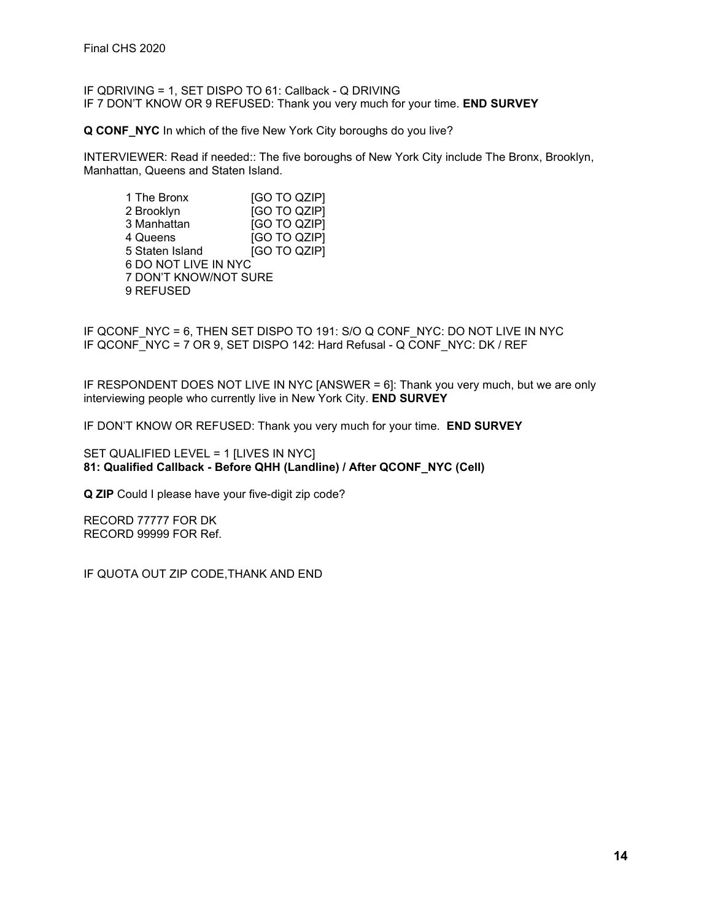IF QDRIVING = 1, SET DISPO TO 61: Callback - Q DRIVING
IF 7 DON'T KNOW OR 9 REFUSED: Thank you very much for your time. **END SURVEY**

**Q CONF_NYC** In which of the five New York City boroughs do you live?

INTERVIEWER: Read if needed:: The five boroughs of New York City include The Bronx, Brooklyn, Manhattan, Queens and Staten Island.

1 The Bronx [GO TO QZIP]
2 Brooklyn [GO TO QZIP]
3 Manhattan [GO TO QZIP]
4 Queens [GO TO QZIP]
5 Staten Island [GO TO QZIP]
6 DO NOT LIVE IN NYC
7 DON'T KNOW/NOT SURE
9 REFUSED

IF QCONF_NYC = 6, THEN SET DISPO TO 191: S/O Q CONF_NYC: DO NOT LIVE IN NYC
IF QCONF_NYC = 7 OR 9, SET DISPO 142: Hard Refusal - Q CONF_NYC: DK / REF

IF RESPONDENT DOES NOT LIVE IN NYC [ANSWER = 6]: Thank you very much, but we are only interviewing people who currently live in New York City. **END SURVEY**

IF DON'T KNOW OR REFUSED: Thank you very much for your time. **END SURVEY**

SET QUALIFIED LEVEL = 1 [LIVES IN NYC]
**81: Qualified Callback - Before QHH (Landline) / After QCONF_NYC (Cell)**

**Q ZIP** Could I please have your five-digit zip code?

RECORD 77777 FOR DK
RECORD 99999 FOR Ref.

IF QUOTA OUT ZIP CODE,THANK AND END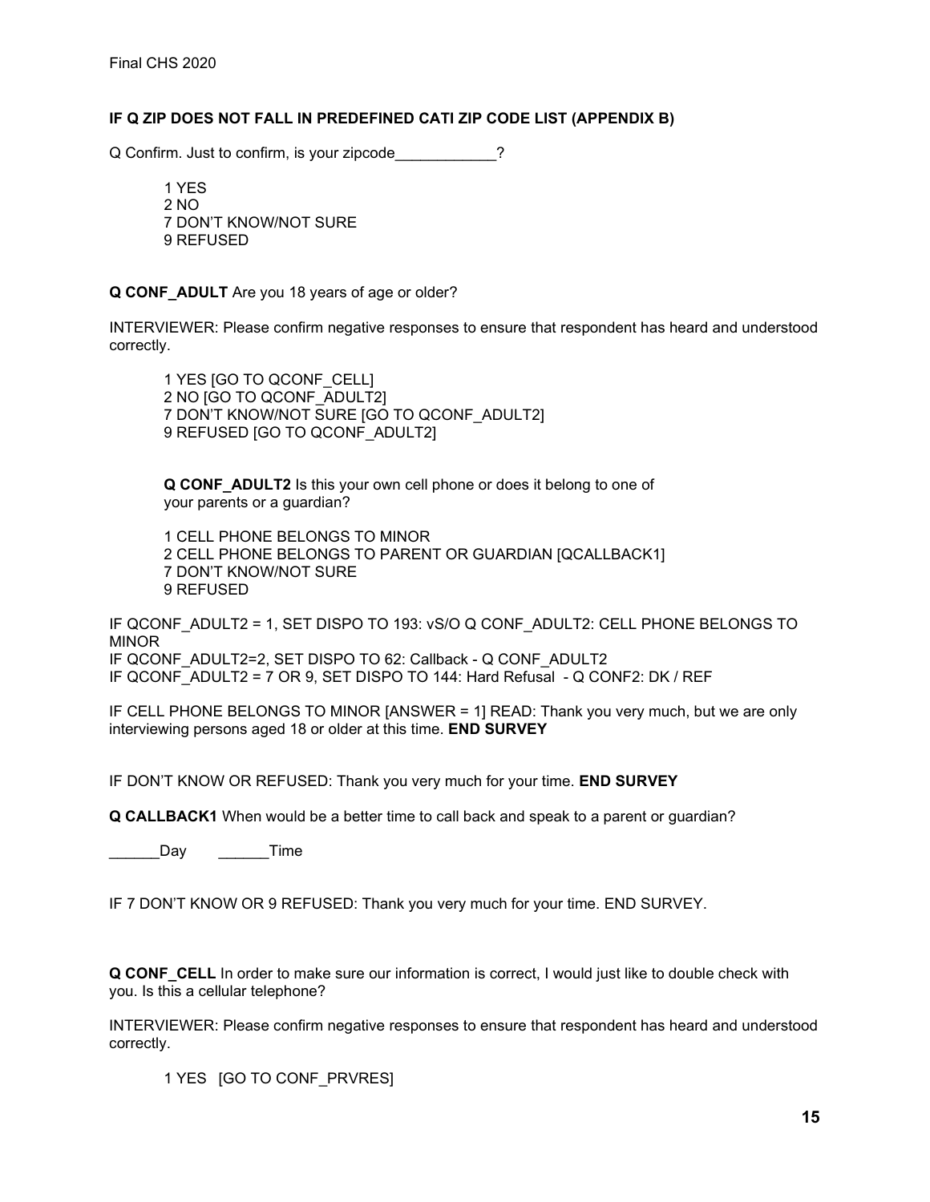**IF Q ZIP DOES NOT FALL IN PREDEFINED CATI ZIP CODE LIST (APPENDIX B)**

Q Confirm. Just to confirm, is your zipcode____________?

1 YES
2 NO
7 DON'T KNOW/NOT SURE
9 REFUSED

**Q CONF_ADULT** Are you 18 years of age or older?

INTERVIEWER: Please confirm negative responses to ensure that respondent has heard and understood correctly.

1 YES [GO TO QCONF_CELL]
2 NO [GO TO QCONF_ADULT2]
7 DON'T KNOW/NOT SURE [GO TO QCONF_ADULT2]
9 REFUSED [GO TO QCONF_ADULT2]

**Q CONF_ADULT2** Is this your own cell phone or does it belong to one of your parents or a guardian?

1 CELL PHONE BELONGS TO MINOR
2 CELL PHONE BELONGS TO PARENT OR GUARDIAN [QCALLBACK1]
7 DON'T KNOW/NOT SURE
9 REFUSED

IF QCONF_ADULT2 = 1, SET DISPO TO 193: vS/O Q CONF_ADULT2: CELL PHONE BELONGS TO MINOR
IF QCONF_ADULT2=2, SET DISPO TO 62: Callback - Q CONF_ADULT2
IF QCONF_ADULT2 = 7 OR 9, SET DISPO TO 144: Hard Refusal - Q CONF2: DK / REF

IF CELL PHONE BELONGS TO MINOR [ANSWER = 1] READ: Thank you very much, but we are only interviewing persons aged 18 or older at this time. **END SURVEY**

IF DON'T KNOW OR REFUSED: Thank you very much for your time. **END SURVEY**

**Q CALLBACK1** When would be a better time to call back and speak to a parent or guardian?

______Day ______Time

IF 7 DON'T KNOW OR 9 REFUSED: Thank you very much for your time. END SURVEY.

**Q CONF_CELL** In order to make sure our information is correct, I would just like to double check with you. Is this a cellular telephone?

INTERVIEWER: Please confirm negative responses to ensure that respondent has heard and understood correctly.

1 YES [GO TO CONF_PRVRES]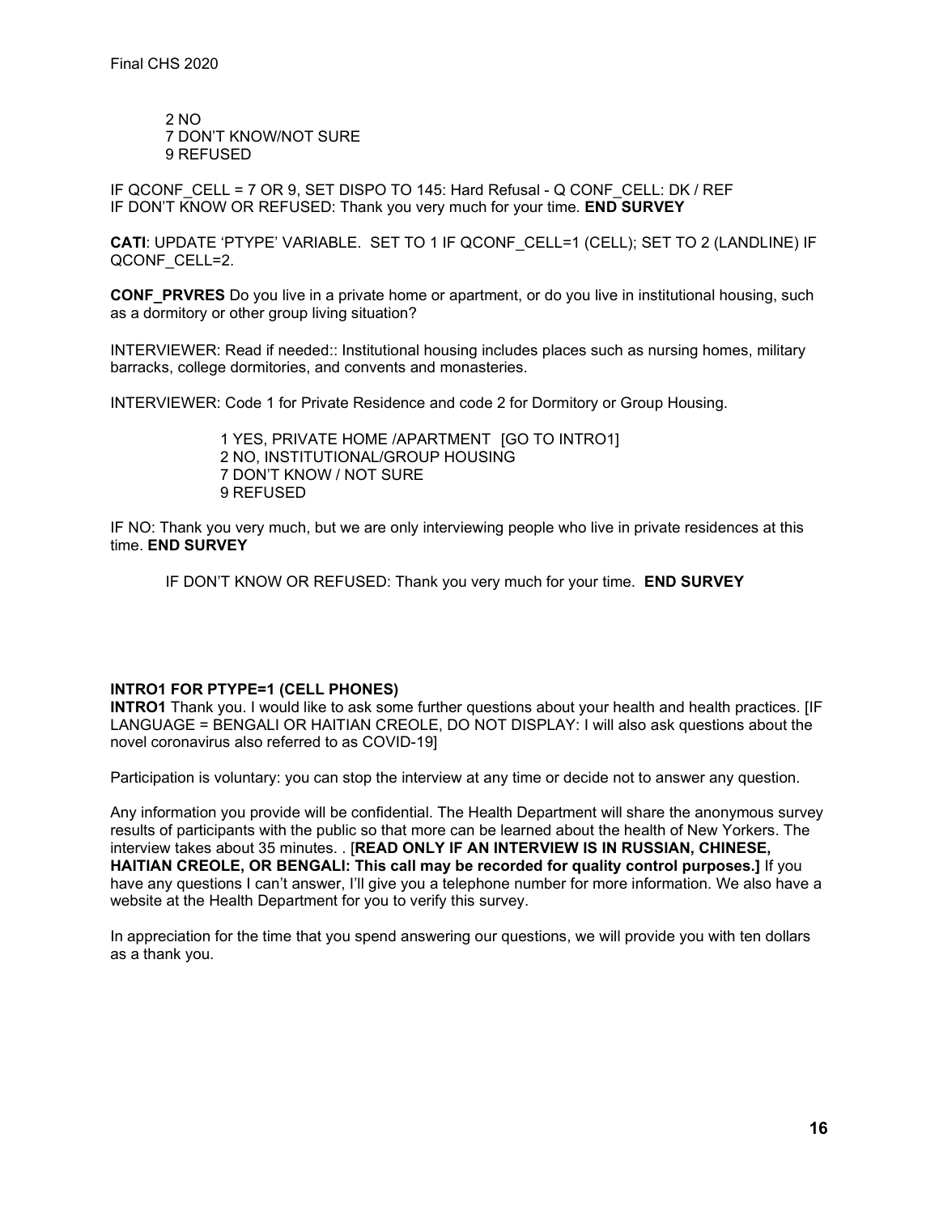2 NO
7 DON'T KNOW/NOT SURE
9 REFUSED

IF QCONF_CELL = 7 OR 9, SET DISPO TO 145: Hard Refusal - Q CONF_CELL: DK / REF
IF DON'T KNOW OR REFUSED: Thank you very much for your time. **END SURVEY**

**CATI**: UPDATE 'PTYPE' VARIABLE. SET TO 1 IF QCONF_CELL=1 (CELL); SET TO 2 (LANDLINE) IF QCONF_CELL=2.

**CONF_PRVRES** Do you live in a private home or apartment, or do you live in institutional housing, such as a dormitory or other group living situation?

INTERVIEWER: Read if needed:: Institutional housing includes places such as nursing homes, military barracks, college dormitories, and convents and monasteries.

INTERVIEWER: Code 1 for Private Residence and code 2 for Dormitory or Group Housing.

1 YES, PRIVATE HOME /APARTMENT [GO TO INTRO1]
2 NO, INSTITUTIONAL/GROUP HOUSING
7 DON'T KNOW / NOT SURE
9 REFUSED

IF NO: Thank you very much, but we are only interviewing people who live in private residences at this time. **END SURVEY**

IF DON'T KNOW OR REFUSED: Thank you very much for your time. **END SURVEY**

**INTRO1 FOR PTYPE=1 (CELL PHONES)**
**INTRO1** Thank you. I would like to ask some further questions about your health and health practices. [IF LANGUAGE = BENGALI OR HAITIAN CREOLE, DO NOT DISPLAY: I will also ask questions about the novel coronavirus also referred to as COVID-19]

Participation is voluntary: you can stop the interview at any time or decide not to answer any question.

Any information you provide will be confidential. The Health Department will share the anonymous survey results of participants with the public so that more can be learned about the health of New Yorkers. The interview takes about 35 minutes. . [**READ ONLY IF AN INTERVIEW IS IN RUSSIAN, CHINESE, HAITIAN CREOLE, OR BENGALI: This call may be recorded for quality control purposes.]** If you have any questions I can't answer, I'll give you a telephone number for more information. We also have a website at the Health Department for you to verify this survey.

In appreciation for the time that you spend answering our questions, we will provide you with ten dollars as a thank you.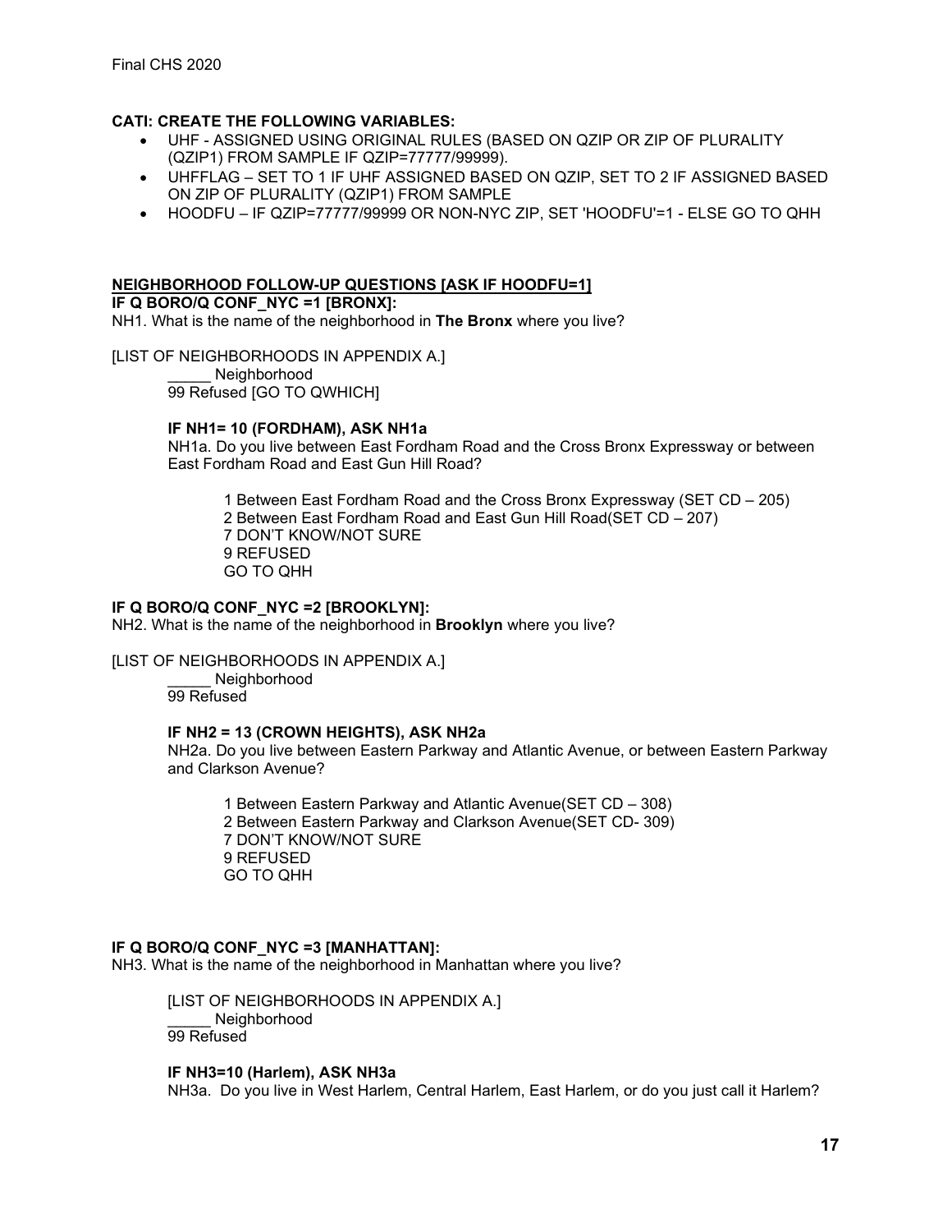**CATI: CREATE THE FOLLOWING VARIABLES:**

- UHF - ASSIGNED USING ORIGINAL RULES (BASED ON QZIP OR ZIP OF PLURALITY (QZIP1) FROM SAMPLE IF QZIP=77777/99999).
- UHFFLAG – SET TO 1 IF UHF ASSIGNED BASED ON QZIP, SET TO 2 IF ASSIGNED BASED ON ZIP OF PLURALITY (QZIP1) FROM SAMPLE
- HOODFU – IF QZIP=77777/99999 OR NON-NYC ZIP, SET 'HOODFU'=1 - ELSE GO TO QHH

**NEIGHBORHOOD FOLLOW-UP QUESTIONS [ASK IF HOODFU=1]**

**IF Q BORO/Q CONF_NYC =1 [BRONX]:**

NH1. What is the name of the neighborhood in **The Bronx** where you live?

[LIST OF NEIGHBORHOODS IN APPENDIX A.]

_____ Neighborhood
99 Refused [GO TO QWHICH]

**IF NH1= 10 (FORDHAM), ASK NH1a**

NH1a. Do you live between East Fordham Road and the Cross Bronx Expressway or between East Fordham Road and East Gun Hill Road?

1 Between East Fordham Road and the Cross Bronx Expressway (SET CD – 205)
2 Between East Fordham Road and East Gun Hill Road(SET CD – 207)
7 DON'T KNOW/NOT SURE
9 REFUSED
GO TO QHH

**IF Q BORO/Q CONF_NYC =2 [BROOKLYN]:**

NH2. What is the name of the neighborhood in **Brooklyn** where you live?

[LIST OF NEIGHBORHOODS IN APPENDIX A.]

_____ Neighborhood
99 Refused

**IF NH2 = 13 (CROWN HEIGHTS), ASK NH2a**

NH2a. Do you live between Eastern Parkway and Atlantic Avenue, or between Eastern Parkway and Clarkson Avenue?

1 Between Eastern Parkway and Atlantic Avenue(SET CD – 308)
2 Between Eastern Parkway and Clarkson Avenue(SET CD- 309)
7 DON'T KNOW/NOT SURE
9 REFUSED
GO TO QHH

**IF Q BORO/Q CONF_NYC =3 [MANHATTAN]:**

NH3. What is the name of the neighborhood in Manhattan where you live?

[LIST OF NEIGHBORHOODS IN APPENDIX A.]
_____ Neighborhood
99 Refused

**IF NH3=10 (Harlem), ASK NH3a**

NH3a. Do you live in West Harlem, Central Harlem, East Harlem, or do you just call it Harlem?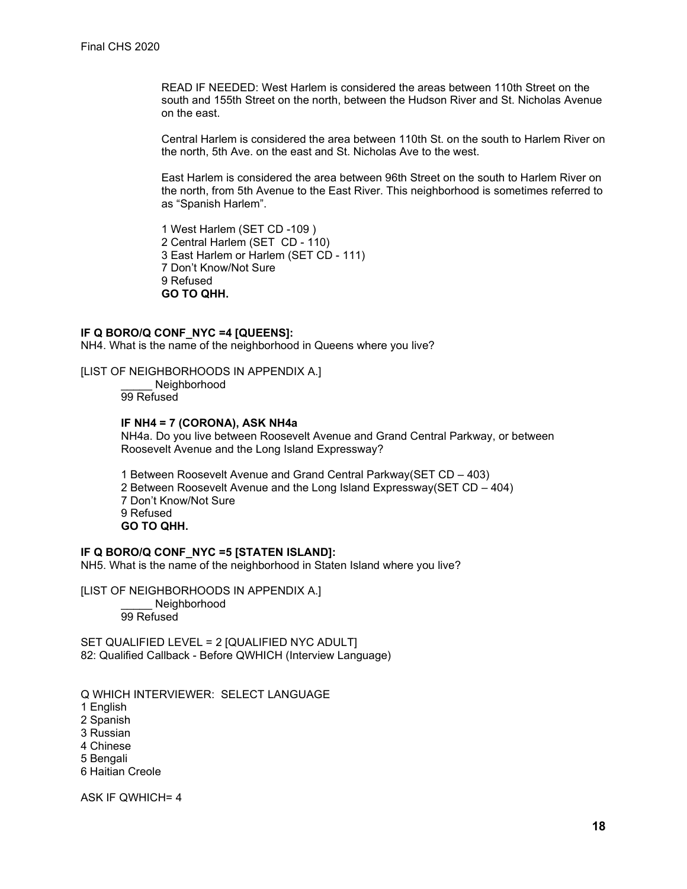READ IF NEEDED: West Harlem is considered the areas between 110th Street on the south and 155th Street on the north, between the Hudson River and St. Nicholas Avenue on the east.

Central Harlem is considered the area between 110th St. on the south to Harlem River on the north, 5th Ave. on the east and St. Nicholas Ave to the west.

East Harlem is considered the area between 96th Street on the south to Harlem River on the north, from 5th Avenue to the East River. This neighborhood is sometimes referred to as "Spanish Harlem".

1 West Harlem (SET CD -109 )
2 Central Harlem (SET CD - 110)
3 East Harlem or Harlem (SET CD - 111)
7 Don't Know/Not Sure
9 Refused
**GO TO QHH.**

**IF Q BORO/Q CONF_NYC =4 [QUEENS]:**
NH4. What is the name of the neighborhood in Queens where you live?

[LIST OF NEIGHBORHOODS IN APPENDIX A.]
_____ Neighborhood
99 Refused

**IF NH4 = 7 (CORONA), ASK NH4a**
NH4a. Do you live between Roosevelt Avenue and Grand Central Parkway, or between Roosevelt Avenue and the Long Island Expressway?

1 Between Roosevelt Avenue and Grand Central Parkway(SET CD – 403)
2 Between Roosevelt Avenue and the Long Island Expressway(SET CD – 404)
7 Don't Know/Not Sure
9 Refused
**GO TO QHH.**

**IF Q BORO/Q CONF_NYC =5 [STATEN ISLAND]:**
NH5. What is the name of the neighborhood in Staten Island where you live?

[LIST OF NEIGHBORHOODS IN APPENDIX A.]
_____ Neighborhood
99 Refused

SET QUALIFIED LEVEL = 2 [QUALIFIED NYC ADULT]
82: Qualified Callback - Before QWHICH (Interview Language)

Q WHICH INTERVIEWER: SELECT LANGUAGE
1 English
2 Spanish
3 Russian
4 Chinese
5 Bengali
6 Haitian Creole

ASK IF QWHICH= 4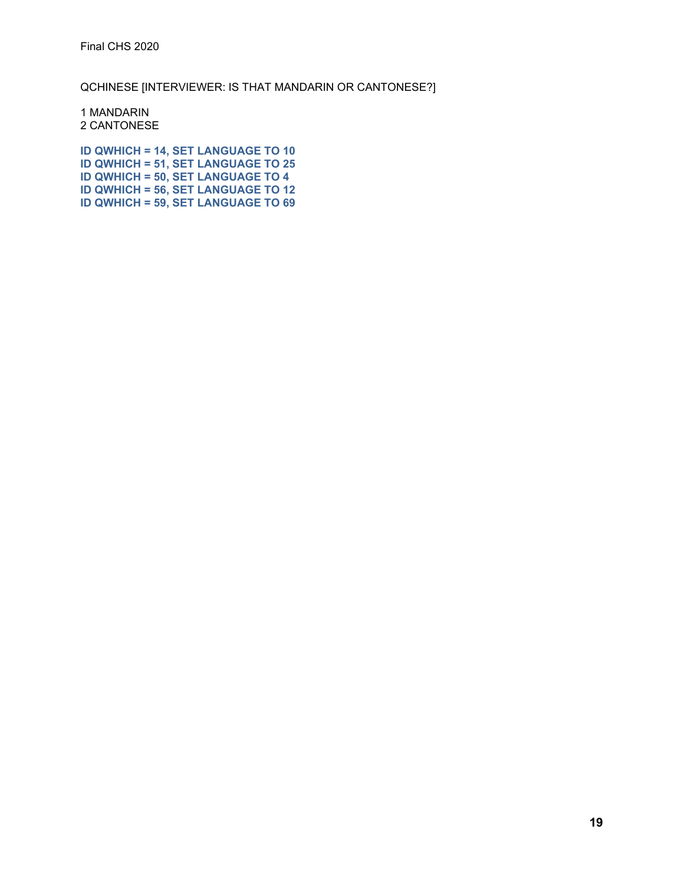QCHINESE [INTERVIEWER: IS THAT MANDARIN OR CANTONESE?]

1 MANDARIN
2 CANTONESE

**ID QWHICH = 14, SET LANGUAGE TO 10**
**ID QWHICH = 51, SET LANGUAGE TO 25**
**ID QWHICH = 50, SET LANGUAGE TO 4**
**ID QWHICH = 56, SET LANGUAGE TO 12**
**ID QWHICH = 59, SET LANGUAGE TO 69**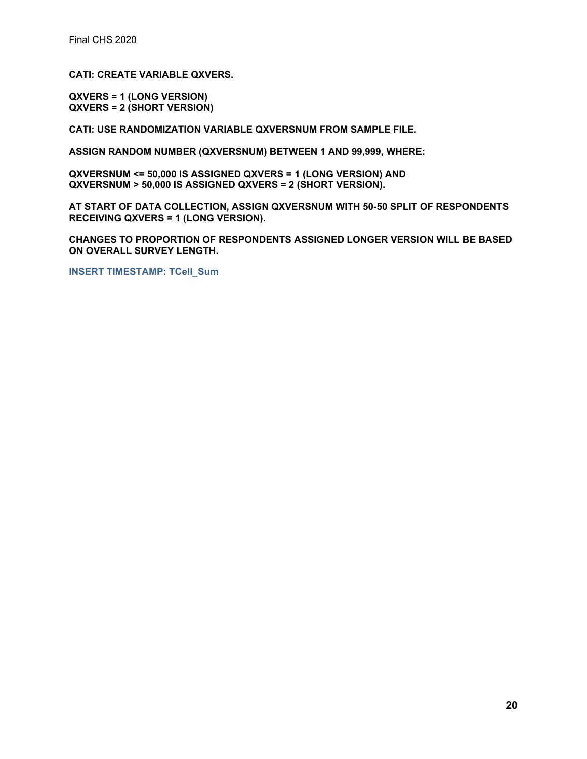**CATI: CREATE VARIABLE QXVERS.**

**QXVERS = 1 (LONG VERSION)**
**QXVERS = 2 (SHORT VERSION)**

**CATI: USE RANDOMIZATION VARIABLE QXVERSNUM FROM SAMPLE FILE.**

**ASSIGN RANDOM NUMBER (QXVERSNUM) BETWEEN 1 AND 99,999, WHERE:**

**QXVERSNUM <= 50,000 IS ASSIGNED QXVERS = 1 (LONG VERSION) AND**
**QXVERSNUM > 50,000 IS ASSIGNED QXVERS = 2 (SHORT VERSION).**

**AT START OF DATA COLLECTION, ASSIGN QXVERSNUM WITH 50-50 SPLIT OF RESPONDENTS RECEIVING QXVERS = 1 (LONG VERSION).**

**CHANGES TO PROPORTION OF RESPONDENTS ASSIGNED LONGER VERSION WILL BE BASED ON OVERALL SURVEY LENGTH.**

**INSERT TIMESTAMP: TCell_Sum**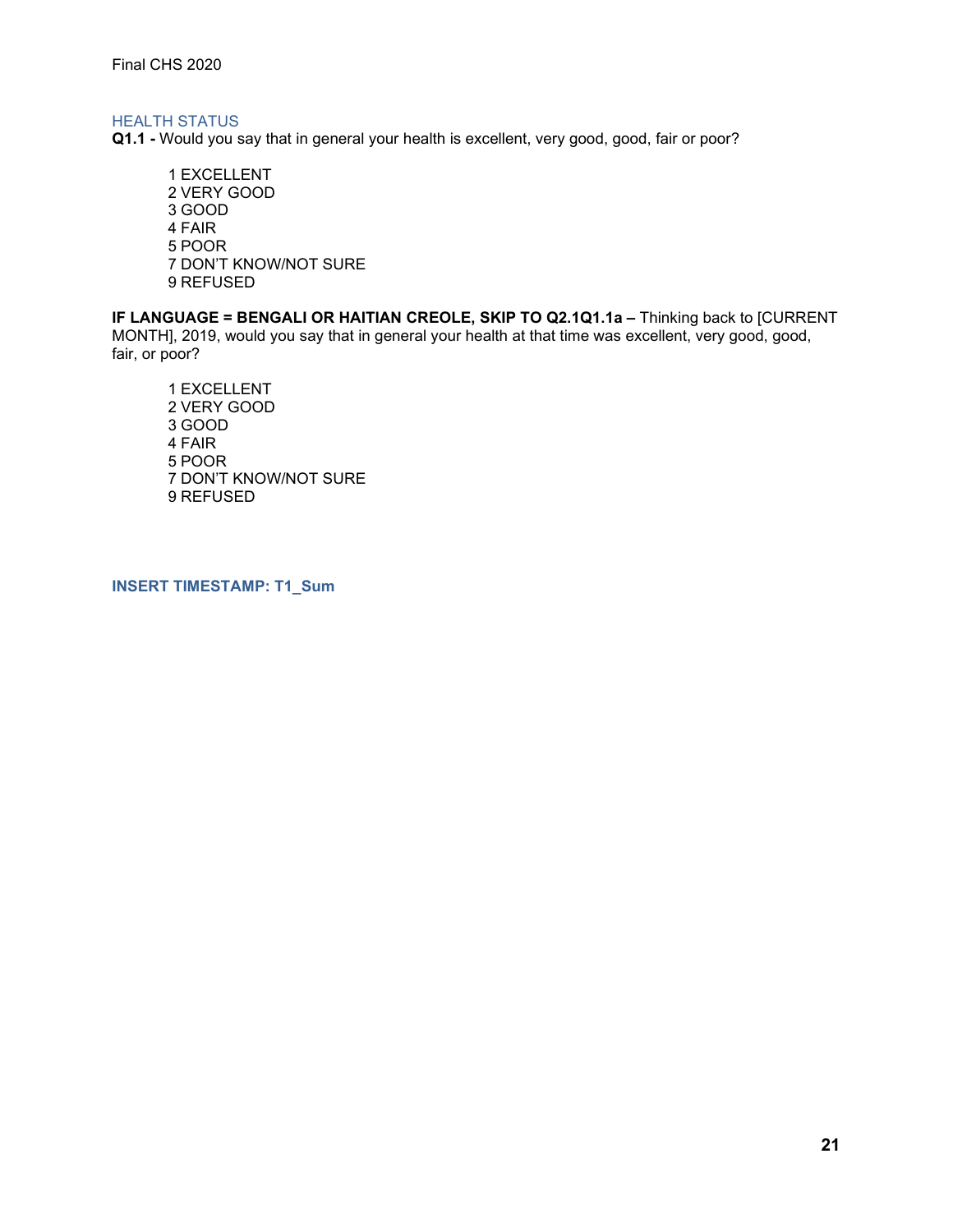## HEALTH STATUS

**Q1.1 -** Would you say that in general your health is excellent, very good, good, fair or poor?

1 EXCELLENT
2 VERY GOOD
3 GOOD
4 FAIR
5 POOR
7 DON'T KNOW/NOT SURE
9 REFUSED

**IF LANGUAGE = BENGALI OR HAITIAN CREOLE, SKIP TO Q2.1Q1.1a –** Thinking back to [CURRENT MONTH], 2019, would you say that in general your health at that time was excellent, very good, good, fair, or poor?

1 EXCELLENT
2 VERY GOOD
3 GOOD
4 FAIR
5 POOR
7 DON'T KNOW/NOT SURE
9 REFUSED

**INSERT TIMESTAMP: T1_Sum**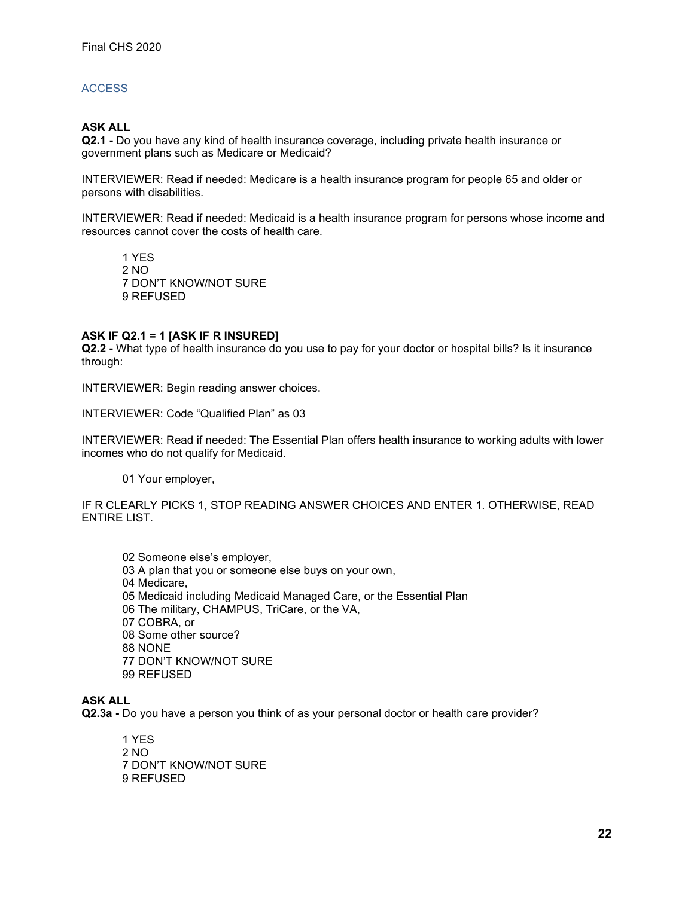## ACCESS

**ASK ALL**
**Q2.1 -** Do you have any kind of health insurance coverage, including private health insurance or government plans such as Medicare or Medicaid?

INTERVIEWER: Read if needed: Medicare is a health insurance program for people 65 and older or persons with disabilities.

INTERVIEWER: Read if needed: Medicaid is a health insurance program for persons whose income and resources cannot cover the costs of health care.

1 YES
2 NO
7 DON'T KNOW/NOT SURE
9 REFUSED

**ASK IF Q2.1 = 1 [ASK IF R INSURED]**
**Q2.2 -** What type of health insurance do you use to pay for your doctor or hospital bills? Is it insurance through:

INTERVIEWER: Begin reading answer choices.

INTERVIEWER: Code "Qualified Plan" as 03

INTERVIEWER: Read if needed: The Essential Plan offers health insurance to working adults with lower incomes who do not qualify for Medicaid.

01 Your employer,

IF R CLEARLY PICKS 1, STOP READING ANSWER CHOICES AND ENTER 1. OTHERWISE, READ ENTIRE LIST.

02 Someone else's employer,
03 A plan that you or someone else buys on your own,
04 Medicare,
05 Medicaid including Medicaid Managed Care, or the Essential Plan
06 The military, CHAMPUS, TriCare, or the VA,
07 COBRA, or
08 Some other source?
88 NONE
77 DON'T KNOW/NOT SURE
99 REFUSED

**ASK ALL**
**Q2.3a -** Do you have a person you think of as your personal doctor or health care provider?

1 YES
2 NO
7 DON'T KNOW/NOT SURE
9 REFUSED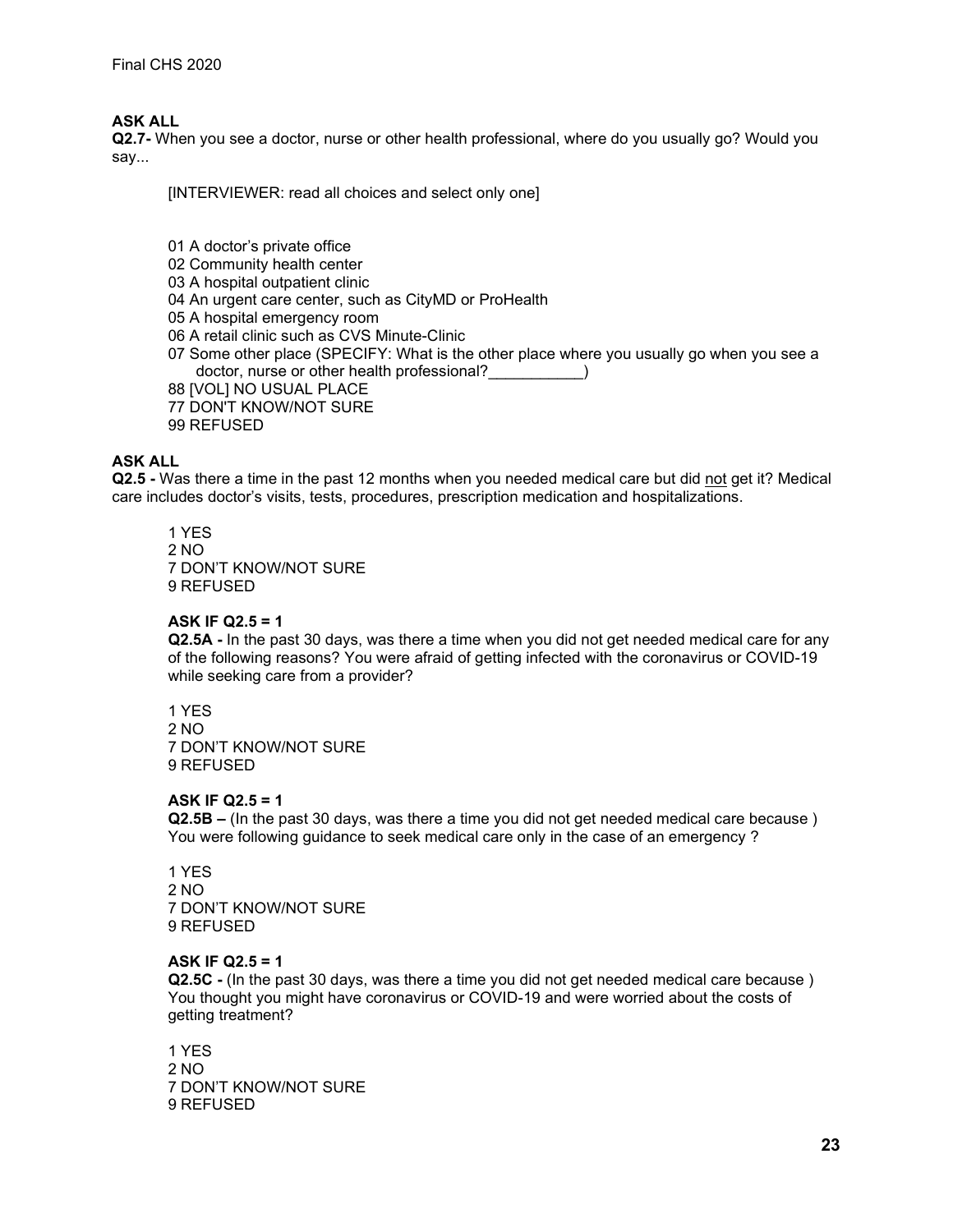**ASK ALL**

**Q2.7-** When you see a doctor, nurse or other health professional, where do you usually go? Would you say...

[INTERVIEWER: read all choices and select only one]

01 A doctor's private office
02 Community health center
03 A hospital outpatient clinic
04 An urgent care center, such as CityMD or ProHealth
05 A hospital emergency room
06 A retail clinic such as CVS Minute-Clinic
07 Some other place (SPECIFY: What is the other place where you usually go when you see a doctor, nurse or other health professional?___________)
88 [VOL] NO USUAL PLACE
77 DON'T KNOW/NOT SURE
99 REFUSED

**ASK ALL**

**Q2.5 -** Was there a time in the past 12 months when you needed medical care but did not get it? Medical care includes doctor's visits, tests, procedures, prescription medication and hospitalizations.

1 YES
2 NO
7 DON'T KNOW/NOT SURE
9 REFUSED

**ASK IF Q2.5 = 1**

**Q2.5A -** In the past 30 days, was there a time when you did not get needed medical care for any of the following reasons? You were afraid of getting infected with the coronavirus or COVID-19 while seeking care from a provider?

1 YES
2 NO
7 DON'T KNOW/NOT SURE
9 REFUSED

**ASK IF Q2.5 = 1**

**Q2.5B –** (In the past 30 days, was there a time you did not get needed medical care because ) You were following guidance to seek medical care only in the case of an emergency ?

1 YES
2 NO
7 DON'T KNOW/NOT SURE
9 REFUSED

**ASK IF Q2.5 = 1**

**Q2.5C -** (In the past 30 days, was there a time you did not get needed medical care because ) You thought you might have coronavirus or COVID-19 and were worried about the costs of getting treatment?

1 YES
2 NO
7 DON'T KNOW/NOT SURE
9 REFUSED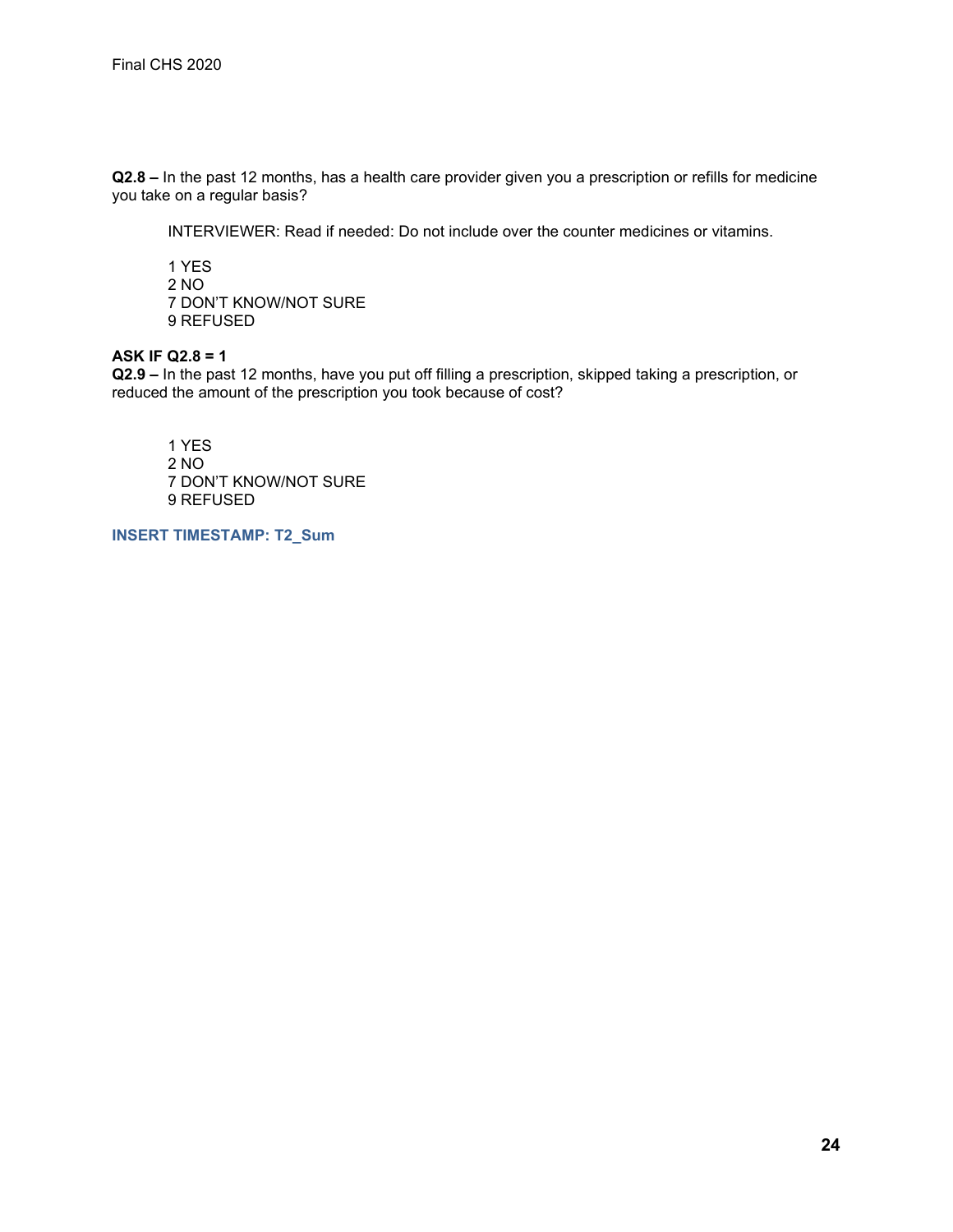**Q2.8 –** In the past 12 months, has a health care provider given you a prescription or refills for medicine you take on a regular basis?

INTERVIEWER: Read if needed: Do not include over the counter medicines or vitamins.

1 YES
2 NO
7 DON'T KNOW/NOT SURE
9 REFUSED

**ASK IF Q2.8 = 1**
**Q2.9 –** In the past 12 months, have you put off filling a prescription, skipped taking a prescription, or reduced the amount of the prescription you took because of cost?

1 YES
2 NO
7 DON'T KNOW/NOT SURE
9 REFUSED

**INSERT TIMESTAMP: T2_Sum**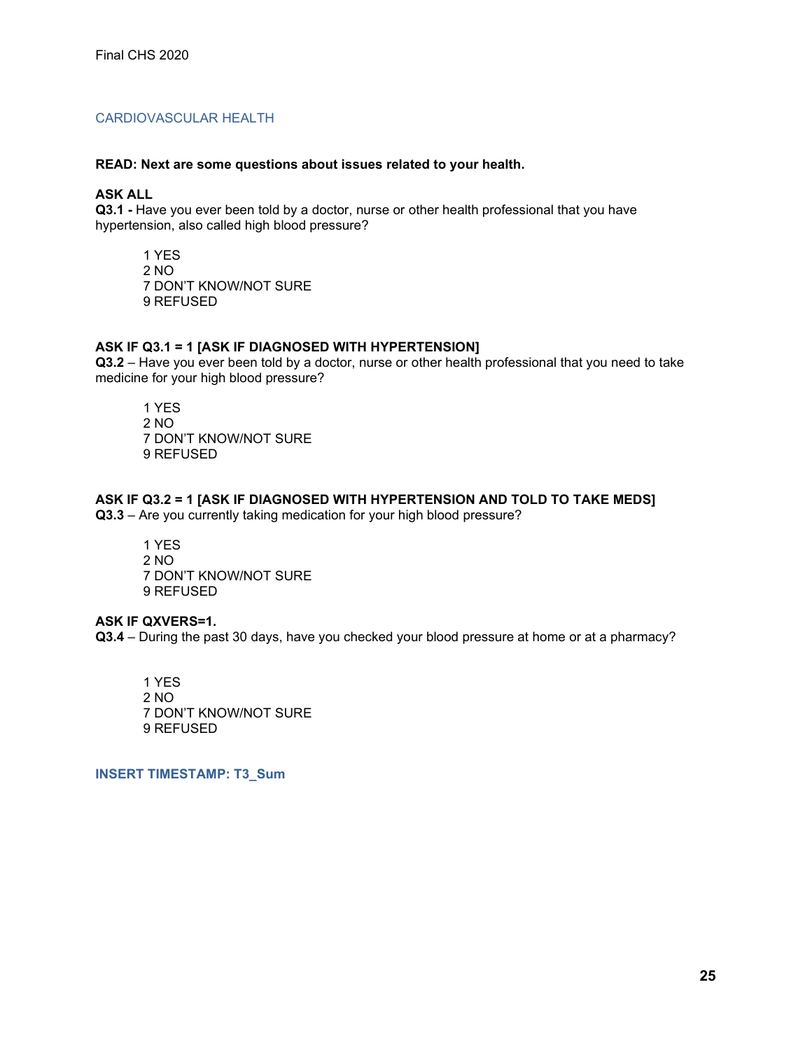## CARDIOVASCULAR HEALTH

**READ: Next are some questions about issues related to your health.**

**ASK ALL**
**Q3.1 -** Have you ever been told by a doctor, nurse or other health professional that you have hypertension, also called high blood pressure?

1 YES
2 NO
7 DON'T KNOW/NOT SURE
9 REFUSED

**ASK IF Q3.1 = 1 [ASK IF DIAGNOSED WITH HYPERTENSION]**
**Q3.2** – Have you ever been told by a doctor, nurse or other health professional that you need to take medicine for your high blood pressure?

1 YES
2 NO
7 DON'T KNOW/NOT SURE
9 REFUSED

**ASK IF Q3.2 = 1 [ASK IF DIAGNOSED WITH HYPERTENSION AND TOLD TO TAKE MEDS]**
**Q3.3** – Are you currently taking medication for your high blood pressure?

1 YES
2 NO
7 DON'T KNOW/NOT SURE
9 REFUSED

**ASK IF QXVERS=1.**
**Q3.4** – During the past 30 days, have you checked your blood pressure at home or at a pharmacy?

1 YES
2 NO
7 DON'T KNOW/NOT SURE
9 REFUSED

**INSERT TIMESTAMP: T3_Sum**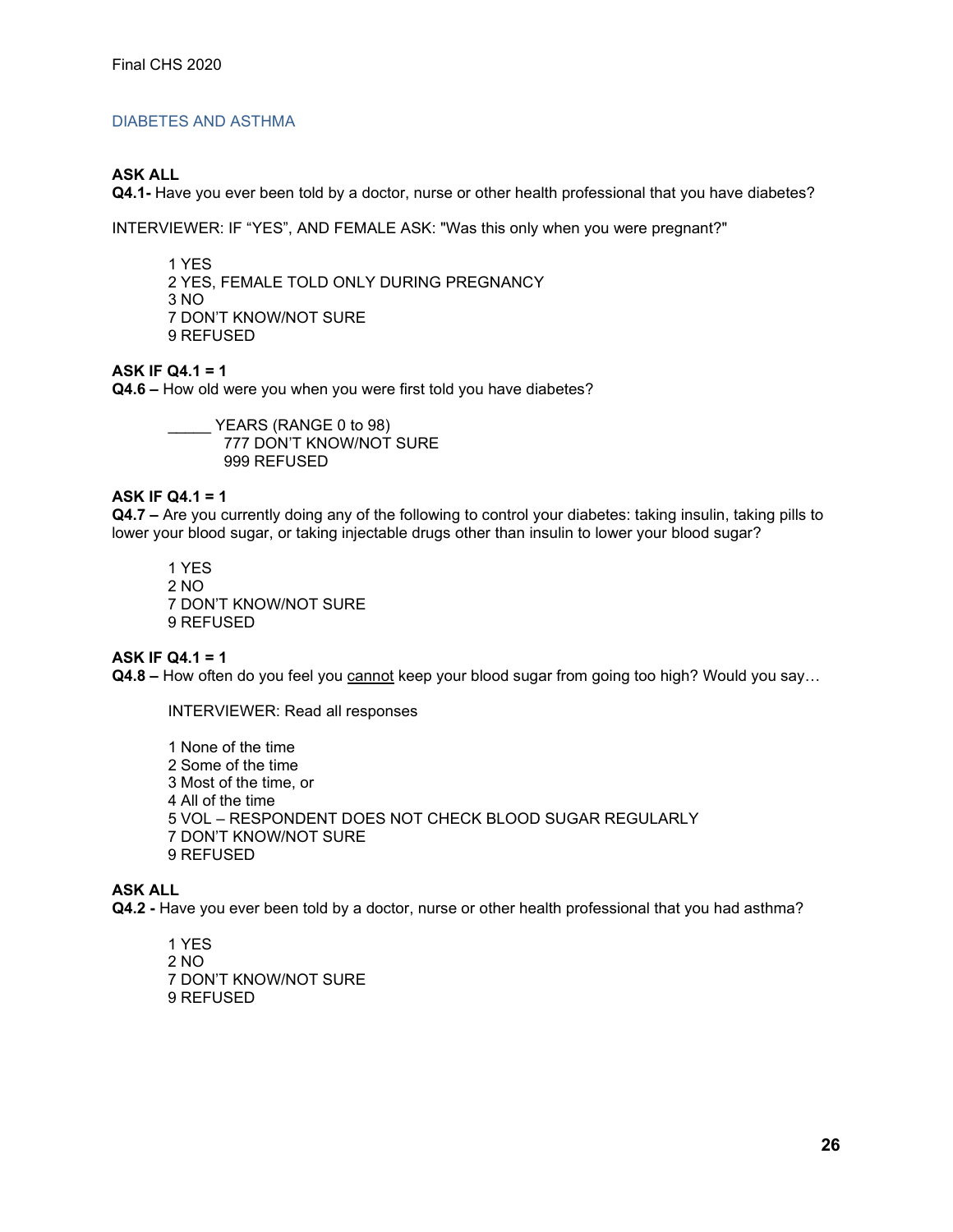## DIABETES AND ASTHMA

**ASK ALL**
**Q4.1-** Have you ever been told by a doctor, nurse or other health professional that you have diabetes?

INTERVIEWER: IF "YES", AND FEMALE ASK: "Was this only when you were pregnant?"

1 YES
2 YES, FEMALE TOLD ONLY DURING PREGNANCY
3 NO
7 DON'T KNOW/NOT SURE
9 REFUSED

**ASK IF Q4.1 = 1**
**Q4.6 –** How old were you when you were first told you have diabetes?

_____ YEARS (RANGE 0 to 98)
777 DON'T KNOW/NOT SURE
999 REFUSED

**ASK IF Q4.1 = 1**
**Q4.7 –** Are you currently doing any of the following to control your diabetes: taking insulin, taking pills to lower your blood sugar, or taking injectable drugs other than insulin to lower your blood sugar?

1 YES
2 NO
7 DON'T KNOW/NOT SURE
9 REFUSED

**ASK IF Q4.1 = 1**
**Q4.8 –** How often do you feel you <u>cannot</u> keep your blood sugar from going too high? Would you say…

INTERVIEWER: Read all responses

1 None of the time
2 Some of the time
3 Most of the time, or
4 All of the time
5 VOL – RESPONDENT DOES NOT CHECK BLOOD SUGAR REGULARLY
7 DON'T KNOW/NOT SURE
9 REFUSED

**ASK ALL**
**Q4.2 -** Have you ever been told by a doctor, nurse or other health professional that you had asthma?

1 YES
2 NO
7 DON'T KNOW/NOT SURE
9 REFUSED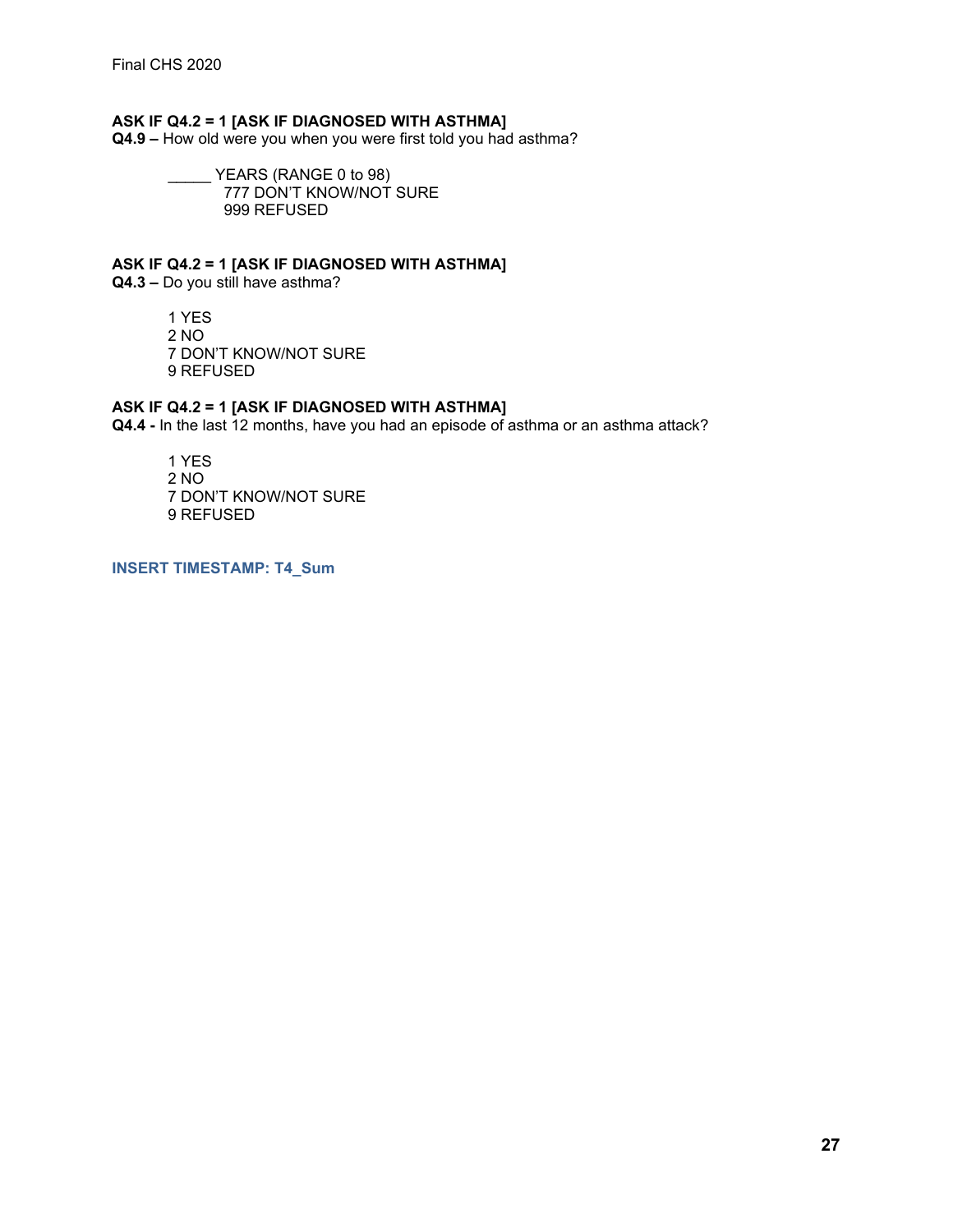**ASK IF Q4.2 = 1 [ASK IF DIAGNOSED WITH ASTHMA]**
**Q4.9 –** How old were you when you were first told you had asthma?

_____ YEARS (RANGE 0 to 98)
777 DON'T KNOW/NOT SURE
999 REFUSED

**ASK IF Q4.2 = 1 [ASK IF DIAGNOSED WITH ASTHMA]**
**Q4.3 –** Do you still have asthma?

1 YES
2 NO
7 DON'T KNOW/NOT SURE
9 REFUSED

**ASK IF Q4.2 = 1 [ASK IF DIAGNOSED WITH ASTHMA]**
**Q4.4 -** In the last 12 months, have you had an episode of asthma or an asthma attack?

1 YES
2 NO
7 DON'T KNOW/NOT SURE
9 REFUSED

**INSERT TIMESTAMP: T4_Sum**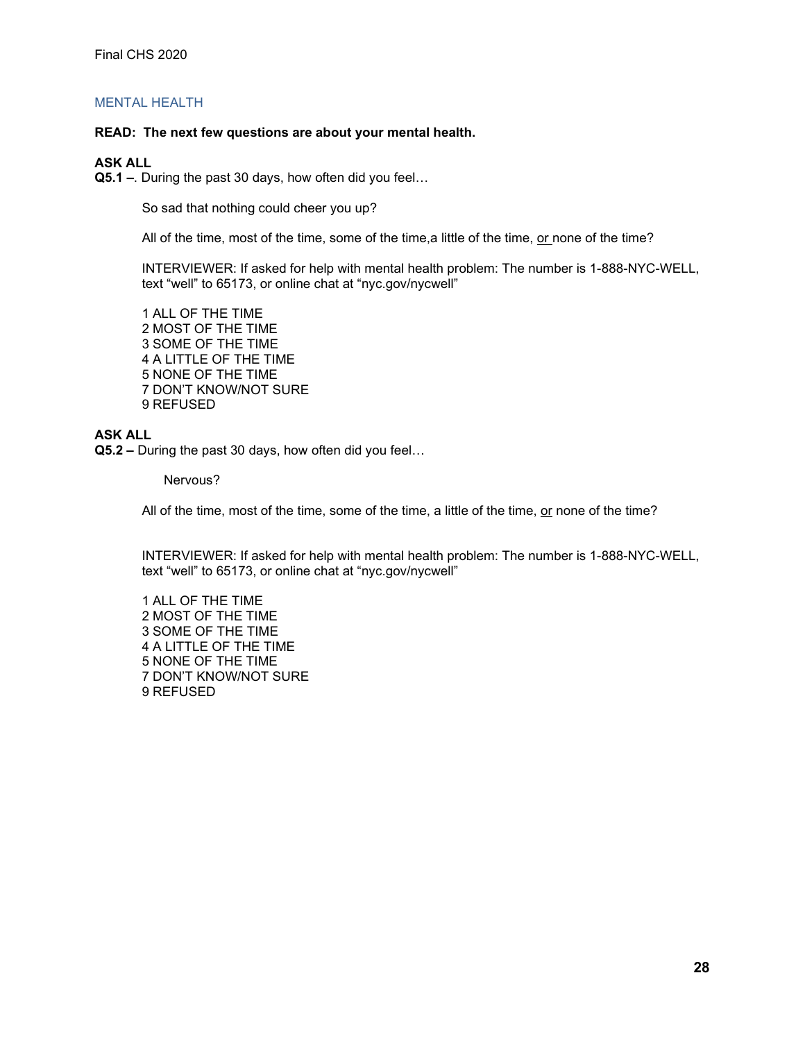## MENTAL HEALTH

**READ: The next few questions are about your mental health.**

**ASK ALL**
**Q5.1 –**. During the past 30 days, how often did you feel…

So sad that nothing could cheer you up?

All of the time, most of the time, some of the time,a little of the time, or none of the time?

INTERVIEWER: If asked for help with mental health problem: The number is 1-888-NYC-WELL, text "well" to 65173, or online chat at "nyc.gov/nycwell"

1 ALL OF THE TIME
2 MOST OF THE TIME
3 SOME OF THE TIME
4 A LITTLE OF THE TIME
5 NONE OF THE TIME
7 DON'T KNOW/NOT SURE
9 REFUSED

**ASK ALL**
**Q5.2 –** During the past 30 days, how often did you feel…

Nervous?

All of the time, most of the time, some of the time, a little of the time, or none of the time?

INTERVIEWER: If asked for help with mental health problem: The number is 1-888-NYC-WELL, text "well" to 65173, or online chat at "nyc.gov/nycwell"

1 ALL OF THE TIME
2 MOST OF THE TIME
3 SOME OF THE TIME
4 A LITTLE OF THE TIME
5 NONE OF THE TIME
7 DON'T KNOW/NOT SURE
9 REFUSED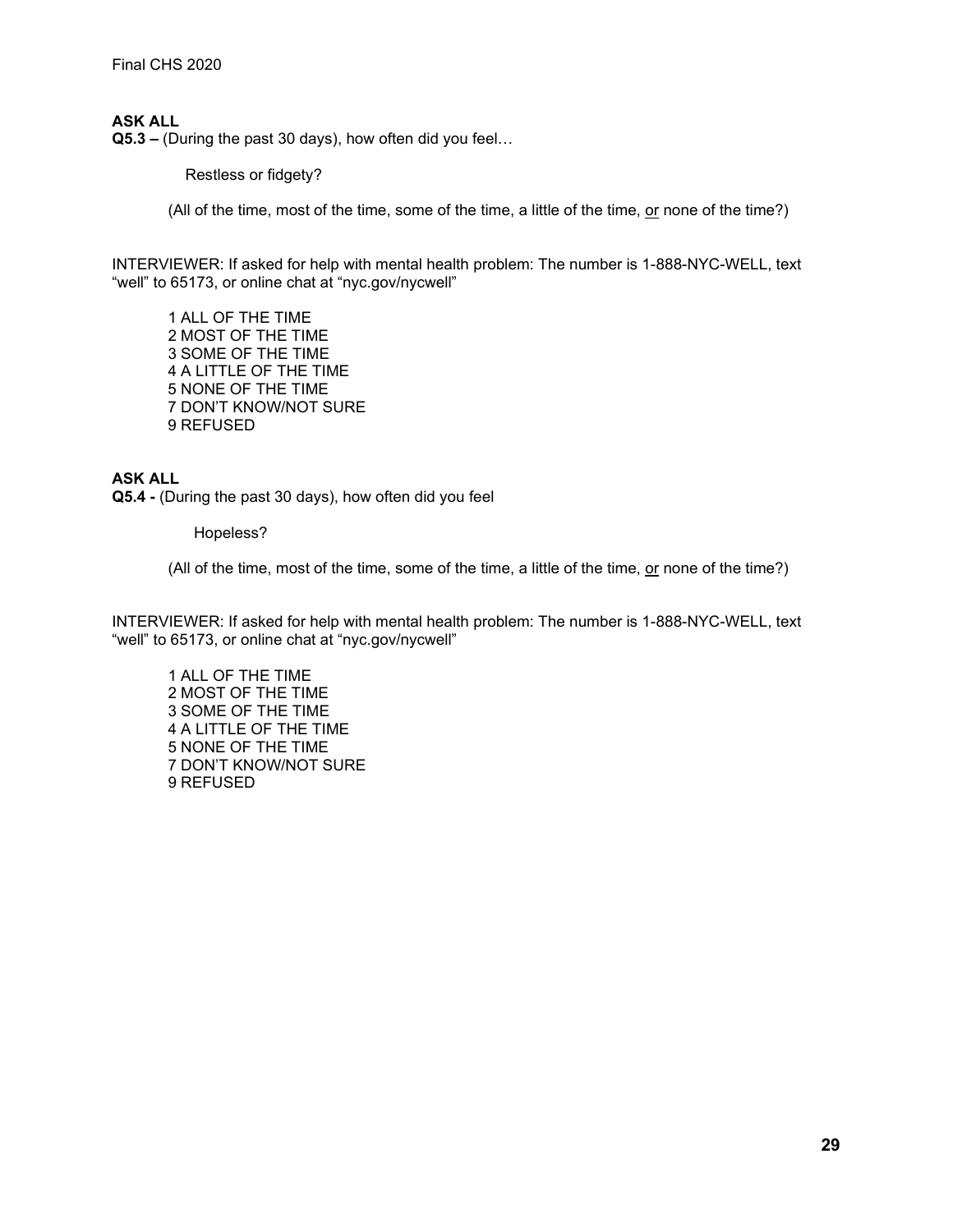**ASK ALL**
**Q5.3 –** (During the past 30 days), how often did you feel…

Restless or fidgety?

(All of the time, most of the time, some of the time, a little of the time, or none of the time?)

INTERVIEWER: If asked for help with mental health problem: The number is 1-888-NYC-WELL, text "well" to 65173, or online chat at "nyc.gov/nycwell"

1 ALL OF THE TIME
2 MOST OF THE TIME
3 SOME OF THE TIME
4 A LITTLE OF THE TIME
5 NONE OF THE TIME
7 DON'T KNOW/NOT SURE
9 REFUSED

**ASK ALL**
**Q5.4 -** (During the past 30 days), how often did you feel

Hopeless?

(All of the time, most of the time, some of the time, a little of the time, or none of the time?)

INTERVIEWER: If asked for help with mental health problem: The number is 1-888-NYC-WELL, text "well" to 65173, or online chat at "nyc.gov/nycwell"

1 ALL OF THE TIME
2 MOST OF THE TIME
3 SOME OF THE TIME
4 A LITTLE OF THE TIME
5 NONE OF THE TIME
7 DON'T KNOW/NOT SURE
9 REFUSED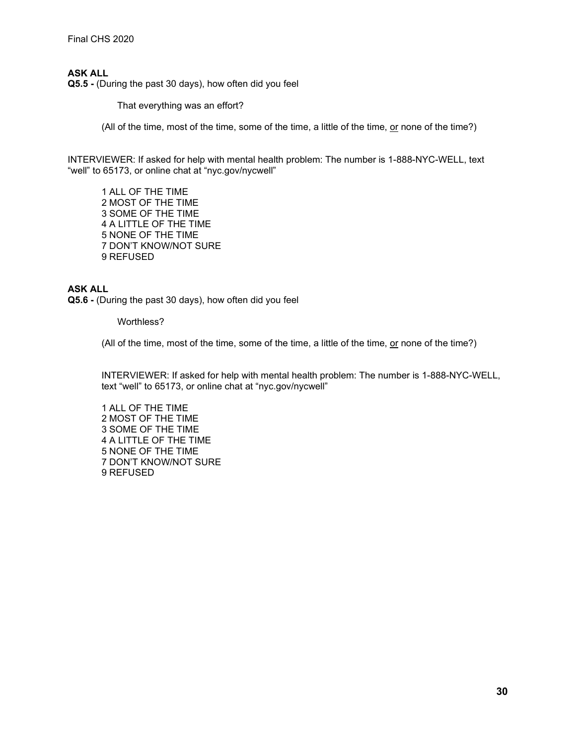**ASK ALL**
**Q5.5 -** (During the past 30 days), how often did you feel

That everything was an effort?

(All of the time, most of the time, some of the time, a little of the time, or none of the time?)

INTERVIEWER: If asked for help with mental health problem: The number is 1-888-NYC-WELL, text "well" to 65173, or online chat at "nyc.gov/nycwell"

1 ALL OF THE TIME
2 MOST OF THE TIME
3 SOME OF THE TIME
4 A LITTLE OF THE TIME
5 NONE OF THE TIME
7 DON'T KNOW/NOT SURE
9 REFUSED

**ASK ALL**
**Q5.6 -** (During the past 30 days), how often did you feel

Worthless?

(All of the time, most of the time, some of the time, a little of the time, or none of the time?)

INTERVIEWER: If asked for help with mental health problem: The number is 1-888-NYC-WELL, text "well" to 65173, or online chat at "nyc.gov/nycwell"

1 ALL OF THE TIME
2 MOST OF THE TIME
3 SOME OF THE TIME
4 A LITTLE OF THE TIME
5 NONE OF THE TIME
7 DON'T KNOW/NOT SURE
9 REFUSED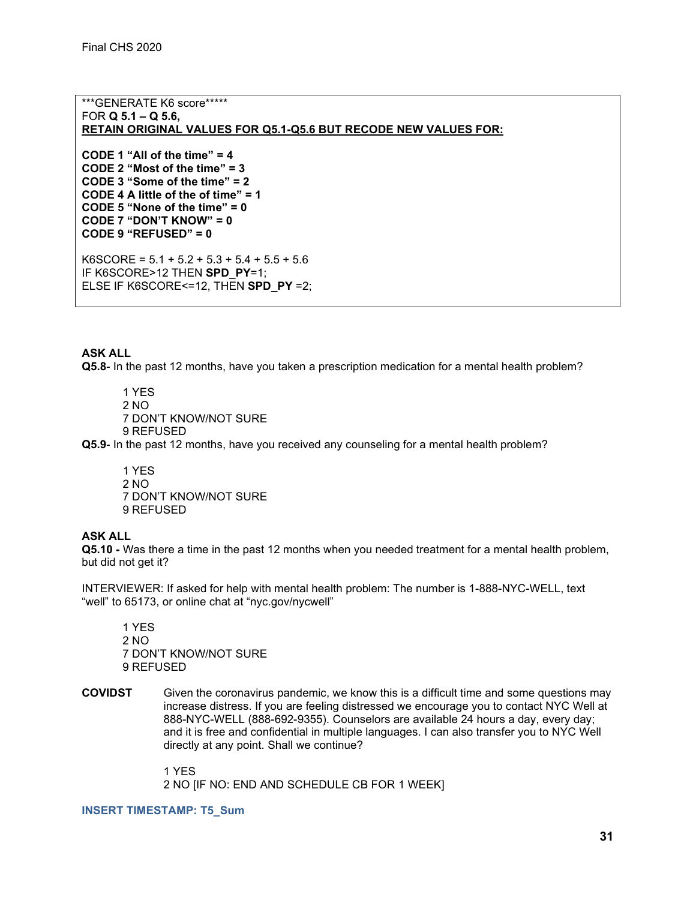***GENERATE K6 score*****
FOR **Q 5.1 – Q 5.6,**
**RETAIN ORIGINAL VALUES FOR Q5.1-Q5.6 BUT RECODE NEW VALUES FOR:**

**CODE 1 "All of the time" = 4**
**CODE 2 "Most of the time" = 3**
**CODE 3 "Some of the time" = 2**
**CODE 4 A little of the of time" = 1**
**CODE 5 "None of the time" = 0**
**CODE 7 "DON'T KNOW" = 0**
**CODE 9 "REFUSED" = 0**

K6SCORE = 5.1 + 5.2 + 5.3 + 5.4 + 5.5 + 5.6
IF K6SCORE>12 THEN **SPD_PY**=1;
ELSE IF K6SCORE<=12, THEN **SPD_PY** =2;

**ASK ALL**
**Q5.8**- In the past 12 months, have you taken a prescription medication for a mental health problem?

1 YES
2 NO
7 DON'T KNOW/NOT SURE
9 REFUSED

**Q5.9**- In the past 12 months, have you received any counseling for a mental health problem?

1 YES
2 NO
7 DON'T KNOW/NOT SURE
9 REFUSED

**ASK ALL**
**Q5.10 -** Was there a time in the past 12 months when you needed treatment for a mental health problem, but did not get it?

INTERVIEWER: If asked for help with mental health problem: The number is 1-888-NYC-WELL, text "well" to 65173, or online chat at "nyc.gov/nycwell"

1 YES
2 NO
7 DON'T KNOW/NOT SURE
9 REFUSED

**COVIDST** Given the coronavirus pandemic, we know this is a difficult time and some questions may increase distress. If you are feeling distressed we encourage you to contact NYC Well at 888-NYC-WELL (888-692-9355). Counselors are available 24 hours a day, every day; and it is free and confidential in multiple languages. I can also transfer you to NYC Well directly at any point. Shall we continue?

1 YES
2 NO [IF NO: END AND SCHEDULE CB FOR 1 WEEK]

**INSERT TIMESTAMP: T5_Sum**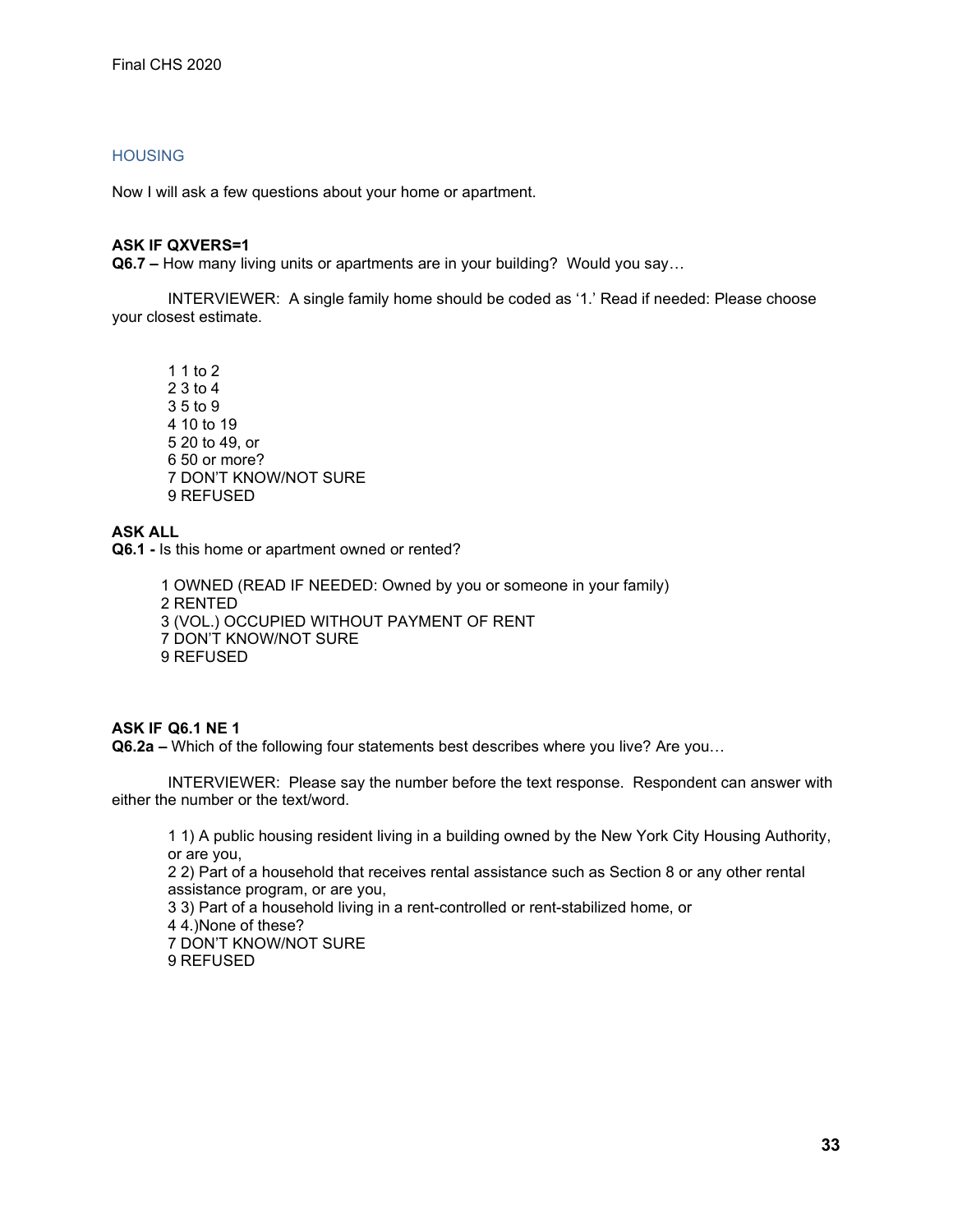## HOUSING

Now I will ask a few questions about your home or apartment.

**ASK IF QXVERS=1**
**Q6.7 –** How many living units or apartments are in your building? Would you say…

INTERVIEWER: A single family home should be coded as '1.' Read if needed: Please choose your closest estimate.

1 1 to 2
2 3 to 4
3 5 to 9
4 10 to 19
5 20 to 49, or
6 50 or more?
7 DON'T KNOW/NOT SURE
9 REFUSED

**ASK ALL**
**Q6.1 -** Is this home or apartment owned or rented?

1 OWNED (READ IF NEEDED: Owned by you or someone in your family)
2 RENTED
3 (VOL.) OCCUPIED WITHOUT PAYMENT OF RENT
7 DON'T KNOW/NOT SURE
9 REFUSED

**ASK IF Q6.1 NE 1**
**Q6.2a –** Which of the following four statements best describes where you live? Are you…

INTERVIEWER: Please say the number before the text response. Respondent can answer with either the number or the text/word.

1 1) A public housing resident living in a building owned by the New York City Housing Authority, or are you,
2 2) Part of a household that receives rental assistance such as Section 8 or any other rental assistance program, or are you,
3 3) Part of a household living in a rent-controlled or rent-stabilized home, or
4 4.)None of these?
7 DON'T KNOW/NOT SURE
9 REFUSED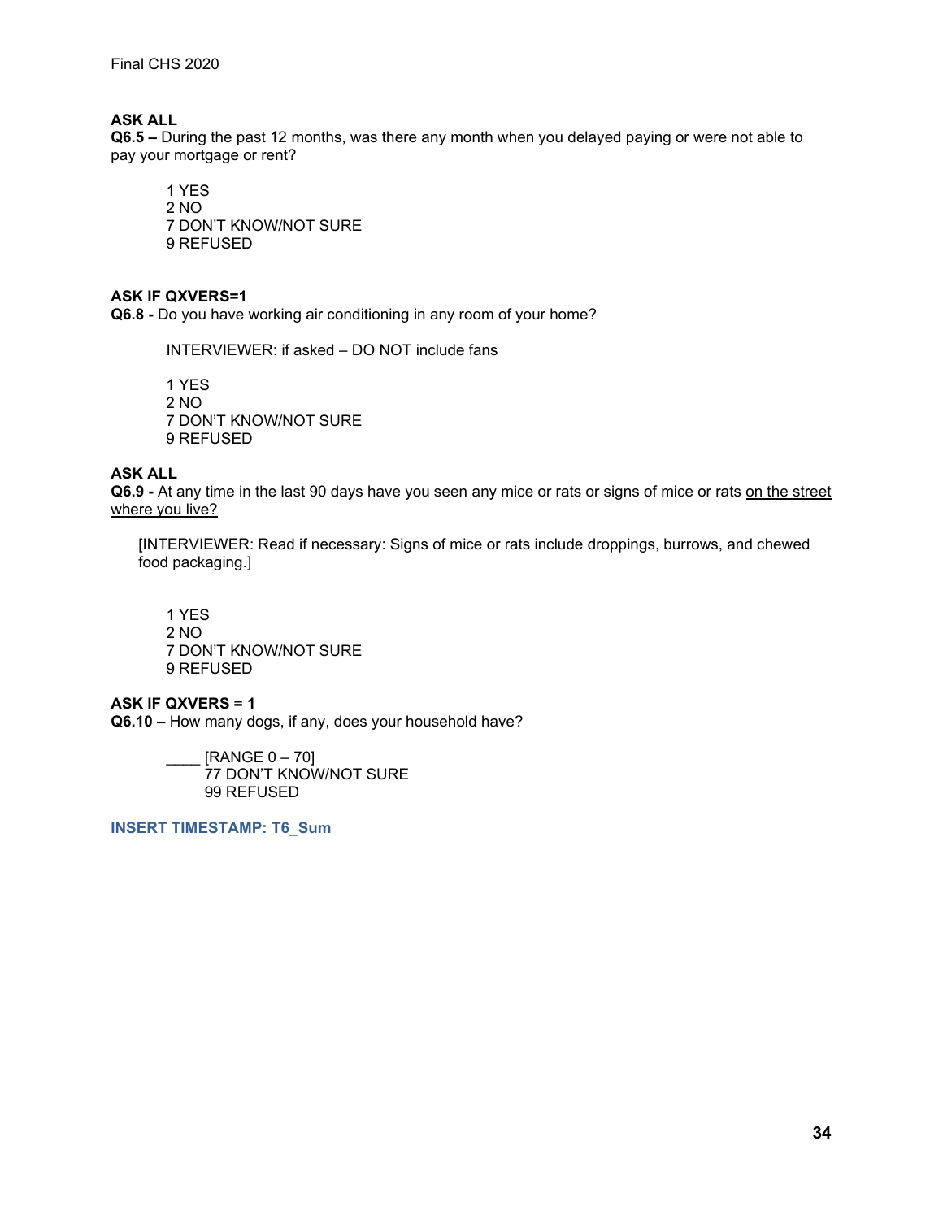**ASK ALL**

**Q6.5 –** During the past 12 months, was there any month when you delayed paying or were not able to pay your mortgage or rent?

1 YES
2 NO
7 DON'T KNOW/NOT SURE
9 REFUSED

**ASK IF QXVERS=1**

**Q6.8 -** Do you have working air conditioning in any room of your home?

INTERVIEWER: if asked – DO NOT include fans

1 YES
2 NO
7 DON'T KNOW/NOT SURE
9 REFUSED

**ASK ALL**

**Q6.9 -** At any time in the last 90 days have you seen any mice or rats or signs of mice or rats on the street where you live?

[INTERVIEWER: Read if necessary: Signs of mice or rats include droppings, burrows, and chewed food packaging.]

1 YES
2 NO
7 DON'T KNOW/NOT SURE
9 REFUSED

**ASK IF QXVERS = 1**

**Q6.10 –** How many dogs, if any, does your household have?

____ [RANGE 0 – 70]
77 DON'T KNOW/NOT SURE
99 REFUSED

**INSERT TIMESTAMP: T6_Sum**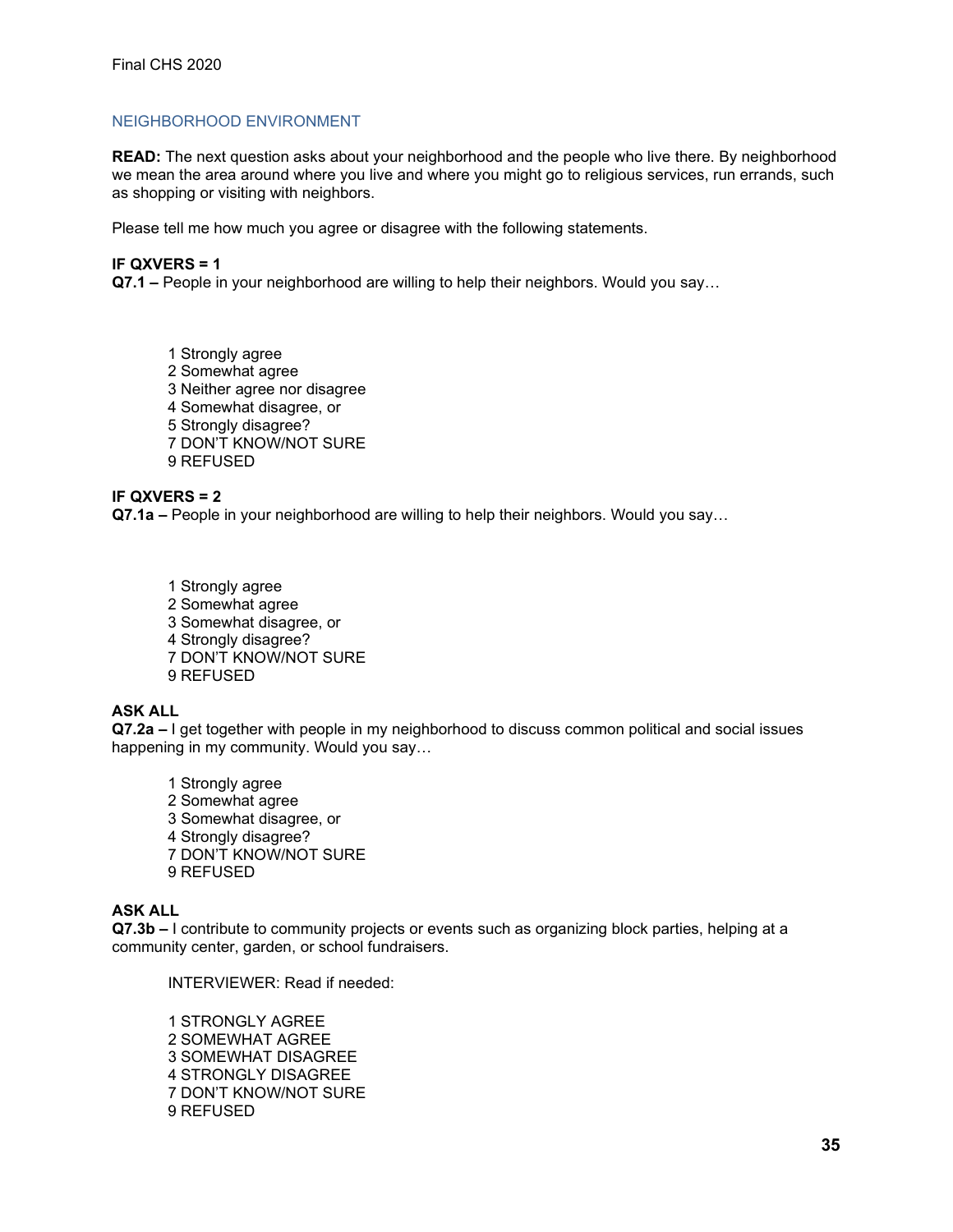## NEIGHBORHOOD ENVIRONMENT

**READ:** The next question asks about your neighborhood and the people who live there. By neighborhood we mean the area around where you live and where you might go to religious services, run errands, such as shopping or visiting with neighbors.

Please tell me how much you agree or disagree with the following statements.

**IF QXVERS = 1**
**Q7.1 –** People in your neighborhood are willing to help their neighbors. Would you say…

1 Strongly agree
2 Somewhat agree
3 Neither agree nor disagree
4 Somewhat disagree, or
5 Strongly disagree?
7 DON'T KNOW/NOT SURE
9 REFUSED

**IF QXVERS = 2**
**Q7.1a –** People in your neighborhood are willing to help their neighbors. Would you say…

1 Strongly agree
2 Somewhat agree
3 Somewhat disagree, or
4 Strongly disagree?
7 DON'T KNOW/NOT SURE
9 REFUSED

**ASK ALL**
**Q7.2a –** I get together with people in my neighborhood to discuss common political and social issues happening in my community. Would you say…

1 Strongly agree
2 Somewhat agree
3 Somewhat disagree, or
4 Strongly disagree?
7 DON'T KNOW/NOT SURE
9 REFUSED

**ASK ALL**
**Q7.3b –** I contribute to community projects or events such as organizing block parties, helping at a community center, garden, or school fundraisers.

INTERVIEWER: Read if needed:

1 STRONGLY AGREE
2 SOMEWHAT AGREE
3 SOMEWHAT DISAGREE
4 STRONGLY DISAGREE
7 DON'T KNOW/NOT SURE
9 REFUSED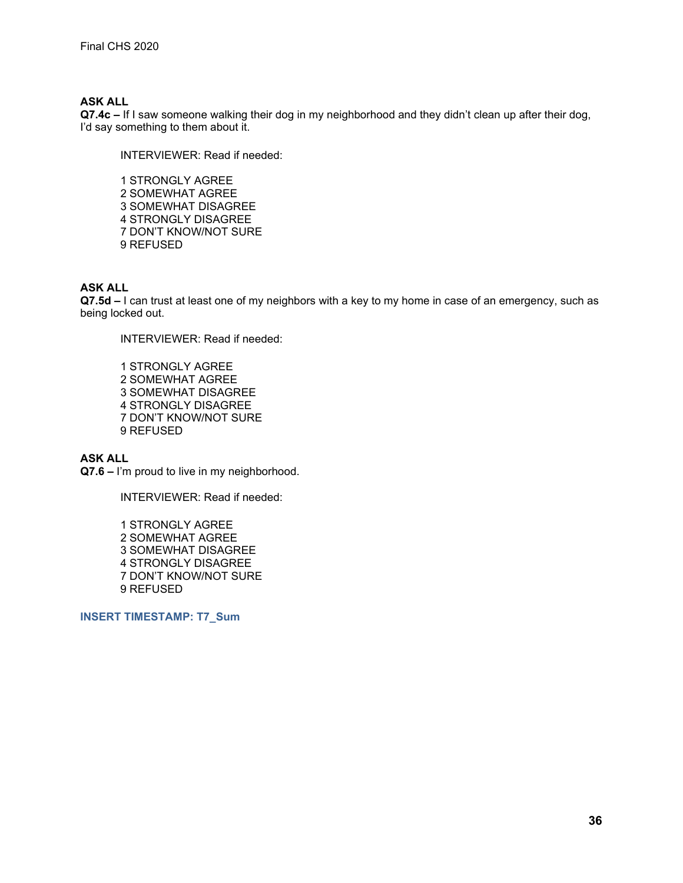**ASK ALL**

**Q7.4c –** If I saw someone walking their dog in my neighborhood and they didn't clean up after their dog, I'd say something to them about it.

INTERVIEWER: Read if needed:

1 STRONGLY AGREE
2 SOMEWHAT AGREE
3 SOMEWHAT DISAGREE
4 STRONGLY DISAGREE
7 DON'T KNOW/NOT SURE
9 REFUSED

**ASK ALL**

**Q7.5d –** I can trust at least one of my neighbors with a key to my home in case of an emergency, such as being locked out.

INTERVIEWER: Read if needed:

1 STRONGLY AGREE
2 SOMEWHAT AGREE
3 SOMEWHAT DISAGREE
4 STRONGLY DISAGREE
7 DON'T KNOW/NOT SURE
9 REFUSED

**ASK ALL**

**Q7.6 –** I'm proud to live in my neighborhood.

INTERVIEWER: Read if needed:

1 STRONGLY AGREE
2 SOMEWHAT AGREE
3 SOMEWHAT DISAGREE
4 STRONGLY DISAGREE
7 DON'T KNOW/NOT SURE
9 REFUSED

**INSERT TIMESTAMP: T7_Sum**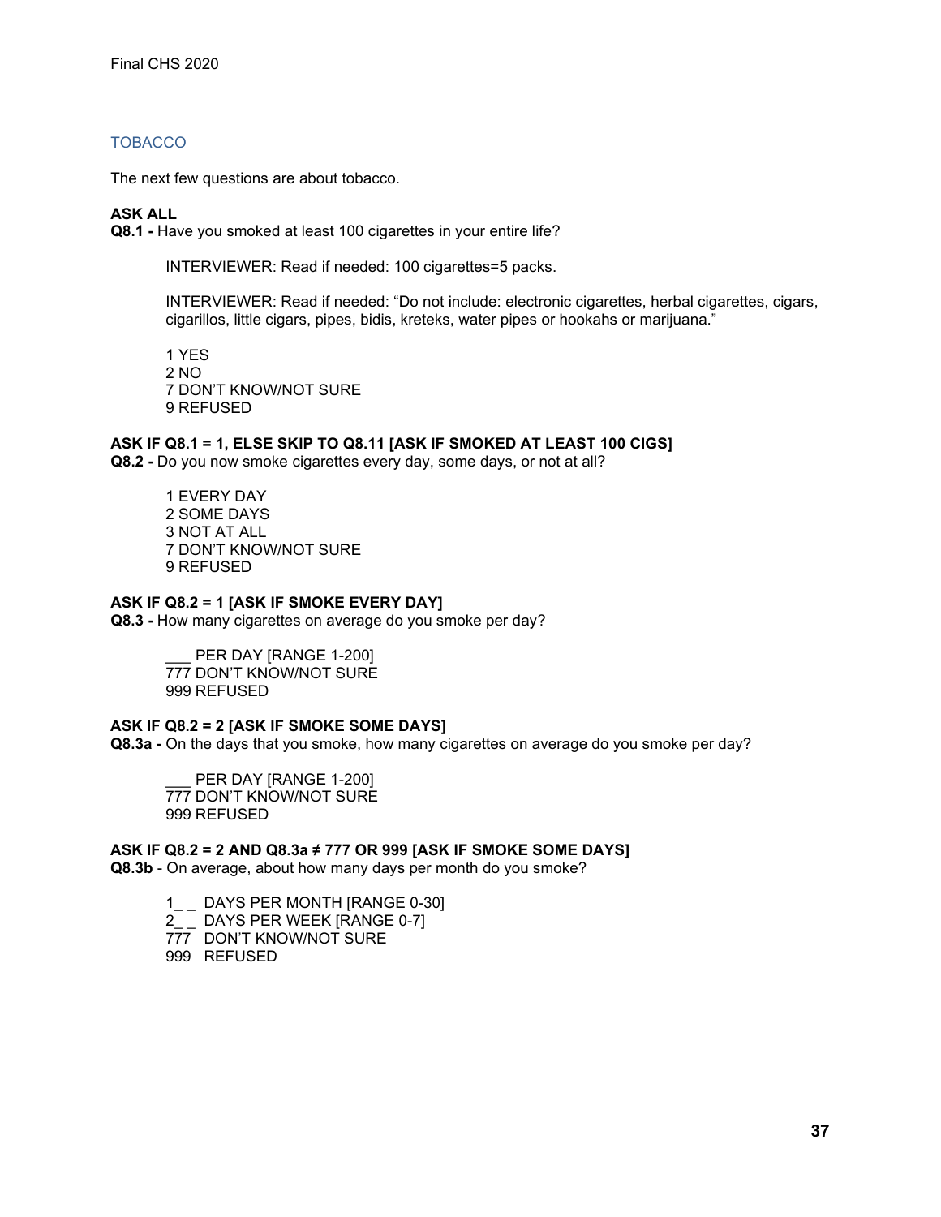## TOBACCO

The next few questions are about tobacco.

**ASK ALL**
**Q8.1 -** Have you smoked at least 100 cigarettes in your entire life?

INTERVIEWER: Read if needed: 100 cigarettes=5 packs.

INTERVIEWER: Read if needed: "Do not include: electronic cigarettes, herbal cigarettes, cigars, cigarillos, little cigars, pipes, bidis, kreteks, water pipes or hookahs or marijuana."

1 YES
2 NO
7 DON'T KNOW/NOT SURE
9 REFUSED

**ASK IF Q8.1 = 1, ELSE SKIP TO Q8.11 [ASK IF SMOKED AT LEAST 100 CIGS]**
**Q8.2 -** Do you now smoke cigarettes every day, some days, or not at all?

1 EVERY DAY
2 SOME DAYS
3 NOT AT ALL
7 DON'T KNOW/NOT SURE
9 REFUSED

**ASK IF Q8.2 = 1 [ASK IF SMOKE EVERY DAY]**
**Q8.3 -** How many cigarettes on average do you smoke per day?

___ PER DAY [RANGE 1-200]
777 DON'T KNOW/NOT SURE
999 REFUSED

**ASK IF Q8.2 = 2 [ASK IF SMOKE SOME DAYS]**
**Q8.3a -** On the days that you smoke, how many cigarettes on average do you smoke per day?

___ PER DAY [RANGE 1-200]
777 DON'T KNOW/NOT SURE
999 REFUSED

**ASK IF Q8.2 = 2 AND Q8.3a ≠ 777 OR 999 [ASK IF SMOKE SOME DAYS]**
**Q8.3b** - On average, about how many days per month do you smoke?

1_ _ DAYS PER MONTH [RANGE 0-30]
2_ _ DAYS PER WEEK [RANGE 0-7]
777 DON'T KNOW/NOT SURE
999 REFUSED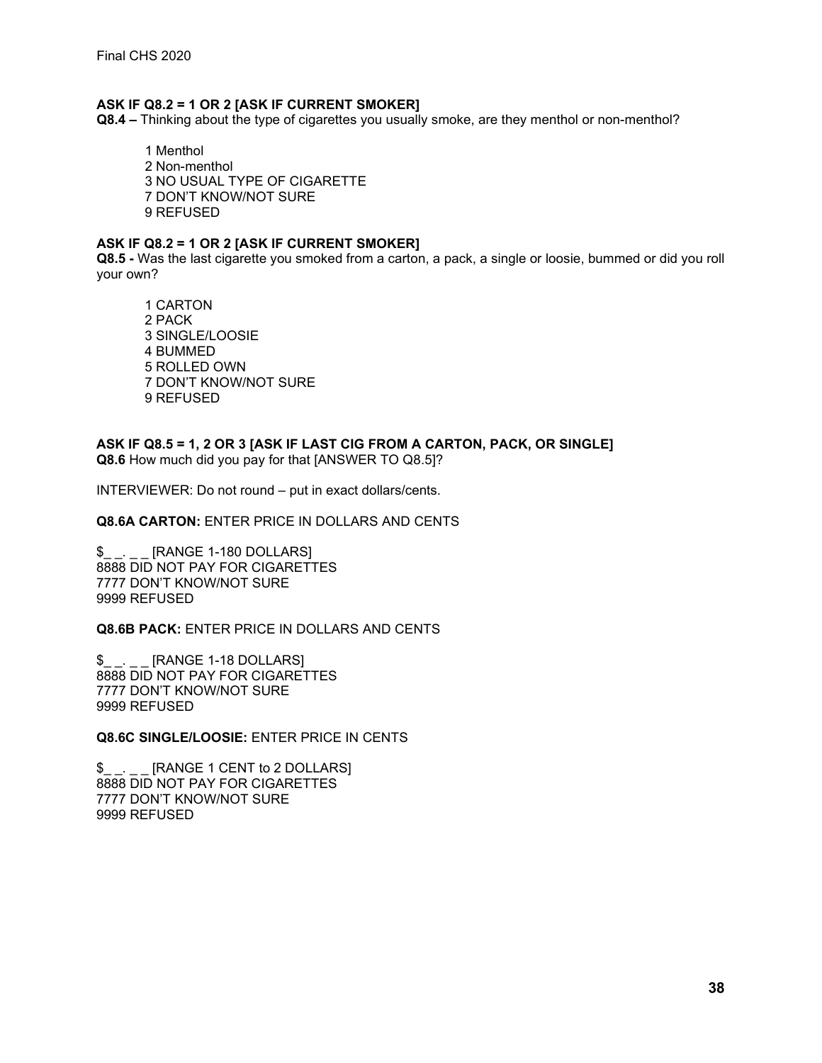**ASK IF Q8.2 = 1 OR 2 [ASK IF CURRENT SMOKER]**
**Q8.4 –** Thinking about the type of cigarettes you usually smoke, are they menthol or non-menthol?

1 Menthol
2 Non-menthol
3 NO USUAL TYPE OF CIGARETTE
7 DON'T KNOW/NOT SURE
9 REFUSED

**ASK IF Q8.2 = 1 OR 2 [ASK IF CURRENT SMOKER]**
**Q8.5 -** Was the last cigarette you smoked from a carton, a pack, a single or loosie, bummed or did you roll your own?

1 CARTON
2 PACK
3 SINGLE/LOOSIE
4 BUMMED
5 ROLLED OWN
7 DON'T KNOW/NOT SURE
9 REFUSED

**ASK IF Q8.5 = 1, 2 OR 3 [ASK IF LAST CIG FROM A CARTON, PACK, OR SINGLE]**
**Q8.6** How much did you pay for that [ANSWER TO Q8.5]?

INTERVIEWER: Do not round – put in exact dollars/cents.

**Q8.6A CARTON:** ENTER PRICE IN DOLLARS AND CENTS

$_ _. _ _ [RANGE 1-180 DOLLARS]
8888 DID NOT PAY FOR CIGARETTES
7777 DON'T KNOW/NOT SURE
9999 REFUSED

**Q8.6B PACK:** ENTER PRICE IN DOLLARS AND CENTS

$_ _. _ _ [RANGE 1-18 DOLLARS]
8888 DID NOT PAY FOR CIGARETTES
7777 DON'T KNOW/NOT SURE
9999 REFUSED

**Q8.6C SINGLE/LOOSIE:** ENTER PRICE IN CENTS

$_ _. _ _ [RANGE 1 CENT to 2 DOLLARS]
8888 DID NOT PAY FOR CIGARETTES
7777 DON'T KNOW/NOT SURE
9999 REFUSED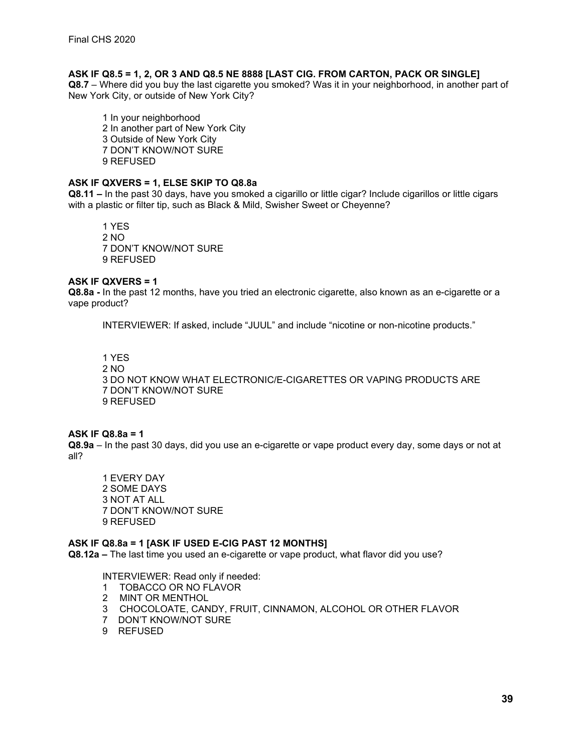**ASK IF Q8.5 = 1, 2, OR 3 AND Q8.5 NE 8888 [LAST CIG. FROM CARTON, PACK OR SINGLE]**

**Q8.7** – Where did you buy the last cigarette you smoked? Was it in your neighborhood, in another part of New York City, or outside of New York City?

1 In your neighborhood
2 In another part of New York City
3 Outside of New York City
7 DON'T KNOW/NOT SURE
9 REFUSED

**ASK IF QXVERS = 1, ELSE SKIP TO Q8.8a**

**Q8.11 –** In the past 30 days, have you smoked a cigarillo or little cigar? Include cigarillos or little cigars with a plastic or filter tip, such as Black & Mild, Swisher Sweet or Cheyenne?

1 YES
2 NO
7 DON'T KNOW/NOT SURE
9 REFUSED

**ASK IF QXVERS = 1**

**Q8.8a -** In the past 12 months, have you tried an electronic cigarette, also known as an e-cigarette or a vape product?

INTERVIEWER: If asked, include "JUUL" and include "nicotine or non-nicotine products."

1 YES
2 NO
3 DO NOT KNOW WHAT ELECTRONIC/E-CIGARETTES OR VAPING PRODUCTS ARE
7 DON'T KNOW/NOT SURE
9 REFUSED

**ASK IF Q8.8a = 1**

**Q8.9a** – In the past 30 days, did you use an e-cigarette or vape product every day, some days or not at all?

1 EVERY DAY
2 SOME DAYS
3 NOT AT ALL
7 DON'T KNOW/NOT SURE
9 REFUSED

**ASK IF Q8.8a = 1 [ASK IF USED E-CIG PAST 12 MONTHS]**

**Q8.12a –** The last time you used an e-cigarette or vape product, what flavor did you use?

INTERVIEWER: Read only if needed:

1 TOBACCO OR NO FLAVOR
2 MINT OR MENTHOL
3 CHOCOLOATE, CANDY, FRUIT, CINNAMON, ALCOHOL OR OTHER FLAVOR
7 DON'T KNOW/NOT SURE
9 REFUSED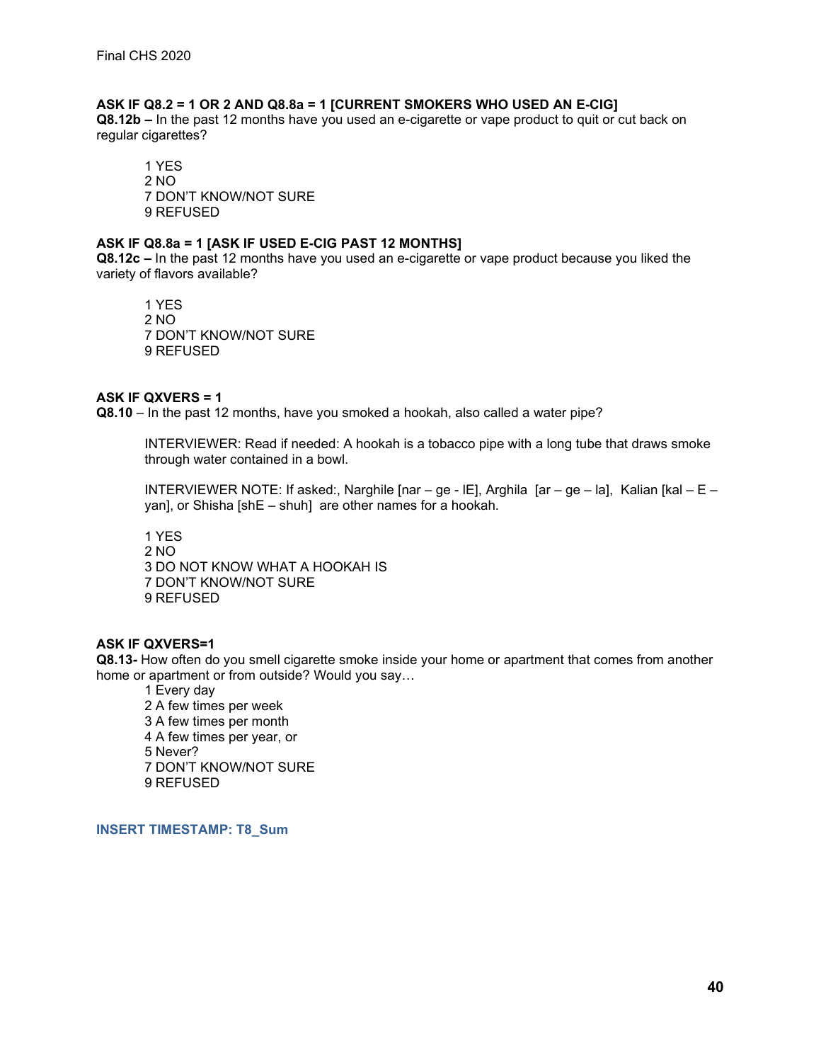**ASK IF Q8.2 = 1 OR 2 AND Q8.8a = 1 [CURRENT SMOKERS WHO USED AN E-CIG]**

**Q8.12b –** In the past 12 months have you used an e-cigarette or vape product to quit or cut back on regular cigarettes?

1 YES
2 NO
7 DON'T KNOW/NOT SURE
9 REFUSED

**ASK IF Q8.8a = 1 [ASK IF USED E-CIG PAST 12 MONTHS]**

**Q8.12c –** In the past 12 months have you used an e-cigarette or vape product because you liked the variety of flavors available?

1 YES
2 NO
7 DON'T KNOW/NOT SURE
9 REFUSED

**ASK IF QXVERS = 1**

**Q8.10** – In the past 12 months, have you smoked a hookah, also called a water pipe?

INTERVIEWER: Read if needed: A hookah is a tobacco pipe with a long tube that draws smoke through water contained in a bowl.

INTERVIEWER NOTE: If asked:, Narghile [nar – ge - lE], Arghila [ar – ge – la], Kalian [kal – E – yan], or Shisha [shE – shuh] are other names for a hookah.

1 YES
2 NO
3 DO NOT KNOW WHAT A HOOKAH IS
7 DON'T KNOW/NOT SURE
9 REFUSED

**ASK IF QXVERS=1**

**Q8.13-** How often do you smell cigarette smoke inside your home or apartment that comes from another home or apartment or from outside? Would you say…

1 Every day
2 A few times per week
3 A few times per month
4 A few times per year, or
5 Never?
7 DON'T KNOW/NOT SURE
9 REFUSED

**INSERT TIMESTAMP: T8_Sum**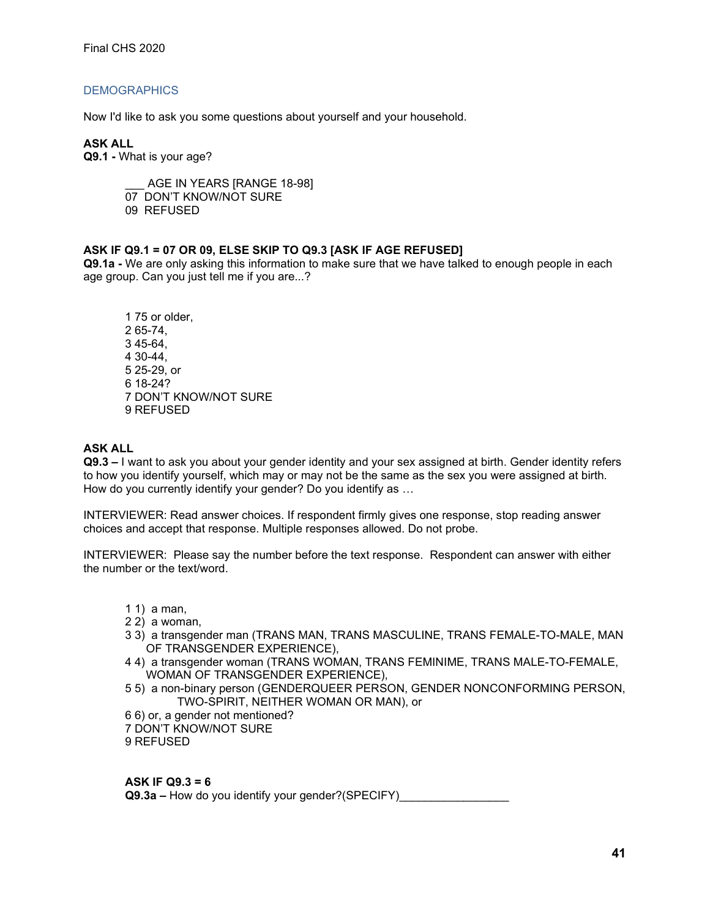## DEMOGRAPHICS

Now I'd like to ask you some questions about yourself and your household.

**ASK ALL**
**Q9.1 -** What is your age?

\___ AGE IN YEARS [RANGE 18-98]
07 DON'T KNOW/NOT SURE
09 REFUSED

**ASK IF Q9.1 = 07 OR 09, ELSE SKIP TO Q9.3 [ASK IF AGE REFUSED]**
**Q9.1a -** We are only asking this information to make sure that we have talked to enough people in each age group. Can you just tell me if you are...?

1 75 or older,
2 65-74,
3 45-64,
4 30-44,
5 25-29, or
6 18-24?
7 DON'T KNOW/NOT SURE
9 REFUSED

**ASK ALL**
**Q9.3 –** I want to ask you about your gender identity and your sex assigned at birth. Gender identity refers to how you identify yourself, which may or may not be the same as the sex you were assigned at birth. How do you currently identify your gender? Do you identify as …

INTERVIEWER: Read answer choices. If respondent firmly gives one response, stop reading answer choices and accept that response. Multiple responses allowed. Do not probe.

INTERVIEWER: Please say the number before the text response. Respondent can answer with either the number or the text/word.

1 1) a man,
2 2) a woman,
3 3) a transgender man (TRANS MAN, TRANS MASCULINE, TRANS FEMALE-TO-MALE, MAN OF TRANSGENDER EXPERIENCE),
4 4) a transgender woman (TRANS WOMAN, TRANS FEMINIME, TRANS MALE-TO-FEMALE, WOMAN OF TRANSGENDER EXPERIENCE),
5 5) a non-binary person (GENDERQUEER PERSON, GENDER NONCONFORMING PERSON, TWO-SPIRIT, NEITHER WOMAN OR MAN), or
6 6) or, a gender not mentioned?
7 DON'T KNOW/NOT SURE
9 REFUSED

**ASK IF Q9.3 = 6**
**Q9.3a –** How do you identify your gender?(SPECIFY)\_________________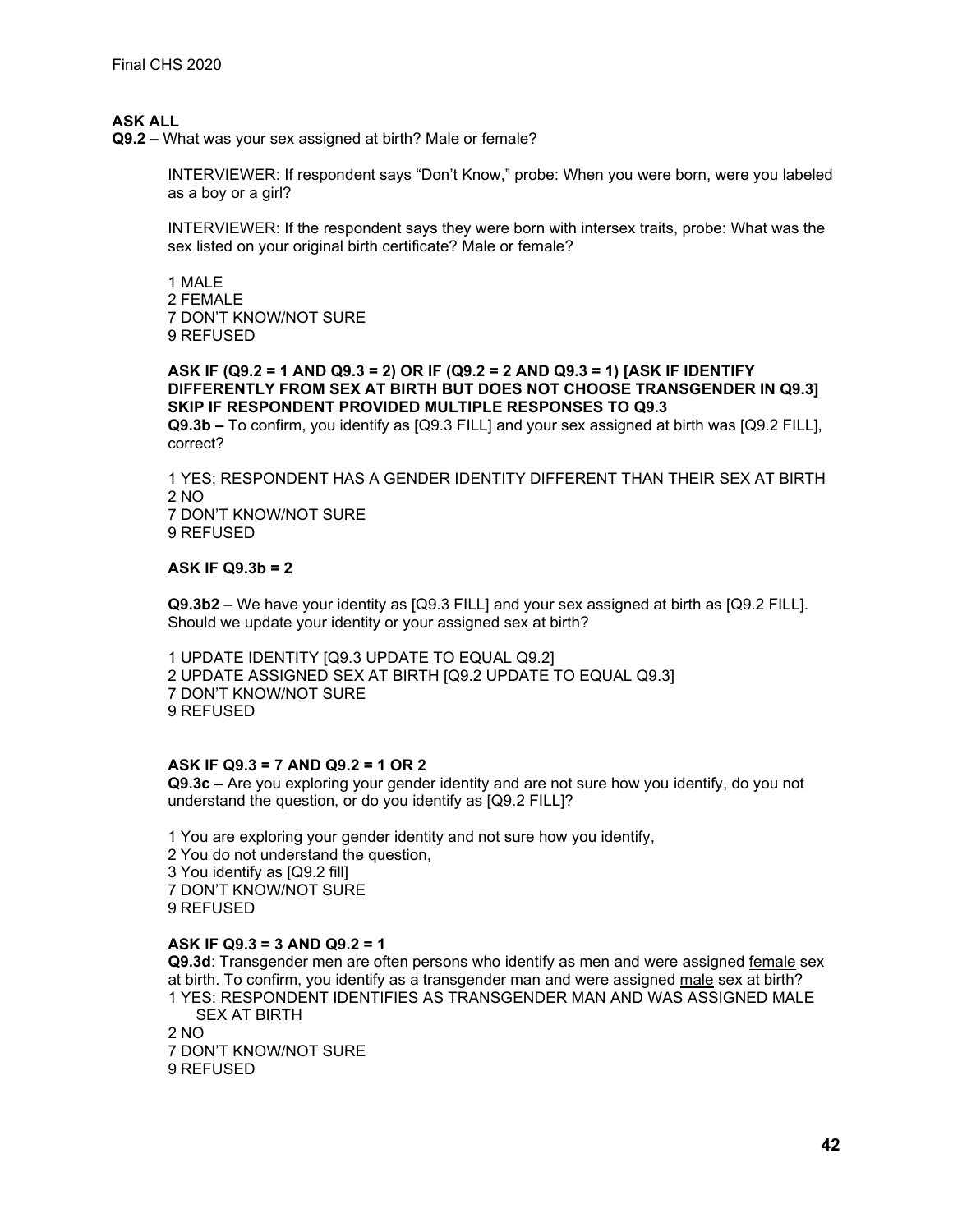**ASK ALL**

**Q9.2 –** What was your sex assigned at birth? Male or female?

INTERVIEWER: If respondent says “Don’t Know,” probe: When you were born, were you labeled as a boy or a girl?

INTERVIEWER: If the respondent says they were born with intersex traits, probe: What was the sex listed on your original birth certificate? Male or female?

1 MALE
2 FEMALE
7 DON’T KNOW/NOT SURE
9 REFUSED

**ASK IF (Q9.2 = 1 AND Q9.3 = 2) OR IF (Q9.2 = 2 AND Q9.3 = 1) [ASK IF IDENTIFY DIFFERENTLY FROM SEX AT BIRTH BUT DOES NOT CHOOSE TRANSGENDER IN Q9.3] SKIP IF RESPONDENT PROVIDED MULTIPLE RESPONSES TO Q9.3**

**Q9.3b –** To confirm, you identify as [Q9.3 FILL] and your sex assigned at birth was [Q9.2 FILL], correct?

1 YES; RESPONDENT HAS A GENDER IDENTITY DIFFERENT THAN THEIR SEX AT BIRTH
2 NO
7 DON’T KNOW/NOT SURE
9 REFUSED

**ASK IF Q9.3b = 2**

**Q9.3b2** – We have your identity as [Q9.3 FILL] and your sex assigned at birth as [Q9.2 FILL]. Should we update your identity or your assigned sex at birth?

1 UPDATE IDENTITY [Q9.3 UPDATE TO EQUAL Q9.2]
2 UPDATE ASSIGNED SEX AT BIRTH [Q9.2 UPDATE TO EQUAL Q9.3]
7 DON’T KNOW/NOT SURE
9 REFUSED

**ASK IF Q9.3 = 7 AND Q9.2 = 1 OR 2**

**Q9.3c –** Are you exploring your gender identity and are not sure how you identify, do you not understand the question, or do you identify as [Q9.2 FILL]?

1 You are exploring your gender identity and not sure how you identify,
2 You do not understand the question,
3 You identify as [Q9.2 fill]
7 DON’T KNOW/NOT SURE
9 REFUSED

**ASK IF Q9.3 = 3 AND Q9.2 = 1**

**Q9.3d**: Transgender men are often persons who identify as men and were assigned female sex at birth. To confirm, you identify as a transgender man and were assigned male sex at birth?

1 YES: RESPONDENT IDENTIFIES AS TRANSGENDER MAN AND WAS ASSIGNED MALE SEX AT BIRTH
2 NO
7 DON’T KNOW/NOT SURE
9 REFUSED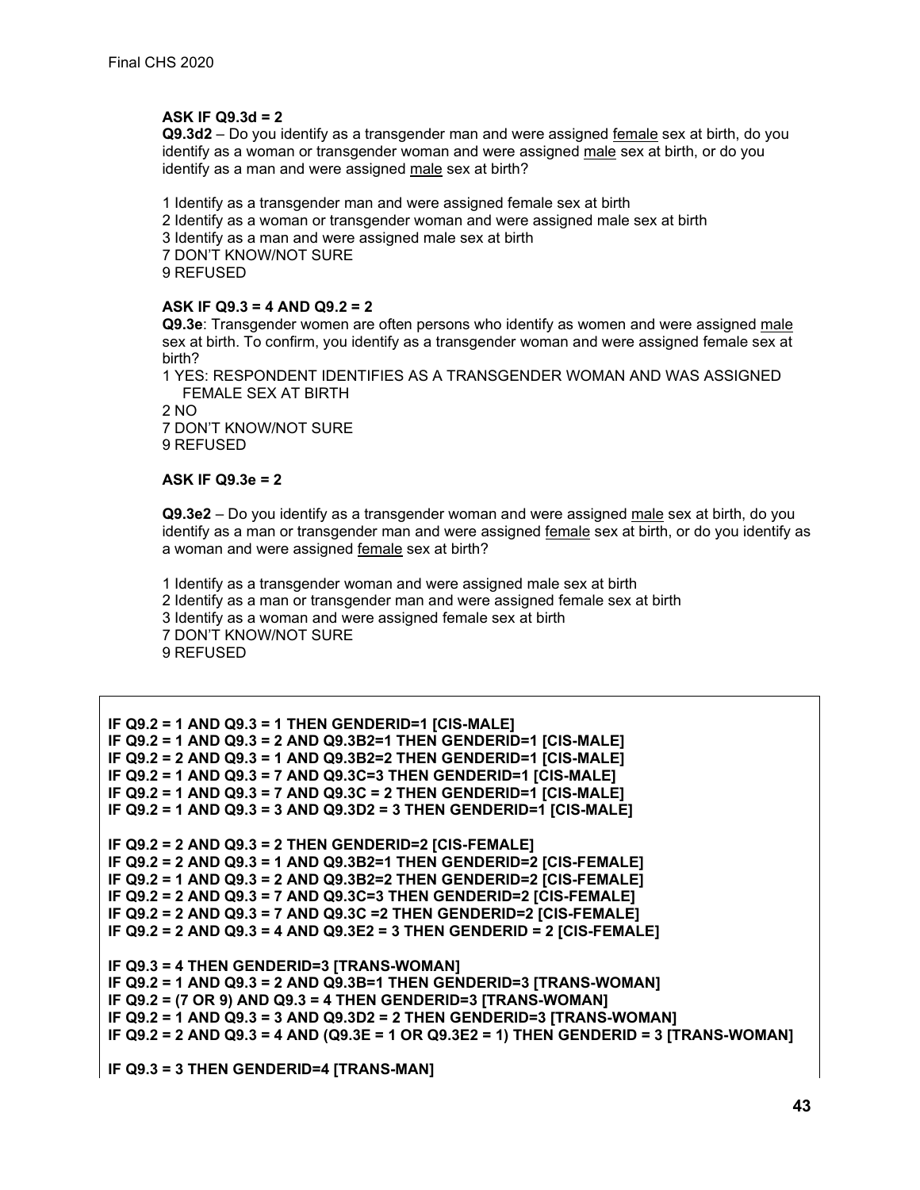**ASK IF Q9.3d = 2**

**Q9.3d2** – Do you identify as a transgender man and were assigned female sex at birth, do you identify as a woman or transgender woman and were assigned male sex at birth, or do you identify as a man and were assigned male sex at birth?

1 Identify as a transgender man and were assigned female sex at birth
2 Identify as a woman or transgender woman and were assigned male sex at birth
3 Identify as a man and were assigned male sex at birth
7 DON'T KNOW/NOT SURE
9 REFUSED

**ASK IF Q9.3 = 4 AND Q9.2 = 2**

**Q9.3e**: Transgender women are often persons who identify as women and were assigned male sex at birth. To confirm, you identify as a transgender woman and were assigned female sex at birth?

1 YES: RESPONDENT IDENTIFIES AS A TRANSGENDER WOMAN AND WAS ASSIGNED FEMALE SEX AT BIRTH
2 NO
7 DON'T KNOW/NOT SURE
9 REFUSED

**ASK IF Q9.3e = 2**

**Q9.3e2** – Do you identify as a transgender woman and were assigned male sex at birth, do you identify as a man or transgender man and were assigned female sex at birth, or do you identify as a woman and were assigned female sex at birth?

1 Identify as a transgender woman and were assigned male sex at birth
2 Identify as a man or transgender man and were assigned female sex at birth
3 Identify as a woman and were assigned female sex at birth
7 DON'T KNOW/NOT SURE
9 REFUSED

**IF Q9.2 = 1 AND Q9.3 = 1 THEN GENDERID=1 [CIS-MALE]**
**IF Q9.2 = 1 AND Q9.3 = 2 AND Q9.3B2=1 THEN GENDERID=1 [CIS-MALE]**
**IF Q9.2 = 2 AND Q9.3 = 1 AND Q9.3B2=2 THEN GENDERID=1 [CIS-MALE]**
**IF Q9.2 = 1 AND Q9.3 = 7 AND Q9.3C=3 THEN GENDERID=1 [CIS-MALE]**
**IF Q9.2 = 1 AND Q9.3 = 7 AND Q9.3C = 2 THEN GENDERID=1 [CIS-MALE]**
**IF Q9.2 = 1 AND Q9.3 = 3 AND Q9.3D2 = 3 THEN GENDERID=1 [CIS-MALE]**

**IF Q9.2 = 2 AND Q9.3 = 2 THEN GENDERID=2 [CIS-FEMALE]**
**IF Q9.2 = 2 AND Q9.3 = 1 AND Q9.3B2=1 THEN GENDERID=2 [CIS-FEMALE]**
**IF Q9.2 = 1 AND Q9.3 = 2 AND Q9.3B2=2 THEN GENDERID=2 [CIS-FEMALE]**
**IF Q9.2 = 2 AND Q9.3 = 7 AND Q9.3C=3 THEN GENDERID=2 [CIS-FEMALE]**
**IF Q9.2 = 2 AND Q9.3 = 7 AND Q9.3C =2 THEN GENDERID=2 [CIS-FEMALE]**
**IF Q9.2 = 2 AND Q9.3 = 4 AND Q9.3E2 = 3 THEN GENDERID = 2 [CIS-FEMALE]**

**IF Q9.3 = 4 THEN GENDERID=3 [TRANS-WOMAN]**
**IF Q9.2 = 1 AND Q9.3 = 2 AND Q9.3B=1 THEN GENDERID=3 [TRANS-WOMAN]**
**IF Q9.2 = (7 OR 9) AND Q9.3 = 4 THEN GENDERID=3 [TRANS-WOMAN]**
**IF Q9.2 = 1 AND Q9.3 = 3 AND Q9.3D2 = 2 THEN GENDERID=3 [TRANS-WOMAN]**
**IF Q9.2 = 2 AND Q9.3 = 4 AND (Q9.3E = 1 OR Q9.3E2 = 1) THEN GENDERID = 3 [TRANS-WOMAN]**

**IF Q9.3 = 3 THEN GENDERID=4 [TRANS-MAN]**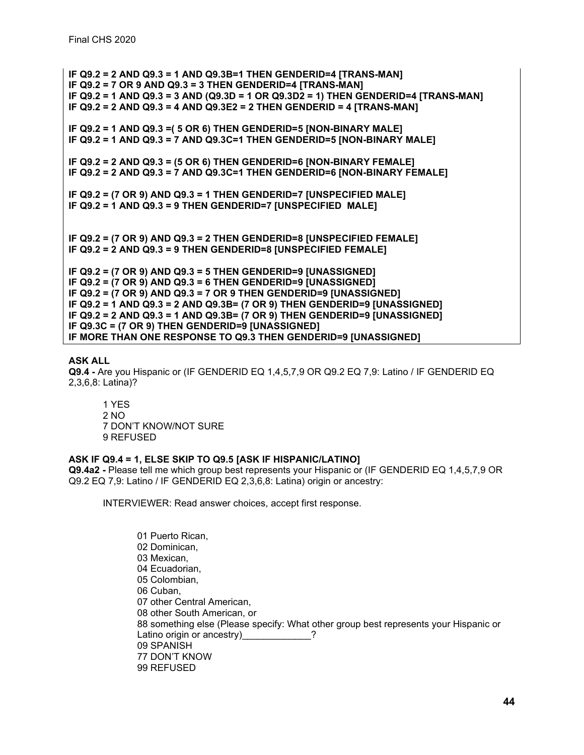**IF Q9.2 = 2 AND Q9.3 = 1 AND Q9.3B=1 THEN GENDERID=4 [TRANS-MAN]**
**IF Q9.2 = 7 OR 9 AND Q9.3 = 3 THEN GENDERID=4 [TRANS-MAN]**
**IF Q9.2 = 1 AND Q9.3 = 3 AND (Q9.3D = 1 OR Q9.3D2 = 1) THEN GENDERID=4 [TRANS-MAN]**
**IF Q9.2 = 2 AND Q9.3 = 4 AND Q9.3E2 = 2 THEN GENDERID = 4 [TRANS-MAN]**

**IF Q9.2 = 1 AND Q9.3 =( 5 OR 6) THEN GENDERID=5 [NON-BINARY MALE]**
**IF Q9.2 = 1 AND Q9.3 = 7 AND Q9.3C=1 THEN GENDERID=5 [NON-BINARY MALE]**

**IF Q9.2 = 2 AND Q9.3 = (5 OR 6) THEN GENDERID=6 [NON-BINARY FEMALE]**
**IF Q9.2 = 2 AND Q9.3 = 7 AND Q9.3C=1 THEN GENDERID=6 [NON-BINARY FEMALE]**

**IF Q9.2 = (7 OR 9) AND Q9.3 = 1 THEN GENDERID=7 [UNSPECIFIED MALE]**
**IF Q9.2 = 1 AND Q9.3 = 9 THEN GENDERID=7 [UNSPECIFIED MALE]**

**IF Q9.2 = (7 OR 9) AND Q9.3 = 2 THEN GENDERID=8 [UNSPECIFIED FEMALE]**
**IF Q9.2 = 2 AND Q9.3 = 9 THEN GENDERID=8 [UNSPECIFIED FEMALE]**

**IF Q9.2 = (7 OR 9) AND Q9.3 = 5 THEN GENDERID=9 [UNASSIGNED]**
**IF Q9.2 = (7 OR 9) AND Q9.3 = 6 THEN GENDERID=9 [UNASSIGNED]**
**IF Q9.2 = (7 OR 9) AND Q9.3 = 7 OR 9 THEN GENDERID=9 [UNASSIGNED]**
**IF Q9.2 = 1 AND Q9.3 = 2 AND Q9.3B= (7 OR 9) THEN GENDERID=9 [UNASSIGNED]**
**IF Q9.2 = 2 AND Q9.3 = 1 AND Q9.3B= (7 OR 9) THEN GENDERID=9 [UNASSIGNED]**
**IF Q9.3C = (7 OR 9) THEN GENDERID=9 [UNASSIGNED]**
**IF MORE THAN ONE RESPONSE TO Q9.3 THEN GENDERID=9 [UNASSIGNED]**

**ASK ALL**
**Q9.4 -** Are you Hispanic or (IF GENDERID EQ 1,4,5,7,9 OR Q9.2 EQ 7,9: Latino / IF GENDERID EQ 2,3,6,8: Latina)?

1 YES
2 NO
7 DON'T KNOW/NOT SURE
9 REFUSED

**ASK IF Q9.4 = 1, ELSE SKIP TO Q9.5 [ASK IF HISPANIC/LATINO]**
**Q9.4a2 -** Please tell me which group best represents your Hispanic or (IF GENDERID EQ 1,4,5,7,9 OR Q9.2 EQ 7,9: Latino / IF GENDERID EQ 2,3,6,8: Latina) origin or ancestry:

INTERVIEWER: Read answer choices, accept first response.

01 Puerto Rican,
02 Dominican,
03 Mexican,
04 Ecuadorian,
05 Colombian,
06 Cuban,
07 other Central American,
08 other South American, or
88 something else (Please specify: What other group best represents your Hispanic or Latino origin or ancestry)_____________?
09 SPANISH
77 DON'T KNOW
99 REFUSED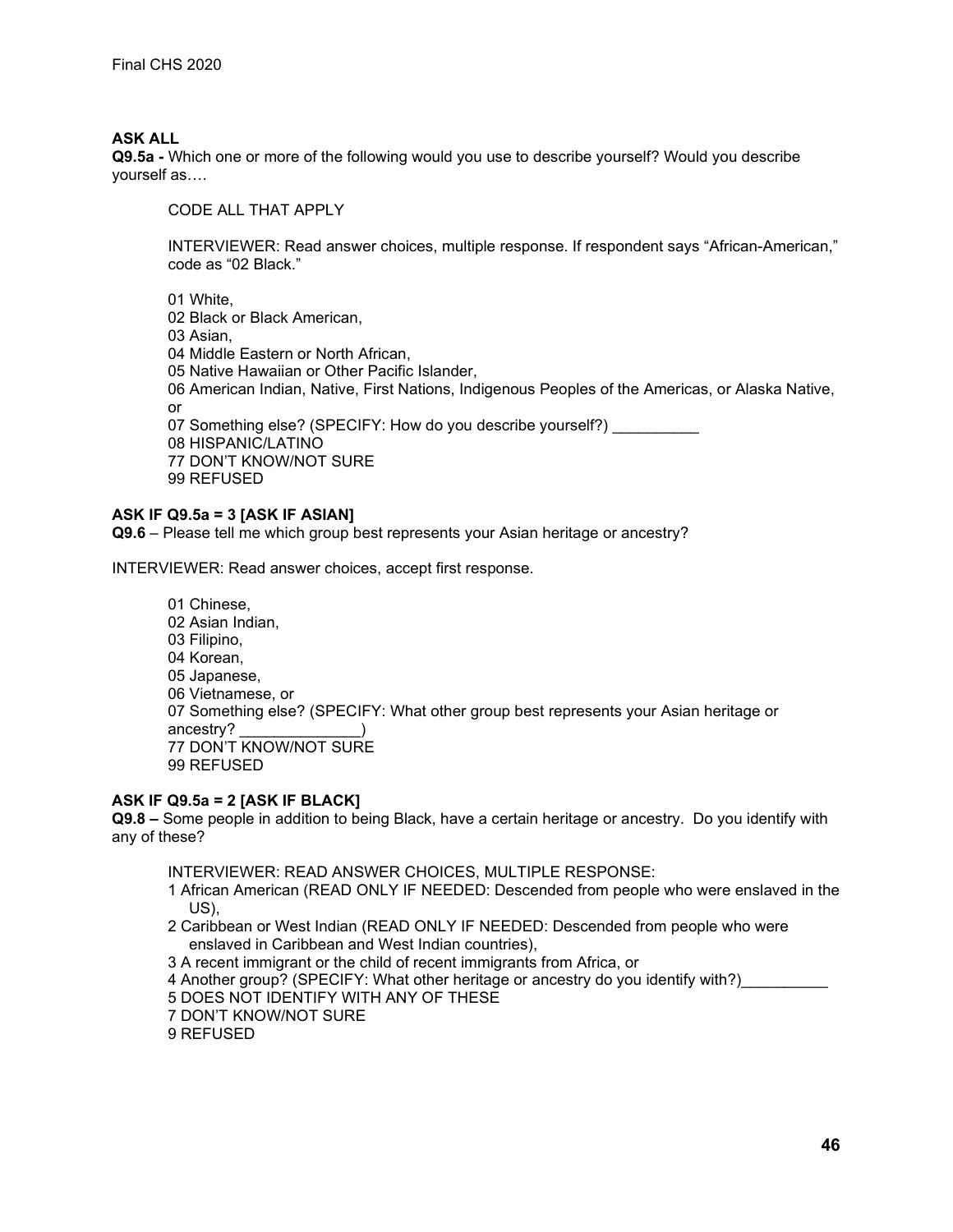**ASK ALL**

**Q9.5a -** Which one or more of the following would you use to describe yourself? Would you describe yourself as….

CODE ALL THAT APPLY

INTERVIEWER: Read answer choices, multiple response. If respondent says “African-American,” code as “02 Black.”

01 White,
02 Black or Black American,
03 Asian,
04 Middle Eastern or North African,
05 Native Hawaiian or Other Pacific Islander,
06 American Indian, Native, First Nations, Indigenous Peoples of the Americas, or Alaska Native, or
07 Something else? (SPECIFY: How do you describe yourself?) __________
08 HISPANIC/LATINO
77 DON’T KNOW/NOT SURE
99 REFUSED

**ASK IF Q9.5a = 3 [ASK IF ASIAN]**

**Q9.6** – Please tell me which group best represents your Asian heritage or ancestry?

INTERVIEWER: Read answer choices, accept first response.

01 Chinese,
02 Asian Indian,
03 Filipino,
04 Korean,
05 Japanese,
06 Vietnamese, or
07 Something else? (SPECIFY: What other group best represents your Asian heritage or ancestry? ______________)
77 DON’T KNOW/NOT SURE
99 REFUSED

**ASK IF Q9.5a = 2 [ASK IF BLACK]**

**Q9.8 –** Some people in addition to being Black, have a certain heritage or ancestry. Do you identify with any of these?

INTERVIEWER: READ ANSWER CHOICES, MULTIPLE RESPONSE:

1 African American (READ ONLY IF NEEDED: Descended from people who were enslaved in the US),
2 Caribbean or West Indian (READ ONLY IF NEEDED: Descended from people who were enslaved in Caribbean and West Indian countries),
3 A recent immigrant or the child of recent immigrants from Africa, or
4 Another group? (SPECIFY: What other heritage or ancestry do you identify with?)__________
5 DOES NOT IDENTIFY WITH ANY OF THESE
7 DON’T KNOW/NOT SURE
9 REFUSED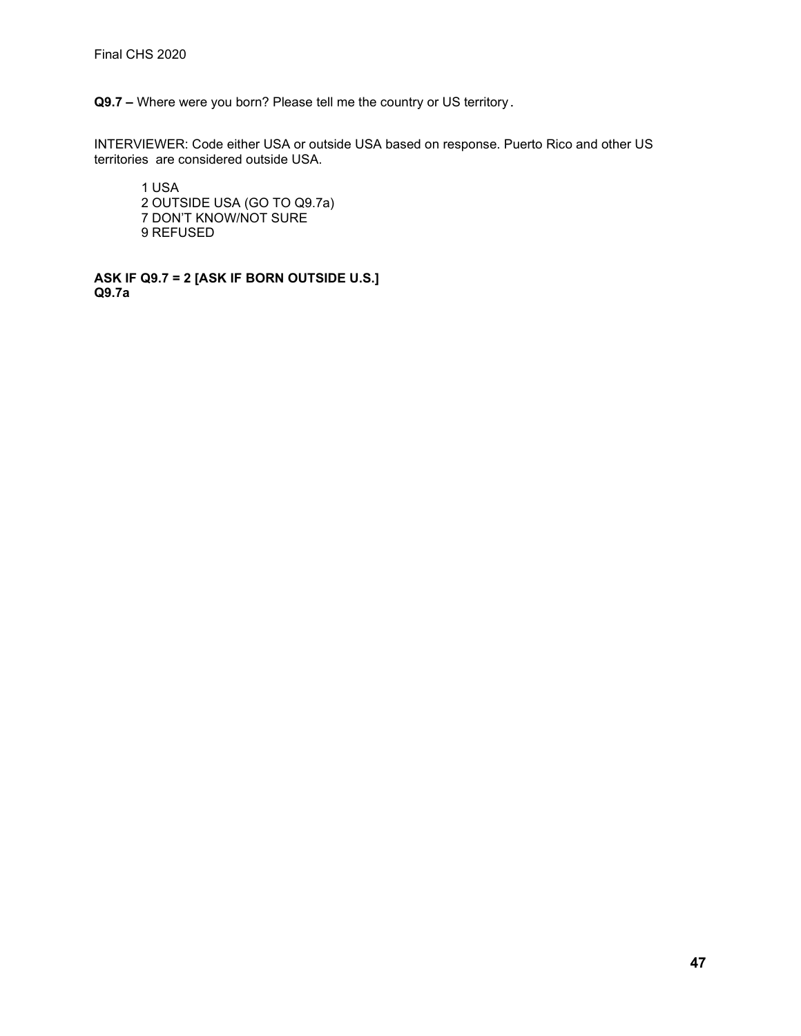**Q9.7 –** Where were you born? Please tell me the country or US territory.

INTERVIEWER: Code either USA or outside USA based on response. Puerto Rico and other US territories are considered outside USA.

1 USA
2 OUTSIDE USA (GO TO Q9.7a)
7 DON'T KNOW/NOT SURE
9 REFUSED

**ASK IF Q9.7 = 2 [ASK IF BORN OUTSIDE U.S.]**
**Q9.7a**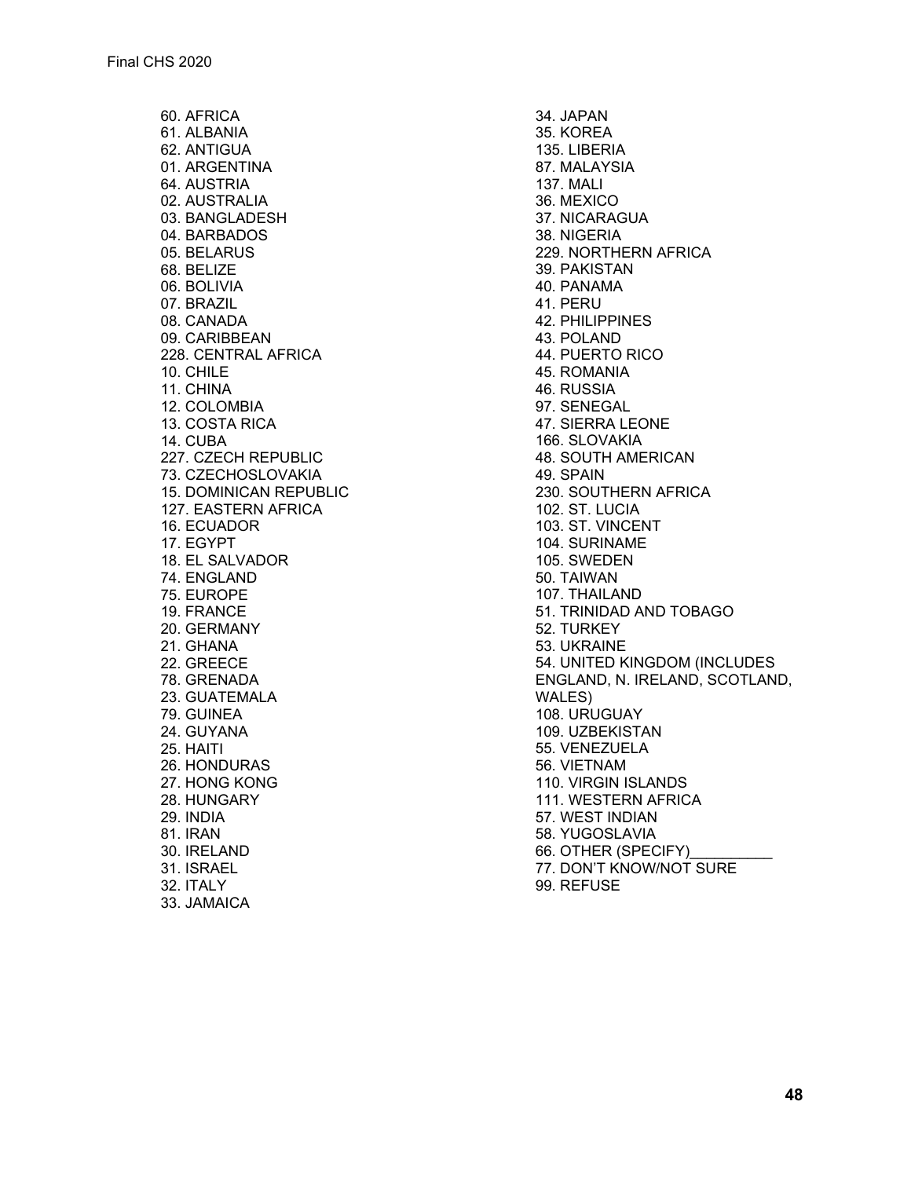60. AFRICA
61. ALBANIA
62. ANTIGUA
01. ARGENTINA
64. AUSTRIA
02. AUSTRALIA
03. BANGLADESH
04. BARBADOS
05. BELARUS
68. BELIZE
06. BOLIVIA
07. BRAZIL
08. CANADA
09. CARIBBEAN
228. CENTRAL AFRICA
10. CHILE
11. CHINA
12. COLOMBIA
13. COSTA RICA
14. CUBA
227. CZECH REPUBLIC
73. CZECHOSLOVAKIA
15. DOMINICAN REPUBLIC
127. EASTERN AFRICA
16. ECUADOR
17. EGYPT
18. EL SALVADOR
74. ENGLAND
75. EUROPE
19. FRANCE
20. GERMANY
21. GHANA
22. GREECE
78. GRENADA
23. GUATEMALA
79. GUINEA
24. GUYANA
25. HAITI
26. HONDURAS
27. HONG KONG
28. HUNGARY
29. INDIA
81. IRAN
30. IRELAND
31. ISRAEL
32. ITALY
33. JAMAICA
34. JAPAN
35. KOREA
135. LIBERIA
87. MALAYSIA
137. MALI
36. MEXICO
37. NICARAGUA
38. NIGERIA
229. NORTHERN AFRICA
39. PAKISTAN
40. PANAMA
41. PERU
42. PHILIPPINES
43. POLAND
44. PUERTO RICO
45. ROMANIA
46. RUSSIA
97. SENEGAL
47. SIERRA LEONE
166. SLOVAKIA
48. SOUTH AMERICAN
49. SPAIN
230. SOUTHERN AFRICA
102. ST. LUCIA
103. ST. VINCENT
104. SURINAME
105. SWEDEN
50. TAIWAN
107. THAILAND
51. TRINIDAD AND TOBAGO
52. TURKEY
53. UKRAINE
54. UNITED KINGDOM (INCLUDES ENGLAND, N. IRELAND, SCOTLAND, WALES)
108. URUGUAY
109. UZBEKISTAN
55. VENEZUELA
56. VIETNAM
110. VIRGIN ISLANDS
111. WESTERN AFRICA
57. WEST INDIAN
58. YUGOSLAVIA
66. OTHER (SPECIFY)__________
77. DON'T KNOW/NOT SURE
99. REFUSE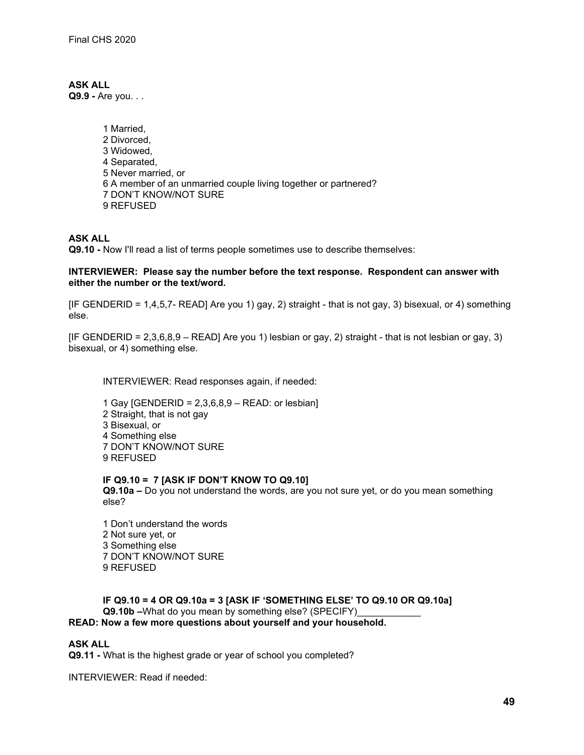**ASK ALL**
**Q9.9 -** Are you. . .

1 Married,
2 Divorced,
3 Widowed,
4 Separated,
5 Never married, or
6 A member of an unmarried couple living together or partnered?
7 DON'T KNOW/NOT SURE
9 REFUSED

**ASK ALL**
**Q9.10 -** Now I'll read a list of terms people sometimes use to describe themselves:

**INTERVIEWER: Please say the number before the text response. Respondent can answer with either the number or the text/word.**

[IF GENDERID = 1,4,5,7- READ] Are you 1) gay, 2) straight - that is not gay, 3) bisexual, or 4) something else.

[IF GENDERID = 2,3,6,8,9 – READ] Are you 1) lesbian or gay, 2) straight - that is not lesbian or gay, 3) bisexual, or 4) something else.

INTERVIEWER: Read responses again, if needed:

1 Gay [GENDERID = 2,3,6,8,9 – READ: or lesbian]
2 Straight, that is not gay
3 Bisexual, or
4 Something else
7 DON'T KNOW/NOT SURE
9 REFUSED

**IF Q9.10 = 7 [ASK IF DON'T KNOW TO Q9.10]**
**Q9.10a –** Do you not understand the words, are you not sure yet, or do you mean something else?

1 Don't understand the words
2 Not sure yet, or
3 Something else
7 DON'T KNOW/NOT SURE
9 REFUSED

**IF Q9.10 = 4 OR Q9.10a = 3 [ASK IF 'SOMETHING ELSE' TO Q9.10 OR Q9.10a]**
**Q9.10b –**What do you mean by something else? (SPECIFY)____________
**READ: Now a few more questions about yourself and your household.**

**ASK ALL**
**Q9.11 -** What is the highest grade or year of school you completed?

INTERVIEWER: Read if needed: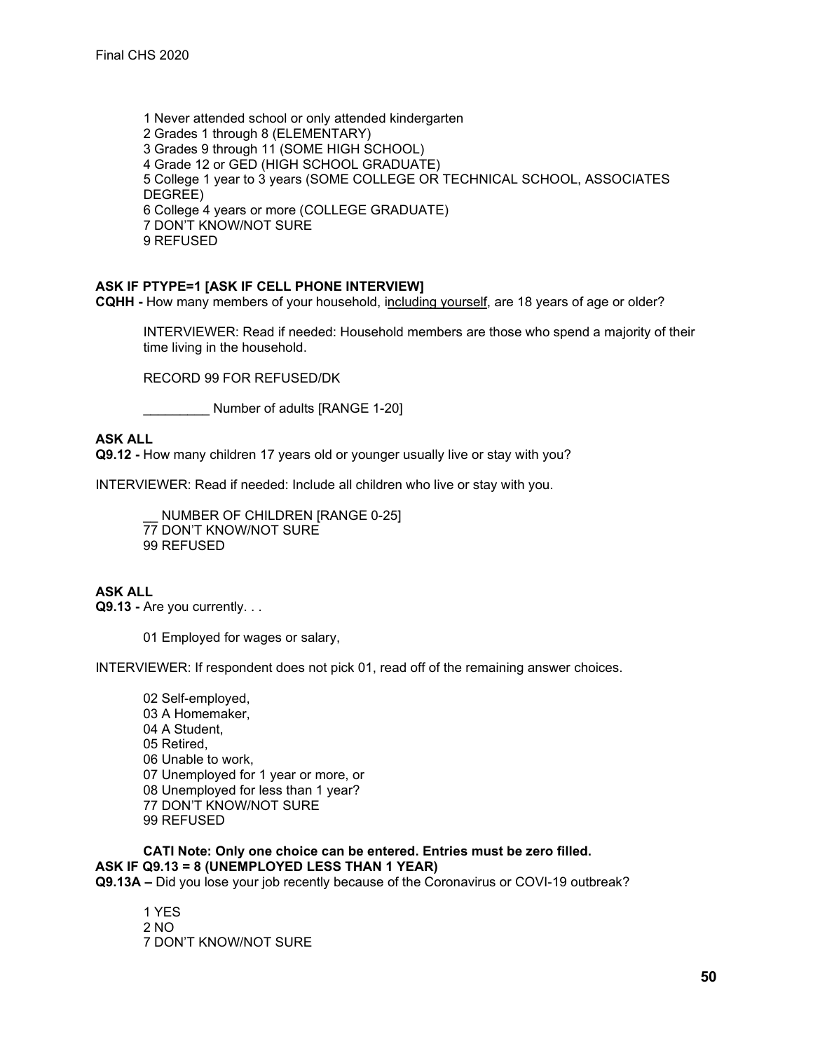1 Never attended school or only attended kindergarten
2 Grades 1 through 8 (ELEMENTARY)
3 Grades 9 through 11 (SOME HIGH SCHOOL)
4 Grade 12 or GED (HIGH SCHOOL GRADUATE)
5 College 1 year to 3 years (SOME COLLEGE OR TECHNICAL SCHOOL, ASSOCIATES DEGREE)
6 College 4 years or more (COLLEGE GRADUATE)
7 DON'T KNOW/NOT SURE
9 REFUSED

**ASK IF PTYPE=1 [ASK IF CELL PHONE INTERVIEW]**
**CQHH -** How many members of your household, including yourself, are 18 years of age or older?

INTERVIEWER: Read if needed: Household members are those who spend a majority of their time living in the household.

RECORD 99 FOR REFUSED/DK

_________ Number of adults [RANGE 1-20]

**ASK ALL**
**Q9.12 -** How many children 17 years old or younger usually live or stay with you?

INTERVIEWER: Read if needed: Include all children who live or stay with you.

__ NUMBER OF CHILDREN [RANGE 0-25]
77 DON'T KNOW/NOT SURE
99 REFUSED

**ASK ALL**
**Q9.13 -** Are you currently. . .

01 Employed for wages or salary,

INTERVIEWER: If respondent does not pick 01, read off of the remaining answer choices.

02 Self-employed,
03 A Homemaker,
04 A Student,
05 Retired,
06 Unable to work,
07 Unemployed for 1 year or more, or
08 Unemployed for less than 1 year?
77 DON'T KNOW/NOT SURE
99 REFUSED

**CATI Note: Only one choice can be entered. Entries must be zero filled.**
**ASK IF Q9.13 = 8 (UNEMPLOYED LESS THAN 1 YEAR)**
**Q9.13A –** Did you lose your job recently because of the Coronavirus or COVI-19 outbreak?

1 YES
2 NO
7 DON'T KNOW/NOT SURE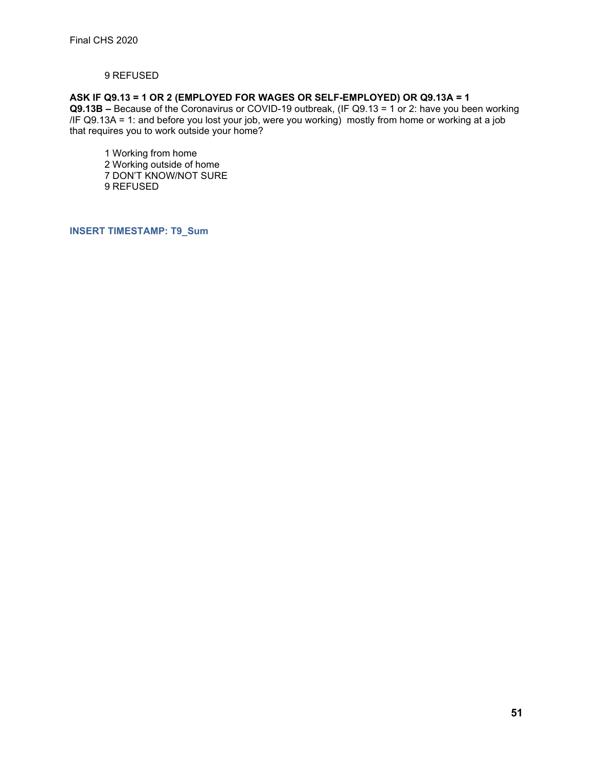9 REFUSED

**ASK IF Q9.13 = 1 OR 2 (EMPLOYED FOR WAGES OR SELF-EMPLOYED) OR Q9.13A = 1**
**Q9.13B –** Because of the Coronavirus or COVID-19 outbreak, (IF Q9.13 = 1 or 2: have you been working /IF Q9.13A = 1: and before you lost your job, were you working) mostly from home or working at a job that requires you to work outside your home?

1 Working from home
2 Working outside of home
7 DON'T KNOW/NOT SURE
9 REFUSED

**INSERT TIMESTAMP: T9_Sum**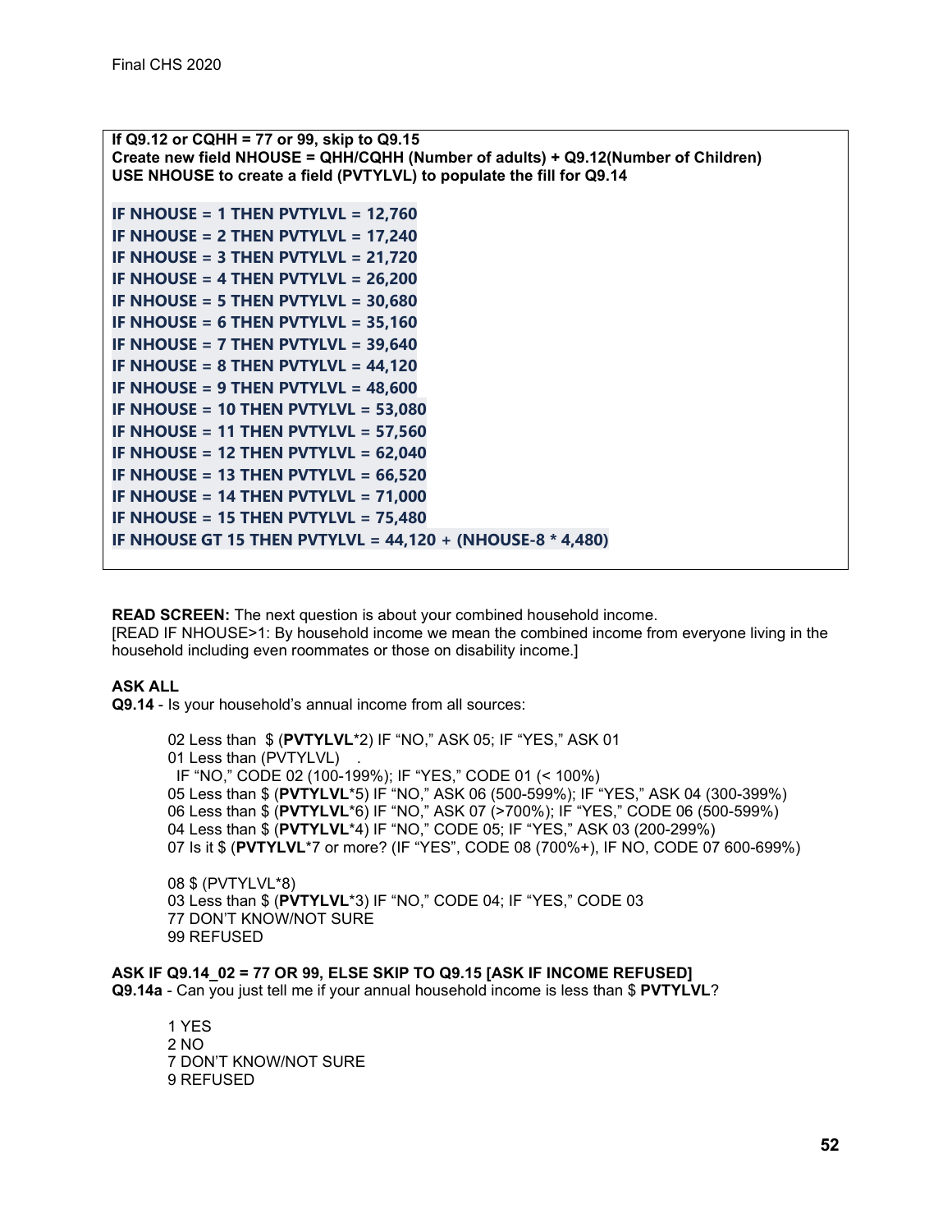**If Q9.12 or CQHH = 77 or 99, skip to Q9.15**
**Create new field NHOUSE = QHH/CQHH (Number of adults) + Q9.12(Number of Children)**
**USE NHOUSE to create a field (PVTYLVL) to populate the fill for Q9.14**

**IF NHOUSE = 1 THEN PVTYLVL = 12,760**
**IF NHOUSE = 2 THEN PVTYLVL = 17,240**
**IF NHOUSE = 3 THEN PVTYLVL = 21,720**
**IF NHOUSE = 4 THEN PVTYLVL = 26,200**
**IF NHOUSE = 5 THEN PVTYLVL = 30,680**
**IF NHOUSE = 6 THEN PVTYLVL = 35,160**
**IF NHOUSE = 7 THEN PVTYLVL = 39,640**
**IF NHOUSE = 8 THEN PVTYLVL = 44,120**
**IF NHOUSE = 9 THEN PVTYLVL = 48,600**
**IF NHOUSE = 10 THEN PVTYLVL = 53,080**
**IF NHOUSE = 11 THEN PVTYLVL = 57,560**
**IF NHOUSE = 12 THEN PVTYLVL = 62,040**
**IF NHOUSE = 13 THEN PVTYLVL = 66,520**
**IF NHOUSE = 14 THEN PVTYLVL = 71,000**
**IF NHOUSE = 15 THEN PVTYLVL = 75,480**
**IF NHOUSE GT 15 THEN PVTYLVL = 44,120 + (NHOUSE-8 * 4,480)**

**READ SCREEN:** The next question is about your combined household income.
[READ IF NHOUSE>1: By household income we mean the combined income from everyone living in the household including even roommates or those on disability income.]

**ASK ALL**
**Q9.14** - Is your household's annual income from all sources:

02 Less than $ (**PVTYLVL***2) IF "NO," ASK 05; IF "YES," ASK 01
01 Less than (PVTYLVL) .
IF "NO," CODE 02 (100-199%); IF "YES," CODE 01 (< 100%)
05 Less than $ (**PVTYLVL***5) IF "NO," ASK 06 (500-599%); IF "YES," ASK 04 (300-399%)
06 Less than $ (**PVTYLVL***6) IF "NO," ASK 07 (>700%); IF "YES," CODE 06 (500-599%)
04 Less than $ (**PVTYLVL***4) IF "NO," CODE 05; IF "YES," ASK 03 (200-299%)
07 Is it $ (**PVTYLVL***7 or more? (IF "YES", CODE 08 (700%+), IF NO, CODE 07 600-699%)

08 $ (PVTYLVL*8)
03 Less than $ (**PVTYLVL***3) IF "NO," CODE 04; IF "YES," CODE 03
77 DON'T KNOW/NOT SURE
99 REFUSED

**ASK IF Q9.14_02 = 77 OR 99, ELSE SKIP TO Q9.15 [ASK IF INCOME REFUSED]**
**Q9.14a** - Can you just tell me if your annual household income is less than $ **PVTYLVL**?

1 YES
2 NO
7 DON'T KNOW/NOT SURE
9 REFUSED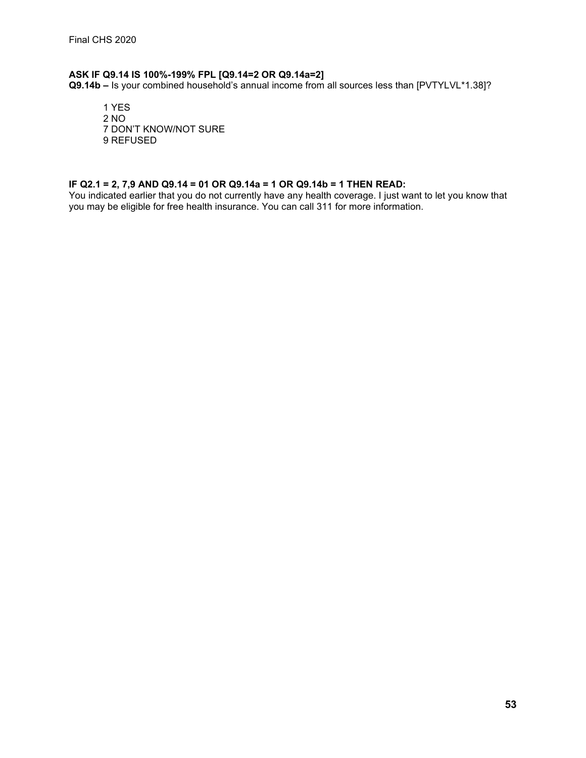**ASK IF Q9.14 IS 100%-199% FPL [Q9.14=2 OR Q9.14a=2]**

**Q9.14b –** Is your combined household's annual income from all sources less than [PVTYLVL*1.38]?

1 YES
2 NO
7 DON'T KNOW/NOT SURE
9 REFUSED

**IF Q2.1 = 2, 7,9 AND Q9.14 = 01 OR Q9.14a = 1 OR Q9.14b = 1 THEN READ:**

You indicated earlier that you do not currently have any health coverage. I just want to let you know that you may be eligible for free health insurance. You can call 311 for more information.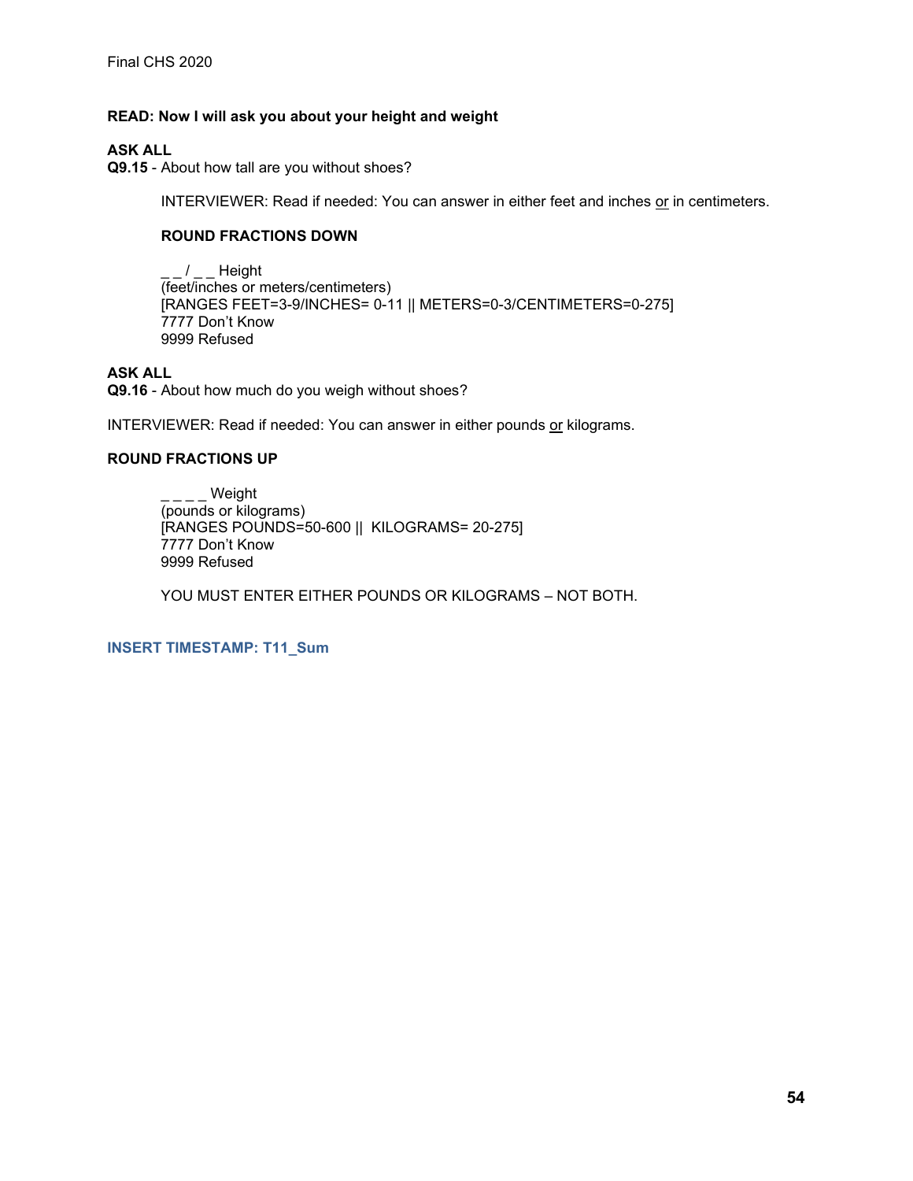**READ: Now I will ask you about your height and weight**

**ASK ALL**
**Q9.15** - About how tall are you without shoes?

INTERVIEWER: Read if needed: You can answer in either feet and inches or in centimeters.

**ROUND FRACTIONS DOWN**

_ _ / _ _ Height
(feet/inches or meters/centimeters)
[RANGES FEET=3-9/INCHES= 0-11 || METERS=0-3/CENTIMETERS=0-275]
7777 Don't Know
9999 Refused

**ASK ALL**
**Q9.16** - About how much do you weigh without shoes?

INTERVIEWER: Read if needed: You can answer in either pounds or kilograms.

**ROUND FRACTIONS UP**

_ _ _ _ Weight
(pounds or kilograms)
[RANGES POUNDS=50-600 || KILOGRAMS= 20-275]
7777 Don't Know
9999 Refused

YOU MUST ENTER EITHER POUNDS OR KILOGRAMS – NOT BOTH.

**INSERT TIMESTAMP: T11_Sum**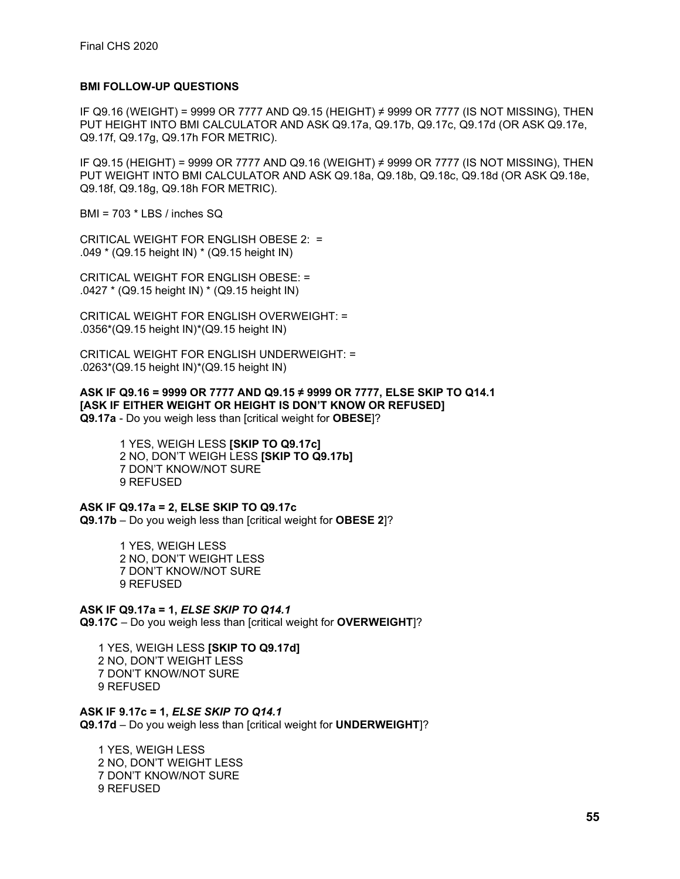**BMI FOLLOW-UP QUESTIONS**

IF Q9.16 (WEIGHT) = 9999 OR 7777 AND Q9.15 (HEIGHT) ≠ 9999 OR 7777 (IS NOT MISSING), THEN PUT HEIGHT INTO BMI CALCULATOR AND ASK Q9.17a, Q9.17b, Q9.17c, Q9.17d (OR ASK Q9.17e, Q9.17f, Q9.17g, Q9.17h FOR METRIC).

IF Q9.15 (HEIGHT) = 9999 OR 7777 AND Q9.16 (WEIGHT) ≠ 9999 OR 7777 (IS NOT MISSING), THEN PUT WEIGHT INTO BMI CALCULATOR AND ASK Q9.18a, Q9.18b, Q9.18c, Q9.18d (OR ASK Q9.18e, Q9.18f, Q9.18g, Q9.18h FOR METRIC).

BMI = 703 * LBS / inches SQ

CRITICAL WEIGHT FOR ENGLISH OBESE 2: =
.049 * (Q9.15 height IN) * (Q9.15 height IN)

CRITICAL WEIGHT FOR ENGLISH OBESE: =
.0427 * (Q9.15 height IN) * (Q9.15 height IN)

CRITICAL WEIGHT FOR ENGLISH OVERWEIGHT: =
.0356*(Q9.15 height IN)*(Q9.15 height IN)

CRITICAL WEIGHT FOR ENGLISH UNDERWEIGHT: =
.0263*(Q9.15 height IN)*(Q9.15 height IN)

**ASK IF Q9.16 = 9999 OR 7777 AND Q9.15 ≠ 9999 OR 7777, ELSE SKIP TO Q14.1**
**[ASK IF EITHER WEIGHT OR HEIGHT IS DON'T KNOW OR REFUSED]**
**Q9.17a** - Do you weigh less than [critical weight for **OBESE**]?

1 YES, WEIGH LESS **[SKIP TO Q9.17c]**
2 NO, DON'T WEIGH LESS **[SKIP TO Q9.17b]**
7 DON'T KNOW/NOT SURE
9 REFUSED

**ASK IF Q9.17a = 2, ELSE SKIP TO Q9.17c**
**Q9.17b** – Do you weigh less than [critical weight for **OBESE 2**]?

1 YES, WEIGH LESS
2 NO, DON'T WEIGHT LESS
7 DON'T KNOW/NOT SURE
9 REFUSED

**ASK IF Q9.17a = 1, *ELSE SKIP TO Q14.1***
**Q9.17C** – Do you weigh less than [critical weight for **OVERWEIGHT**]?

1 YES, WEIGH LESS **[SKIP TO Q9.17d]**
2 NO, DON'T WEIGHT LESS
7 DON'T KNOW/NOT SURE
9 REFUSED

**ASK IF 9.17c = 1, *ELSE SKIP TO Q14.1***
**Q9.17d** – Do you weigh less than [critical weight for **UNDERWEIGHT**]?

1 YES, WEIGH LESS
2 NO, DON'T WEIGHT LESS
7 DON'T KNOW/NOT SURE
9 REFUSED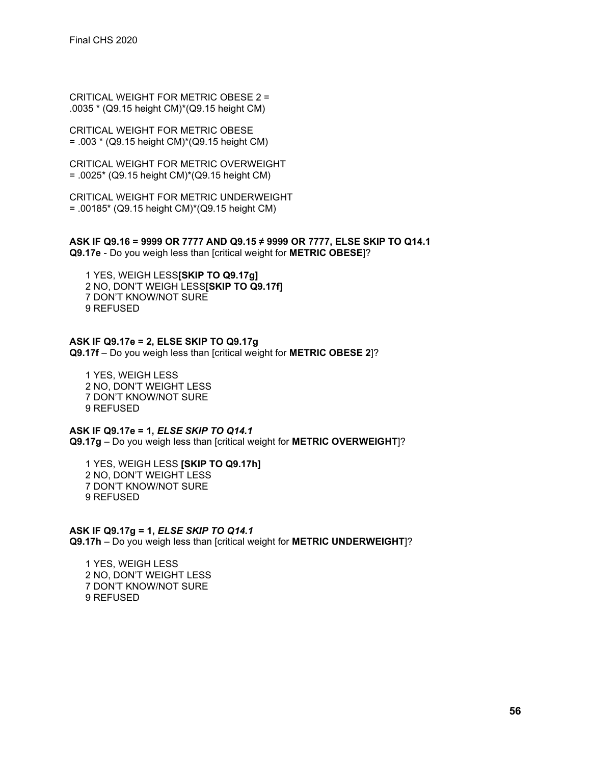CRITICAL WEIGHT FOR METRIC OBESE 2 =
.0035 * (Q9.15 height CM)*(Q9.15 height CM)

CRITICAL WEIGHT FOR METRIC OBESE
= .003 * (Q9.15 height CM)*(Q9.15 height CM)

CRITICAL WEIGHT FOR METRIC OVERWEIGHT
= .0025* (Q9.15 height CM)*(Q9.15 height CM)

CRITICAL WEIGHT FOR METRIC UNDERWEIGHT
= .00185* (Q9.15 height CM)*(Q9.15 height CM)

**ASK IF Q9.16 = 9999 OR 7777 AND Q9.15 ≠ 9999 OR 7777, ELSE SKIP TO Q14.1**
**Q9.17e** - Do you weigh less than [critical weight for **METRIC OBESE**]?

1 YES, WEIGH LESS**[SKIP TO Q9.17g]**
2 NO, DON'T WEIGH LESS**[SKIP TO Q9.17f]**
7 DON'T KNOW/NOT SURE
9 REFUSED

**ASK IF Q9.17e = 2, ELSE SKIP TO Q9.17g**
**Q9.17f** – Do you weigh less than [critical weight for **METRIC OBESE 2**]?

1 YES, WEIGH LESS
2 NO, DON'T WEIGHT LESS
7 DON'T KNOW/NOT SURE
9 REFUSED

**ASK IF Q9.17e = 1,** ***ELSE SKIP TO Q14.1***
**Q9.17g** – Do you weigh less than [critical weight for **METRIC OVERWEIGHT**]?

1 YES, WEIGH LESS **[SKIP TO Q9.17h]**
2 NO, DON'T WEIGHT LESS
7 DON'T KNOW/NOT SURE
9 REFUSED

**ASK IF Q9.17g = 1,** ***ELSE SKIP TO Q14.1***
**Q9.17h** – Do you weigh less than [critical weight for **METRIC UNDERWEIGHT**]?

1 YES, WEIGH LESS
2 NO, DON'T WEIGHT LESS
7 DON'T KNOW/NOT SURE
9 REFUSED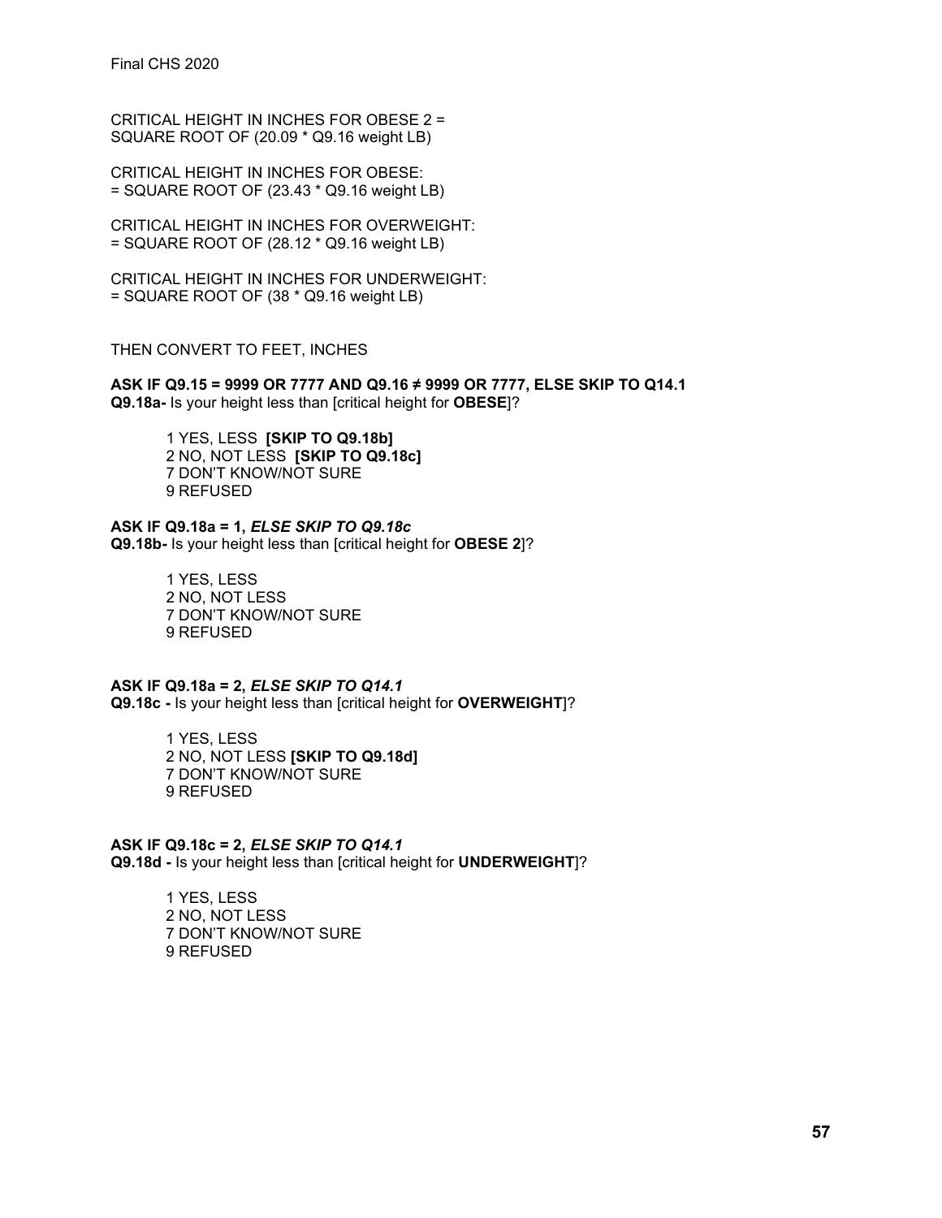CRITICAL HEIGHT IN INCHES FOR OBESE 2 =
SQUARE ROOT OF (20.09 * Q9.16 weight LB)

CRITICAL HEIGHT IN INCHES FOR OBESE:
= SQUARE ROOT OF (23.43 * Q9.16 weight LB)

CRITICAL HEIGHT IN INCHES FOR OVERWEIGHT:
= SQUARE ROOT OF (28.12 * Q9.16 weight LB)

CRITICAL HEIGHT IN INCHES FOR UNDERWEIGHT:
= SQUARE ROOT OF (38 * Q9.16 weight LB)

THEN CONVERT TO FEET, INCHES

**ASK IF Q9.15 = 9999 OR 7777 AND Q9.16 ≠ 9999 OR 7777, ELSE SKIP TO Q14.1**
**Q9.18a-** Is your height less than [critical height for **OBESE**]?

1 YES, LESS **[SKIP TO Q9.18b]**
2 NO, NOT LESS **[SKIP TO Q9.18c]**
7 DON'T KNOW/NOT SURE
9 REFUSED

**ASK IF Q9.18a = 1,** ***ELSE SKIP TO Q9.18c***
**Q9.18b-** Is your height less than [critical height for **OBESE 2**]?

1 YES, LESS
2 NO, NOT LESS
7 DON'T KNOW/NOT SURE
9 REFUSED

**ASK IF Q9.18a = 2,** ***ELSE SKIP TO Q14.1***
**Q9.18c -** Is your height less than [critical height for **OVERWEIGHT**]?

1 YES, LESS
2 NO, NOT LESS **[SKIP TO Q9.18d]**
7 DON'T KNOW/NOT SURE
9 REFUSED

**ASK IF Q9.18c = 2,** ***ELSE SKIP TO Q14.1***
**Q9.18d -** Is your height less than [critical height for **UNDERWEIGHT**]?

1 YES, LESS
2 NO, NOT LESS
7 DON'T KNOW/NOT SURE
9 REFUSED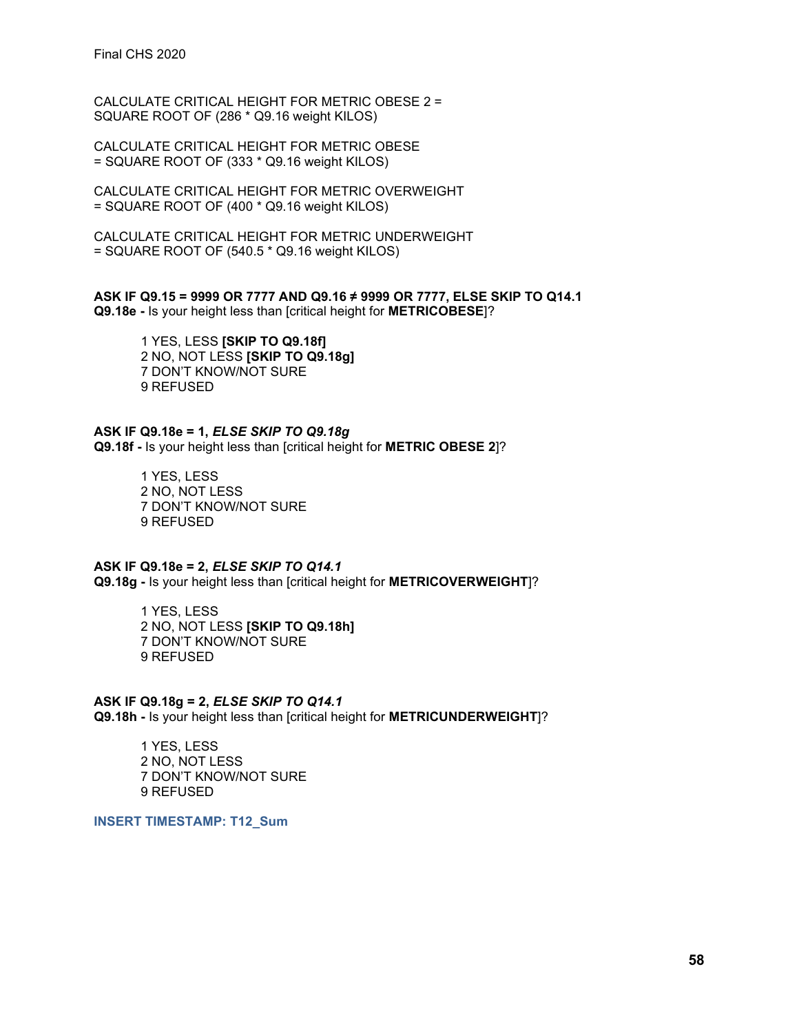CALCULATE CRITICAL HEIGHT FOR METRIC OBESE 2 =
SQUARE ROOT OF (286 * Q9.16 weight KILOS)

CALCULATE CRITICAL HEIGHT FOR METRIC OBESE
= SQUARE ROOT OF (333 * Q9.16 weight KILOS)

CALCULATE CRITICAL HEIGHT FOR METRIC OVERWEIGHT
= SQUARE ROOT OF (400 * Q9.16 weight KILOS)

CALCULATE CRITICAL HEIGHT FOR METRIC UNDERWEIGHT
= SQUARE ROOT OF (540.5 * Q9.16 weight KILOS)

**ASK IF Q9.15 = 9999 OR 7777 AND Q9.16 ≠ 9999 OR 7777, ELSE SKIP TO Q14.1**
**Q9.18e -** Is your height less than [critical height for **METRICOBESE**]?

1 YES, LESS **[SKIP TO Q9.18f]**
2 NO, NOT LESS **[SKIP TO Q9.18g]**
7 DON'T KNOW/NOT SURE
9 REFUSED

**ASK IF Q9.18e = 1, *ELSE SKIP TO Q9.18g***
**Q9.18f -** Is your height less than [critical height for **METRIC OBESE 2**]?

1 YES, LESS
2 NO, NOT LESS
7 DON'T KNOW/NOT SURE
9 REFUSED

**ASK IF Q9.18e = 2, *ELSE SKIP TO Q14.1***
**Q9.18g -** Is your height less than [critical height for **METRICOVERWEIGHT**]?

1 YES, LESS
2 NO, NOT LESS **[SKIP TO Q9.18h]**
7 DON'T KNOW/NOT SURE
9 REFUSED

**ASK IF Q9.18g = 2, *ELSE SKIP TO Q14.1***
**Q9.18h -** Is your height less than [critical height for **METRICUNDERWEIGHT**]?

1 YES, LESS
2 NO, NOT LESS
7 DON'T KNOW/NOT SURE
9 REFUSED

**INSERT TIMESTAMP: T12_Sum**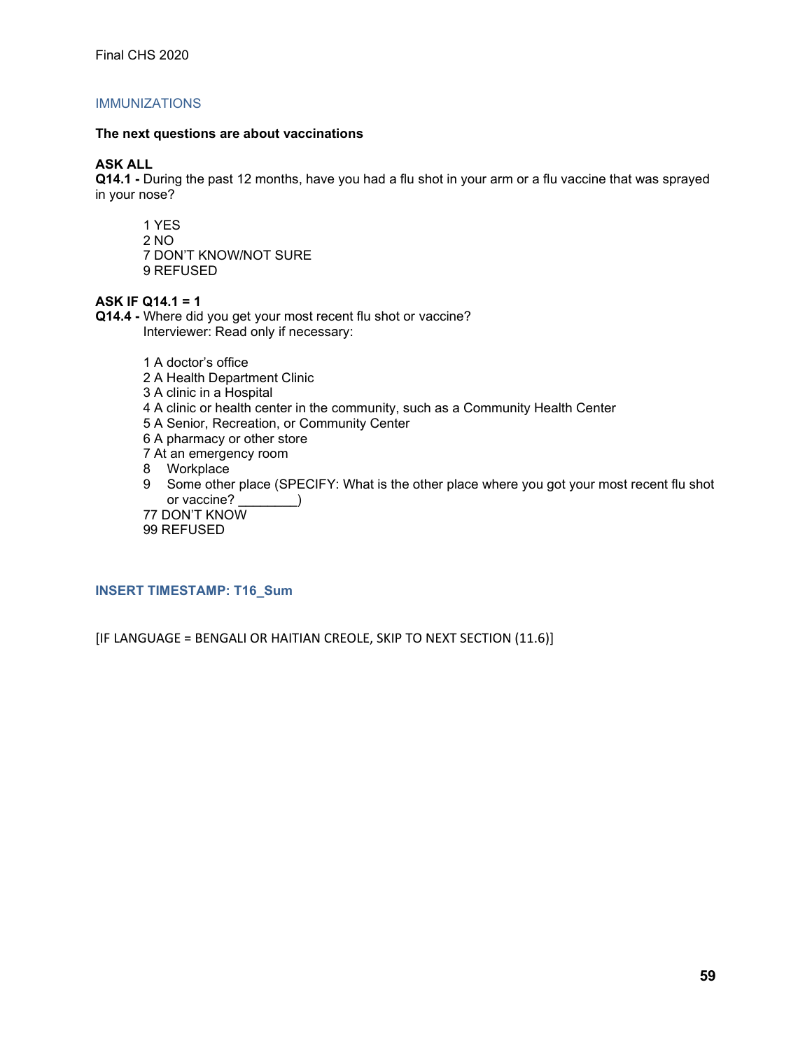## IMMUNIZATIONS

**The next questions are about vaccinations**

**ASK ALL**
**Q14.1 -** During the past 12 months, have you had a flu shot in your arm or a flu vaccine that was sprayed in your nose?

1 YES
2 NO
7 DON'T KNOW/NOT SURE
9 REFUSED

**ASK IF Q14.1 = 1**
**Q14.4 -** Where did you get your most recent flu shot or vaccine?
Interviewer: Read only if necessary:

1 A doctor's office
2 A Health Department Clinic
3 A clinic in a Hospital
4 A clinic or health center in the community, such as a Community Health Center
5 A Senior, Recreation, or Community Center
6 A pharmacy or other store
7 At an emergency room
8 Workplace
9 Some other place (SPECIFY: What is the other place where you got your most recent flu shot or vaccine? ________)
77 DON'T KNOW
99 REFUSED

**INSERT TIMESTAMP: T16_Sum**

[IF LANGUAGE = BENGALI OR HAITIAN CREOLE, SKIP TO NEXT SECTION (11.6)]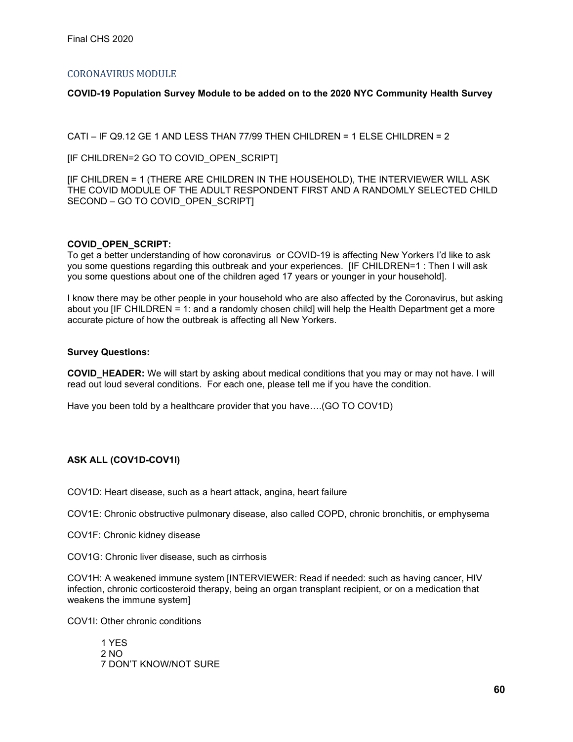## CORONAVIRUS MODULE

**COVID-19 Population Survey Module to be added on to the 2020 NYC Community Health Survey**

CATI – IF Q9.12 GE 1 AND LESS THAN 77/99 THEN CHILDREN = 1 ELSE CHILDREN = 2

[IF CHILDREN=2 GO TO COVID_OPEN_SCRIPT]

[IF CHILDREN = 1 (THERE ARE CHILDREN IN THE HOUSEHOLD), THE INTERVIEWER WILL ASK THE COVID MODULE OF THE ADULT RESPONDENT FIRST AND A RANDOMLY SELECTED CHILD SECOND – GO TO COVID_OPEN_SCRIPT]

**COVID_OPEN_SCRIPT:**
To get a better understanding of how coronavirus or COVID-19 is affecting New Yorkers I'd like to ask you some questions regarding this outbreak and your experiences. [IF CHILDREN=1 : Then I will ask you some questions about one of the children aged 17 years or younger in your household].

I know there may be other people in your household who are also affected by the Coronavirus, but asking about you [IF CHILDREN = 1: and a randomly chosen child] will help the Health Department get a more accurate picture of how the outbreak is affecting all New Yorkers.

**Survey Questions:**

**COVID_HEADER:** We will start by asking about medical conditions that you may or may not have. I will read out loud several conditions. For each one, please tell me if you have the condition.

Have you been told by a healthcare provider that you have….(GO TO COV1D)

**ASK ALL (COV1D-COV1I)**

COV1D: Heart disease, such as a heart attack, angina, heart failure

COV1E: Chronic obstructive pulmonary disease, also called COPD, chronic bronchitis, or emphysema

COV1F: Chronic kidney disease

COV1G: Chronic liver disease, such as cirrhosis

COV1H: A weakened immune system [INTERVIEWER: Read if needed: such as having cancer, HIV infection, chronic corticosteroid therapy, being an organ transplant recipient, or on a medication that weakens the immune system]

COV1I: Other chronic conditions

1 YES
2 NO
7 DON'T KNOW/NOT SURE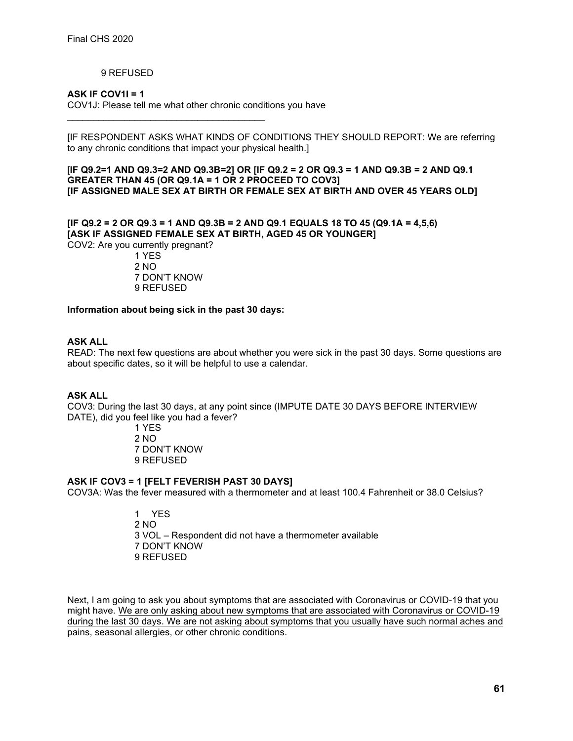9 REFUSED

**ASK IF COV1I = 1**

COV1J: Please tell me what other chronic conditions you have

\_\_\_\_\_\_\_\_\_\_\_\_\_\_\_\_\_\_\_\_\_\_\_\_\_\_\_\_\_\_\_\_\_\_\_\_\_\_\_\_

[IF RESPONDENT ASKS WHAT KINDS OF CONDITIONS THEY SHOULD REPORT: We are referring to any chronic conditions that impact your physical health.]

[**IF Q9.2=1 AND Q9.3=2 AND Q9.3B=2] OR [IF Q9.2 = 2 OR Q9.3 = 1 AND Q9.3B = 2 AND Q9.1 GREATER THAN 45 (OR Q9.1A = 1 OR 2 PROCEED TO COV3]**
**[IF ASSIGNED MALE SEX AT BIRTH OR FEMALE SEX AT BIRTH AND OVER 45 YEARS OLD]**

**[IF Q9.2 = 2 OR Q9.3 = 1 AND Q9.3B = 2 AND Q9.1 EQUALS 18 TO 45 (Q9.1A = 4,5,6)**
**[ASK IF ASSIGNED FEMALE SEX AT BIRTH, AGED 45 OR YOUNGER]**

COV2: Are you currently pregnant?

1 YES
2 NO
7 DON'T KNOW
9 REFUSED

**Information about being sick in the past 30 days:**

**ASK ALL**

READ: The next few questions are about whether you were sick in the past 30 days. Some questions are about specific dates, so it will be helpful to use a calendar.

**ASK ALL**

COV3: During the last 30 days, at any point since (IMPUTE DATE 30 DAYS BEFORE INTERVIEW DATE), did you feel like you had a fever?

1 YES
2 NO
7 DON'T KNOW
9 REFUSED

**ASK IF COV3 = 1 [FELT FEVERISH PAST 30 DAYS]**

COV3A: Was the fever measured with a thermometer and at least 100.4 Fahrenheit or 38.0 Celsius?

1 YES
2 NO
3 VOL – Respondent did not have a thermometer available
7 DON'T KNOW
9 REFUSED

Next, I am going to ask you about symptoms that are associated with Coronavirus or COVID-19 that you might have. <u>We are only asking about new symptoms that are associated with Coronavirus or COVID-19 during the last 30 days. We are not asking about symptoms that you usually have such normal aches and pains, seasonal allergies, or other chronic conditions.</u>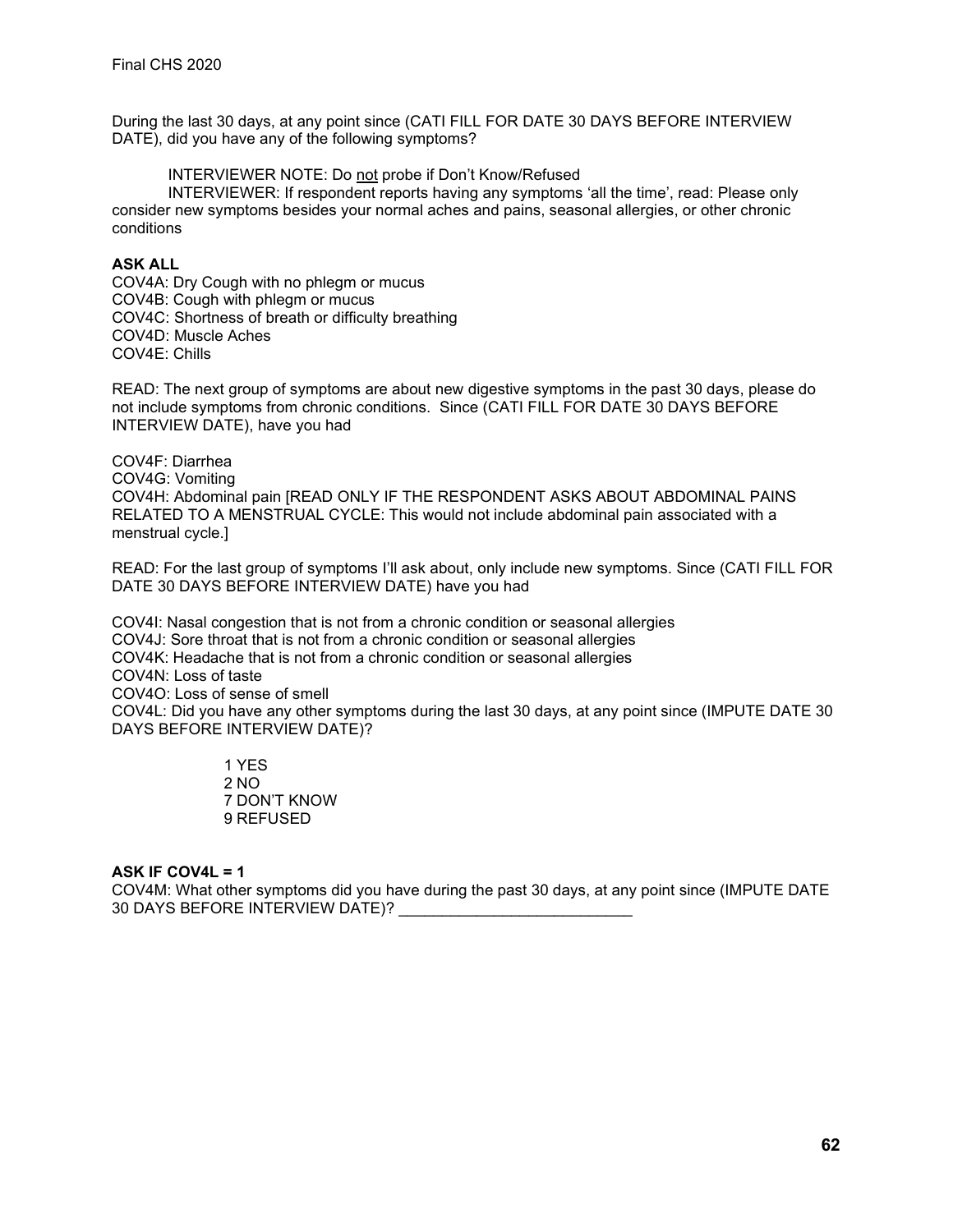During the last 30 days, at any point since (CATI FILL FOR DATE 30 DAYS BEFORE INTERVIEW DATE), did you have any of the following symptoms?

INTERVIEWER NOTE: Do not probe if Don't Know/Refused

INTERVIEWER: If respondent reports having any symptoms 'all the time', read: Please only consider new symptoms besides your normal aches and pains, seasonal allergies, or other chronic conditions

**ASK ALL**

COV4A: Dry Cough with no phlegm or mucus
COV4B: Cough with phlegm or mucus
COV4C: Shortness of breath or difficulty breathing
COV4D: Muscle Aches
COV4E: Chills

READ: The next group of symptoms are about new digestive symptoms in the past 30 days, please do not include symptoms from chronic conditions. Since (CATI FILL FOR DATE 30 DAYS BEFORE INTERVIEW DATE), have you had

COV4F: Diarrhea
COV4G: Vomiting
COV4H: Abdominal pain [READ ONLY IF THE RESPONDENT ASKS ABOUT ABDOMINAL PAINS RELATED TO A MENSTRUAL CYCLE: This would not include abdominal pain associated with a menstrual cycle.]

READ: For the last group of symptoms I'll ask about, only include new symptoms. Since (CATI FILL FOR DATE 30 DAYS BEFORE INTERVIEW DATE) have you had

COV4I: Nasal congestion that is not from a chronic condition or seasonal allergies
COV4J: Sore throat that is not from a chronic condition or seasonal allergies
COV4K: Headache that is not from a chronic condition or seasonal allergies
COV4N: Loss of taste
COV4O: Loss of sense of smell
COV4L: Did you have any other symptoms during the last 30 days, at any point since (IMPUTE DATE 30 DAYS BEFORE INTERVIEW DATE)?

1 YES
2 NO
7 DON'T KNOW
9 REFUSED

**ASK IF COV4L = 1**

COV4M: What other symptoms did you have during the past 30 days, at any point since (IMPUTE DATE 30 DAYS BEFORE INTERVIEW DATE)? ___________________________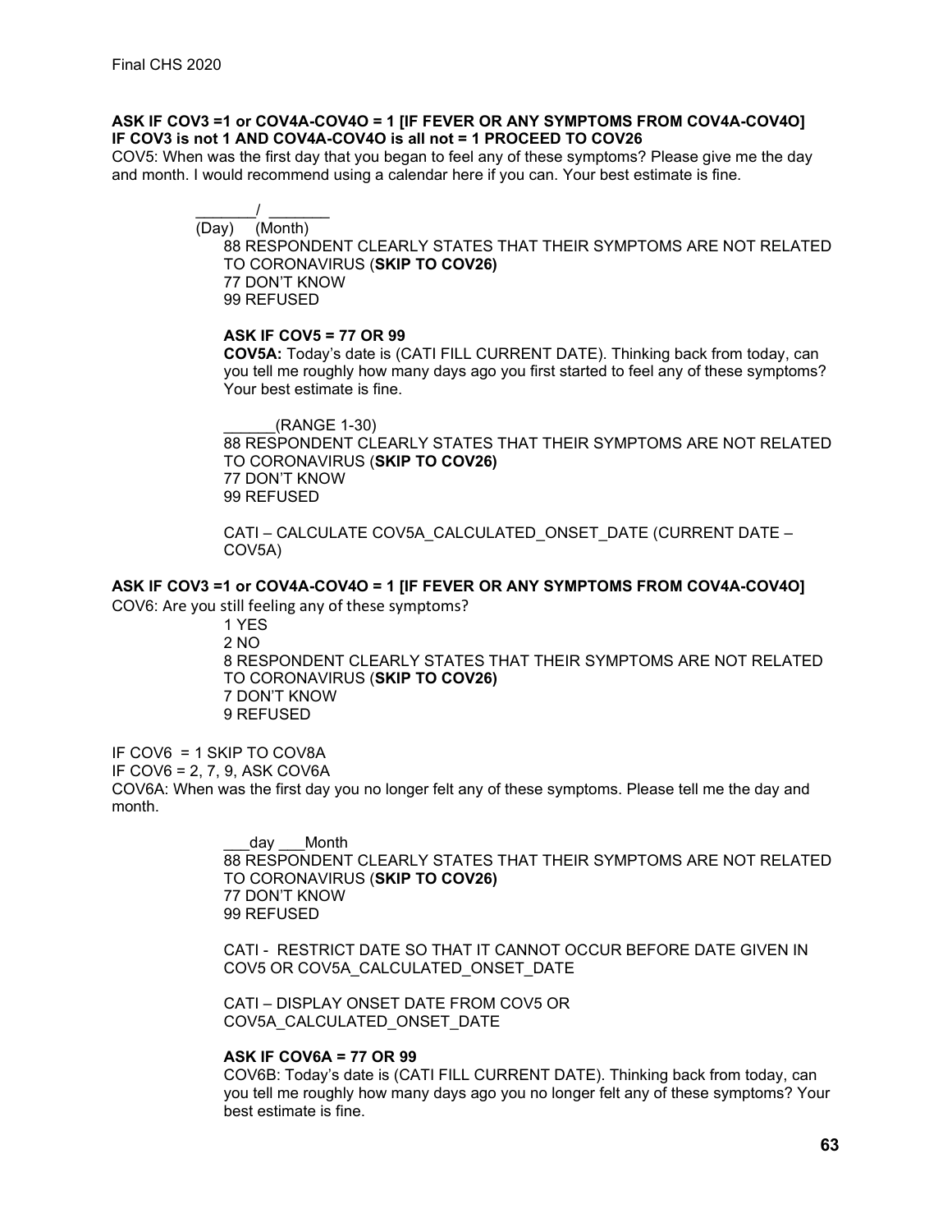**ASK IF COV3 =1 or COV4A-COV4O = 1 [IF FEVER OR ANY SYMPTOMS FROM COV4A-COV4O]**
**IF COV3 is not 1 AND COV4A-COV4O is all not = 1 PROCEED TO COV26**

COV5: When was the first day that you began to feel any of these symptoms? Please give me the day and month. I would recommend using a calendar here if you can. Your best estimate is fine.

_______/ _______
(Day) (Month)

88 RESPONDENT CLEARLY STATES THAT THEIR SYMPTOMS ARE NOT RELATED TO CORONAVIRUS (**SKIP TO COV26)**
77 DON'T KNOW
99 REFUSED

**ASK IF COV5 = 77 OR 99**

**COV5A:** Today's date is (CATI FILL CURRENT DATE). Thinking back from today, can you tell me roughly how many days ago you first started to feel any of these symptoms? Your best estimate is fine.

______(RANGE 1-30)
88 RESPONDENT CLEARLY STATES THAT THEIR SYMPTOMS ARE NOT RELATED TO CORONAVIRUS (**SKIP TO COV26)**
77 DON'T KNOW
99 REFUSED

CATI – CALCULATE COV5A_CALCULATED_ONSET_DATE (CURRENT DATE – COV5A)

**ASK IF COV3 =1 or COV4A-COV4O = 1 [IF FEVER OR ANY SYMPTOMS FROM COV4A-COV4O]**

COV6: Are you still feeling any of these symptoms?

1 YES
2 NO
8 RESPONDENT CLEARLY STATES THAT THEIR SYMPTOMS ARE NOT RELATED TO CORONAVIRUS (**SKIP TO COV26)**
7 DON'T KNOW
9 REFUSED

IF COV6 = 1 SKIP TO COV8A
IF COV6 = 2, 7, 9, ASK COV6A

COV6A: When was the first day you no longer felt any of these symptoms. Please tell me the day and month.

___day ___Month
88 RESPONDENT CLEARLY STATES THAT THEIR SYMPTOMS ARE NOT RELATED TO CORONAVIRUS (**SKIP TO COV26)**
77 DON'T KNOW
99 REFUSED

CATI - RESTRICT DATE SO THAT IT CANNOT OCCUR BEFORE DATE GIVEN IN COV5 OR COV5A_CALCULATED_ONSET_DATE

CATI – DISPLAY ONSET DATE FROM COV5 OR COV5A_CALCULATED_ONSET_DATE

**ASK IF COV6A = 77 OR 99**

COV6B: Today's date is (CATI FILL CURRENT DATE). Thinking back from today, can you tell me roughly how many days ago you no longer felt any of these symptoms? Your best estimate is fine.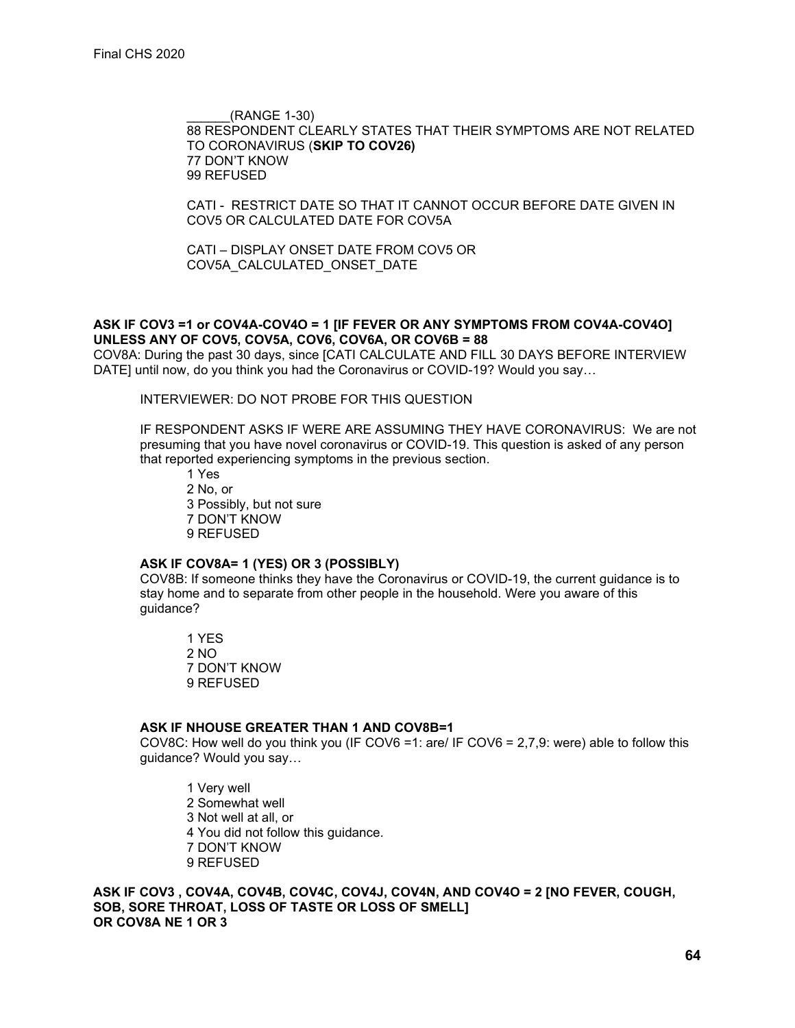______(RANGE 1-30)
88 RESPONDENT CLEARLY STATES THAT THEIR SYMPTOMS ARE NOT RELATED TO CORONAVIRUS (**SKIP TO COV26)**
77 DON'T KNOW
99 REFUSED

CATI - RESTRICT DATE SO THAT IT CANNOT OCCUR BEFORE DATE GIVEN IN COV5 OR CALCULATED DATE FOR COV5A

CATI – DISPLAY ONSET DATE FROM COV5 OR COV5A_CALCULATED_ONSET_DATE

**ASK IF COV3 =1 or COV4A-COV4O = 1 [IF FEVER OR ANY SYMPTOMS FROM COV4A-COV4O] UNLESS ANY OF COV5, COV5A, COV6, COV6A, OR COV6B = 88**

COV8A: During the past 30 days, since [CATI CALCULATE AND FILL 30 DAYS BEFORE INTERVIEW DATE] until now, do you think you had the Coronavirus or COVID-19? Would you say…

INTERVIEWER: DO NOT PROBE FOR THIS QUESTION

IF RESPONDENT ASKS IF WERE ARE ASSUMING THEY HAVE CORONAVIRUS: We are not presuming that you have novel coronavirus or COVID-19. This question is asked of any person that reported experiencing symptoms in the previous section.

1 Yes
2 No, or
3 Possibly, but not sure
7 DON'T KNOW
9 REFUSED

**ASK IF COV8A= 1 (YES) OR 3 (POSSIBLY)**

COV8B: If someone thinks they have the Coronavirus or COVID-19, the current guidance is to stay home and to separate from other people in the household. Were you aware of this guidance?

1 YES
2 NO
7 DON'T KNOW
9 REFUSED

**ASK IF NHOUSE GREATER THAN 1 AND COV8B=1**

COV8C: How well do you think you (IF COV6 =1: are/ IF COV6 = 2,7,9: were) able to follow this guidance? Would you say…

1 Very well
2 Somewhat well
3 Not well at all, or
4 You did not follow this guidance.
7 DON'T KNOW
9 REFUSED

**ASK IF COV3 , COV4A, COV4B, COV4C, COV4J, COV4N, AND COV4O = 2 [NO FEVER, COUGH, SOB, SORE THROAT, LOSS OF TASTE OR LOSS OF SMELL] OR COV8A NE 1 OR 3**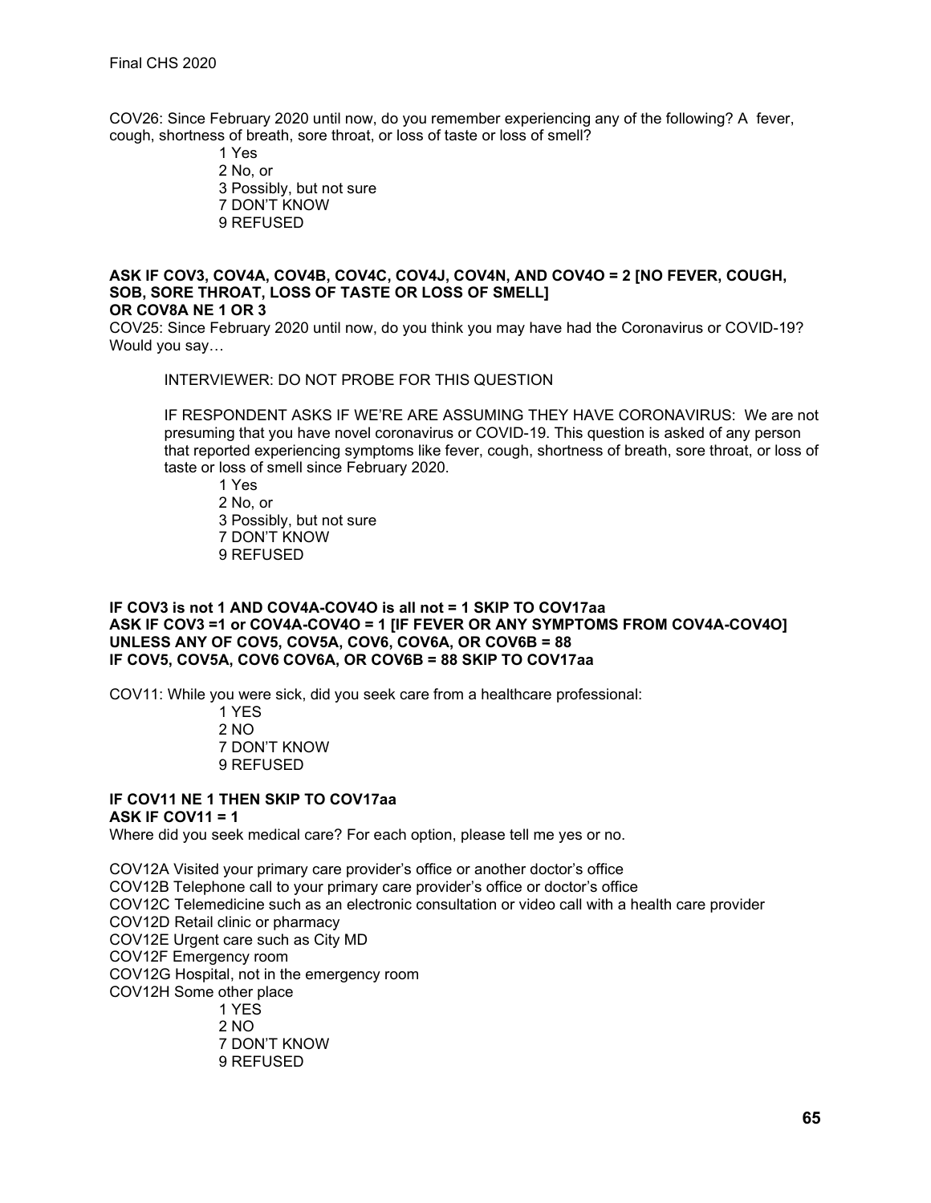COV26: Since February 2020 until now, do you remember experiencing any of the following? A  fever, cough, shortness of breath, sore throat, or loss of taste or loss of smell?

1 Yes
2 No, or
3 Possibly, but not sure
7 DON'T KNOW
9 REFUSED

**ASK IF COV3, COV4A, COV4B, COV4C, COV4J, COV4N, AND COV4O = 2 [NO FEVER, COUGH, SOB, SORE THROAT, LOSS OF TASTE OR LOSS OF SMELL]**
**OR COV8A NE 1 OR 3**

COV25: Since February 2020 until now, do you think you may have had the Coronavirus or COVID-19? Would you say…

INTERVIEWER: DO NOT PROBE FOR THIS QUESTION

IF RESPONDENT ASKS IF WE'RE ARE ASSUMING THEY HAVE CORONAVIRUS: We are not presuming that you have novel coronavirus or COVID-19. This question is asked of any person that reported experiencing symptoms like fever, cough, shortness of breath, sore throat, or loss of taste or loss of smell since February 2020.

1 Yes
2 No, or
3 Possibly, but not sure
7 DON'T KNOW
9 REFUSED

**IF COV3 is not 1 AND COV4A-COV4O is all not = 1 SKIP TO COV17aa**
**ASK IF COV3 =1 or COV4A-COV4O = 1 [IF FEVER OR ANY SYMPTOMS FROM COV4A-COV4O]**
**UNLESS ANY OF COV5, COV5A, COV6, COV6A, OR COV6B = 88**
**IF COV5, COV5A, COV6 COV6A, OR COV6B = 88 SKIP TO COV17aa**

COV11: While you were sick, did you seek care from a healthcare professional:

1 YES
2 NO
7 DON'T KNOW
9 REFUSED

**IF COV11 NE 1 THEN SKIP TO COV17aa**
**ASK IF COV11 = 1**

Where did you seek medical care? For each option, please tell me yes or no.

COV12A Visited your primary care provider's office or another doctor's office
COV12B Telephone call to your primary care provider's office or doctor's office
COV12C Telemedicine such as an electronic consultation or video call with a health care provider
COV12D Retail clinic or pharmacy
COV12E Urgent care such as City MD
COV12F Emergency room
COV12G Hospital, not in the emergency room
COV12H Some other place

1 YES
2 NO
7 DON'T KNOW
9 REFUSED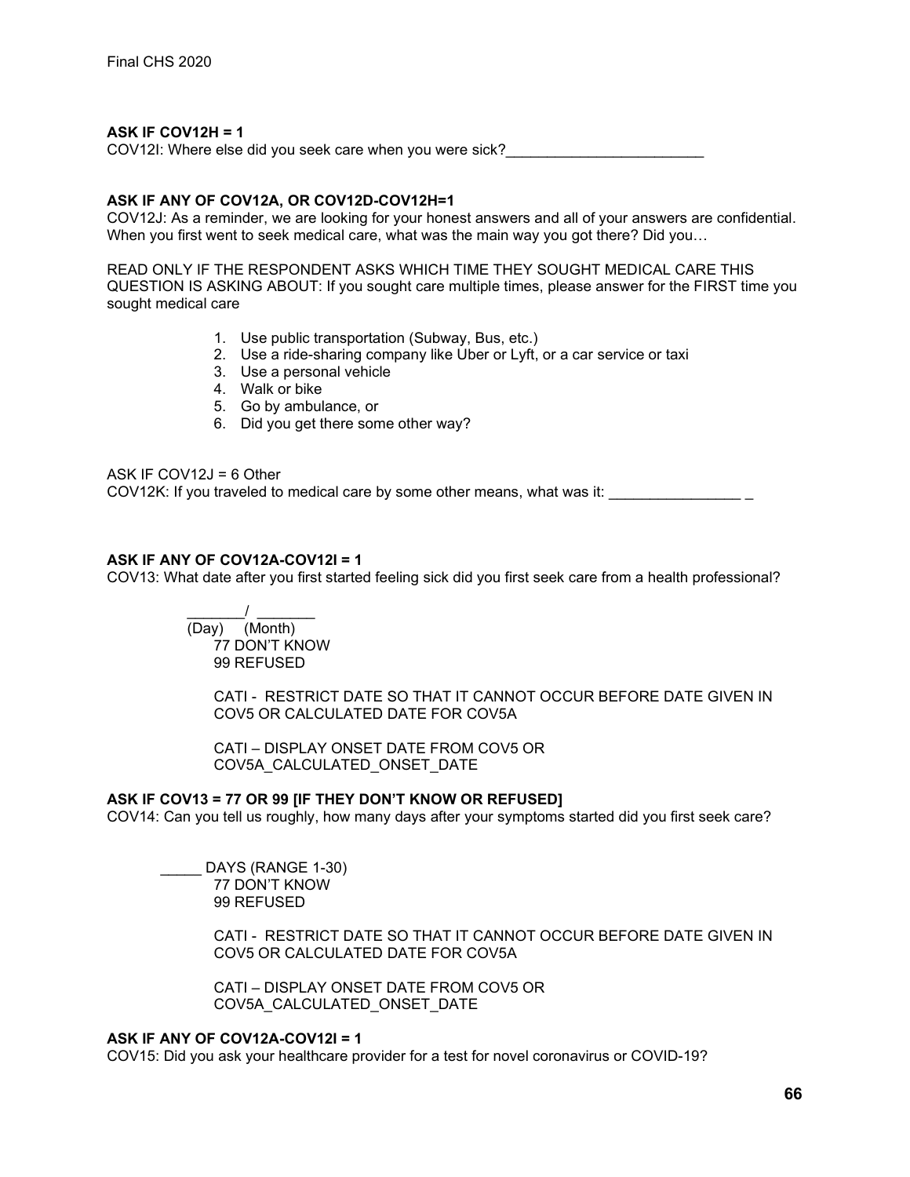**ASK IF COV12H = 1**
COV12I: Where else did you seek care when you were sick?________________________

**ASK IF ANY OF COV12A, OR COV12D-COV12H=1**
COV12J: As a reminder, we are looking for your honest answers and all of your answers are confidential. When you first went to seek medical care, what was the main way you got there? Did you…

READ ONLY IF THE RESPONDENT ASKS WHICH TIME THEY SOUGHT MEDICAL CARE THIS QUESTION IS ASKING ABOUT: If you sought care multiple times, please answer for the FIRST time you sought medical care

1. Use public transportation (Subway, Bus, etc.)
2. Use a ride-sharing company like Uber or Lyft, or a car service or taxi
3. Use a personal vehicle
4. Walk or bike
5. Go by ambulance, or
6. Did you get there some other way?

ASK IF COV12J = 6 Other
COV12K: If you traveled to medical care by some other means, what was it: ________________ _

**ASK IF ANY OF COV12A-COV12I = 1**
COV13: What date after you first started feeling sick did you first seek care from a health professional?

_______/ _______
(Day) (Month)
77 DON'T KNOW
99 REFUSED

CATI - RESTRICT DATE SO THAT IT CANNOT OCCUR BEFORE DATE GIVEN IN COV5 OR CALCULATED DATE FOR COV5A

CATI – DISPLAY ONSET DATE FROM COV5 OR COV5A_CALCULATED_ONSET_DATE

**ASK IF COV13 = 77 OR 99 [IF THEY DON'T KNOW OR REFUSED]**
COV14: Can you tell us roughly, how many days after your symptoms started did you first seek care?

_____ DAYS (RANGE 1-30)
77 DON'T KNOW
99 REFUSED

CATI - RESTRICT DATE SO THAT IT CANNOT OCCUR BEFORE DATE GIVEN IN COV5 OR CALCULATED DATE FOR COV5A

CATI – DISPLAY ONSET DATE FROM COV5 OR COV5A_CALCULATED_ONSET_DATE

**ASK IF ANY OF COV12A-COV12I = 1**
COV15: Did you ask your healthcare provider for a test for novel coronavirus or COVID-19?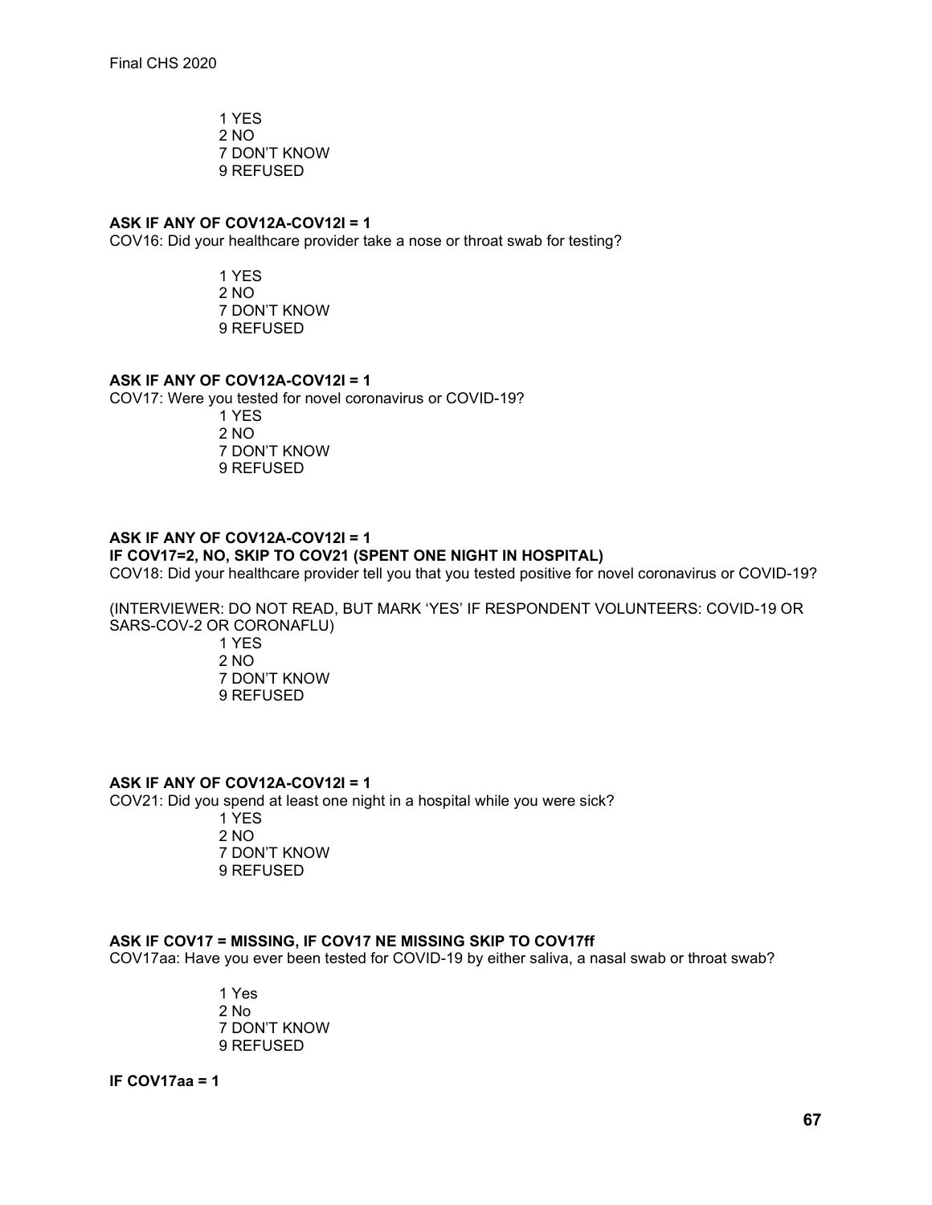1 YES
2 NO
7 DON'T KNOW
9 REFUSED

**ASK IF ANY OF COV12A-COV12I = 1**
COV16: Did your healthcare provider take a nose or throat swab for testing?

1 YES
2 NO
7 DON'T KNOW
9 REFUSED

**ASK IF ANY OF COV12A-COV12I = 1**
COV17: Were you tested for novel coronavirus or COVID-19?

1 YES
2 NO
7 DON'T KNOW
9 REFUSED

**ASK IF ANY OF COV12A-COV12I = 1**
**IF COV17=2, NO, SKIP TO COV21 (SPENT ONE NIGHT IN HOSPITAL)**
COV18: Did your healthcare provider tell you that you tested positive for novel coronavirus or COVID-19?

(INTERVIEWER: DO NOT READ, BUT MARK 'YES' IF RESPONDENT VOLUNTEERS: COVID-19 OR SARS-COV-2 OR CORONAFLU)

1 YES
2 NO
7 DON'T KNOW
9 REFUSED

**ASK IF ANY OF COV12A-COV12I = 1**
COV21: Did you spend at least one night in a hospital while you were sick?

1 YES
2 NO
7 DON'T KNOW
9 REFUSED

**ASK IF COV17 = MISSING, IF COV17 NE MISSING SKIP TO COV17ff**
COV17aa: Have you ever been tested for COVID-19 by either saliva, a nasal swab or throat swab?

1 Yes
2 No
7 DON'T KNOW
9 REFUSED

**IF COV17aa = 1**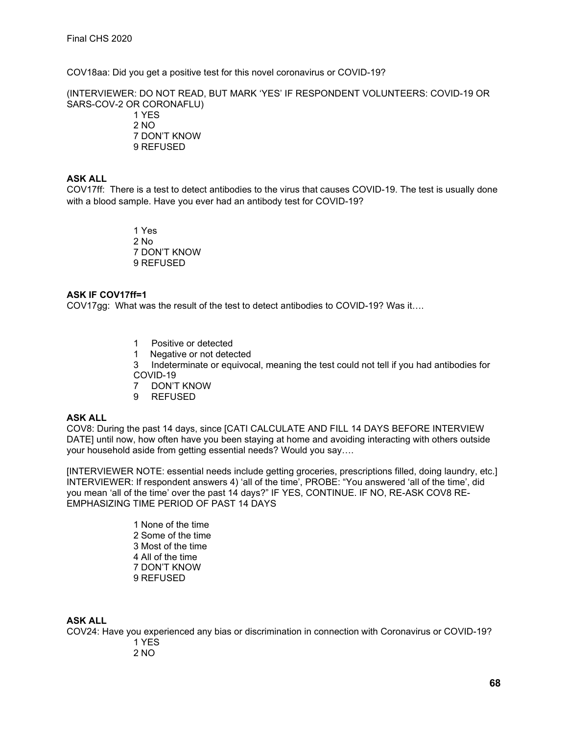COV18aa: Did you get a positive test for this novel coronavirus or COVID-19?

(INTERVIEWER: DO NOT READ, BUT MARK 'YES' IF RESPONDENT VOLUNTEERS: COVID-19 OR SARS-COV-2 OR CORONAFLU)

1 YES
2 NO
7 DON'T KNOW
9 REFUSED

**ASK ALL**

COV17ff: There is a test to detect antibodies to the virus that causes COVID-19. The test is usually done with a blood sample. Have you ever had an antibody test for COVID-19?

1 Yes
2 No
7 DON'T KNOW
9 REFUSED

**ASK IF COV17ff=1**

COV17gg: What was the result of the test to detect antibodies to COVID-19? Was it….

1 Positive or detected
1 Negative or not detected
3 Indeterminate or equivocal, meaning the test could not tell if you had antibodies for COVID-19
7 DON'T KNOW
9 REFUSED

**ASK ALL**

COV8: During the past 14 days, since [CATI CALCULATE AND FILL 14 DAYS BEFORE INTERVIEW DATE] until now, how often have you been staying at home and avoiding interacting with others outside your household aside from getting essential needs? Would you say….

[INTERVIEWER NOTE: essential needs include getting groceries, prescriptions filled, doing laundry, etc.]
INTERVIEWER: If respondent answers 4) 'all of the time', PROBE: "You answered 'all of the time', did you mean 'all of the time' over the past 14 days?" IF YES, CONTINUE. IF NO, RE-ASK COV8 RE-EMPHASIZING TIME PERIOD OF PAST 14 DAYS

1 None of the time
2 Some of the time
3 Most of the time
4 All of the time
7 DON'T KNOW
9 REFUSED

**ASK ALL**

COV24: Have you experienced any bias or discrimination in connection with Coronavirus or COVID-19?

1 YES
2 NO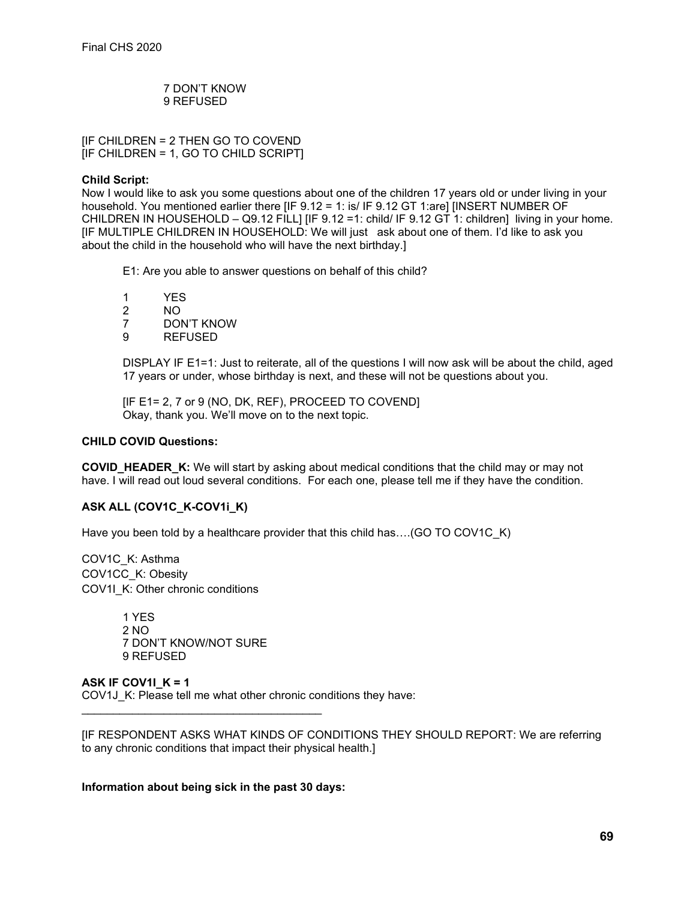7 DON'T KNOW
9 REFUSED

[IF CHILDREN = 2 THEN GO TO COVEND
[IF CHILDREN = 1, GO TO CHILD SCRIPT]

**Child Script:**
Now I would like to ask you some questions about one of the children 17 years old or under living in your household. You mentioned earlier there [IF 9.12 = 1: is/ IF 9.12 GT 1:are] [INSERT NUMBER OF CHILDREN IN HOUSEHOLD – Q9.12 FILL] [IF 9.12 =1: child/ IF 9.12 GT 1: children] living in your home. [IF MULTIPLE CHILDREN IN HOUSEHOLD: We will just ask about one of them. I'd like to ask you about the child in the household who will have the next birthday.]

E1: Are you able to answer questions on behalf of this child?

1 YES
2 NO
7 DON'T KNOW
9 REFUSED

DISPLAY IF E1=1: Just to reiterate, all of the questions I will now ask will be about the child, aged 17 years or under, whose birthday is next, and these will not be questions about you.

[IF E1= 2, 7 or 9 (NO, DK, REF), PROCEED TO COVEND]
Okay, thank you. We'll move on to the next topic.

**CHILD COVID Questions:**

**COVID_HEADER_K:** We will start by asking about medical conditions that the child may or may not have. I will read out loud several conditions. For each one, please tell me if they have the condition.

**ASK ALL (COV1C_K-COV1i_K)**

Have you been told by a healthcare provider that this child has….(GO TO COV1C_K)

COV1C_K: Asthma
COV1CC_K: Obesity
COV1I_K: Other chronic conditions

1 YES
2 NO
7 DON'T KNOW/NOT SURE
9 REFUSED

**ASK IF COV1I_K = 1**
COV1J_K: Please tell me what other chronic conditions they have:
______________________________________

[IF RESPONDENT ASKS WHAT KINDS OF CONDITIONS THEY SHOULD REPORT: We are referring to any chronic conditions that impact their physical health.]

**Information about being sick in the past 30 days:**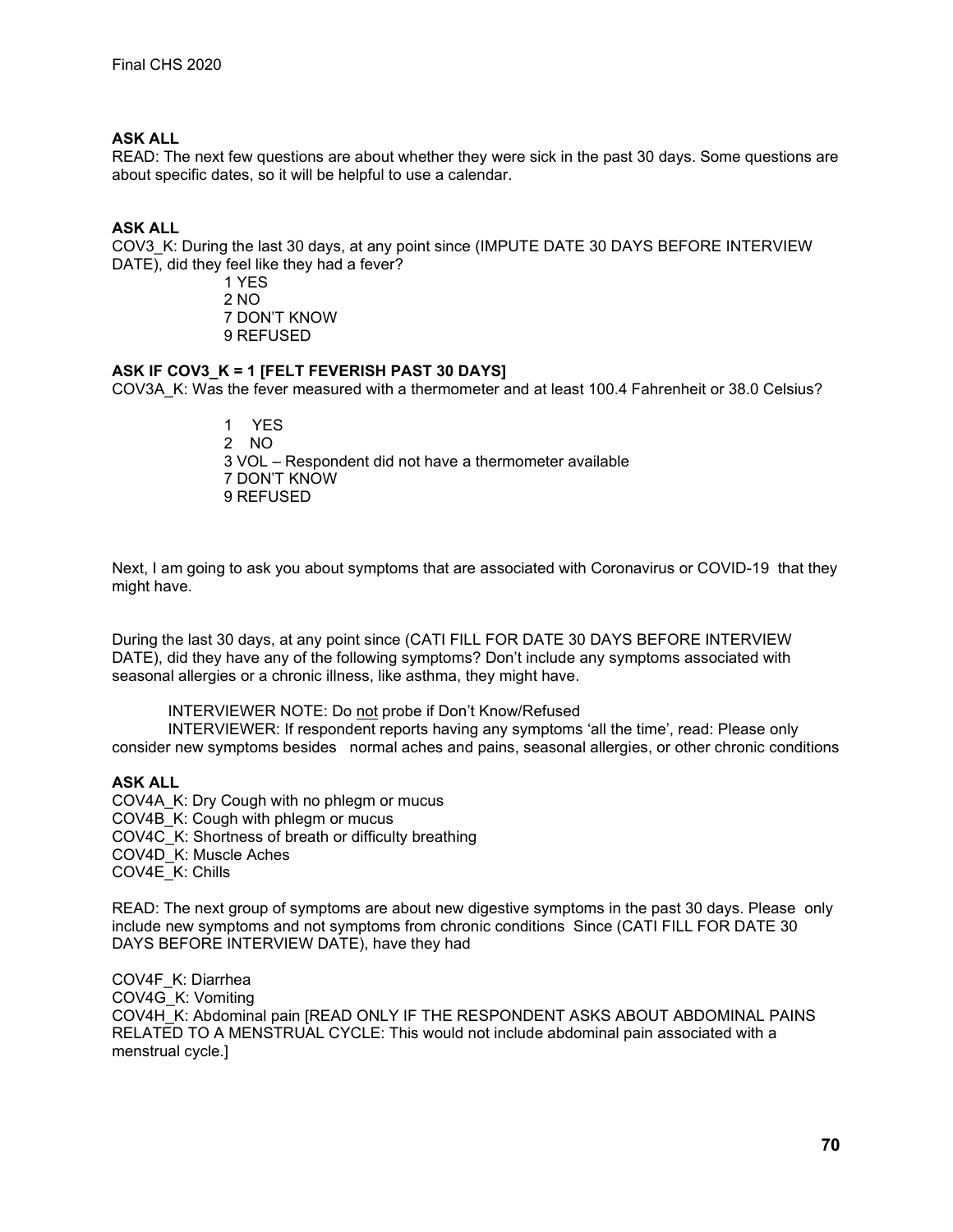**ASK ALL**
READ: The next few questions are about whether they were sick in the past 30 days. Some questions are about specific dates, so it will be helpful to use a calendar.

**ASK ALL**
COV3_K: During the last 30 days, at any point since (IMPUTE DATE 30 DAYS BEFORE INTERVIEW DATE), did they feel like they had a fever?

1 YES
2 NO
7 DON'T KNOW
9 REFUSED

**ASK IF COV3_K = 1 [FELT FEVERISH PAST 30 DAYS]**
COV3A_K: Was the fever measured with a thermometer and at least 100.4 Fahrenheit or 38.0 Celsius?

1 YES
2 NO
3 VOL – Respondent did not have a thermometer available
7 DON'T KNOW
9 REFUSED

Next, I am going to ask you about symptoms that are associated with Coronavirus or COVID-19 that they might have.

During the last 30 days, at any point since (CATI FILL FOR DATE 30 DAYS BEFORE INTERVIEW DATE), did they have any of the following symptoms? Don't include any symptoms associated with seasonal allergies or a chronic illness, like asthma, they might have.

INTERVIEWER NOTE: Do <u>not</u> probe if Don't Know/Refused
INTERVIEWER: If respondent reports having any symptoms 'all the time', read: Please only consider new symptoms besides normal aches and pains, seasonal allergies, or other chronic conditions

**ASK ALL**
COV4A_K: Dry Cough with no phlegm or mucus
COV4B_K: Cough with phlegm or mucus
COV4C_K: Shortness of breath or difficulty breathing
COV4D_K: Muscle Aches
COV4E_K: Chills

READ: The next group of symptoms are about new digestive symptoms in the past 30 days. Please only include new symptoms and not symptoms from chronic conditions Since (CATI FILL FOR DATE 30 DAYS BEFORE INTERVIEW DATE), have they had

COV4F_K: Diarrhea
COV4G_K: Vomiting
COV4H_K: Abdominal pain [READ ONLY IF THE RESPONDENT ASKS ABOUT ABDOMINAL PAINS RELATED TO A MENSTRUAL CYCLE: This would not include abdominal pain associated with a menstrual cycle.]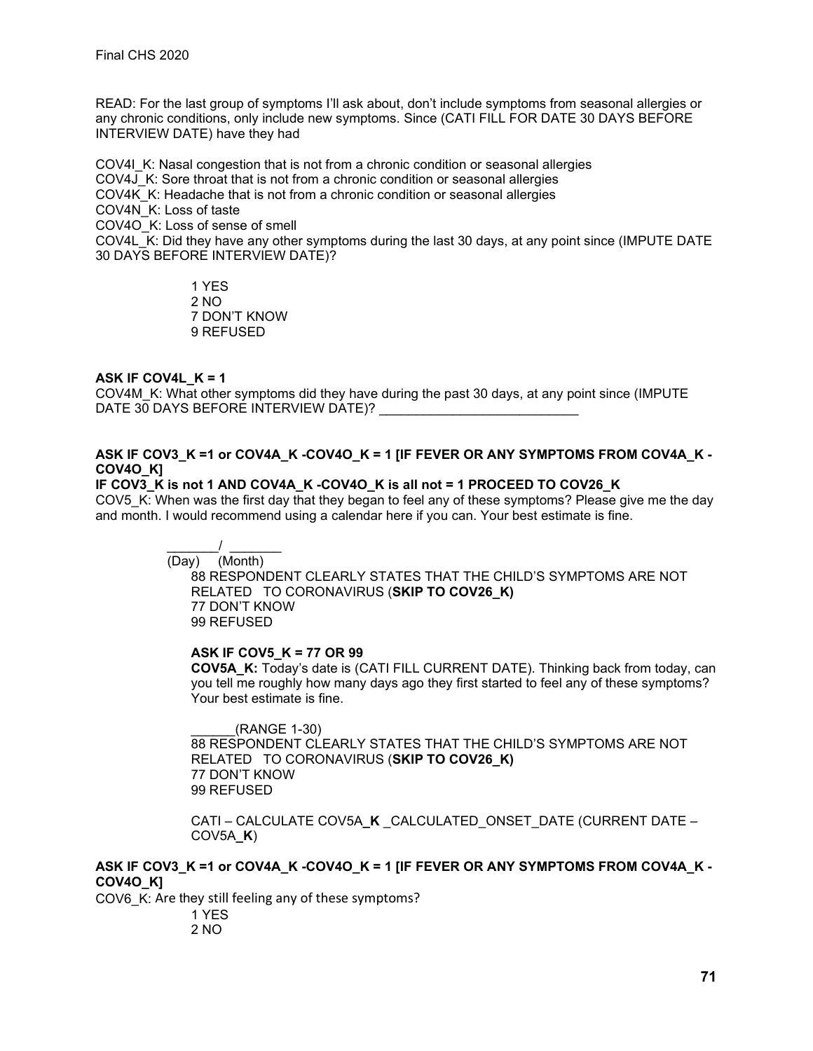READ: For the last group of symptoms I'll ask about, don't include symptoms from seasonal allergies or any chronic conditions, only include new symptoms. Since (CATI FILL FOR DATE 30 DAYS BEFORE INTERVIEW DATE) have they had

COV4I_K: Nasal congestion that is not from a chronic condition or seasonal allergies
COV4J_K: Sore throat that is not from a chronic condition or seasonal allergies
COV4K_K: Headache that is not from a chronic condition or seasonal allergies
COV4N_K: Loss of taste
COV4O_K: Loss of sense of smell
COV4L_K: Did they have any other symptoms during the last 30 days, at any point since (IMPUTE DATE 30 DAYS BEFORE INTERVIEW DATE)?

1 YES
2 NO
7 DON'T KNOW
9 REFUSED

**ASK IF COV4L_K = 1**
COV4M_K: What other symptoms did they have during the past 30 days, at any point since (IMPUTE DATE 30 DAYS BEFORE INTERVIEW DATE)? ___________________________

**ASK IF COV3_K =1 or COV4A_K -COV4O_K = 1 [IF FEVER OR ANY SYMPTOMS FROM COV4A_K - COV4O_K]**
**IF COV3_K is not 1 AND COV4A_K -COV4O_K is all not = 1 PROCEED TO COV26_K**
COV5_K: When was the first day that they began to feel any of these symptoms? Please give me the day and month. I would recommend using a calendar here if you can. Your best estimate is fine.

_______/ _______
(Day) (Month)

88 RESPONDENT CLEARLY STATES THAT THE CHILD'S SYMPTOMS ARE NOT RELATED TO CORONAVIRUS (**SKIP TO COV26_K)**
77 DON'T KNOW
99 REFUSED

**ASK IF COV5_K = 77 OR 99**
**COV5A_K:** Today's date is (CATI FILL CURRENT DATE). Thinking back from today, can you tell me roughly how many days ago they first started to feel any of these symptoms? Your best estimate is fine.

______(RANGE 1-30)
88 RESPONDENT CLEARLY STATES THAT THE CHILD'S SYMPTOMS ARE NOT RELATED TO CORONAVIRUS (**SKIP TO COV26_K)**
77 DON'T KNOW
99 REFUSED

CATI – CALCULATE COV5A_**K** _CALCULATED_ONSET_DATE (CURRENT DATE – COV5A_**K**)

**ASK IF COV3_K =1 or COV4A_K -COV4O_K = 1 [IF FEVER OR ANY SYMPTOMS FROM COV4A_K - COV4O_K]**
COV6_K: Are they still feeling any of these symptoms?

1 YES
2 NO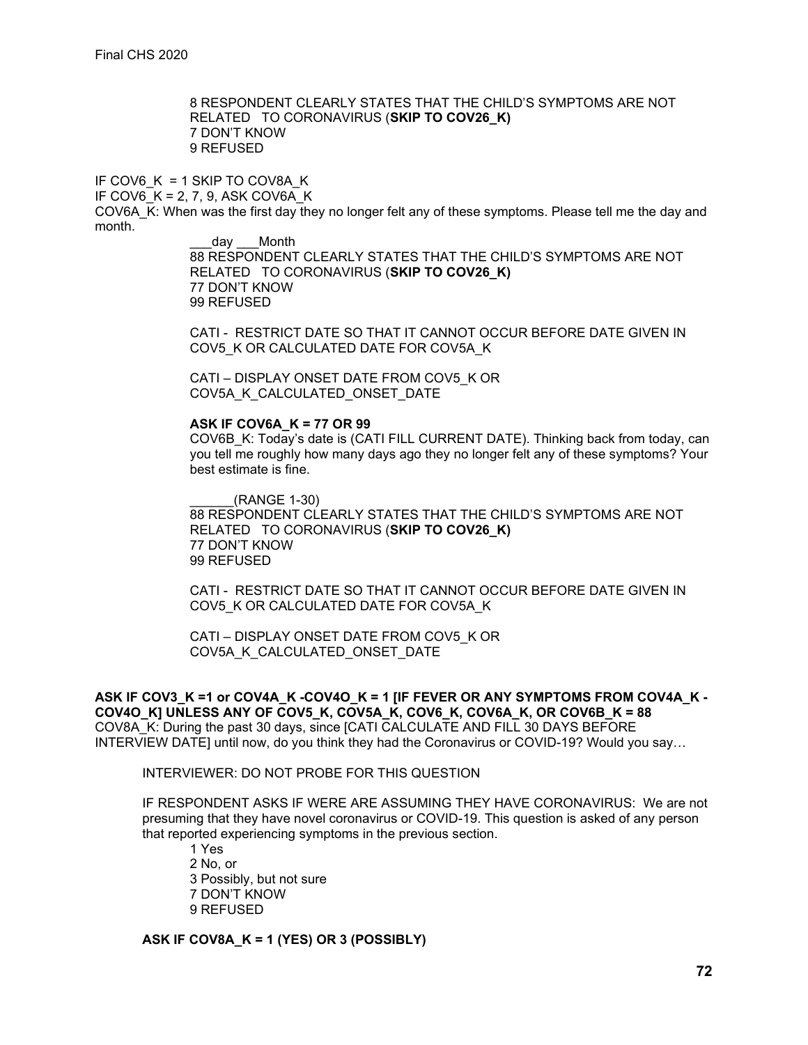8 RESPONDENT CLEARLY STATES THAT THE CHILD'S SYMPTOMS ARE NOT RELATED TO CORONAVIRUS (**SKIP TO COV26_K)**
7 DON'T KNOW
9 REFUSED

IF COV6_K = 1 SKIP TO COV8A_K
IF COV6_K = 2, 7, 9, ASK COV6A_K
COV6A_K: When was the first day they no longer felt any of these symptoms. Please tell me the day and month.

___day ___Month
88 RESPONDENT CLEARLY STATES THAT THE CHILD'S SYMPTOMS ARE NOT RELATED TO CORONAVIRUS (**SKIP TO COV26_K)**
77 DON'T KNOW
99 REFUSED

CATI - RESTRICT DATE SO THAT IT CANNOT OCCUR BEFORE DATE GIVEN IN COV5_K OR CALCULATED DATE FOR COV5A_K

CATI – DISPLAY ONSET DATE FROM COV5_K OR COV5A_K_CALCULATED_ONSET_DATE

**ASK IF COV6A_K = 77 OR 99**
COV6B_K: Today's date is (CATI FILL CURRENT DATE). Thinking back from today, can you tell me roughly how many days ago they no longer felt any of these symptoms? Your best estimate is fine.

______(RANGE 1-30)
88 RESPONDENT CLEARLY STATES THAT THE CHILD'S SYMPTOMS ARE NOT RELATED TO CORONAVIRUS (**SKIP TO COV26_K)**
77 DON'T KNOW
99 REFUSED

CATI - RESTRICT DATE SO THAT IT CANNOT OCCUR BEFORE DATE GIVEN IN COV5_K OR CALCULATED DATE FOR COV5A_K

CATI – DISPLAY ONSET DATE FROM COV5_K OR COV5A_K_CALCULATED_ONSET_DATE

**ASK IF COV3_K =1 or COV4A_K -COV4O_K = 1 [IF FEVER OR ANY SYMPTOMS FROM COV4A_K - COV4O_K] UNLESS ANY OF COV5_K, COV5A_K, COV6_K, COV6A_K, OR COV6B_K = 88**
COV8A_K: During the past 30 days, since [CATI CALCULATE AND FILL 30 DAYS BEFORE INTERVIEW DATE] until now, do you think they had the Coronavirus or COVID-19? Would you say…

INTERVIEWER: DO NOT PROBE FOR THIS QUESTION

IF RESPONDENT ASKS IF WERE ARE ASSUMING THEY HAVE CORONAVIRUS: We are not presuming that they have novel coronavirus or COVID-19. This question is asked of any person that reported experiencing symptoms in the previous section.

1 Yes
2 No, or
3 Possibly, but not sure
7 DON'T KNOW
9 REFUSED

**ASK IF COV8A_K = 1 (YES) OR 3 (POSSIBLY)**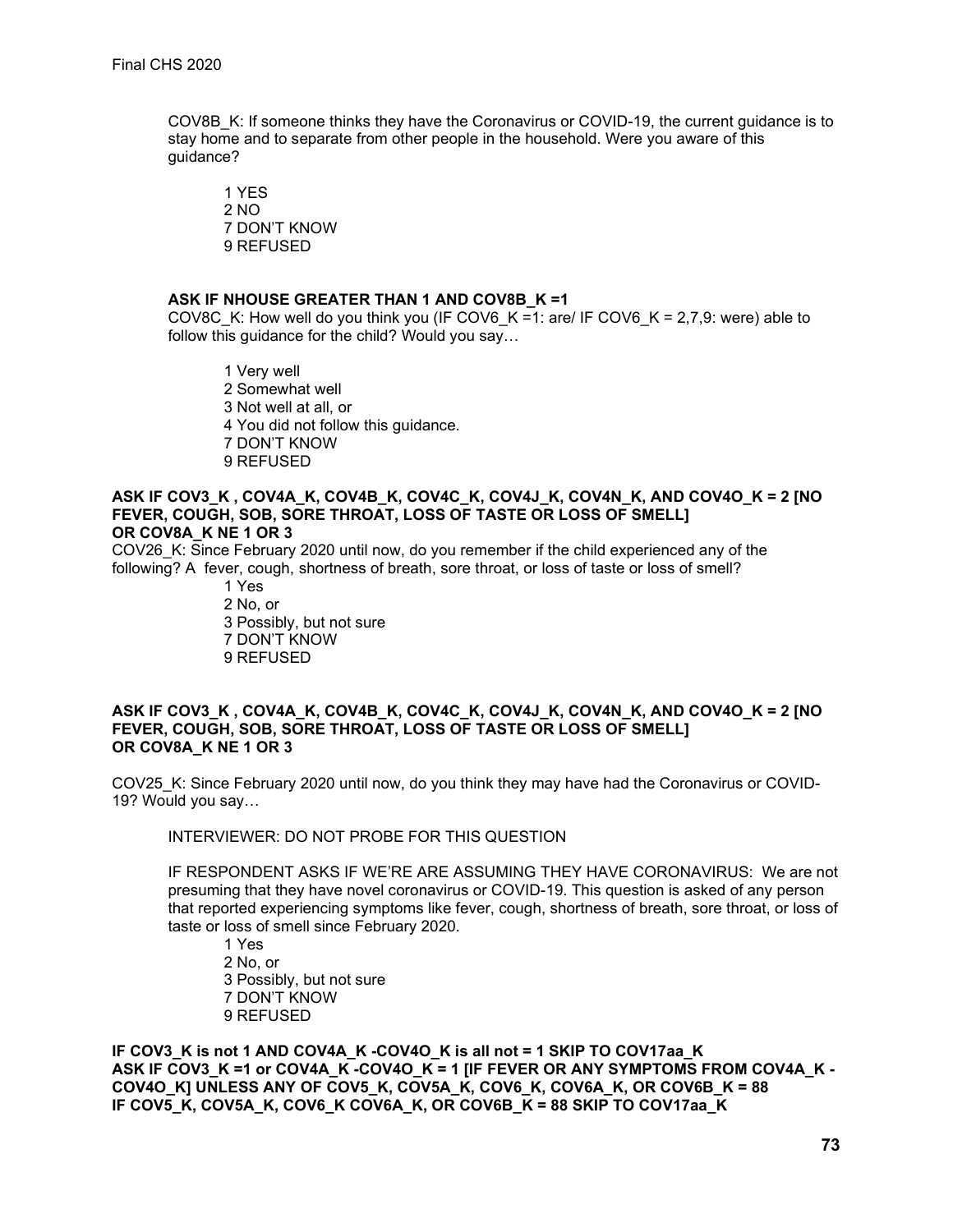COV8B_K: If someone thinks they have the Coronavirus or COVID-19, the current guidance is to stay home and to separate from other people in the household. Were you aware of this guidance?

1 YES
2 NO
7 DON'T KNOW
9 REFUSED

**ASK IF NHOUSE GREATER THAN 1 AND COV8B_K =1**

COV8C_K: How well do you think you (IF COV6_K =1: are/ IF COV6_K = 2,7,9: were) able to follow this guidance for the child? Would you say…

1 Very well
2 Somewhat well
3 Not well at all, or
4 You did not follow this guidance.
7 DON'T KNOW
9 REFUSED

**ASK IF COV3_K , COV4A_K, COV4B_K, COV4C_K, COV4J_K, COV4N_K, AND COV4O_K = 2 [NO FEVER, COUGH, SOB, SORE THROAT, LOSS OF TASTE OR LOSS OF SMELL] OR COV8A_K NE 1 OR 3**

COV26_K: Since February 2020 until now, do you remember if the child experienced any of the following? A fever, cough, shortness of breath, sore throat, or loss of taste or loss of smell?

1 Yes
2 No, or
3 Possibly, but not sure
7 DON'T KNOW
9 REFUSED

**ASK IF COV3_K , COV4A_K, COV4B_K, COV4C_K, COV4J_K, COV4N_K, AND COV4O_K = 2 [NO FEVER, COUGH, SOB, SORE THROAT, LOSS OF TASTE OR LOSS OF SMELL] OR COV8A_K NE 1 OR 3**

COV25_K: Since February 2020 until now, do you think they may have had the Coronavirus or COVID-19? Would you say…

INTERVIEWER: DO NOT PROBE FOR THIS QUESTION

IF RESPONDENT ASKS IF WE'RE ARE ASSUMING THEY HAVE CORONAVIRUS: We are not presuming that they have novel coronavirus or COVID-19. This question is asked of any person that reported experiencing symptoms like fever, cough, shortness of breath, sore throat, or loss of taste or loss of smell since February 2020.

1 Yes
2 No, or
3 Possibly, but not sure
7 DON'T KNOW
9 REFUSED

**IF COV3_K is not 1 AND COV4A_K -COV4O_K is all not = 1 SKIP TO COV17aa_K**
**ASK IF COV3_K =1 or COV4A_K -COV4O_K = 1 [IF FEVER OR ANY SYMPTOMS FROM COV4A_K - COV4O_K] UNLESS ANY OF COV5_K, COV5A_K, COV6_K, COV6A_K, OR COV6B_K = 88**
**IF COV5_K, COV5A_K, COV6_K COV6A_K, OR COV6B_K = 88 SKIP TO COV17aa_K**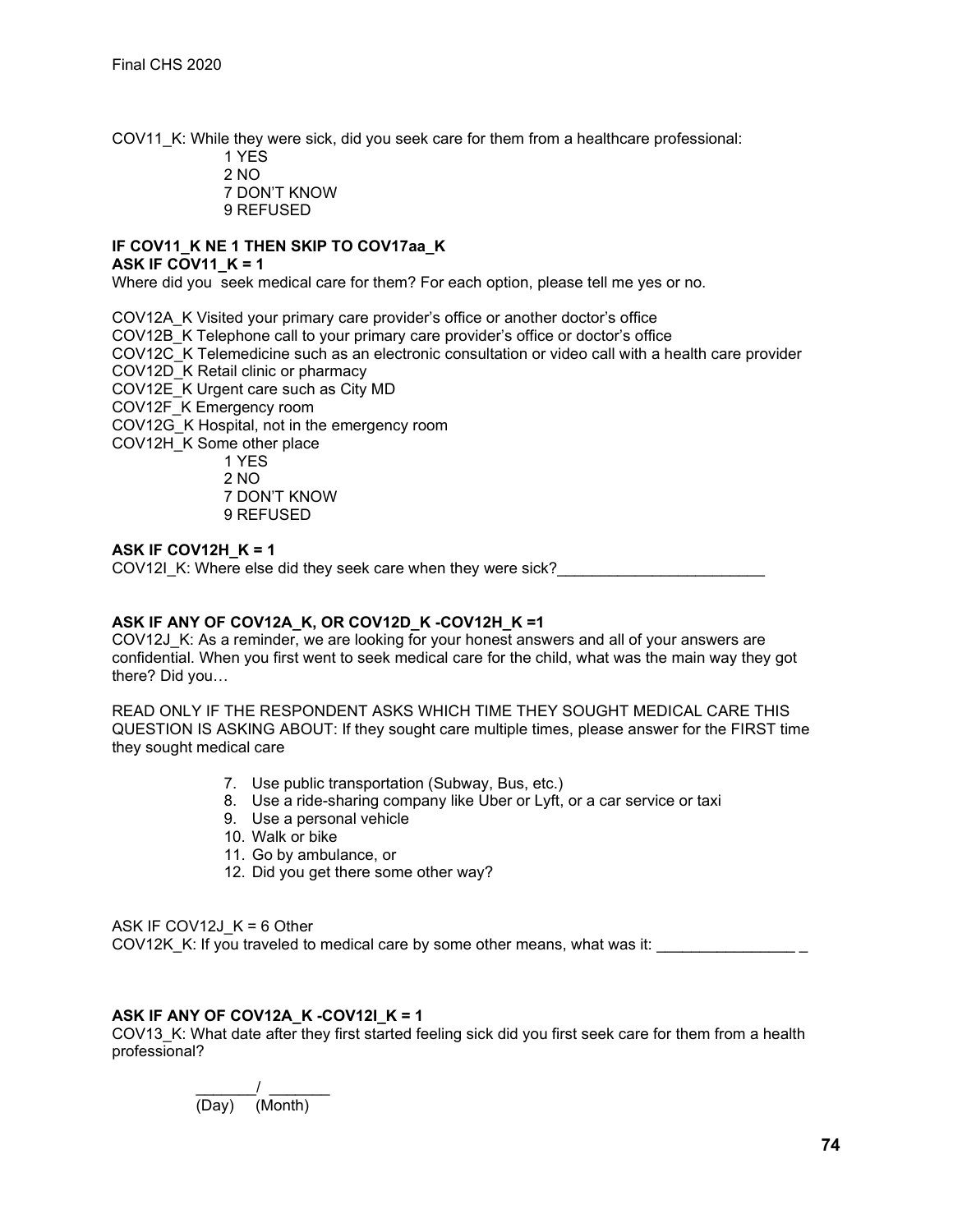COV11_K: While they were sick, did you seek care for them from a healthcare professional:

1 YES
2 NO
7 DON'T KNOW
9 REFUSED

**IF COV11_K NE 1 THEN SKIP TO COV17aa_K**
**ASK IF COV11_K = 1**

Where did you seek medical care for them? For each option, please tell me yes or no.

COV12A_K Visited your primary care provider's office or another doctor's office
COV12B_K Telephone call to your primary care provider's office or doctor's office
COV12C_K Telemedicine such as an electronic consultation or video call with a health care provider
COV12D_K Retail clinic or pharmacy
COV12E_K Urgent care such as City MD
COV12F_K Emergency room
COV12G_K Hospital, not in the emergency room
COV12H_K Some other place

1 YES
2 NO
7 DON'T KNOW
9 REFUSED

**ASK IF COV12H_K = 1**

COV12I_K: Where else did they seek care when they were sick?________________________

**ASK IF ANY OF COV12A_K, OR COV12D_K -COV12H_K =1**

COV12J_K: As a reminder, we are looking for your honest answers and all of your answers are confidential. When you first went to seek medical care for the child, what was the main way they got there? Did you…

READ ONLY IF THE RESPONDENT ASKS WHICH TIME THEY SOUGHT MEDICAL CARE THIS QUESTION IS ASKING ABOUT: If they sought care multiple times, please answer for the FIRST time they sought medical care

7. Use public transportation (Subway, Bus, etc.)
8. Use a ride-sharing company like Uber or Lyft, or a car service or taxi
9. Use a personal vehicle
10. Walk or bike
11. Go by ambulance, or
12. Did you get there some other way?

ASK IF COV12J_K = 6 Other

COV12K_K: If you traveled to medical care by some other means, what was it: ________________ _

**ASK IF ANY OF COV12A_K -COV12I_K = 1**

COV13_K: What date after they first started feeling sick did you first seek care for them from a health professional?

_______/ _______
(Day) (Month)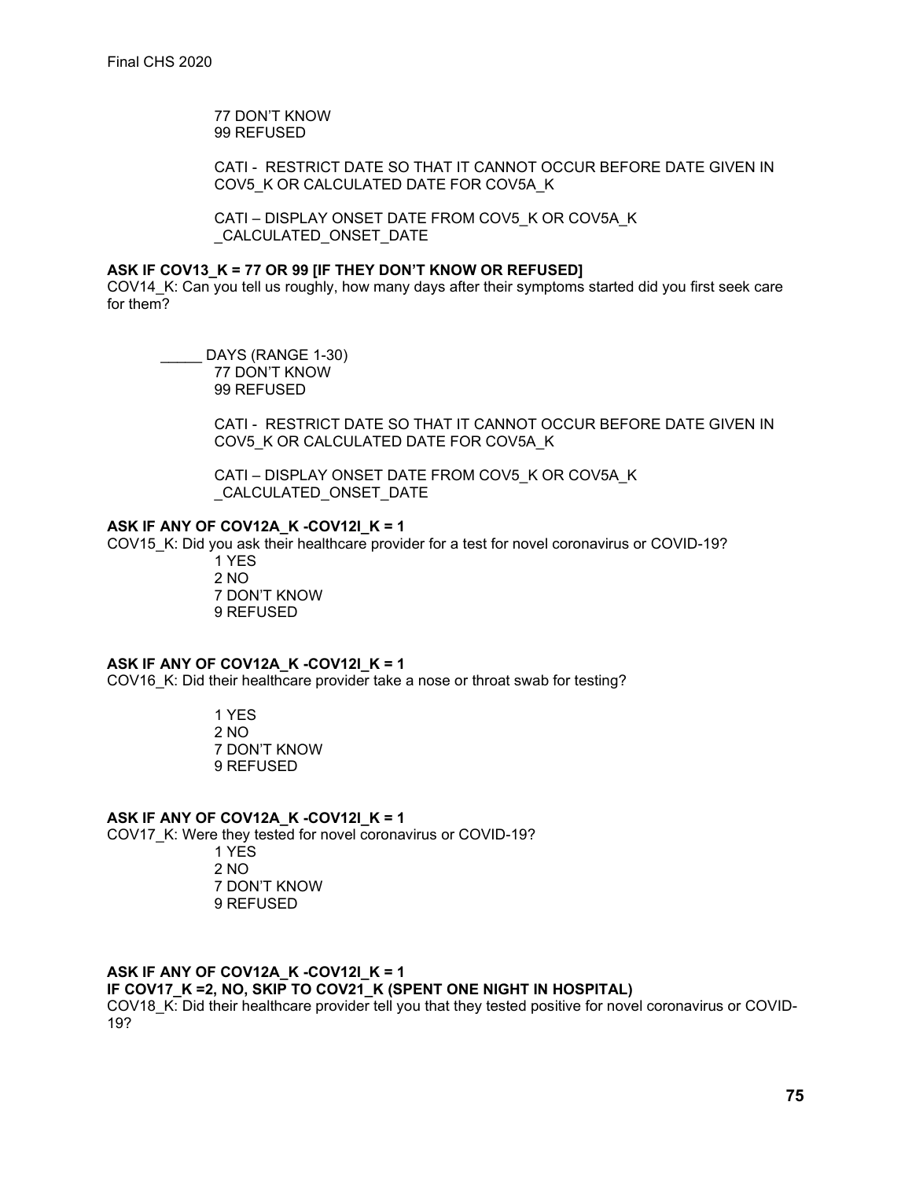77 DON'T KNOW
99 REFUSED

CATI - RESTRICT DATE SO THAT IT CANNOT OCCUR BEFORE DATE GIVEN IN COV5_K OR CALCULATED DATE FOR COV5A_K

CATI – DISPLAY ONSET DATE FROM COV5_K OR COV5A_K _CALCULATED_ONSET_DATE

**ASK IF COV13_K = 77 OR 99 [IF THEY DON'T KNOW OR REFUSED]**
COV14_K: Can you tell us roughly, how many days after their symptoms started did you first seek care for them?

_____ DAYS (RANGE 1-30)
77 DON'T KNOW
99 REFUSED

CATI - RESTRICT DATE SO THAT IT CANNOT OCCUR BEFORE DATE GIVEN IN COV5_K OR CALCULATED DATE FOR COV5A_K

CATI – DISPLAY ONSET DATE FROM COV5_K OR COV5A_K _CALCULATED_ONSET_DATE

**ASK IF ANY OF COV12A_K -COV12I_K = 1**
COV15_K: Did you ask their healthcare provider for a test for novel coronavirus or COVID-19?
1 YES
2 NO
7 DON'T KNOW
9 REFUSED

**ASK IF ANY OF COV12A_K -COV12I_K = 1**
COV16_K: Did their healthcare provider take a nose or throat swab for testing?

1 YES
2 NO
7 DON'T KNOW
9 REFUSED

**ASK IF ANY OF COV12A_K -COV12I_K = 1**
COV17_K: Were they tested for novel coronavirus or COVID-19?
1 YES
2 NO
7 DON'T KNOW
9 REFUSED

**ASK IF ANY OF COV12A_K -COV12I_K = 1**
**IF COV17_K =2, NO, SKIP TO COV21_K (SPENT ONE NIGHT IN HOSPITAL)**
COV18_K: Did their healthcare provider tell you that they tested positive for novel coronavirus or COVID-19?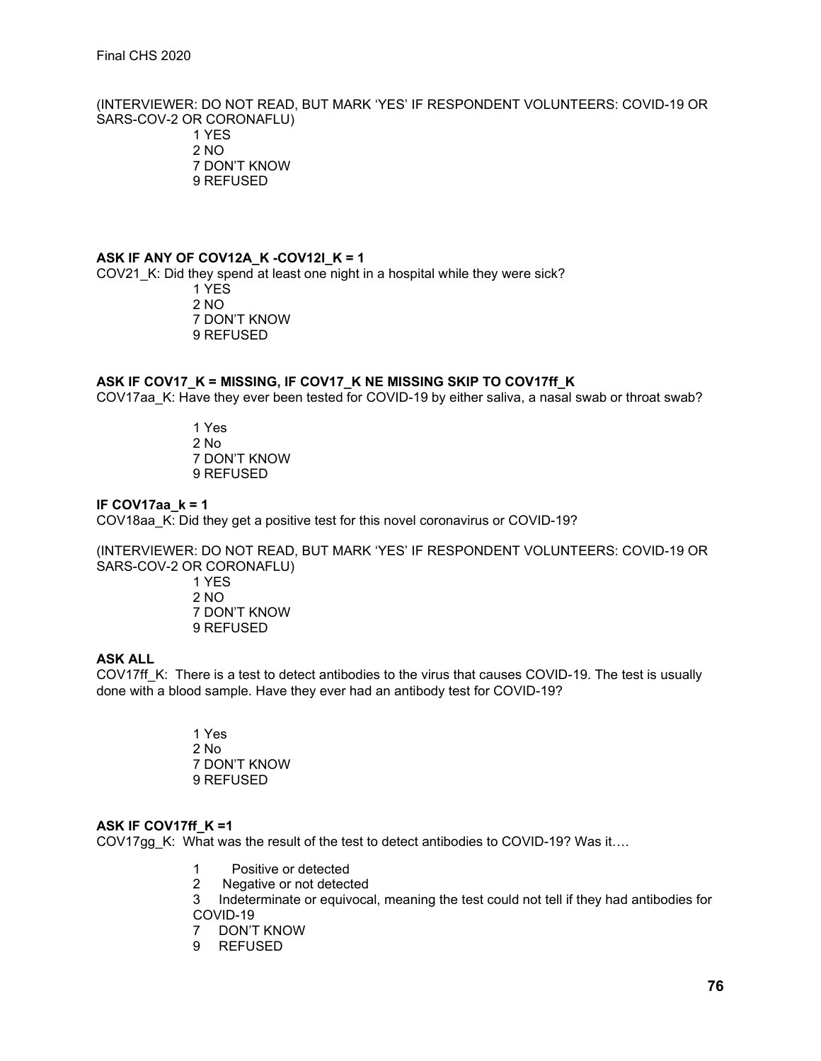(INTERVIEWER: DO NOT READ, BUT MARK 'YES' IF RESPONDENT VOLUNTEERS: COVID-19 OR SARS-COV-2 OR CORONAFLU)

1 YES
2 NO
7 DON'T KNOW
9 REFUSED

**ASK IF ANY OF COV12A_K -COV12I_K = 1**

COV21_K: Did they spend at least one night in a hospital while they were sick?

1 YES
2 NO
7 DON'T KNOW
9 REFUSED

**ASK IF COV17_K = MISSING, IF COV17_K NE MISSING SKIP TO COV17ff_K**

COV17aa_K: Have they ever been tested for COVID-19 by either saliva, a nasal swab or throat swab?

1 Yes
2 No
7 DON'T KNOW
9 REFUSED

**IF COV17aa_k = 1**

COV18aa_K: Did they get a positive test for this novel coronavirus or COVID-19?

(INTERVIEWER: DO NOT READ, BUT MARK 'YES' IF RESPONDENT VOLUNTEERS: COVID-19 OR SARS-COV-2 OR CORONAFLU)

1 YES
2 NO
7 DON'T KNOW
9 REFUSED

**ASK ALL**

COV17ff_K: There is a test to detect antibodies to the virus that causes COVID-19. The test is usually done with a blood sample. Have they ever had an antibody test for COVID-19?

1 Yes
2 No
7 DON'T KNOW
9 REFUSED

**ASK IF COV17ff_K =1**

COV17gg_K: What was the result of the test to detect antibodies to COVID-19? Was it….

1 Positive or detected
2 Negative or not detected
3 Indeterminate or equivocal, meaning the test could not tell if they had antibodies for COVID-19
7 DON'T KNOW
9 REFUSED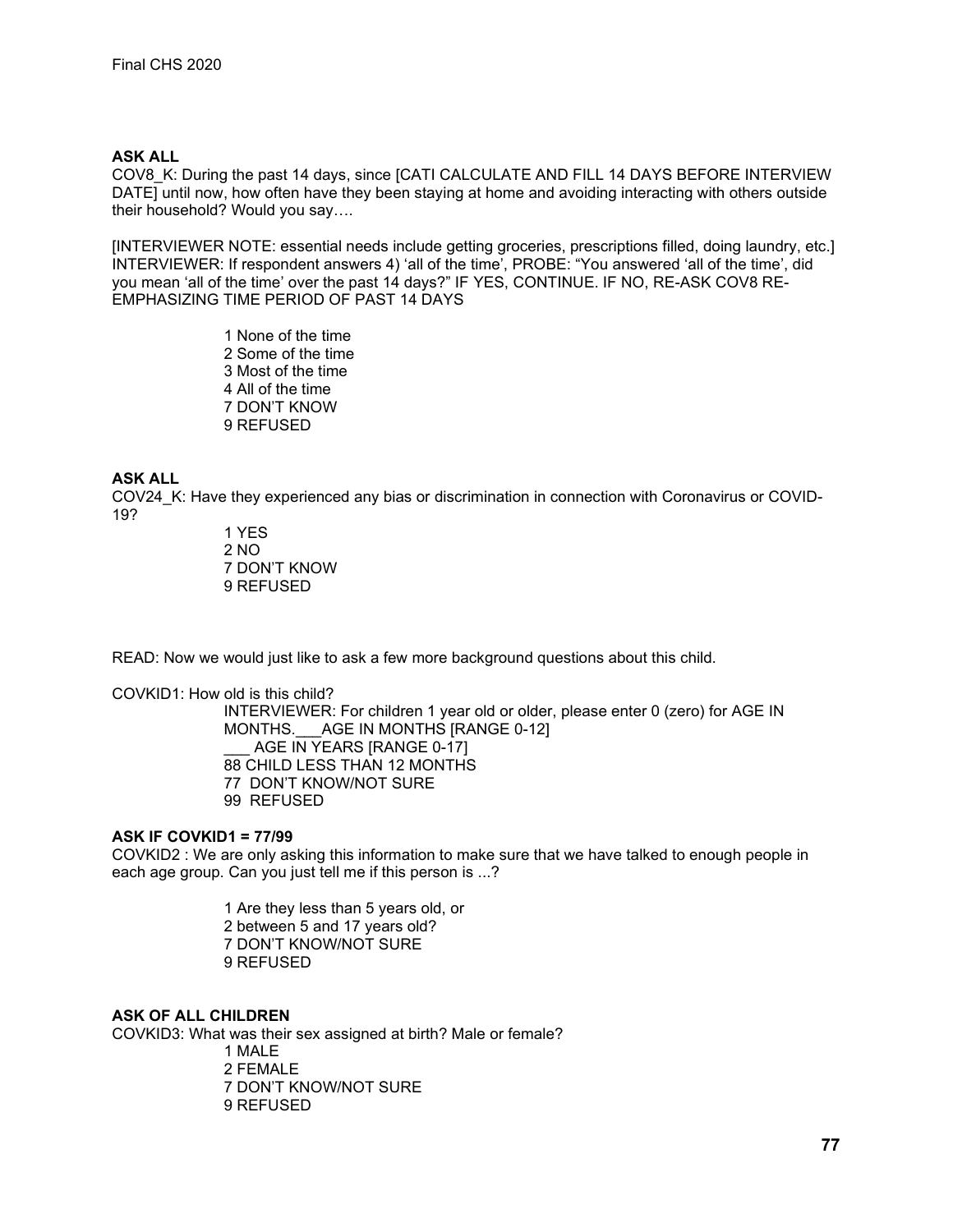**ASK ALL**

COV8_K: During the past 14 days, since [CATI CALCULATE AND FILL 14 DAYS BEFORE INTERVIEW DATE] until now, how often have they been staying at home and avoiding interacting with others outside their household? Would you say….

[INTERVIEWER NOTE: essential needs include getting groceries, prescriptions filled, doing laundry, etc.] INTERVIEWER: If respondent answers 4) 'all of the time', PROBE: "You answered 'all of the time', did you mean 'all of the time' over the past 14 days?" IF YES, CONTINUE. IF NO, RE-ASK COV8 RE-EMPHASIZING TIME PERIOD OF PAST 14 DAYS

1 None of the time
2 Some of the time
3 Most of the time
4 All of the time
7 DON'T KNOW
9 REFUSED

**ASK ALL**

COV24_K: Have they experienced any bias or discrimination in connection with Coronavirus or COVID-19?

1 YES
2 NO
7 DON'T KNOW
9 REFUSED

READ: Now we would just like to ask a few more background questions about this child.

COVKID1: How old is this child?

INTERVIEWER: For children 1 year old or older, please enter 0 (zero) for AGE IN MONTHS.___AGE IN MONTHS [RANGE 0-12]
___ AGE IN YEARS [RANGE 0-17]
88 CHILD LESS THAN 12 MONTHS
77 DON'T KNOW/NOT SURE
99 REFUSED

**ASK IF COVKID1 = 77/99**

COVKID2 : We are only asking this information to make sure that we have talked to enough people in each age group. Can you just tell me if this person is ...?

1 Are they less than 5 years old, or
2 between 5 and 17 years old?
7 DON'T KNOW/NOT SURE
9 REFUSED

**ASK OF ALL CHILDREN**

COVKID3: What was their sex assigned at birth? Male or female?

1 MALE
2 FEMALE
7 DON'T KNOW/NOT SURE
9 REFUSED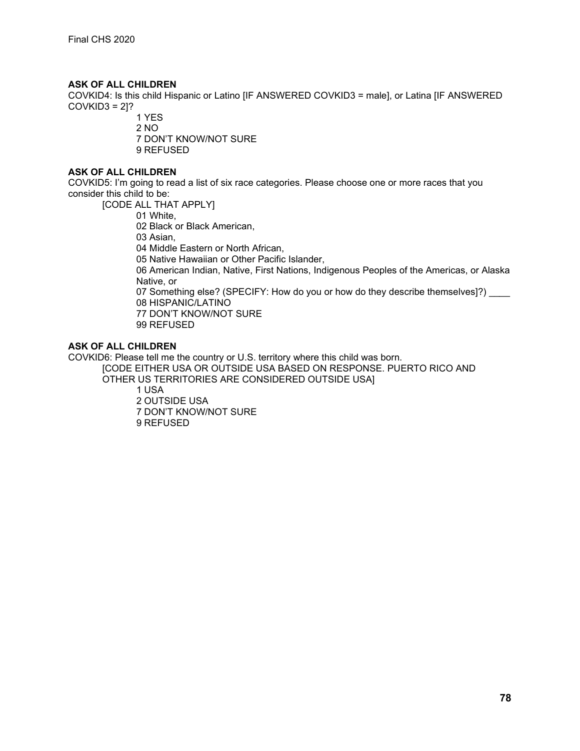**ASK OF ALL CHILDREN**

COVKID4: Is this child Hispanic or Latino [IF ANSWERED COVKID3 = male], or Latina [IF ANSWERED COVKID3 = 2]?

1 YES
2 NO
7 DON'T KNOW/NOT SURE
9 REFUSED

**ASK OF ALL CHILDREN**

COVKID5: I'm going to read a list of six race categories. Please choose one or more races that you consider this child to be:

[CODE ALL THAT APPLY]

01 White,
02 Black or Black American,
03 Asian,
04 Middle Eastern or North African,
05 Native Hawaiian or Other Pacific Islander,
06 American Indian, Native, First Nations, Indigenous Peoples of the Americas, or Alaska Native, or
07 Something else? (SPECIFY: How do you or how do they describe themselves]?) ____
08 HISPANIC/LATINO
77 DON'T KNOW/NOT SURE
99 REFUSED

**ASK OF ALL CHILDREN**

COVKID6: Please tell me the country or U.S. territory where this child was born.

[CODE EITHER USA OR OUTSIDE USA BASED ON RESPONSE. PUERTO RICO AND OTHER US TERRITORIES ARE CONSIDERED OUTSIDE USA]

1 USA
2 OUTSIDE USA
7 DON'T KNOW/NOT SURE
9 REFUSED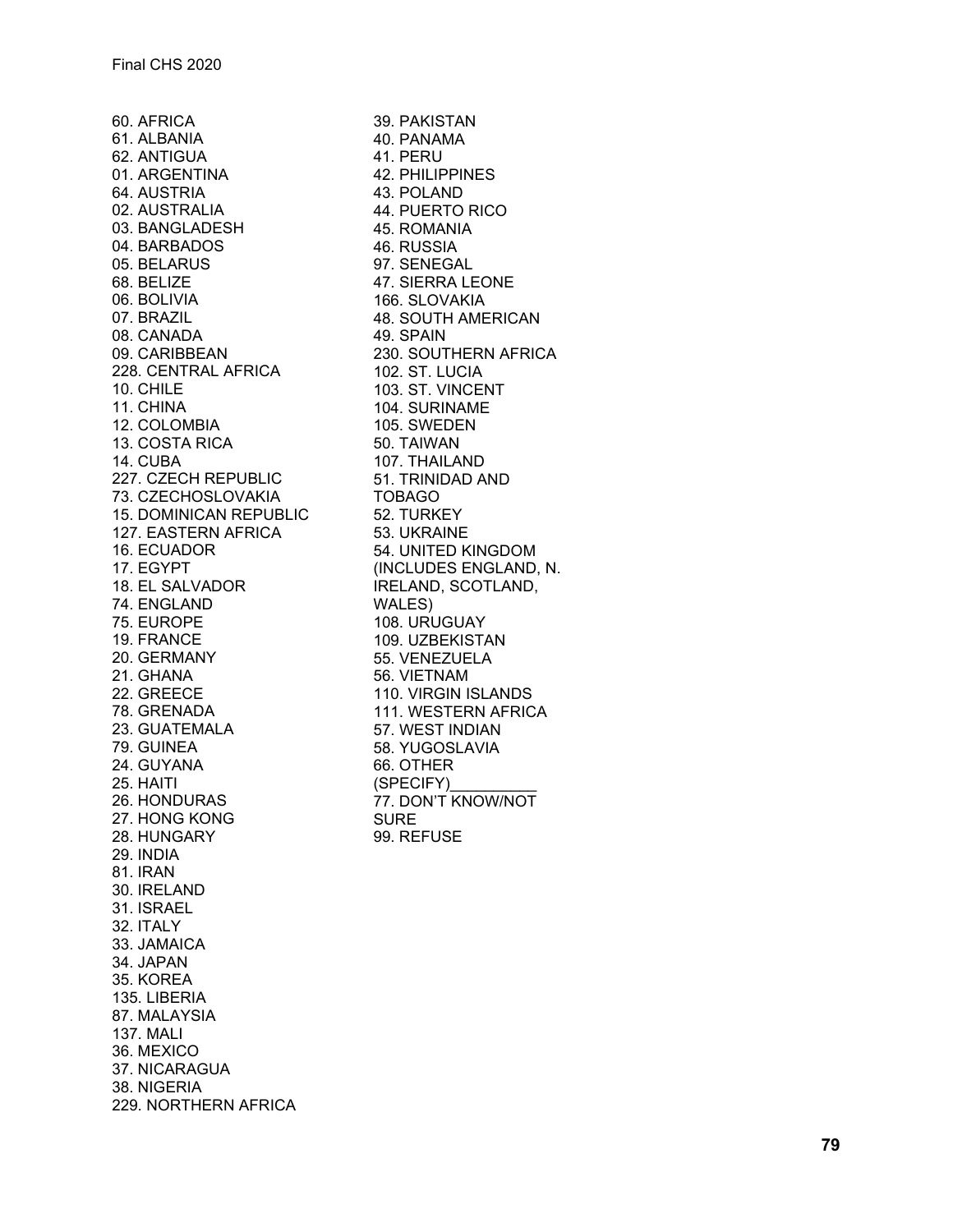60. AFRICA
61. ALBANIA
62. ANTIGUA
01. ARGENTINA
64. AUSTRIA
02. AUSTRALIA
03. BANGLADESH
04. BARBADOS
05. BELARUS
68. BELIZE
06. BOLIVIA
07. BRAZIL
08. CANADA
09. CARIBBEAN
228. CENTRAL AFRICA
10. CHILE
11. CHINA
12. COLOMBIA
13. COSTA RICA
14. CUBA
227. CZECH REPUBLIC
73. CZECHOSLOVAKIA
15. DOMINICAN REPUBLIC
127. EASTERN AFRICA
16. ECUADOR
17. EGYPT
18. EL SALVADOR
74. ENGLAND
75. EUROPE
19. FRANCE
20. GERMANY
21. GHANA
22. GREECE
78. GRENADA
23. GUATEMALA
79. GUINEA
24. GUYANA
25. HAITI
26. HONDURAS
27. HONG KONG
28. HUNGARY
29. INDIA
81. IRAN
30. IRELAND
31. ISRAEL
32. ITALY
33. JAMAICA
34. JAPAN
35. KOREA
135. LIBERIA
87. MALAYSIA
137. MALI
36. MEXICO
37. NICARAGUA
38. NIGERIA
229. NORTHERN AFRICA
39. PAKISTAN
40. PANAMA
41. PERU
42. PHILIPPINES
43. POLAND
44. PUERTO RICO
45. ROMANIA
46. RUSSIA
97. SENEGAL
47. SIERRA LEONE
166. SLOVAKIA
48. SOUTH AMERICAN
49. SPAIN
230. SOUTHERN AFRICA
102. ST. LUCIA
103. ST. VINCENT
104. SURINAME
105. SWEDEN
50. TAIWAN
107. THAILAND
51. TRINIDAD AND TOBAGO
52. TURKEY
53. UKRAINE
54. UNITED KINGDOM (INCLUDES ENGLAND, N. IRELAND, SCOTLAND, WALES)
108. URUGUAY
109. UZBEKISTAN
55. VENEZUELA
56. VIETNAM
110. VIRGIN ISLANDS
111. WESTERN AFRICA
57. WEST INDIAN
58. YUGOSLAVIA
66. OTHER (SPECIFY)__________
77. DON'T KNOW/NOT SURE
99. REFUSE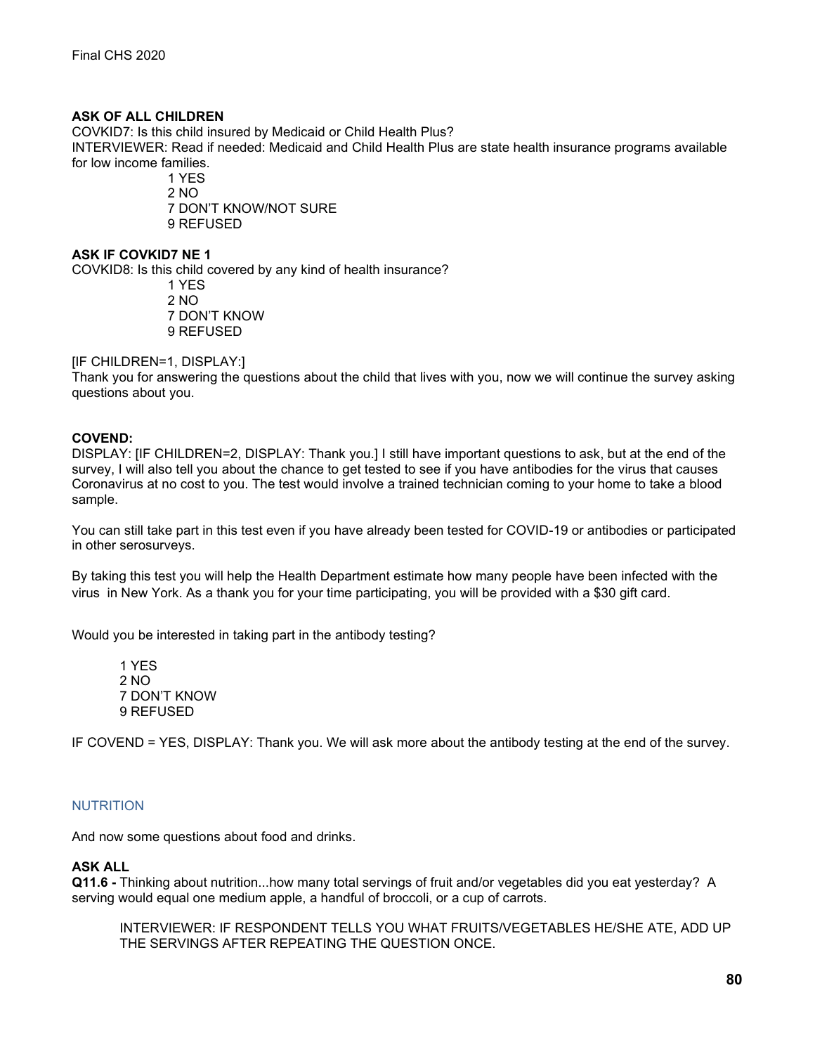**ASK OF ALL CHILDREN**
COVKID7: Is this child insured by Medicaid or Child Health Plus?
INTERVIEWER: Read if needed: Medicaid and Child Health Plus are state health insurance programs available for low income families.

1 YES
2 NO
7 DON'T KNOW/NOT SURE
9 REFUSED

**ASK IF COVKID7 NE 1**
COVKID8: Is this child covered by any kind of health insurance?

1 YES
2 NO
7 DON'T KNOW
9 REFUSED

[IF CHILDREN=1, DISPLAY:]
Thank you for answering the questions about the child that lives with you, now we will continue the survey asking questions about you.

**COVEND:**
DISPLAY: [IF CHILDREN=2, DISPLAY: Thank you.] I still have important questions to ask, but at the end of the survey, I will also tell you about the chance to get tested to see if you have antibodies for the virus that causes Coronavirus at no cost to you. The test would involve a trained technician coming to your home to take a blood sample.

You can still take part in this test even if you have already been tested for COVID-19 or antibodies or participated in other serosurveys.

By taking this test you will help the Health Department estimate how many people have been infected with the virus in New York. As a thank you for your time participating, you will be provided with a $30 gift card.

Would you be interested in taking part in the antibody testing?

1 YES
2 NO
7 DON'T KNOW
9 REFUSED

IF COVEND = YES, DISPLAY: Thank you. We will ask more about the antibody testing at the end of the survey.

## NUTRITION

And now some questions about food and drinks.

**ASK ALL**
**Q11.6 -** Thinking about nutrition...how many total servings of fruit and/or vegetables did you eat yesterday? A serving would equal one medium apple, a handful of broccoli, or a cup of carrots.

INTERVIEWER: IF RESPONDENT TELLS YOU WHAT FRUITS/VEGETABLES HE/SHE ATE, ADD UP THE SERVINGS AFTER REPEATING THE QUESTION ONCE.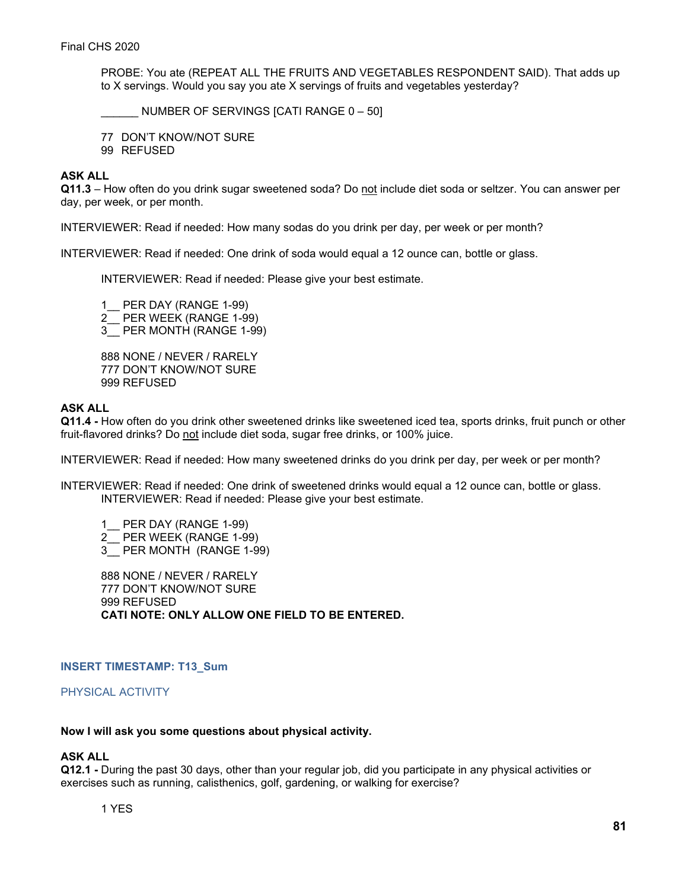PROBE: You ate (REPEAT ALL THE FRUITS AND VEGETABLES RESPONDENT SAID). That adds up to X servings. Would you say you ate X servings of fruits and vegetables yesterday?

______ NUMBER OF SERVINGS [CATI RANGE 0 – 50]

77 DON'T KNOW/NOT SURE
99 REFUSED

**ASK ALL**
**Q11.3** – How often do you drink sugar sweetened soda? Do <u>not</u> include diet soda or seltzer. You can answer per day, per week, or per month.

INTERVIEWER: Read if needed: How many sodas do you drink per day, per week or per month?

INTERVIEWER: Read if needed: One drink of soda would equal a 12 ounce can, bottle or glass.

INTERVIEWER: Read if needed: Please give your best estimate.

1__ PER DAY (RANGE 1-99)
2__ PER WEEK (RANGE 1-99)
3__ PER MONTH (RANGE 1-99)

888 NONE / NEVER / RARELY
777 DON'T KNOW/NOT SURE
999 REFUSED

**ASK ALL**
**Q11.4 -** How often do you drink other sweetened drinks like sweetened iced tea, sports drinks, fruit punch or other fruit-flavored drinks? Do <u>not</u> include diet soda, sugar free drinks, or 100% juice.

INTERVIEWER: Read if needed: How many sweetened drinks do you drink per day, per week or per month?

INTERVIEWER: Read if needed: One drink of sweetened drinks would equal a 12 ounce can, bottle or glass.
INTERVIEWER: Read if needed: Please give your best estimate.

1__ PER DAY (RANGE 1-99)
2__ PER WEEK (RANGE 1-99)
3__ PER MONTH (RANGE 1-99)

888 NONE / NEVER / RARELY
777 DON'T KNOW/NOT SURE
999 REFUSED
**CATI NOTE: ONLY ALLOW ONE FIELD TO BE ENTERED.**

**INSERT TIMESTAMP: T13_Sum**

## PHYSICAL ACTIVITY

**Now I will ask you some questions about physical activity.**

**ASK ALL**
**Q12.1 -** During the past 30 days, other than your regular job, did you participate in any physical activities or exercises such as running, calisthenics, golf, gardening, or walking for exercise?

1 YES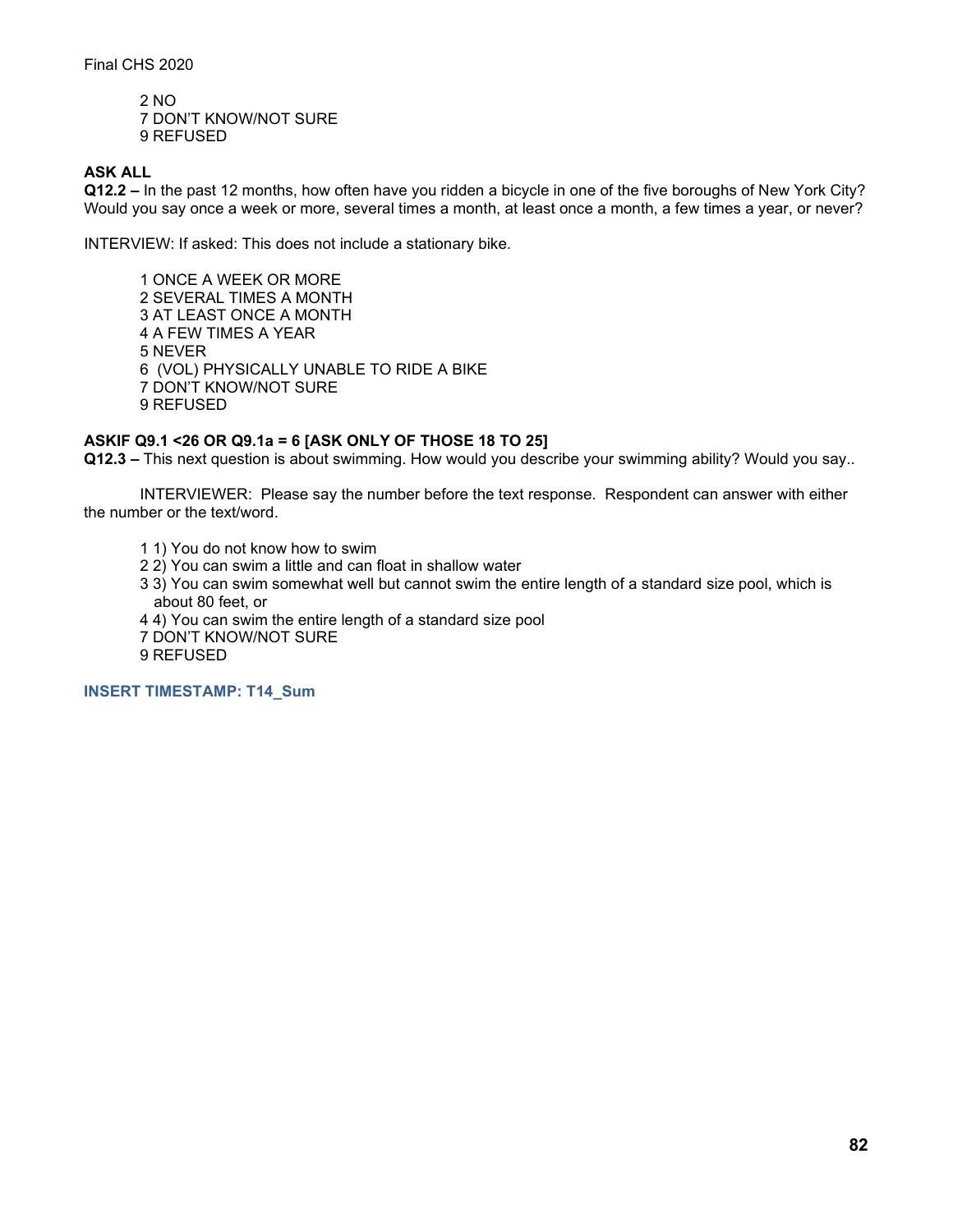2 NO
7 DON'T KNOW/NOT SURE
9 REFUSED

**ASK ALL**
**Q12.2 –** In the past 12 months, how often have you ridden a bicycle in one of the five boroughs of New York City? Would you say once a week or more, several times a month, at least once a month, a few times a year, or never?

INTERVIEW: If asked: This does not include a stationary bike.

1 ONCE A WEEK OR MORE
2 SEVERAL TIMES A MONTH
3 AT LEAST ONCE A MONTH
4 A FEW TIMES A YEAR
5 NEVER
6 (VOL) PHYSICALLY UNABLE TO RIDE A BIKE
7 DON'T KNOW/NOT SURE
9 REFUSED

**ASKIF Q9.1 <26 OR Q9.1a = 6 [ASK ONLY OF THOSE 18 TO 25]**
**Q12.3 –** This next question is about swimming. How would you describe your swimming ability? Would you say..

INTERVIEWER: Please say the number before the text response. Respondent can answer with either the number or the text/word.

1 1) You do not know how to swim
2 2) You can swim a little and can float in shallow water
3 3) You can swim somewhat well but cannot swim the entire length of a standard size pool, which is about 80 feet, or
4 4) You can swim the entire length of a standard size pool
7 DON'T KNOW/NOT SURE
9 REFUSED

**INSERT TIMESTAMP: T14_Sum**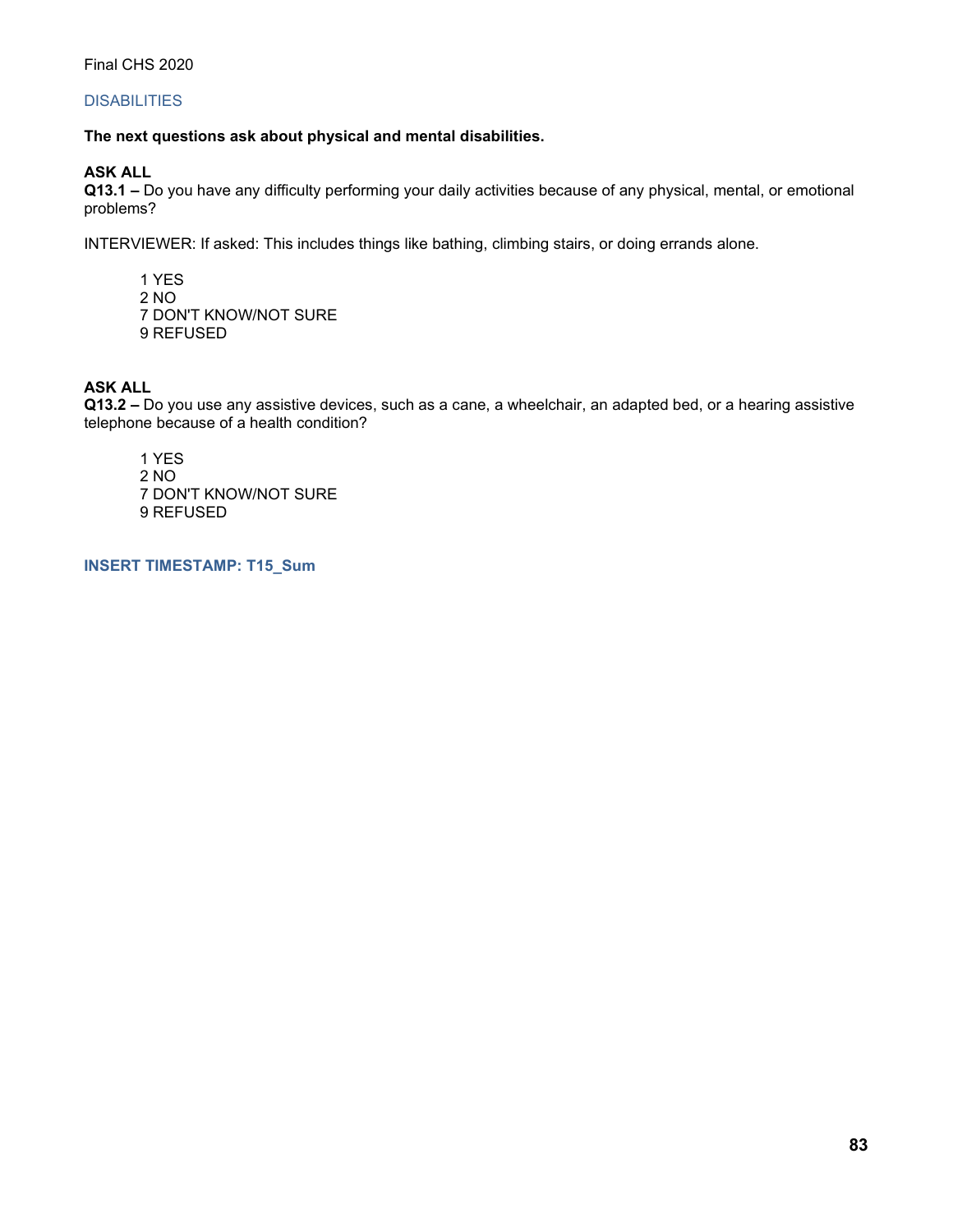## DISABILITIES

**The next questions ask about physical and mental disabilities.**

**ASK ALL**
**Q13.1 –** Do you have any difficulty performing your daily activities because of any physical, mental, or emotional problems?

INTERVIEWER: If asked: This includes things like bathing, climbing stairs, or doing errands alone.

1 YES
2 NO
7 DON'T KNOW/NOT SURE
9 REFUSED

**ASK ALL**
**Q13.2 –** Do you use any assistive devices, such as a cane, a wheelchair, an adapted bed, or a hearing assistive telephone because of a health condition?

1 YES
2 NO
7 DON'T KNOW/NOT SURE
9 REFUSED

**INSERT TIMESTAMP: T15_Sum**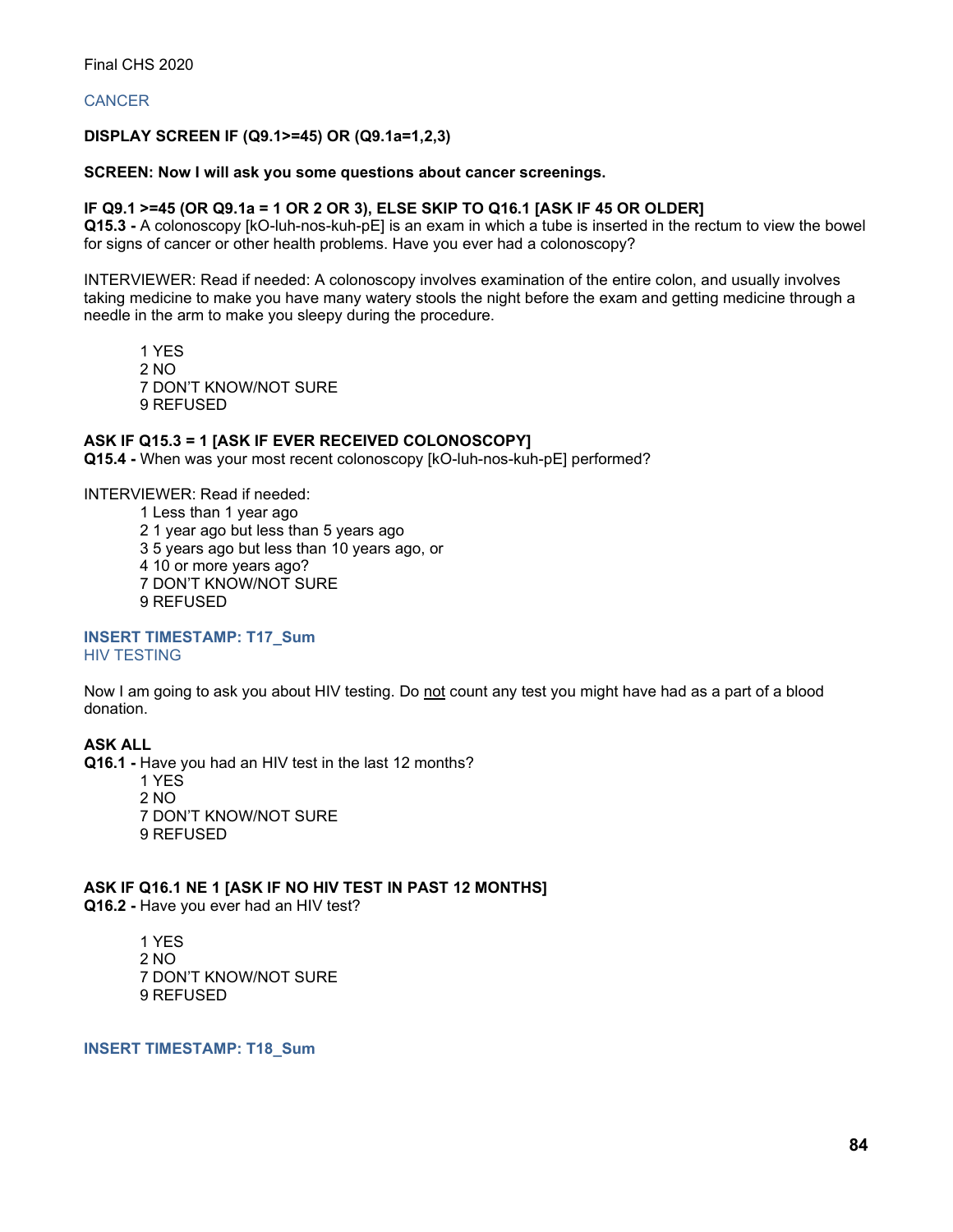## CANCER

**DISPLAY SCREEN IF (Q9.1>=45) OR (Q9.1a=1,2,3)**

**SCREEN: Now I will ask you some questions about cancer screenings.**

**IF Q9.1 >=45 (OR Q9.1a = 1 OR 2 OR 3), ELSE SKIP TO Q16.1 [ASK IF 45 OR OLDER]**
**Q15.3 -** A colonoscopy [kO-luh-nos-kuh-pE] is an exam in which a tube is inserted in the rectum to view the bowel for signs of cancer or other health problems. Have you ever had a colonoscopy?

INTERVIEWER: Read if needed: A colonoscopy involves examination of the entire colon, and usually involves taking medicine to make you have many watery stools the night before the exam and getting medicine through a needle in the arm to make you sleepy during the procedure.

1 YES
2 NO
7 DON'T KNOW/NOT SURE
9 REFUSED

**ASK IF Q15.3 = 1 [ASK IF EVER RECEIVED COLONOSCOPY]**
**Q15.4 -** When was your most recent colonoscopy [kO-luh-nos-kuh-pE] performed?

INTERVIEWER: Read if needed:
1 Less than 1 year ago
2 1 year ago but less than 5 years ago
3 5 years ago but less than 10 years ago, or
4 10 or more years ago?
7 DON'T KNOW/NOT SURE
9 REFUSED

**INSERT TIMESTAMP: T17_Sum**

## HIV TESTING

Now I am going to ask you about HIV testing. Do not count any test you might have had as a part of a blood donation.

**ASK ALL**
**Q16.1 -** Have you had an HIV test in the last 12 months?
1 YES
2 NO
7 DON'T KNOW/NOT SURE
9 REFUSED

**ASK IF Q16.1 NE 1 [ASK IF NO HIV TEST IN PAST 12 MONTHS]**
**Q16.2 -** Have you ever had an HIV test?

1 YES
2 NO
7 DON'T KNOW/NOT SURE
9 REFUSED

**INSERT TIMESTAMP: T18_Sum**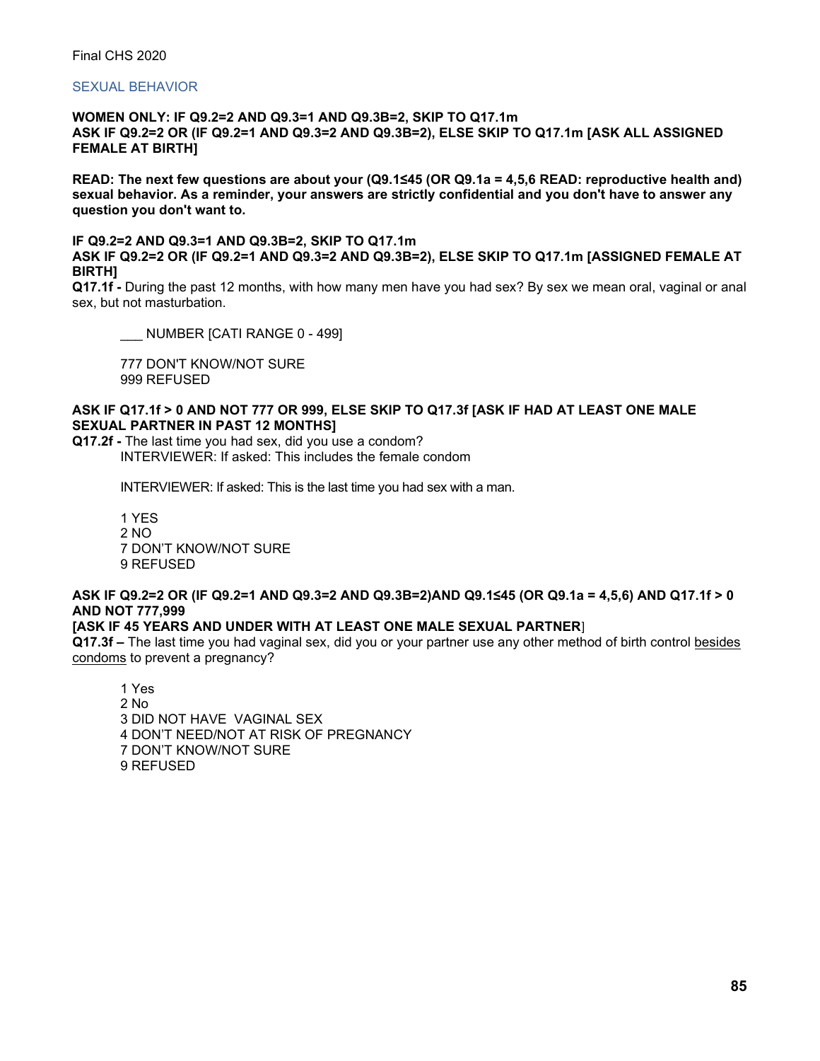## SEXUAL BEHAVIOR

**WOMEN ONLY: IF Q9.2=2 AND Q9.3=1 AND Q9.3B=2, SKIP TO Q17.1m**
**ASK IF Q9.2=2 OR (IF Q9.2=1 AND Q9.3=2 AND Q9.3B=2), ELSE SKIP TO Q17.1m [ASK ALL ASSIGNED FEMALE AT BIRTH]**

**READ: The next few questions are about your (Q9.1≤45 (OR Q9.1a = 4,5,6 READ: reproductive health and) sexual behavior. As a reminder, your answers are strictly confidential and you don't have to answer any question you don't want to.**

**IF Q9.2=2 AND Q9.3=1 AND Q9.3B=2, SKIP TO Q17.1m**
**ASK IF Q9.2=2 OR (IF Q9.2=1 AND Q9.3=2 AND Q9.3B=2), ELSE SKIP TO Q17.1m [ASSIGNED FEMALE AT BIRTH]**
**Q17.1f -** During the past 12 months, with how many men have you had sex? By sex we mean oral, vaginal or anal sex, but not masturbation.

___ NUMBER [CATI RANGE 0 - 499]

777 DON'T KNOW/NOT SURE
999 REFUSED

**ASK IF Q17.1f > 0 AND NOT 777 OR 999, ELSE SKIP TO Q17.3f [ASK IF HAD AT LEAST ONE MALE SEXUAL PARTNER IN PAST 12 MONTHS]**
**Q17.2f -** The last time you had sex, did you use a condom?
INTERVIEWER: If asked: This includes the female condom

INTERVIEWER: If asked: This is the last time you had sex with a man.

1 YES
2 NO
7 DON'T KNOW/NOT SURE
9 REFUSED

**ASK IF Q9.2=2 OR (IF Q9.2=1 AND Q9.3=2 AND Q9.3B=2)AND Q9.1≤45 (OR Q9.1a = 4,5,6) AND Q17.1f > 0 AND NOT 777,999**
**[ASK IF 45 YEARS AND UNDER WITH AT LEAST ONE MALE SEXUAL PARTNER]**
**Q17.3f –** The last time you had vaginal sex, did you or your partner use any other method of birth control besides condoms to prevent a pregnancy?

1 Yes
2 No
3 DID NOT HAVE VAGINAL SEX
4 DON'T NEED/NOT AT RISK OF PREGNANCY
7 DON'T KNOW/NOT SURE
9 REFUSED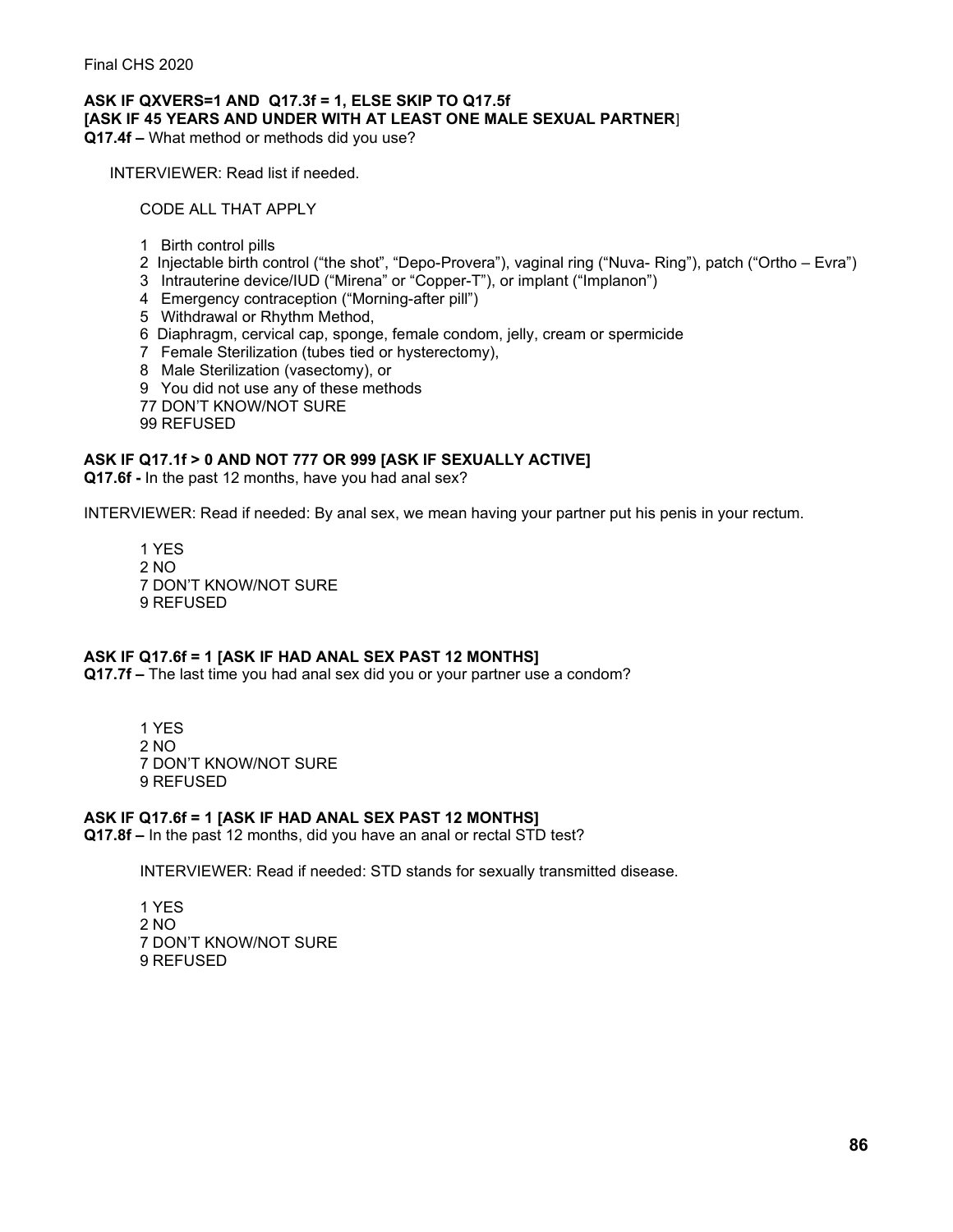**ASK IF QXVERS=1 AND Q17.3f = 1, ELSE SKIP TO Q17.5f**
**[ASK IF 45 YEARS AND UNDER WITH AT LEAST ONE MALE SEXUAL PARTNER]**
**Q17.4f –** What method or methods did you use?

INTERVIEWER: Read list if needed.

CODE ALL THAT APPLY

1 Birth control pills
2 Injectable birth control ("the shot", "Depo-Provera"), vaginal ring ("Nuva- Ring"), patch ("Ortho – Evra")
3 Intrauterine device/IUD ("Mirena" or "Copper-T"), or implant ("Implanon")
4 Emergency contraception ("Morning-after pill")
5 Withdrawal or Rhythm Method,
6 Diaphragm, cervical cap, sponge, female condom, jelly, cream or spermicide
7 Female Sterilization (tubes tied or hysterectomy),
8 Male Sterilization (vasectomy), or
9 You did not use any of these methods
77 DON'T KNOW/NOT SURE
99 REFUSED

**ASK IF Q17.1f > 0 AND NOT 777 OR 999 [ASK IF SEXUALLY ACTIVE]**
**Q17.6f -** In the past 12 months, have you had anal sex?

INTERVIEWER: Read if needed: By anal sex, we mean having your partner put his penis in your rectum.

1 YES
2 NO
7 DON'T KNOW/NOT SURE
9 REFUSED

**ASK IF Q17.6f = 1 [ASK IF HAD ANAL SEX PAST 12 MONTHS]**
**Q17.7f –** The last time you had anal sex did you or your partner use a condom?

1 YES
2 NO
7 DON'T KNOW/NOT SURE
9 REFUSED

**ASK IF Q17.6f = 1 [ASK IF HAD ANAL SEX PAST 12 MONTHS]**
**Q17.8f –** In the past 12 months, did you have an anal or rectal STD test?

INTERVIEWER: Read if needed: STD stands for sexually transmitted disease.

1 YES
2 NO
7 DON'T KNOW/NOT SURE
9 REFUSED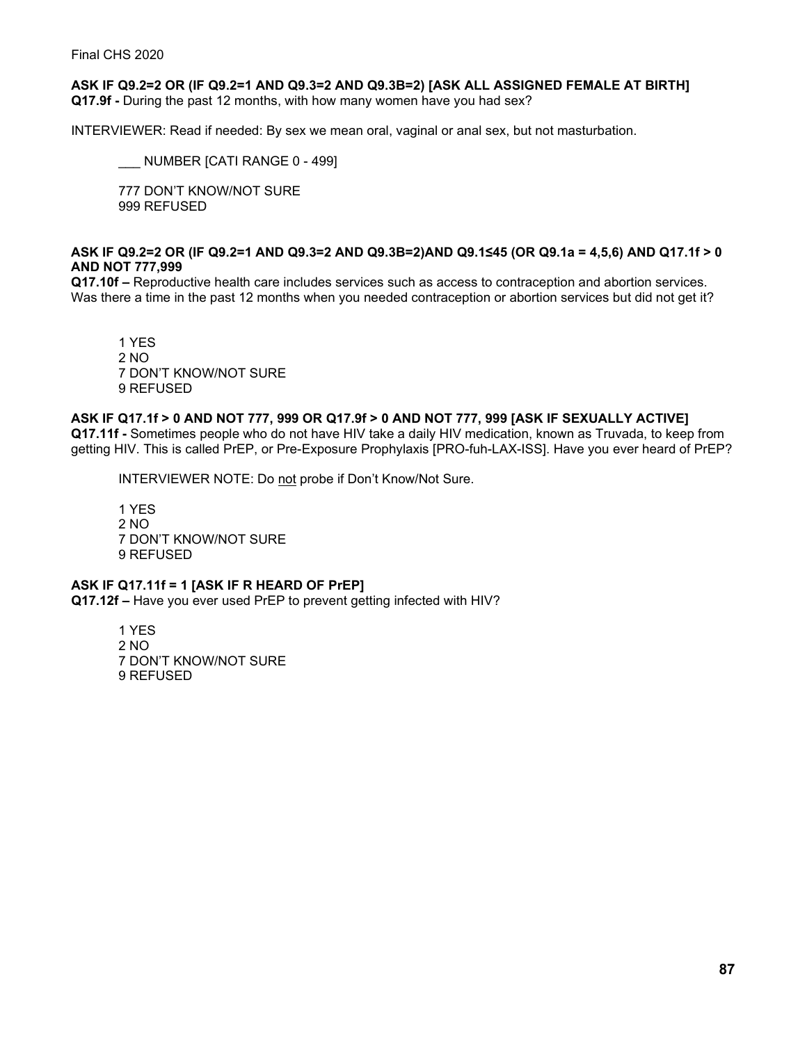**ASK IF Q9.2=2 OR (IF Q9.2=1 AND Q9.3=2 AND Q9.3B=2) [ASK ALL ASSIGNED FEMALE AT BIRTH]**
**Q17.9f -** During the past 12 months, with how many women have you had sex?

INTERVIEWER: Read if needed: By sex we mean oral, vaginal or anal sex, but not masturbation.

___ NUMBER [CATI RANGE 0 - 499]

777 DON'T KNOW/NOT SURE
999 REFUSED

**ASK IF Q9.2=2 OR (IF Q9.2=1 AND Q9.3=2 AND Q9.3B=2)AND Q9.1≤45 (OR Q9.1a = 4,5,6) AND Q17.1f > 0 AND NOT 777,999**
**Q17.10f –** Reproductive health care includes services such as access to contraception and abortion services. Was there a time in the past 12 months when you needed contraception or abortion services but did not get it?

1 YES
2 NO
7 DON'T KNOW/NOT SURE
9 REFUSED

**ASK IF Q17.1f > 0 AND NOT 777, 999 OR Q17.9f > 0 AND NOT 777, 999 [ASK IF SEXUALLY ACTIVE]**
**Q17.11f -** Sometimes people who do not have HIV take a daily HIV medication, known as Truvada, to keep from getting HIV. This is called PrEP, or Pre-Exposure Prophylaxis [PRO-fuh-LAX-ISS]. Have you ever heard of PrEP?

INTERVIEWER NOTE: Do not probe if Don't Know/Not Sure.

1 YES
2 NO
7 DON'T KNOW/NOT SURE
9 REFUSED

**ASK IF Q17.11f = 1 [ASK IF R HEARD OF PrEP]**
**Q17.12f –** Have you ever used PrEP to prevent getting infected with HIV?

1 YES
2 NO
7 DON'T KNOW/NOT SURE
9 REFUSED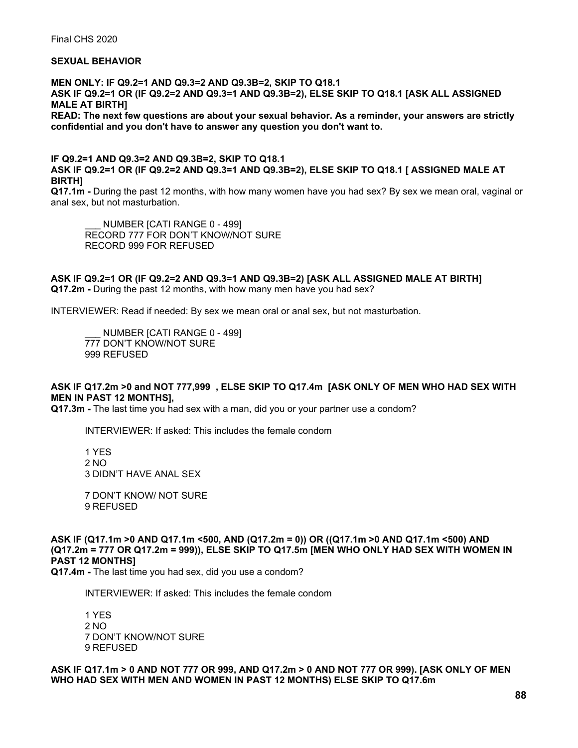**SEXUAL BEHAVIOR**

**MEN ONLY: IF Q9.2=1 AND Q9.3=2 AND Q9.3B=2, SKIP TO Q18.1**
**ASK IF Q9.2=1 OR (IF Q9.2=2 AND Q9.3=1 AND Q9.3B=2), ELSE SKIP TO Q18.1 [ASK ALL ASSIGNED MALE AT BIRTH]**
**READ: The next few questions are about your sexual behavior. As a reminder, your answers are strictly confidential and you don't have to answer any question you don't want to.**

**IF Q9.2=1 AND Q9.3=2 AND Q9.3B=2, SKIP TO Q18.1**
**ASK IF Q9.2=1 OR (IF Q9.2=2 AND Q9.3=1 AND Q9.3B=2), ELSE SKIP TO Q18.1 [ ASSIGNED MALE AT BIRTH]**
**Q17.1m -** During the past 12 months, with how many women have you had sex? By sex we mean oral, vaginal or anal sex, but not masturbation.

___ NUMBER [CATI RANGE 0 - 499]
RECORD 777 FOR DON'T KNOW/NOT SURE
RECORD 999 FOR REFUSED

**ASK IF Q9.2=1 OR (IF Q9.2=2 AND Q9.3=1 AND Q9.3B=2) [ASK ALL ASSIGNED MALE AT BIRTH]**
**Q17.2m -** During the past 12 months, with how many men have you had sex?

INTERVIEWER: Read if needed: By sex we mean oral or anal sex, but not masturbation.

___ NUMBER [CATI RANGE 0 - 499]
777 DON'T KNOW/NOT SURE
999 REFUSED

**ASK IF Q17.2m >0 and NOT 777,999 , ELSE SKIP TO Q17.4m [ASK ONLY OF MEN WHO HAD SEX WITH MEN IN PAST 12 MONTHS],**
**Q17.3m -** The last time you had sex with a man, did you or your partner use a condom?

INTERVIEWER: If asked: This includes the female condom

1 YES
2 NO
3 DIDN'T HAVE ANAL SEX

7 DON'T KNOW/ NOT SURE
9 REFUSED

**ASK IF (Q17.1m >0 AND Q17.1m <500, AND (Q17.2m = 0)) OR ((Q17.1m >0 AND Q17.1m <500) AND (Q17.2m = 777 OR Q17.2m = 999)), ELSE SKIP TO Q17.5m [MEN WHO ONLY HAD SEX WITH WOMEN IN PAST 12 MONTHS]**
**Q17.4m -** The last time you had sex, did you use a condom?

INTERVIEWER: If asked: This includes the female condom

1 YES
2 NO
7 DON'T KNOW/NOT SURE
9 REFUSED

**ASK IF Q17.1m > 0 AND NOT 777 OR 999, AND Q17.2m > 0 AND NOT 777 OR 999). [ASK ONLY OF MEN WHO HAD SEX WITH MEN AND WOMEN IN PAST 12 MONTHS) ELSE SKIP TO Q17.6m**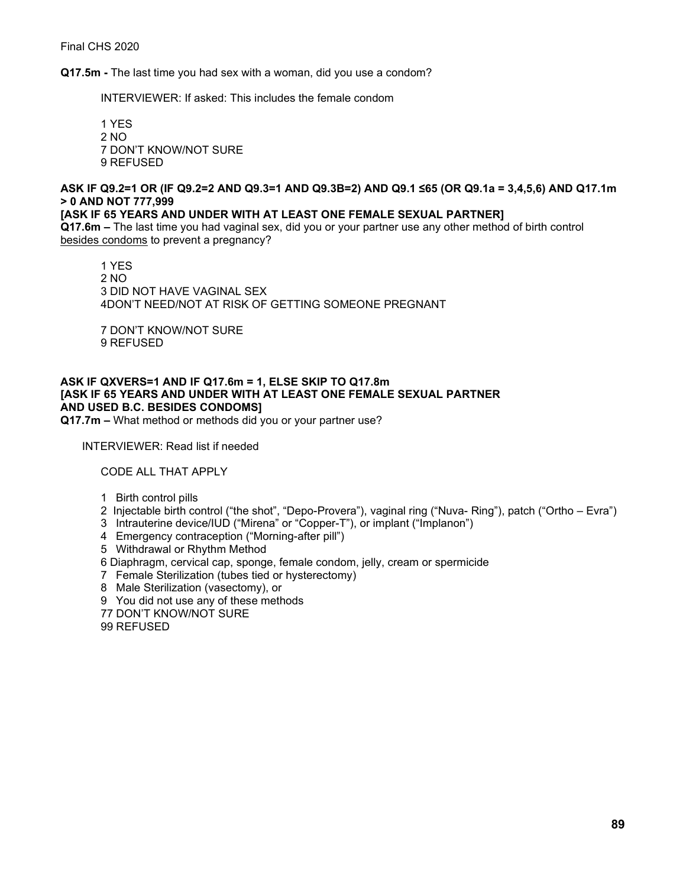**Q17.5m -** The last time you had sex with a woman, did you use a condom?

INTERVIEWER: If asked: This includes the female condom

1 YES
2 NO
7 DON'T KNOW/NOT SURE
9 REFUSED

**ASK IF Q9.2=1 OR (IF Q9.2=2 AND Q9.3=1 AND Q9.3B=2) AND Q9.1 ≤65 (OR Q9.1a = 3,4,5,6) AND Q17.1m > 0 AND NOT 777,999**
**[ASK IF 65 YEARS AND UNDER WITH AT LEAST ONE FEMALE SEXUAL PARTNER]**
**Q17.6m –** The last time you had vaginal sex, did you or your partner use any other method of birth control besides condoms to prevent a pregnancy?

1 YES
2 NO
3 DID NOT HAVE VAGINAL SEX
4DON'T NEED/NOT AT RISK OF GETTING SOMEONE PREGNANT

7 DON'T KNOW/NOT SURE
9 REFUSED

**ASK IF QXVERS=1 AND IF Q17.6m = 1, ELSE SKIP TO Q17.8m**
**[ASK IF 65 YEARS AND UNDER WITH AT LEAST ONE FEMALE SEXUAL PARTNER AND USED B.C. BESIDES CONDOMS]**
**Q17.7m –** What method or methods did you or your partner use?

INTERVIEWER: Read list if needed

CODE ALL THAT APPLY

1 Birth control pills
2 Injectable birth control ("the shot", "Depo-Provera"), vaginal ring ("Nuva- Ring"), patch ("Ortho – Evra")
3 Intrauterine device/IUD ("Mirena" or "Copper-T"), or implant ("Implanon")
4 Emergency contraception ("Morning-after pill")
5 Withdrawal or Rhythm Method
6 Diaphragm, cervical cap, sponge, female condom, jelly, cream or spermicide
7 Female Sterilization (tubes tied or hysterectomy)
8 Male Sterilization (vasectomy), or
9 You did not use any of these methods
77 DON'T KNOW/NOT SURE
99 REFUSED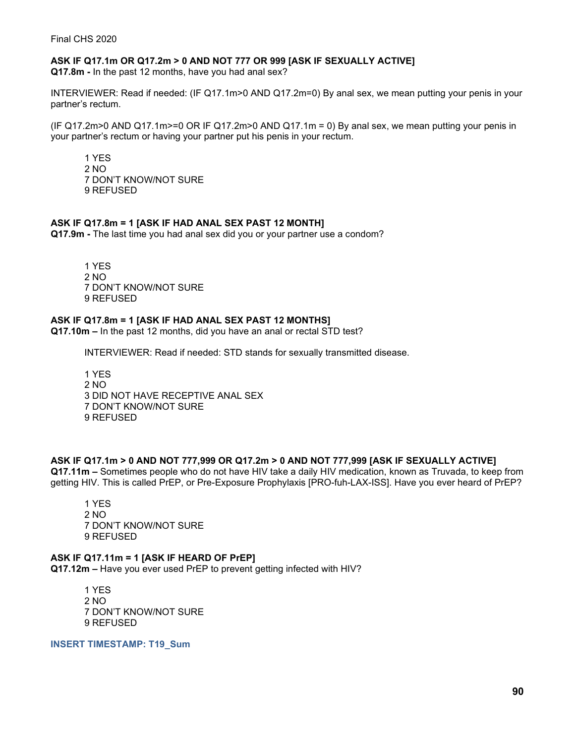**ASK IF Q17.1m OR Q17.2m > 0 AND NOT 777 OR 999 [ASK IF SEXUALLY ACTIVE]**
**Q17.8m -** In the past 12 months, have you had anal sex?

INTERVIEWER: Read if needed: (IF Q17.1m>0 AND Q17.2m=0) By anal sex, we mean putting your penis in your partner's rectum.

(IF Q17.2m>0 AND Q17.1m>=0 OR IF Q17.2m>0 AND Q17.1m = 0) By anal sex, we mean putting your penis in your partner's rectum or having your partner put his penis in your rectum.

1 YES
2 NO
7 DON'T KNOW/NOT SURE
9 REFUSED

**ASK IF Q17.8m = 1 [ASK IF HAD ANAL SEX PAST 12 MONTH]**
**Q17.9m -** The last time you had anal sex did you or your partner use a condom?

1 YES
2 NO
7 DON'T KNOW/NOT SURE
9 REFUSED

**ASK IF Q17.8m = 1 [ASK IF HAD ANAL SEX PAST 12 MONTHS]**
**Q17.10m –** In the past 12 months, did you have an anal or rectal STD test?

INTERVIEWER: Read if needed: STD stands for sexually transmitted disease.

1 YES
2 NO
3 DID NOT HAVE RECEPTIVE ANAL SEX
7 DON'T KNOW/NOT SURE
9 REFUSED

**ASK IF Q17.1m > 0 AND NOT 777,999 OR Q17.2m > 0 AND NOT 777,999 [ASK IF SEXUALLY ACTIVE]**
**Q17.11m –** Sometimes people who do not have HIV take a daily HIV medication, known as Truvada, to keep from getting HIV. This is called PrEP, or Pre-Exposure Prophylaxis [PRO-fuh-LAX-ISS]. Have you ever heard of PrEP?

1 YES
2 NO
7 DON'T KNOW/NOT SURE
9 REFUSED

**ASK IF Q17.11m = 1 [ASK IF HEARD OF PrEP]**
**Q17.12m –** Have you ever used PrEP to prevent getting infected with HIV?

1 YES
2 NO
7 DON'T KNOW/NOT SURE
9 REFUSED

**INSERT TIMESTAMP: T19_Sum**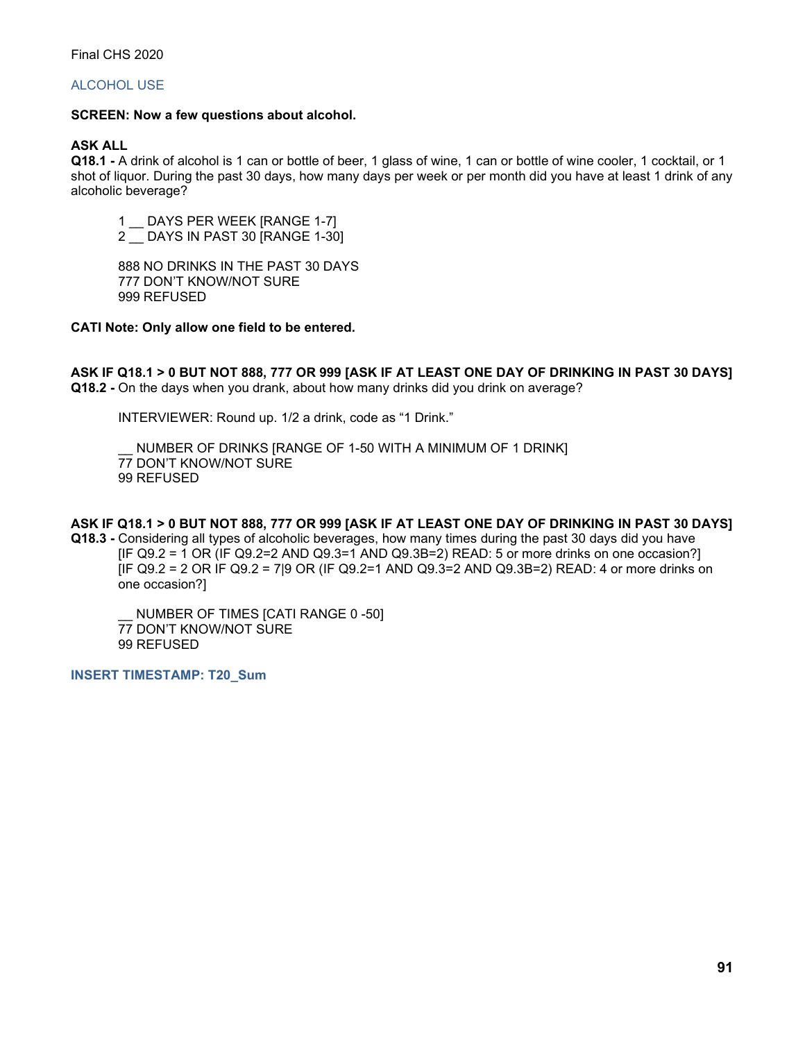Final CHS 2020

## ALCOHOL USE

**SCREEN: Now a few questions about alcohol.**

**ASK ALL**
**Q18.1 -** A drink of alcohol is 1 can or bottle of beer, 1 glass of wine, 1 can or bottle of wine cooler, 1 cocktail, or 1 shot of liquor. During the past 30 days, how many days per week or per month did you have at least 1 drink of any alcoholic beverage?

1 __ DAYS PER WEEK [RANGE 1-7]
2 __ DAYS IN PAST 30 [RANGE 1-30]

888 NO DRINKS IN THE PAST 30 DAYS
777 DON'T KNOW/NOT SURE
999 REFUSED

**CATI Note: Only allow one field to be entered.**

**ASK IF Q18.1 > 0 BUT NOT 888, 777 OR 999 [ASK IF AT LEAST ONE DAY OF DRINKING IN PAST 30 DAYS]**
**Q18.2 -** On the days when you drank, about how many drinks did you drink on average?

INTERVIEWER: Round up. 1/2 a drink, code as "1 Drink."

__ NUMBER OF DRINKS [RANGE OF 1-50 WITH A MINIMUM OF 1 DRINK]
77 DON'T KNOW/NOT SURE
99 REFUSED

**ASK IF Q18.1 > 0 BUT NOT 888, 777 OR 999 [ASK IF AT LEAST ONE DAY OF DRINKING IN PAST 30 DAYS]**
**Q18.3 -** Considering all types of alcoholic beverages, how many times during the past 30 days did you have [IF Q9.2 = 1 OR (IF Q9.2=2 AND Q9.3=1 AND Q9.3B=2) READ: 5 or more drinks on one occasion?] [IF Q9.2 = 2 OR IF Q9.2 = 7|9 OR (IF Q9.2=1 AND Q9.3=2 AND Q9.3B=2) READ: 4 or more drinks on one occasion?]

__ NUMBER OF TIMES [CATI RANGE 0 -50]
77 DON'T KNOW/NOT SURE
99 REFUSED

**INSERT TIMESTAMP: T20_Sum**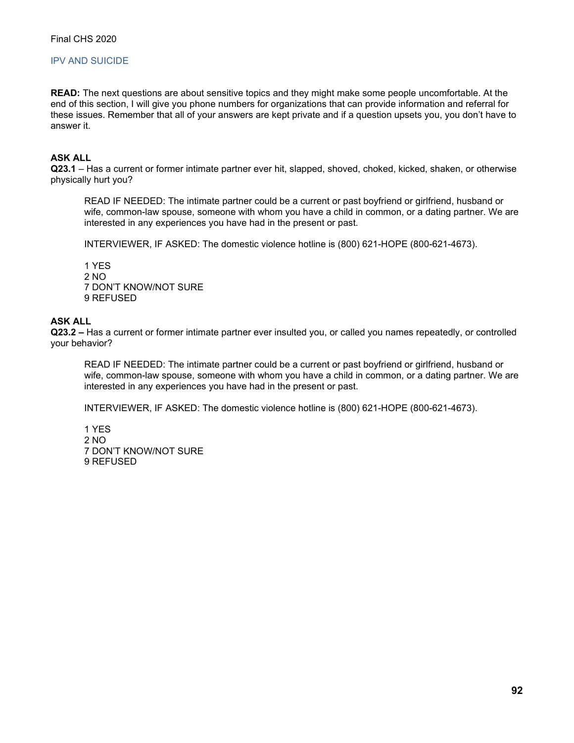## IPV AND SUICIDE

**READ:** The next questions are about sensitive topics and they might make some people uncomfortable. At the end of this section, I will give you phone numbers for organizations that can provide information and referral for these issues. Remember that all of your answers are kept private and if a question upsets you, you don't have to answer it.

**ASK ALL**
**Q23.1** – Has a current or former intimate partner ever hit, slapped, shoved, choked, kicked, shaken, or otherwise physically hurt you?

> READ IF NEEDED: The intimate partner could be a current or past boyfriend or girlfriend, husband or wife, common-law spouse, someone with whom you have a child in common, or a dating partner. We are interested in any experiences you have had in the present or past.
>
> INTERVIEWER, IF ASKED: The domestic violence hotline is (800) 621-HOPE (800-621-4673).
>
> 1 YES
> 2 NO
> 7 DON'T KNOW/NOT SURE
> 9 REFUSED

**ASK ALL**
**Q23.2 –** Has a current or former intimate partner ever insulted you, or called you names repeatedly, or controlled your behavior?

> READ IF NEEDED: The intimate partner could be a current or past boyfriend or girlfriend, husband or wife, common-law spouse, someone with whom you have a child in common, or a dating partner. We are interested in any experiences you have had in the present or past.
>
> INTERVIEWER, IF ASKED: The domestic violence hotline is (800) 621-HOPE (800-621-4673).
>
> 1 YES
> 2 NO
> 7 DON'T KNOW/NOT SURE
> 9 REFUSED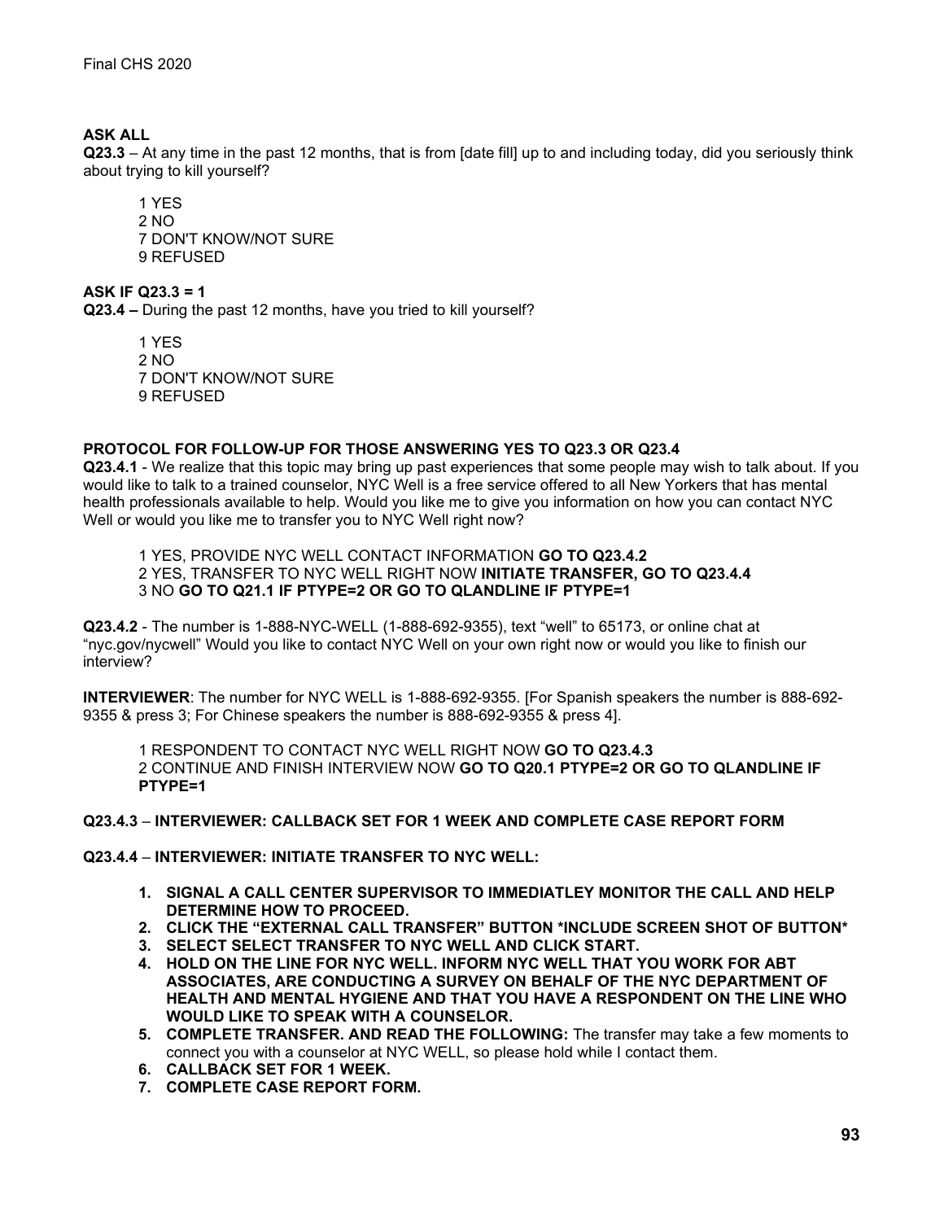**ASK ALL**

**Q23.3** – At any time in the past 12 months, that is from [date fill] up to and including today, did you seriously think about trying to kill yourself?

1 YES
2 NO
7 DON'T KNOW/NOT SURE
9 REFUSED

**ASK IF Q23.3 = 1**

**Q23.4 –** During the past 12 months, have you tried to kill yourself?

1 YES
2 NO
7 DON'T KNOW/NOT SURE
9 REFUSED

**PROTOCOL FOR FOLLOW-UP FOR THOSE ANSWERING YES TO Q23.3 OR Q23.4**

**Q23.4.1** - We realize that this topic may bring up past experiences that some people may wish to talk about. If you would like to talk to a trained counselor, NYC Well is a free service offered to all New Yorkers that has mental health professionals available to help. Would you like me to give you information on how you can contact NYC Well or would you like me to transfer you to NYC Well right now?

1 YES, PROVIDE NYC WELL CONTACT INFORMATION **GO TO Q23.4.2**
2 YES, TRANSFER TO NYC WELL RIGHT NOW **INITIATE TRANSFER, GO TO Q23.4.4**
3 NO **GO TO Q21.1 IF PTYPE=2 OR GO TO QLANDLINE IF PTYPE=1**

**Q23.4.2** - The number is 1-888-NYC-WELL (1-888-692-9355), text "well" to 65173, or online chat at "nyc.gov/nycwell" Would you like to contact NYC Well on your own right now or would you like to finish our interview?

**INTERVIEWER**: The number for NYC WELL is 1-888-692-9355. [For Spanish speakers the number is 888-692-9355 & press 3; For Chinese speakers the number is 888-692-9355 & press 4].

1 RESPONDENT TO CONTACT NYC WELL RIGHT NOW **GO TO Q23.4.3**
2 CONTINUE AND FINISH INTERVIEW NOW **GO TO Q20.1 PTYPE=2 OR GO TO QLANDLINE IF PTYPE=1**

**Q23.4.3** – **INTERVIEWER: CALLBACK SET FOR 1 WEEK AND COMPLETE CASE REPORT FORM**

**Q23.4.4** – **INTERVIEWER: INITIATE TRANSFER TO NYC WELL:**

1. **SIGNAL A CALL CENTER SUPERVISOR TO IMMEDIATLEY MONITOR THE CALL AND HELP DETERMINE HOW TO PROCEED.**
2. **CLICK THE "EXTERNAL CALL TRANSFER" BUTTON *INCLUDE SCREEN SHOT OF BUTTON***
3. **SELECT SELECT TRANSFER TO NYC WELL AND CLICK START.**
4. **HOLD ON THE LINE FOR NYC WELL. INFORM NYC WELL THAT YOU WORK FOR ABT ASSOCIATES, ARE CONDUCTING A SURVEY ON BEHALF OF THE NYC DEPARTMENT OF HEALTH AND MENTAL HYGIENE AND THAT YOU HAVE A RESPONDENT ON THE LINE WHO WOULD LIKE TO SPEAK WITH A COUNSELOR.**
5. **COMPLETE TRANSFER. AND READ THE FOLLOWING:** The transfer may take a few moments to connect you with a counselor at NYC WELL, so please hold while I contact them.
6. **CALLBACK SET FOR 1 WEEK.**
7. **COMPLETE CASE REPORT FORM.**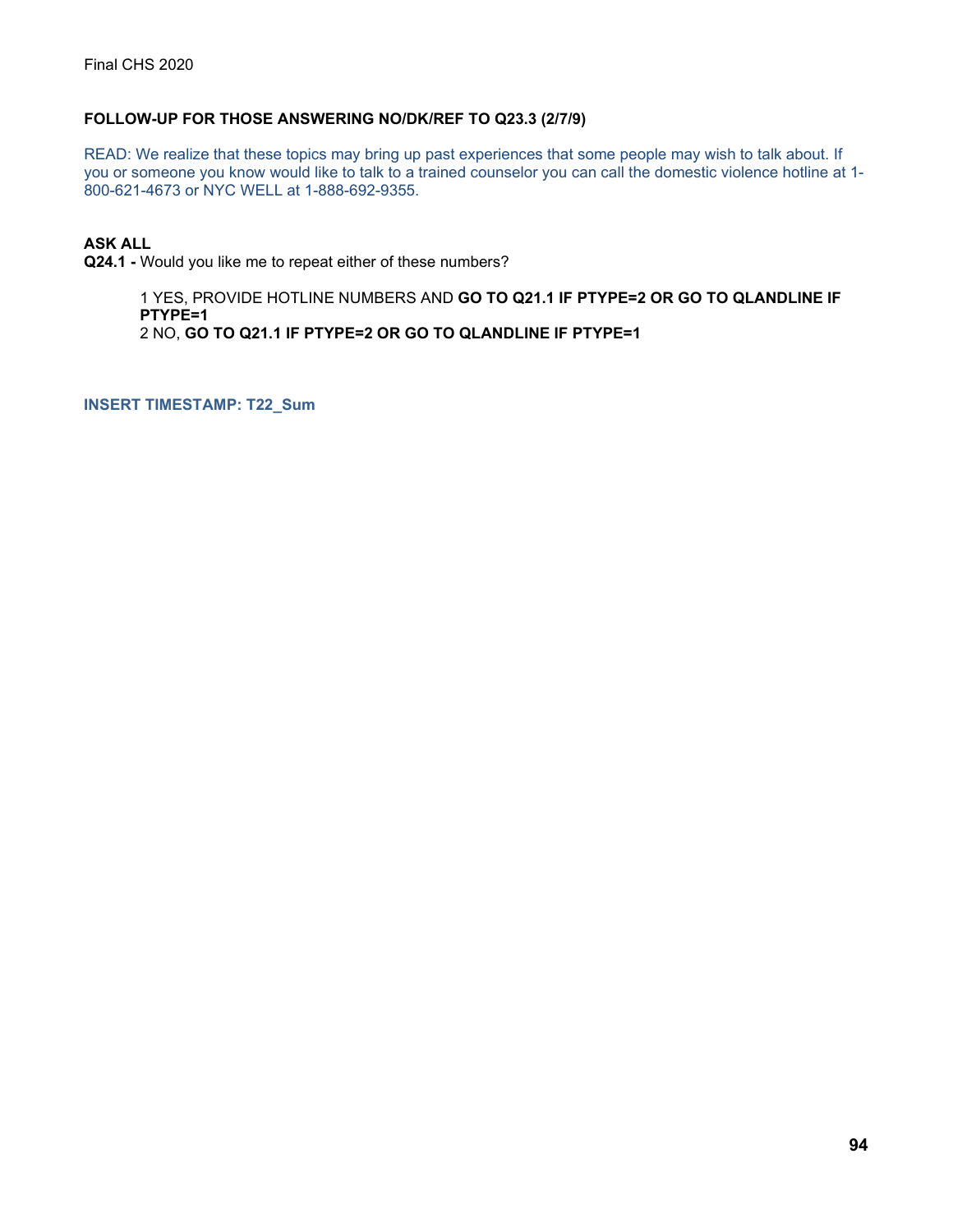**FOLLOW-UP FOR THOSE ANSWERING NO/DK/REF TO Q23.3 (2/7/9)**

READ: We realize that these topics may bring up past experiences that some people may wish to talk about. If you or someone you know would like to talk to a trained counselor you can call the domestic violence hotline at 1-800-621-4673 or NYC WELL at 1-888-692-9355.

**ASK ALL**
**Q24.1 -** Would you like me to repeat either of these numbers?

1 YES, PROVIDE HOTLINE NUMBERS AND **GO TO Q21.1 IF PTYPE=2 OR GO TO QLANDLINE IF PTYPE=1**
2 NO, **GO TO Q21.1 IF PTYPE=2 OR GO TO QLANDLINE IF PTYPE=1**

**INSERT TIMESTAMP: T22_Sum**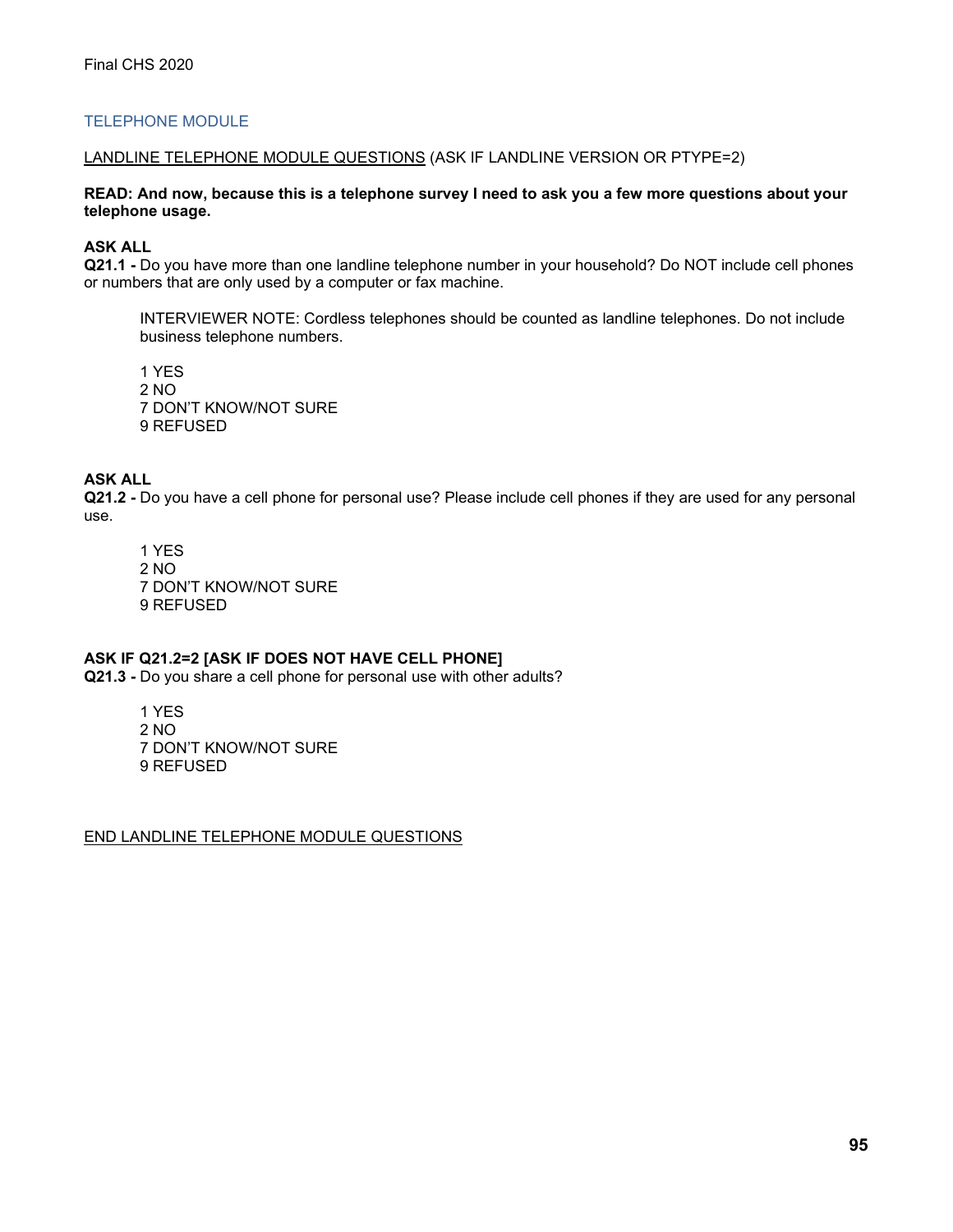## TELEPHONE MODULE

<u>LANDLINE TELEPHONE MODULE QUESTIONS</u> (ASK IF LANDLINE VERSION OR PTYPE=2)

**READ: And now, because this is a telephone survey I need to ask you a few more questions about your telephone usage.**

**ASK ALL**
**Q21.1 -** Do you have more than one landline telephone number in your household? Do NOT include cell phones or numbers that are only used by a computer or fax machine.

> INTERVIEWER NOTE: Cordless telephones should be counted as landline telephones. Do not include business telephone numbers.
>
> 1 YES
> 2 NO
> 7 DON'T KNOW/NOT SURE
> 9 REFUSED

**ASK ALL**
**Q21.2 -** Do you have a cell phone for personal use? Please include cell phones if they are used for any personal use.

> 1 YES
> 2 NO
> 7 DON'T KNOW/NOT SURE
> 9 REFUSED

**ASK IF Q21.2=2 [ASK IF DOES NOT HAVE CELL PHONE]**
**Q21.3 -** Do you share a cell phone for personal use with other adults?

> 1 YES
> 2 NO
> 7 DON'T KNOW/NOT SURE
> 9 REFUSED

<u>END LANDLINE TELEPHONE MODULE QUESTIONS</u>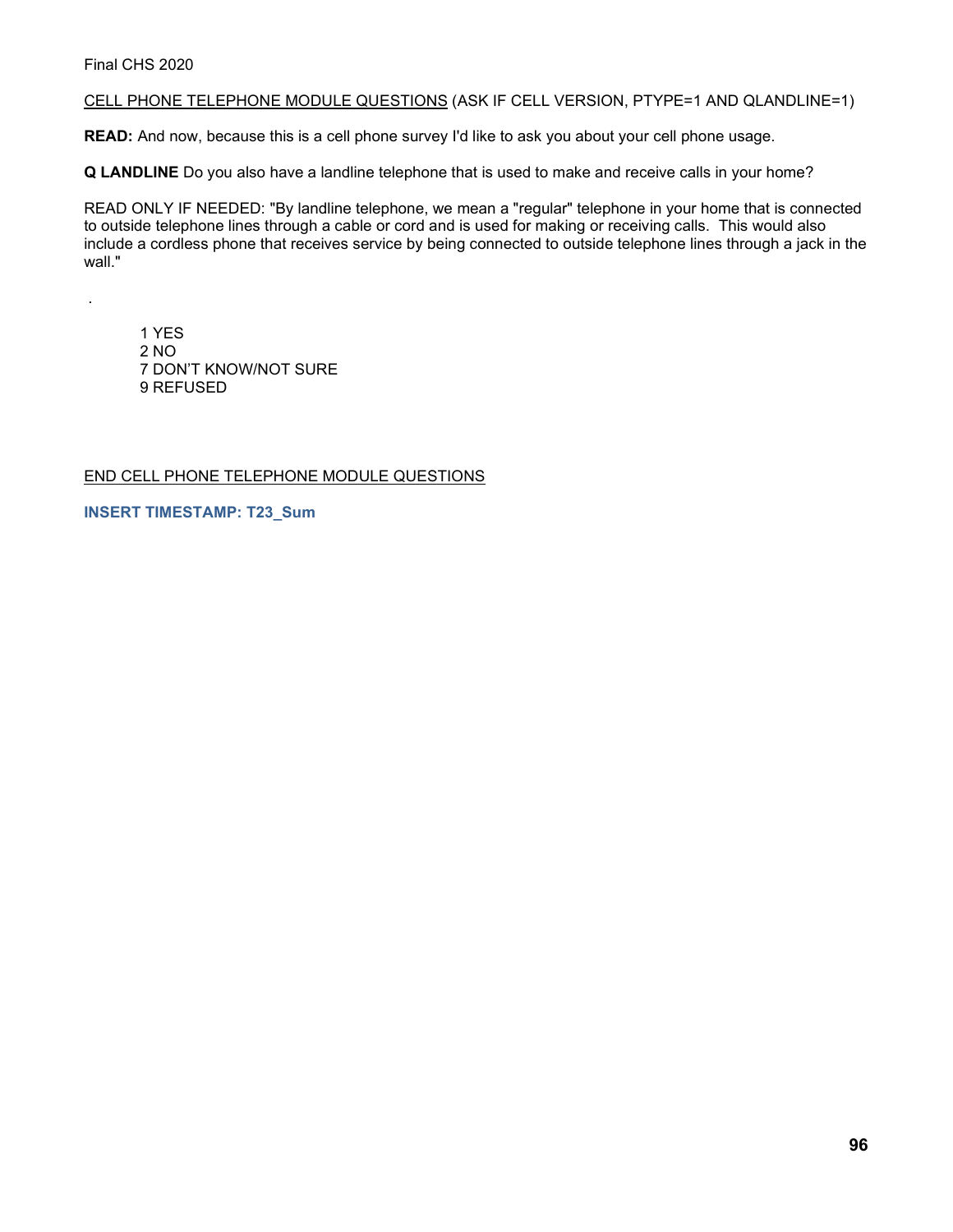CELL PHONE TELEPHONE MODULE QUESTIONS (ASK IF CELL VERSION, PTYPE=1 AND QLANDLINE=1)

**READ:** And now, because this is a cell phone survey I'd like to ask you about your cell phone usage.

**Q LANDLINE** Do you also have a landline telephone that is used to make and receive calls in your home?

READ ONLY IF NEEDED: "By landline telephone, we mean a "regular" telephone in your home that is connected to outside telephone lines through a cable or cord and is used for making or receiving calls. This would also include a cordless phone that receives service by being connected to outside telephone lines through a jack in the wall."

.

1 YES
2 NO
7 DON'T KNOW/NOT SURE
9 REFUSED

END CELL PHONE TELEPHONE MODULE QUESTIONS

**INSERT TIMESTAMP: T23_Sum**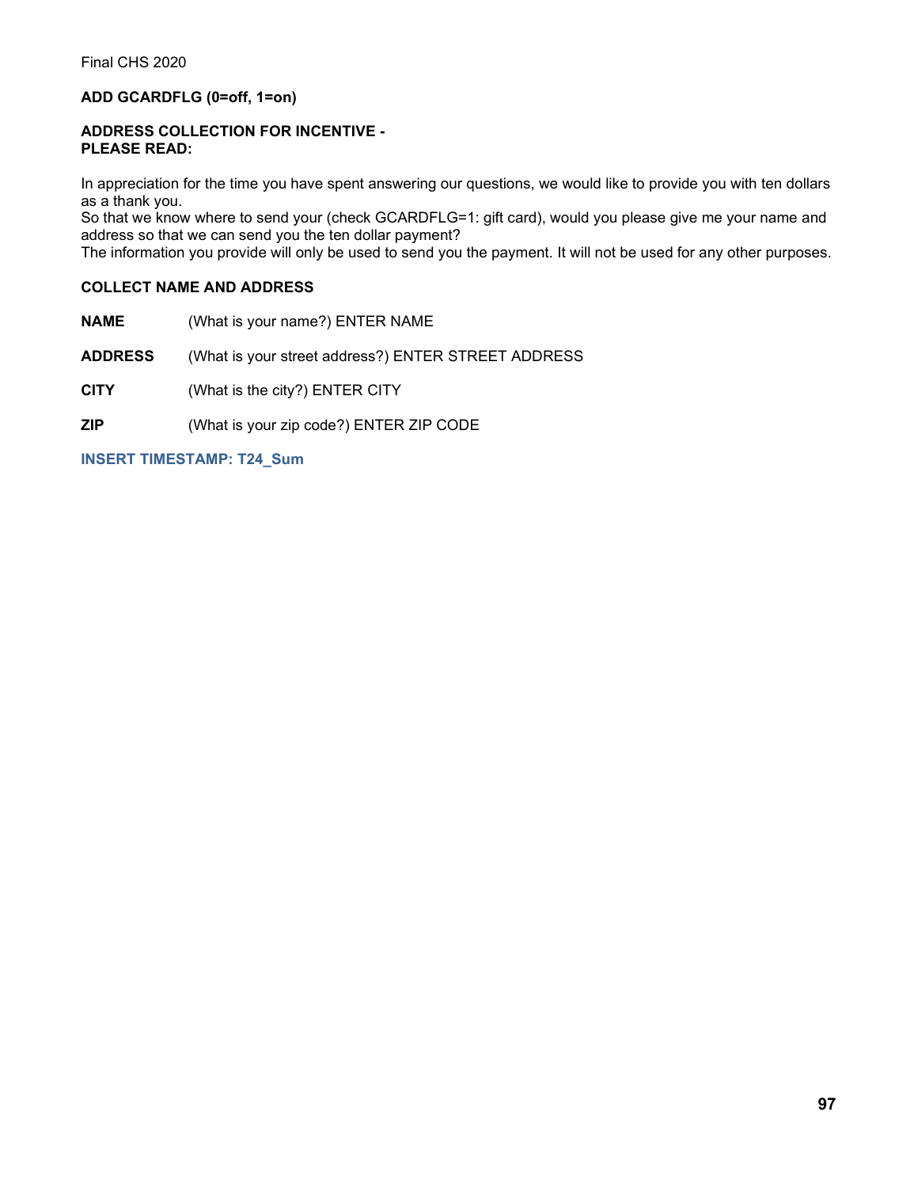**ADD GCARDFLG (0=off, 1=on)**

**ADDRESS COLLECTION FOR INCENTIVE -**
**PLEASE READ:**

In appreciation for the time you have spent answering our questions, we would like to provide you with ten dollars as a thank you.
So that we know where to send your (check GCARDFLG=1: gift card), would you please give me your name and address so that we can send you the ten dollar payment?
The information you provide will only be used to send you the payment. It will not be used for any other purposes.

**COLLECT NAME AND ADDRESS**

**NAME** (What is your name?) ENTER NAME

**ADDRESS** (What is your street address?) ENTER STREET ADDRESS

**CITY** (What is the city?) ENTER CITY

**ZIP** (What is your zip code?) ENTER ZIP CODE

**INSERT TIMESTAMP: T24_Sum**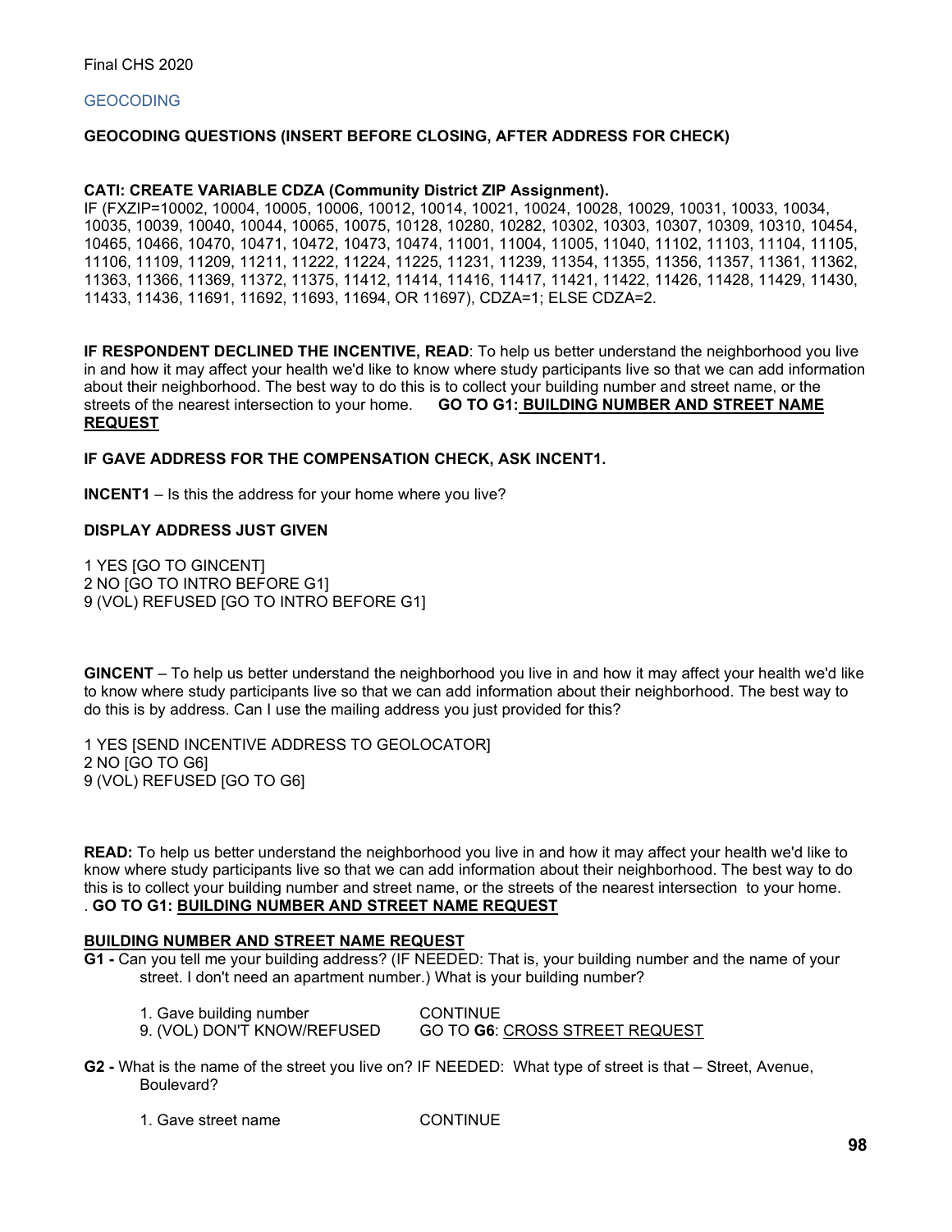Final CHS 2020

GEOCODING

**GEOCODING QUESTIONS (INSERT BEFORE CLOSING, AFTER ADDRESS FOR CHECK)**

**CATI: CREATE VARIABLE CDZA (Community District ZIP Assignment).**
IF (FXZIP=10002, 10004, 10005, 10006, 10012, 10014, 10021, 10024, 10028, 10029, 10031, 10033, 10034, 10035, 10039, 10040, 10044, 10065, 10075, 10128, 10280, 10282, 10302, 10303, 10307, 10309, 10310, 10454, 10465, 10466, 10470, 10471, 10472, 10473, 10474, 11001, 11004, 11005, 11040, 11102, 11103, 11104, 11105, 11106, 11109, 11209, 11211, 11222, 11224, 11225, 11231, 11239, 11354, 11355, 11356, 11357, 11361, 11362, 11363, 11366, 11369, 11372, 11375, 11412, 11414, 11416, 11417, 11421, 11422, 11426, 11428, 11429, 11430, 11433, 11436, 11691, 11692, 11693, 11694, OR 11697), CDZA=1; ELSE CDZA=2.

**IF RESPONDENT DECLINED THE INCENTIVE, READ**: To help us better understand the neighborhood you live in and how it may affect your health we'd like to know where study participants live so that we can add information about their neighborhood. The best way to do this is to collect your building number and street name, or the streets of the nearest intersection to your home. **GO TO G1: <u>BUILDING NUMBER AND STREET NAME REQUEST</u>**

**IF GAVE ADDRESS FOR THE COMPENSATION CHECK, ASK INCENT1.**

**INCENT1** – Is this the address for your home where you live?

**DISPLAY ADDRESS JUST GIVEN**

1 YES [GO TO GINCENT]
2 NO [GO TO INTRO BEFORE G1]
9 (VOL) REFUSED [GO TO INTRO BEFORE G1]

**GINCENT** – To help us better understand the neighborhood you live in and how it may affect your health we'd like to know where study participants live so that we can add information about their neighborhood. The best way to do this is by address. Can I use the mailing address you just provided for this?

1 YES [SEND INCENTIVE ADDRESS TO GEOLOCATOR]
2 NO [GO TO G6]
9 (VOL) REFUSED [GO TO G6]

**READ:** To help us better understand the neighborhood you live in and how it may affect your health we'd like to know where study participants live so that we can add information about their neighborhood. The best way to do this is to collect your building number and street name, or the streets of the nearest intersection to your home.
. **GO TO G1: <u>BUILDING NUMBER AND STREET NAME REQUEST</u>**

**<u>BUILDING NUMBER AND STREET NAME REQUEST</u>**

**G1 -** Can you tell me your building address? (IF NEEDED: That is, your building number and the name of your street. I don't need an apartment number.) What is your building number?

| | |
|---|---|
| 1. Gave building number | CONTINUE |
| 9. (VOL) DON'T KNOW/REFUSED | GO TO **G6**: <u>CROSS STREET REQUEST</u> |

**G2 -** What is the name of the street you live on? IF NEEDED: What type of street is that – Street, Avenue, Boulevard?

| | |
|---|---|
| 1. Gave street name | CONTINUE |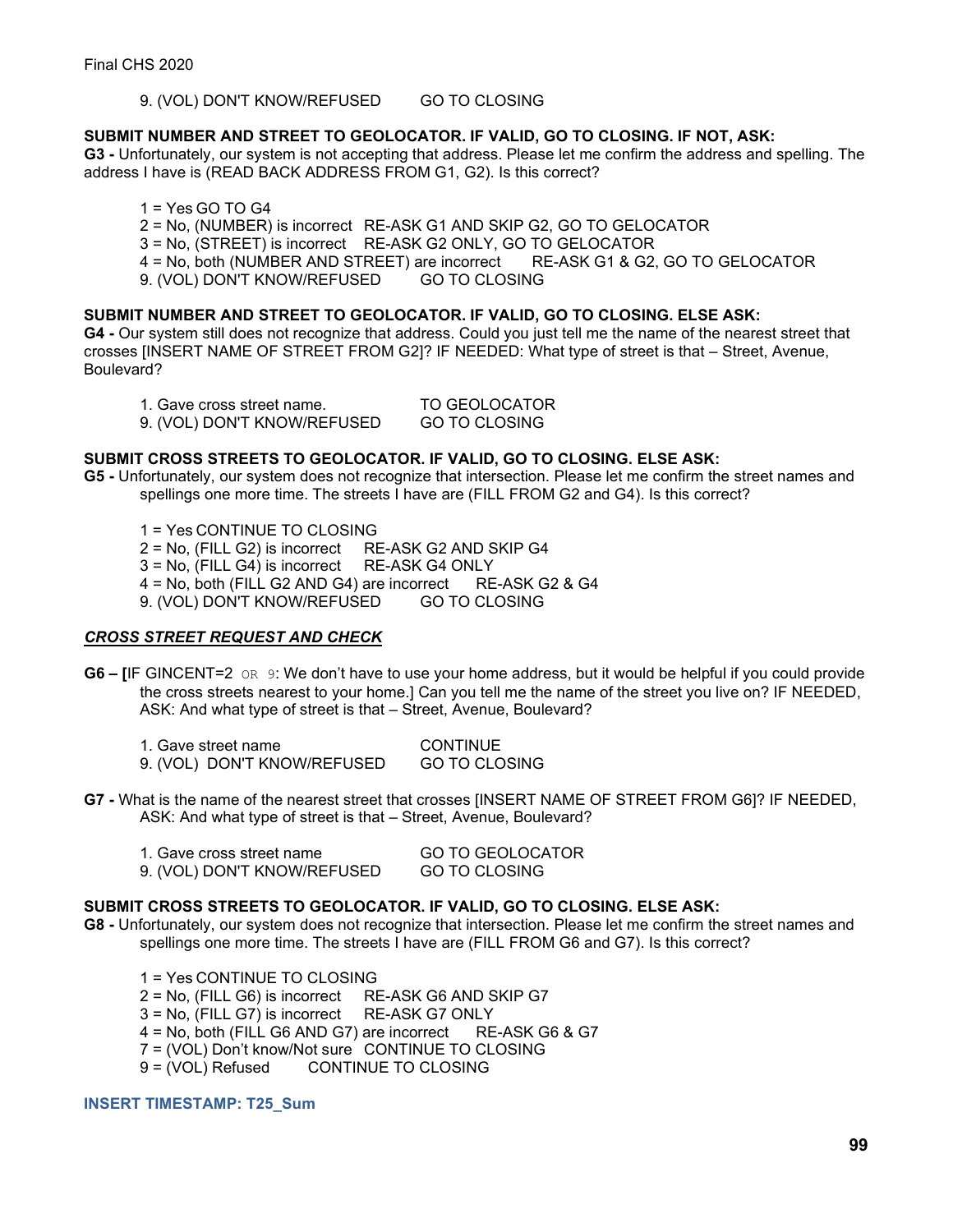9. (VOL) DON'T KNOW/REFUSED GO TO CLOSING

**SUBMIT NUMBER AND STREET TO GEOLOCATOR. IF VALID, GO TO CLOSING. IF NOT, ASK:**

**G3 -** Unfortunately, our system is not accepting that address. Please let me confirm the address and spelling. The address I have is (READ BACK ADDRESS FROM G1, G2). Is this correct?

1 = Yes GO TO G4
2 = No, (NUMBER) is incorrect RE-ASK G1 AND SKIP G2, GO TO GELOCATOR
3 = No, (STREET) is incorrect RE-ASK G2 ONLY, GO TO GELOCATOR
4 = No, both (NUMBER AND STREET) are incorrect RE-ASK G1 & G2, GO TO GELOCATOR
9. (VOL) DON'T KNOW/REFUSED GO TO CLOSING

**SUBMIT NUMBER AND STREET TO GEOLOCATOR. IF VALID, GO TO CLOSING. ELSE ASK:**

**G4 -** Our system still does not recognize that address. Could you just tell me the name of the nearest street that crosses [INSERT NAME OF STREET FROM G2]? IF NEEDED: What type of street is that – Street, Avenue, Boulevard?

1. Gave cross street name. TO GEOLOCATOR
9. (VOL) DON'T KNOW/REFUSED GO TO CLOSING

**SUBMIT CROSS STREETS TO GEOLOCATOR. IF VALID, GO TO CLOSING. ELSE ASK:**

**G5 -** Unfortunately, our system does not recognize that intersection. Please let me confirm the street names and spellings one more time. The streets I have are (FILL FROM G2 and G4). Is this correct?

1 = Yes CONTINUE TO CLOSING
2 = No, (FILL G2) is incorrect RE-ASK G2 AND SKIP G4
3 = No, (FILL G4) is incorrect RE-ASK G4 ONLY
4 = No, both (FILL G2 AND G4) are incorrect RE-ASK G2 & G4
9. (VOL) DON'T KNOW/REFUSED GO TO CLOSING

***CROSS STREET REQUEST AND CHECK***

**G6 – [**IF GINCENT=2 OR 9: We don't have to use your home address, but it would be helpful if you could provide the cross streets nearest to your home.] Can you tell me the name of the street you live on? IF NEEDED, ASK: And what type of street is that – Street, Avenue, Boulevard?

1. Gave street name CONTINUE
9. (VOL) DON'T KNOW/REFUSED GO TO CLOSING

**G7 -** What is the name of the nearest street that crosses [INSERT NAME OF STREET FROM G6]? IF NEEDED, ASK: And what type of street is that – Street, Avenue, Boulevard?

1. Gave cross street name GO TO GEOLOCATOR
9. (VOL) DON'T KNOW/REFUSED GO TO CLOSING

**SUBMIT CROSS STREETS TO GEOLOCATOR. IF VALID, GO TO CLOSING. ELSE ASK:**

**G8 -** Unfortunately, our system does not recognize that intersection. Please let me confirm the street names and spellings one more time. The streets I have are (FILL FROM G6 and G7). Is this correct?

1 = Yes CONTINUE TO CLOSING
2 = No, (FILL G6) is incorrect RE-ASK G6 AND SKIP G7
3 = No, (FILL G7) is incorrect RE-ASK G7 ONLY
4 = No, both (FILL G6 AND G7) are incorrect RE-ASK G6 & G7
7 = (VOL) Don't know/Not sure CONTINUE TO CLOSING
9 = (VOL) Refused CONTINUE TO CLOSING

**INSERT TIMESTAMP: T25_Sum**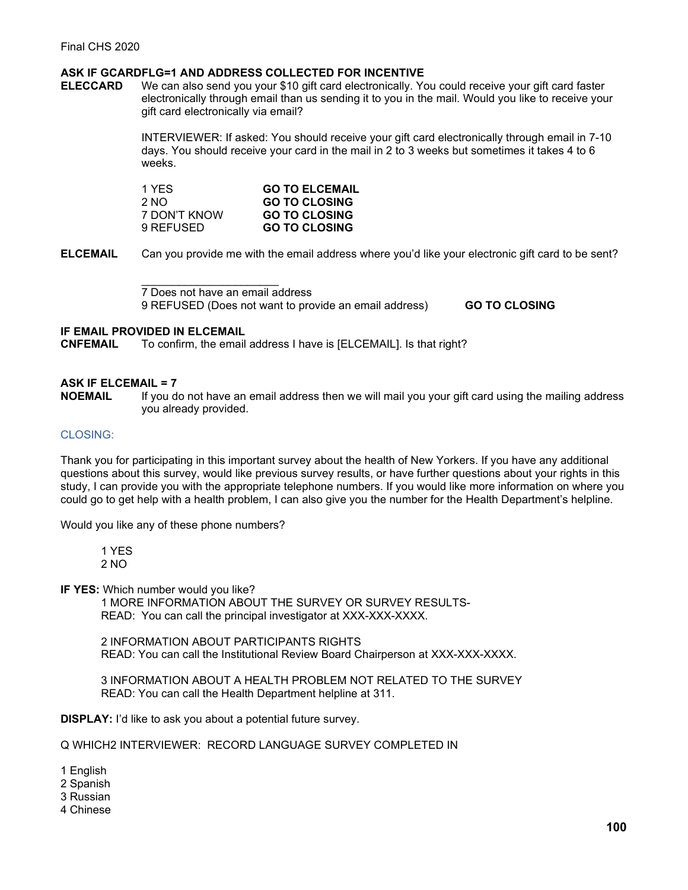**ASK IF GCARDFLG=1 AND ADDRESS COLLECTED FOR INCENTIVE**

**ELECCARD** We can also send you your $10 gift card electronically. You could receive your gift card faster electronically through email than us sending it to you in the mail. Would you like to receive your gift card electronically via email?

INTERVIEWER: If asked: You should receive your gift card electronically through email in 7-10 days. You should receive your card in the mail in 2 to 3 weeks but sometimes it takes 4 to 6 weeks.

| | |
|---|---|
| 1 YES | **GO TO ELCEMAIL** |
| 2 NO | **GO TO CLOSING** |
| 7 DON'T KNOW | **GO TO CLOSING** |
| 9 REFUSED | **GO TO CLOSING** |

**ELCEMAIL** Can you provide me with the email address where you'd like your electronic gift card to be sent?

______________________

7 Does not have an email address

9 REFUSED (Does not want to provide an email address) **GO TO CLOSING**

**IF EMAIL PROVIDED IN ELCEMAIL**

**CNFEMAIL** To confirm, the email address I have is [ELCEMAIL]. Is that right?

**ASK IF ELCEMAIL = 7**

**NOEMAIL** If you do not have an email address then we will mail you your gift card using the mailing address you already provided.

CLOSING:

Thank you for participating in this important survey about the health of New Yorkers. If you have any additional questions about this survey, would like previous survey results, or have further questions about your rights in this study, I can provide you with the appropriate telephone numbers. If you would like more information on where you could go to get help with a health problem, I can also give you the number for the Health Department's helpline.

Would you like any of these phone numbers?

1 YES
2 NO

**IF YES:** Which number would you like?

1 MORE INFORMATION ABOUT THE SURVEY OR SURVEY RESULTS-
READ: You can call the principal investigator at XXX-XXX-XXXX.

2 INFORMATION ABOUT PARTICIPANTS RIGHTS
READ: You can call the Institutional Review Board Chairperson at XXX-XXX-XXXX.

3 INFORMATION ABOUT A HEALTH PROBLEM NOT RELATED TO THE SURVEY
READ: You can call the Health Department helpline at 311.

**DISPLAY:** I'd like to ask you about a potential future survey.

Q WHICH2 INTERVIEWER: RECORD LANGUAGE SURVEY COMPLETED IN

1 English
2 Spanish
3 Russian
4 Chinese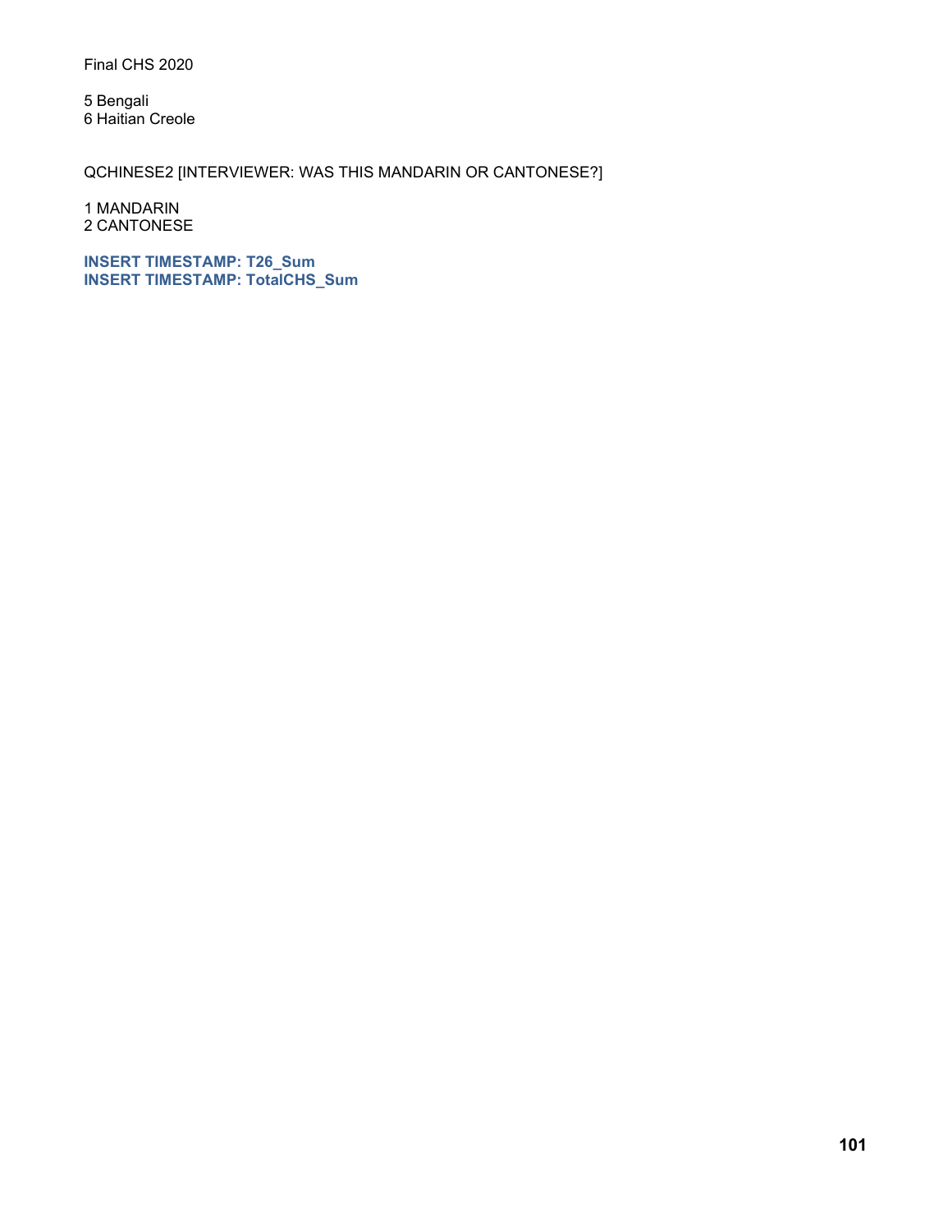5 Bengali
6 Haitian Creole

QCHINESE2 [INTERVIEWER: WAS THIS MANDARIN OR CANTONESE?]

1 MANDARIN
2 CANTONESE

**INSERT TIMESTAMP: T26_Sum**
**INSERT TIMESTAMP: TotalCHS_Sum**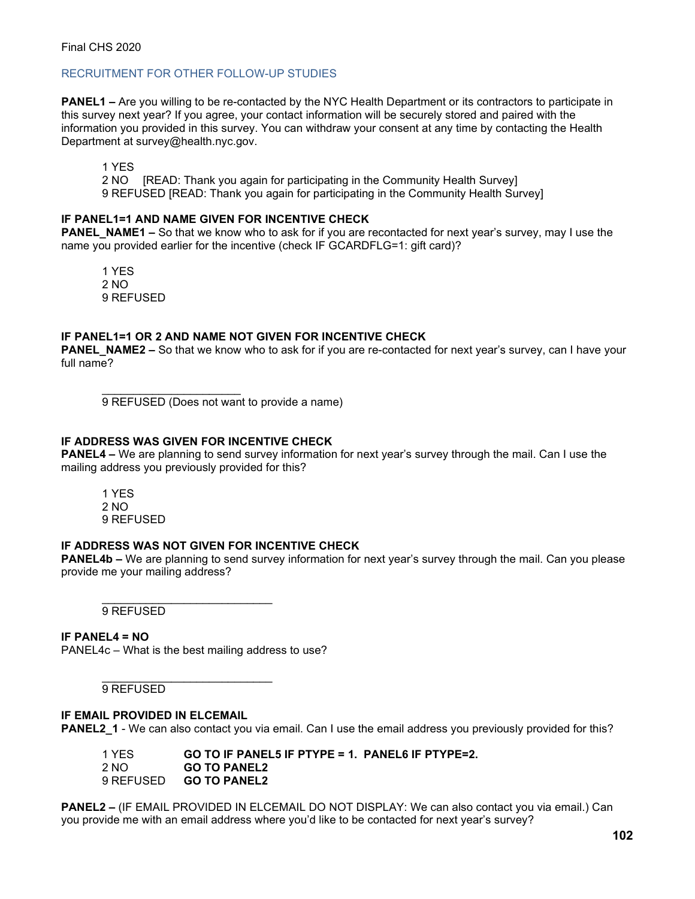## RECRUITMENT FOR OTHER FOLLOW-UP STUDIES

**PANEL1 –** Are you willing to be re-contacted by the NYC Health Department or its contractors to participate in this survey next year? If you agree, your contact information will be securely stored and paired with the information you provided in this survey. You can withdraw your consent at any time by contacting the Health Department at survey@health.nyc.gov.

1 YES
2 NO [READ: Thank you again for participating in the Community Health Survey]
9 REFUSED [READ: Thank you again for participating in the Community Health Survey]

**IF PANEL1=1 AND NAME GIVEN FOR INCENTIVE CHECK**
**PANEL_NAME1 –** So that we know who to ask for if you are recontacted for next year's survey, may I use the name you provided earlier for the incentive (check IF GCARDFLG=1: gift card)?

1 YES
2 NO
9 REFUSED

**IF PANEL1=1 OR 2 AND NAME NOT GIVEN FOR INCENTIVE CHECK**
**PANEL_NAME2 –** So that we know who to ask for if you are re-contacted for next year's survey, can I have your full name?

______________________
9 REFUSED (Does not want to provide a name)

**IF ADDRESS WAS GIVEN FOR INCENTIVE CHECK**
**PANEL4 –** We are planning to send survey information for next year's survey through the mail. Can I use the mailing address you previously provided for this?

1 YES
2 NO
9 REFUSED

**IF ADDRESS WAS NOT GIVEN FOR INCENTIVE CHECK**
**PANEL4b –** We are planning to send survey information for next year's survey through the mail. Can you please provide me your mailing address?

___________________________
9 REFUSED

**IF PANEL4 = NO**
PANEL4c – What is the best mailing address to use?

___________________________
9 REFUSED

**IF EMAIL PROVIDED IN ELCEMAIL**
**PANEL2_1** - We can also contact you via email. Can I use the email address you previously provided for this?

1 YES **GO TO IF PANEL5 IF PTYPE = 1. PANEL6 IF PTYPE=2.**
2 NO **GO TO PANEL2**
9 REFUSED **GO TO PANEL2**

**PANEL2 –** (IF EMAIL PROVIDED IN ELCEMAIL DO NOT DISPLAY: We can also contact you via email.) Can you provide me with an email address where you'd like to be contacted for next year's survey?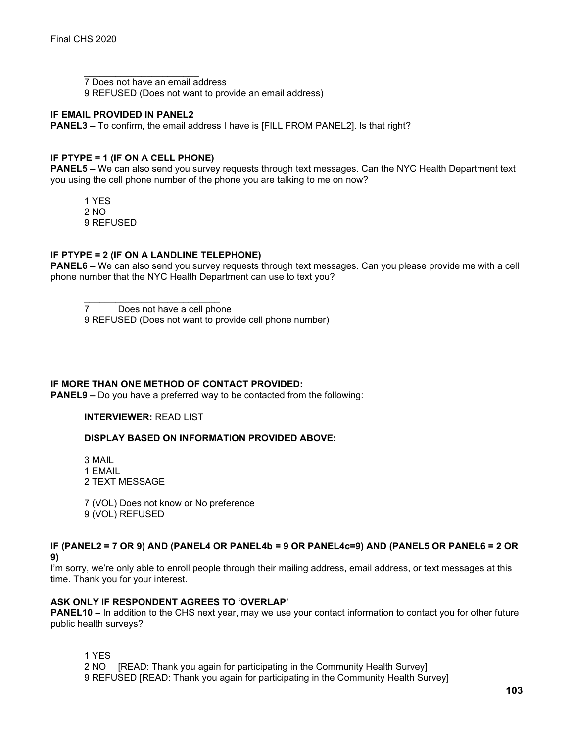\_\_\_\_\_\_\_\_\_\_\_\_\_\_\_\_\_\_\_\_\_\_

7 Does not have an email address
9 REFUSED (Does not want to provide an email address)

**IF EMAIL PROVIDED IN PANEL2**
**PANEL3 –** To confirm, the email address I have is [FILL FROM PANEL2]. Is that right?

**IF PTYPE = 1 (IF ON A CELL PHONE)**
**PANEL5 –** We can also send you survey requests through text messages. Can the NYC Health Department text you using the cell phone number of the phone you are talking to me on now?

1 YES
2 NO
9 REFUSED

**IF PTYPE = 2 (IF ON A LANDLINE TELEPHONE)**
**PANEL6 –** We can also send you survey requests through text messages. Can you please provide me with a cell phone number that the NYC Health Department can use to text you?

\_\_\_\_\_\_\_\_\_\_\_\_\_\_\_\_\_\_\_\_\_\_\_\_\_\_

7 Does not have a cell phone
9 REFUSED (Does not want to provide cell phone number)

**IF MORE THAN ONE METHOD OF CONTACT PROVIDED:**
**PANEL9 –** Do you have a preferred way to be contacted from the following:

**INTERVIEWER:** READ LIST

**DISPLAY BASED ON INFORMATION PROVIDED ABOVE:**

3 MAIL
1 EMAIL
2 TEXT MESSAGE

7 (VOL) Does not know or No preference
9 (VOL) REFUSED

**IF (PANEL2 = 7 OR 9) AND (PANEL4 OR PANEL4b = 9 OR PANEL4c=9) AND (PANEL5 OR PANEL6 = 2 OR 9)**
I'm sorry, we're only able to enroll people through their mailing address, email address, or text messages at this time. Thank you for your interest.

**ASK ONLY IF RESPONDENT AGREES TO 'OVERLAP'**
**PANEL10 –** In addition to the CHS next year, may we use your contact information to contact you for other future public health surveys?

1 YES
2 NO [READ: Thank you again for participating in the Community Health Survey]
9 REFUSED [READ: Thank you again for participating in the Community Health Survey]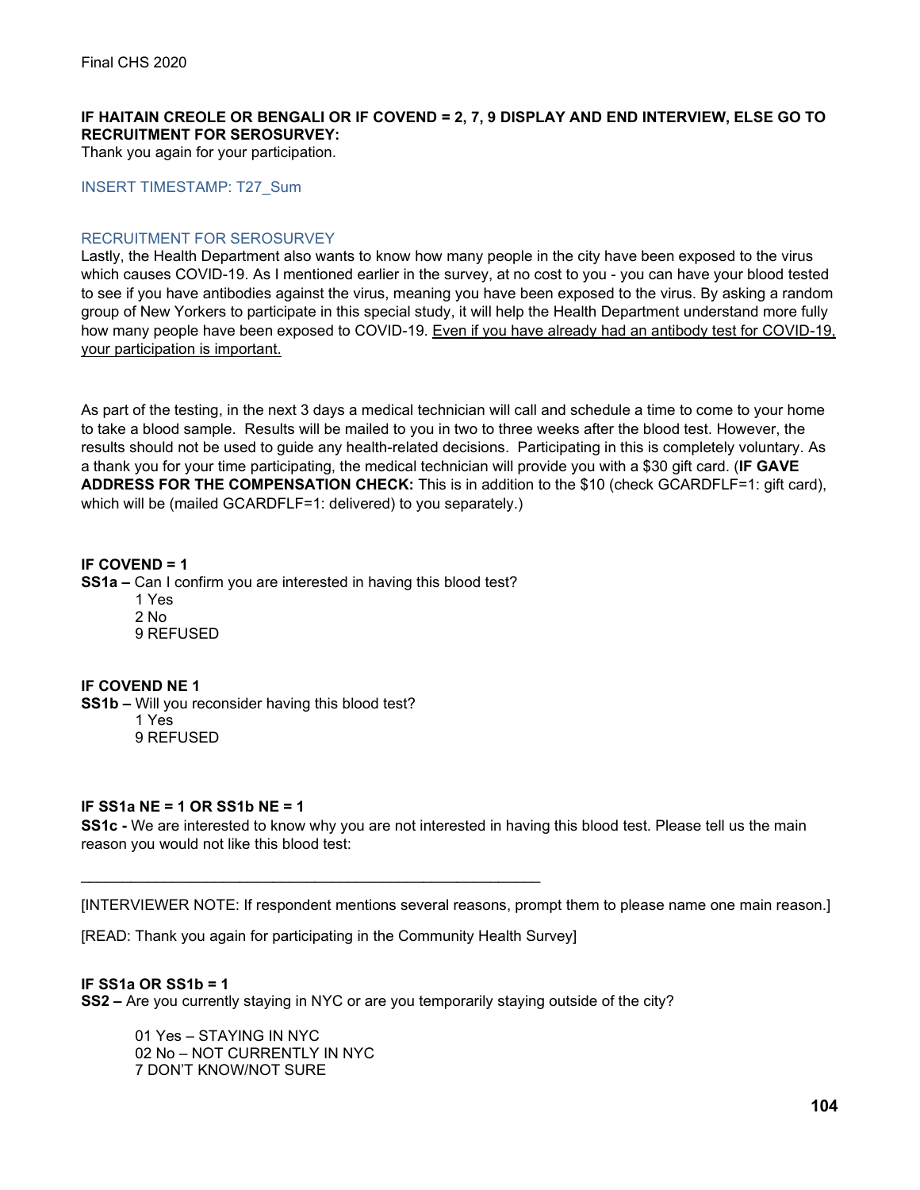Final CHS 2020

**IF HAITAIN CREOLE OR BENGALI OR IF COVEND = 2, 7, 9 DISPLAY AND END INTERVIEW, ELSE GO TO RECRUITMENT FOR SEROSURVEY:**
Thank you again for your participation.

INSERT TIMESTAMP: T27_Sum

RECRUITMENT FOR SEROSURVEY
Lastly, the Health Department also wants to know how many people in the city have been exposed to the virus which causes COVID-19. As I mentioned earlier in the survey, at no cost to you - you can have your blood tested to see if you have antibodies against the virus, meaning you have been exposed to the virus. By asking a random group of New Yorkers to participate in this special study, it will help the Health Department understand more fully how many people have been exposed to COVID-19. <u>Even if you have already had an antibody test for COVID-19, your participation is important.</u>

As part of the testing, in the next 3 days a medical technician will call and schedule a time to come to your home to take a blood sample. Results will be mailed to you in two to three weeks after the blood test. However, the results should not be used to guide any health-related decisions. Participating in this is completely voluntary. As a thank you for your time participating, the medical technician will provide you with a $30 gift card. (**IF GAVE ADDRESS FOR THE COMPENSATION CHECK:** This is in addition to the $10 (check GCARDFLF=1: gift card), which will be (mailed GCARDFLF=1: delivered) to you separately.)

**IF COVEND = 1**
**SS1a –** Can I confirm you are interested in having this blood test?
1 Yes
2 No
9 REFUSED

**IF COVEND NE 1**
**SS1b –** Will you reconsider having this blood test?
1 Yes
9 REFUSED

**IF SS1a NE = 1 OR SS1b NE = 1**
**SS1c -** We are interested to know why you are not interested in having this blood test. Please tell us the main reason you would not like this blood test:

\_\_\_\_\_\_\_\_\_\_\_\_\_\_\_\_\_\_\_\_\_\_\_\_\_\_\_\_\_\_\_\_\_\_\_\_\_\_\_\_\_\_\_\_\_\_\_\_\_\_\_\_\_

[INTERVIEWER NOTE: If respondent mentions several reasons, prompt them to please name one main reason.]

[READ: Thank you again for participating in the Community Health Survey]

**IF SS1a OR SS1b = 1**
**SS2 –** Are you currently staying in NYC or are you temporarily staying outside of the city?

01 Yes – STAYING IN NYC
02 No – NOT CURRENTLY IN NYC
7 DON'T KNOW/NOT SURE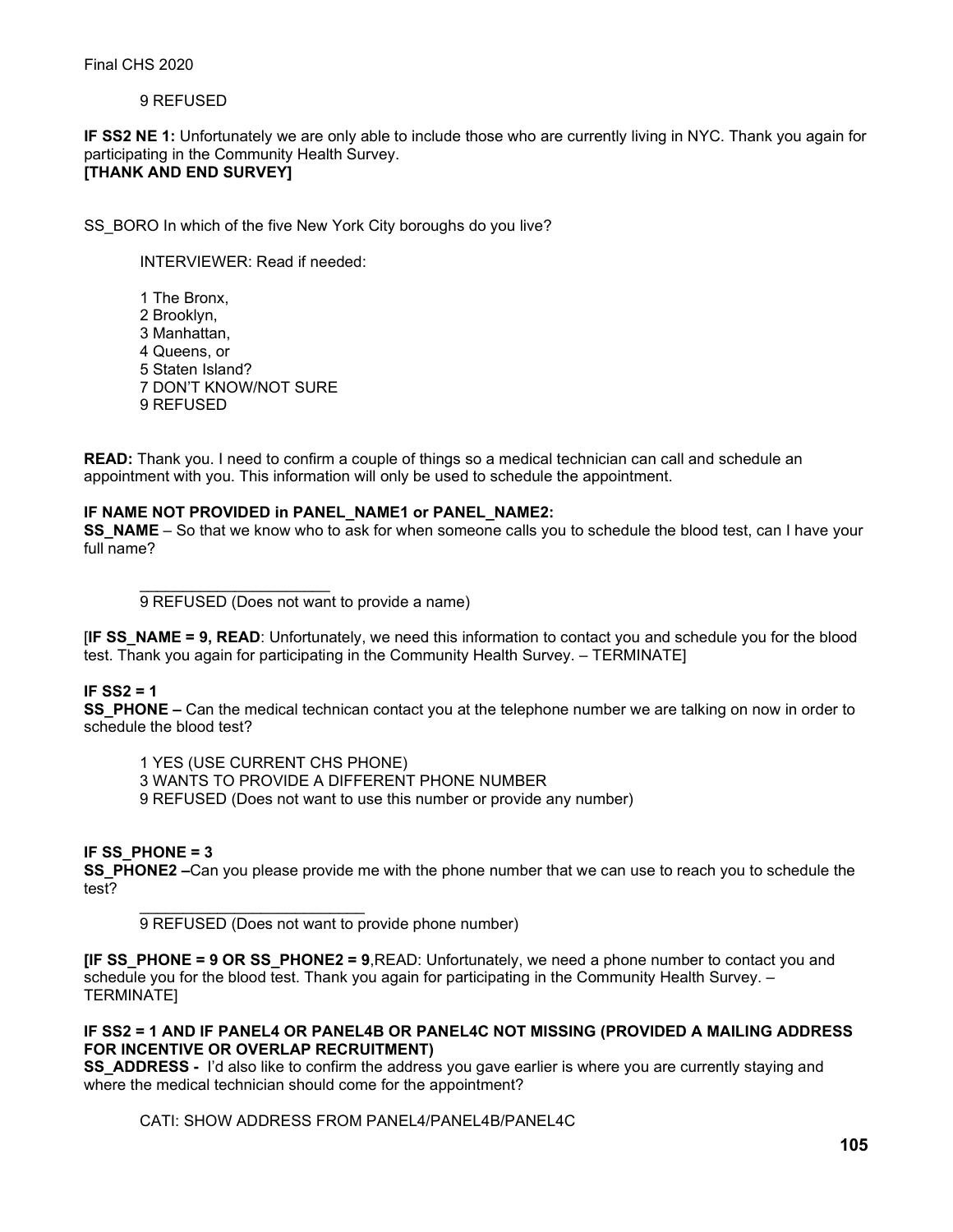9 REFUSED

**IF SS2 NE 1:** Unfortunately we are only able to include those who are currently living in NYC. Thank you again for participating in the Community Health Survey.
**[THANK AND END SURVEY]**

SS_BORO In which of the five New York City boroughs do you live?

INTERVIEWER: Read if needed:

1 The Bronx,
2 Brooklyn,
3 Manhattan,
4 Queens, or
5 Staten Island?
7 DON'T KNOW/NOT SURE
9 REFUSED

**READ:** Thank you. I need to confirm a couple of things so a medical technician can call and schedule an appointment with you. This information will only be used to schedule the appointment.

**IF NAME NOT PROVIDED in PANEL_NAME1 or PANEL_NAME2:**
**SS_NAME** – So that we know who to ask for when someone calls you to schedule the blood test, can I have your full name?

_______________________
9 REFUSED (Does not want to provide a name)

[**IF SS_NAME = 9, READ**: Unfortunately, we need this information to contact you and schedule you for the blood test. Thank you again for participating in the Community Health Survey. – TERMINATE]

**IF SS2 = 1**
**SS_PHONE –** Can the medical technican contact you at the telephone number we are talking on now in order to schedule the blood test?

1 YES (USE CURRENT CHS PHONE)
3 WANTS TO PROVIDE A DIFFERENT PHONE NUMBER
9 REFUSED (Does not want to use this number or provide any number)

**IF SS_PHONE = 3**
**SS_PHONE2 –**Can you please provide me with the phone number that we can use to reach you to schedule the test?

___________________________
9 REFUSED (Does not want to provide phone number)

**[IF SS_PHONE = 9 OR SS_PHONE2 = 9**,READ: Unfortunately, we need a phone number to contact you and schedule you for the blood test. Thank you again for participating in the Community Health Survey. – TERMINATE]

**IF SS2 = 1 AND IF PANEL4 OR PANEL4B OR PANEL4C NOT MISSING (PROVIDED A MAILING ADDRESS FOR INCENTIVE OR OVERLAP RECRUITMENT)**
**SS_ADDRESS -** I'd also like to confirm the address you gave earlier is where you are currently staying and where the medical technician should come for the appointment?

CATI: SHOW ADDRESS FROM PANEL4/PANEL4B/PANEL4C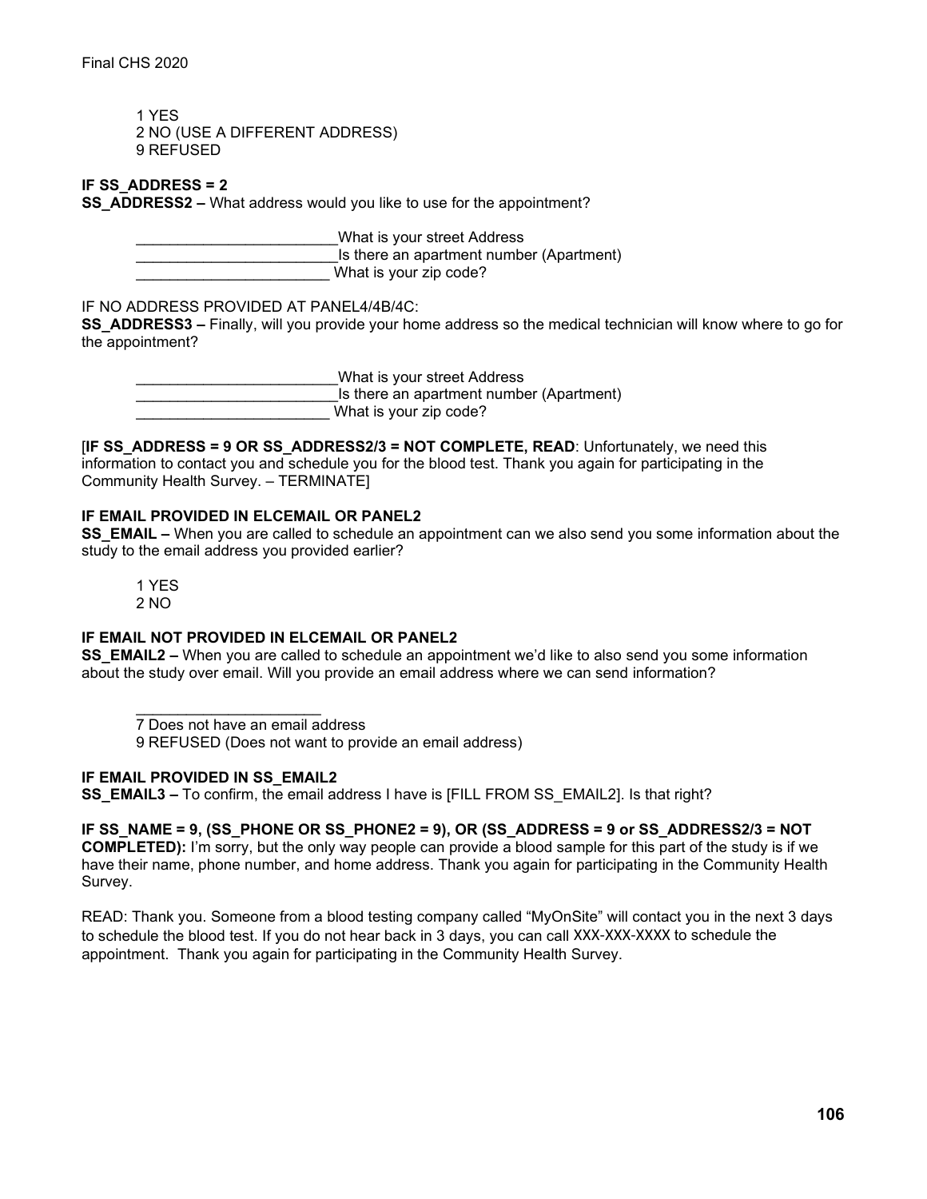1 YES
2 NO (USE A DIFFERENT ADDRESS)
9 REFUSED

**IF SS_ADDRESS = 2**
**SS_ADDRESS2 –** What address would you like to use for the appointment?

________________________What is your street Address
________________________Is there an apartment number (Apartment)
_______________________ What is your zip code?

IF NO ADDRESS PROVIDED AT PANEL4/4B/4C:
**SS_ADDRESS3 –** Finally, will you provide your home address so the medical technician will know where to go for the appointment?

________________________What is your street Address
________________________Is there an apartment number (Apartment)
_______________________ What is your zip code?

[**IF SS_ADDRESS = 9 OR SS_ADDRESS2/3 = NOT COMPLETE, READ**: Unfortunately, we need this information to contact you and schedule you for the blood test. Thank you again for participating in the Community Health Survey. – TERMINATE]

**IF EMAIL PROVIDED IN ELCEMAIL OR PANEL2**
**SS_EMAIL –** When you are called to schedule an appointment can we also send you some information about the study to the email address you provided earlier?

1 YES
2 NO

**IF EMAIL NOT PROVIDED IN ELCEMAIL OR PANEL2**
**SS_EMAIL2 –** When you are called to schedule an appointment we'd like to also send you some information about the study over email. Will you provide an email address where we can send information?

______________________
7 Does not have an email address
9 REFUSED (Does not want to provide an email address)

**IF EMAIL PROVIDED IN SS_EMAIL2**
**SS_EMAIL3 –** To confirm, the email address I have is [FILL FROM SS_EMAIL2]. Is that right?

**IF SS_NAME = 9, (SS_PHONE OR SS_PHONE2 = 9), OR (SS_ADDRESS = 9 or SS_ADDRESS2/3 = NOT COMPLETED):** I'm sorry, but the only way people can provide a blood sample for this part of the study is if we have their name, phone number, and home address. Thank you again for participating in the Community Health Survey.

READ: Thank you. Someone from a blood testing company called "MyOnSite" will contact you in the next 3 days to schedule the blood test. If you do not hear back in 3 days, you can call XXX-XXX-XXXX to schedule the appointment. Thank you again for participating in the Community Health Survey.